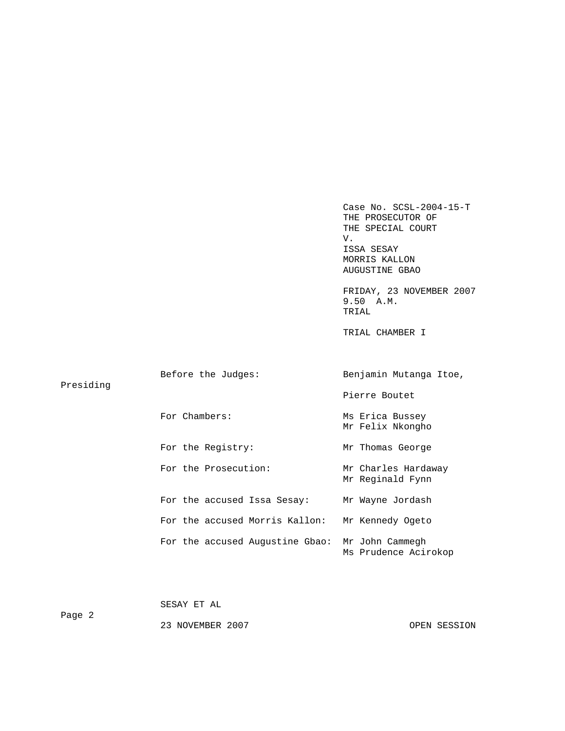Case No. SCSL-2004-15-T
THE PROSECUTOR OF
THE SPECIAL COURT
V.
ISSA SESAY
MORRIS KALLON
AUGUSTINE GBAO

FRIDAY, 23 NOVEMBER 2007
9.50 A.M.
TRIAL

TRIAL CHAMBER I

| | |
|---|---|
| Before the Judges: | Benjamin Mutanga Itoe, Presiding |
| | Pierre Boutet |
| For Chambers: | Ms Erica Bussey<br>Mr Felix Nkongho |
| For the Registry: | Mr Thomas George |
| For the Prosecution: | Mr Charles Hardaway<br>Mr Reginald Fynn |
| For the accused Issa Sesay: | Mr Wayne Jordash |
| For the accused Morris Kallon: | Mr Kennedy Ogeto |
| For the accused Augustine Gbao: | Mr John Cammegh<br>Ms Prudence Acirokop |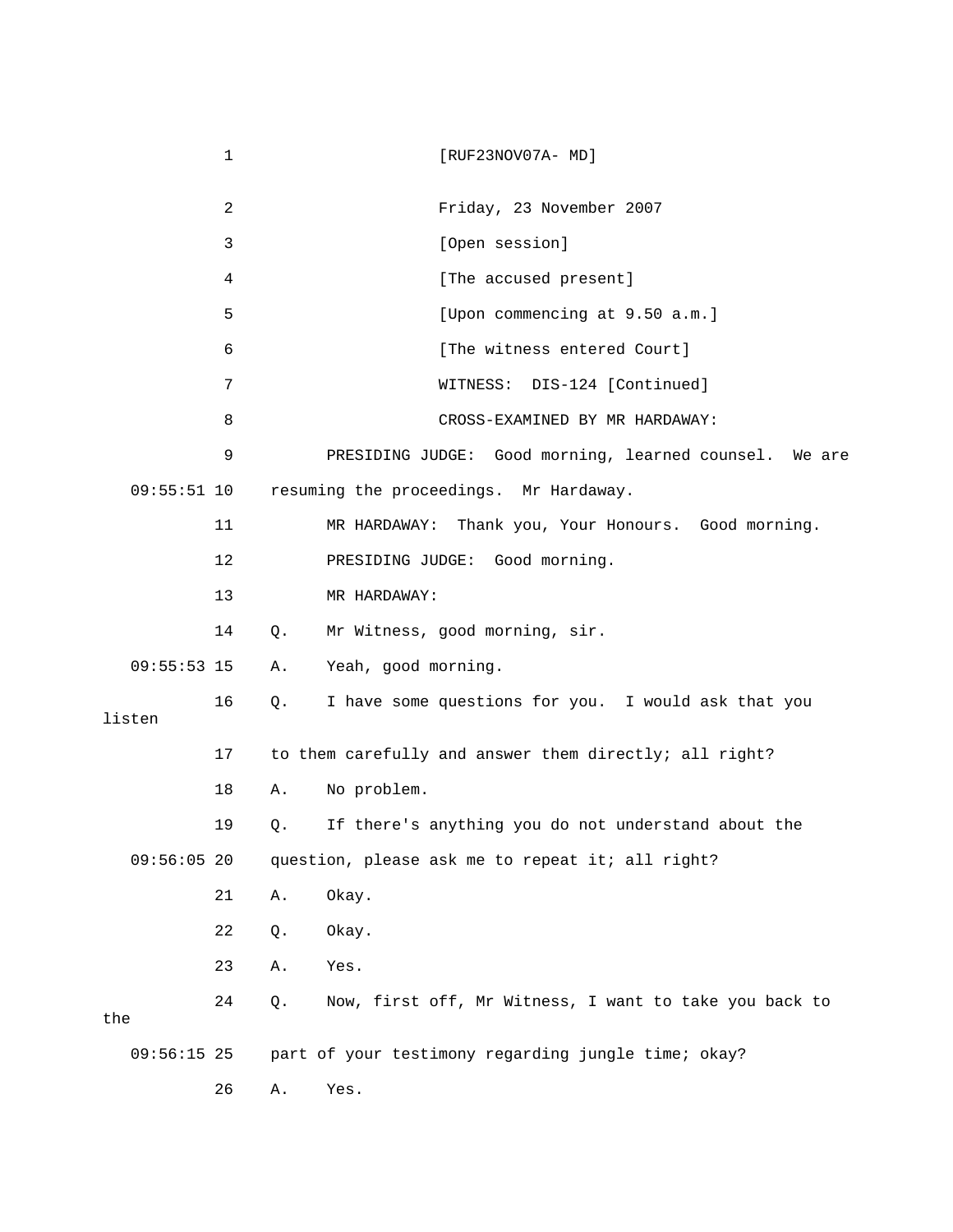[RUF23NOV07A- MD]

Friday, 23 November 2007

[Open session]

[The accused present]

[Upon commencing at 9.50 a.m.]

[The witness entered Court]

WITNESS: DIS-124 [Continued]

CROSS-EXAMINED BY MR HARDAWAY:

PRESIDING JUDGE: Good morning, learned counsel. We are resuming the proceedings. Mr Hardaway.

MR HARDAWAY: Thank you, Your Honours. Good morning.

PRESIDING JUDGE: Good morning.

MR HARDAWAY:

Q. Mr Witness, good morning, sir.

A. Yeah, good morning.

Q. I have some questions for you. I would ask that you listen to them carefully and answer them directly; all right?

A. No problem.

Q. If there's anything you do not understand about the question, please ask me to repeat it; all right?

A. Okay.

Q. Okay.

A. Yes.

Q. Now, first off, Mr Witness, I want to take you back to the part of your testimony regarding jungle time; okay?

A. Yes.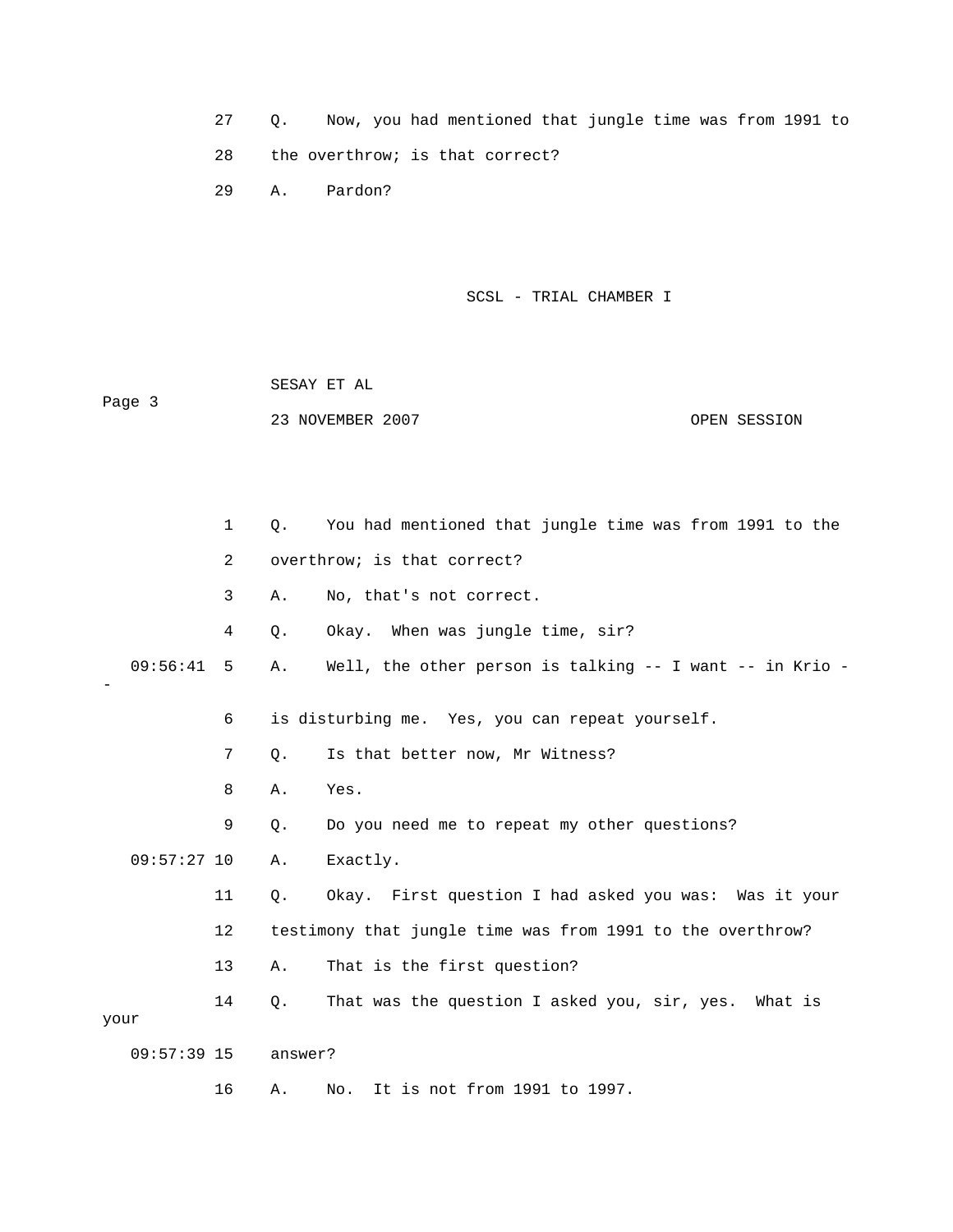27 Q. Now, you had mentioned that jungle time was from 1991 to

28 the overthrow; is that correct?

29 A. Pardon?

SCSL - TRIAL CHAMBER I

SESAY ET AL

23 NOVEMBER 2007 OPEN SESSION

1 Q. You had mentioned that jungle time was from 1991 to the

2 overthrow; is that correct?

3 A. No, that's not correct.

4 Q. Okay. When was jungle time, sir?

09:56:41 5 A. Well, the other person is talking -- I want -- in Krio --

6 is disturbing me. Yes, you can repeat yourself.

7 Q. Is that better now, Mr Witness?

8 A. Yes.

9 Q. Do you need me to repeat my other questions?

09:57:27 10 A. Exactly.

11 Q. Okay. First question I had asked you was: Was it your

12 testimony that jungle time was from 1991 to the overthrow?

13 A. That is the first question?

14 Q. That was the question I asked you, sir, yes. What is your

09:57:39 15 answer?

16 A. No. It is not from 1991 to 1997.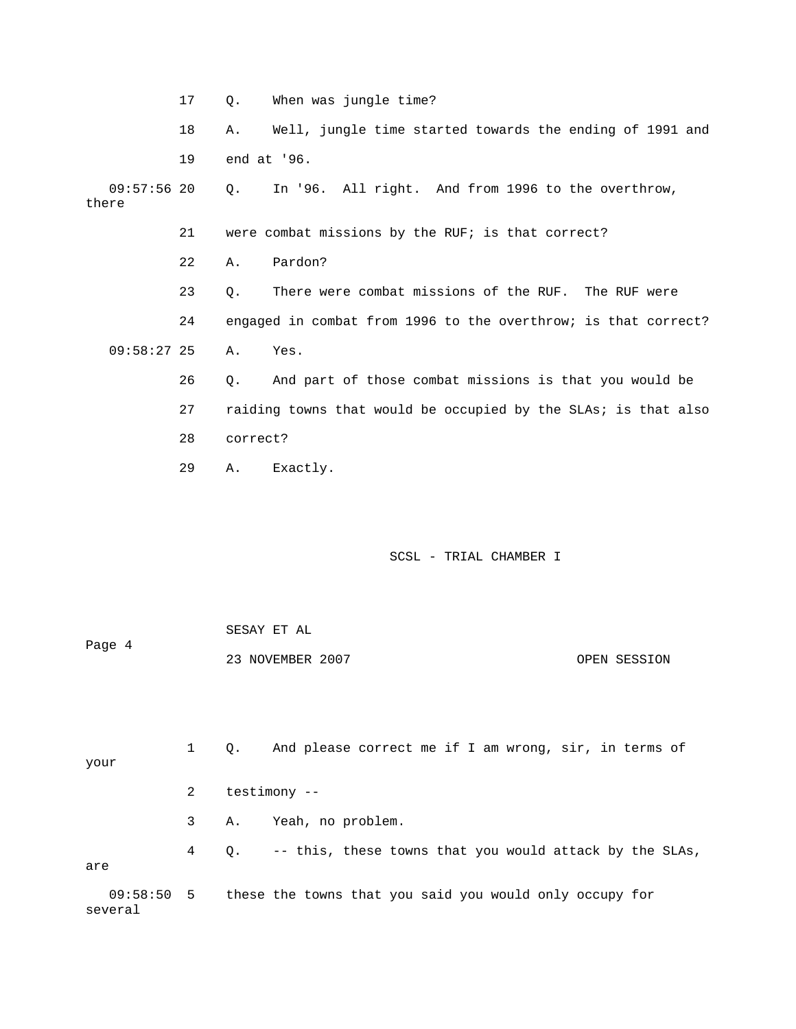17 Q. When was jungle time?

18 A. Well, jungle time started towards the ending of 1991 and

19 end at '96.

09:57:56 20 Q. In '96. All right. And from 1996 to the overthrow, there

21 were combat missions by the RUF; is that correct?

22 A. Pardon?

23 Q. There were combat missions of the RUF. The RUF were

24 engaged in combat from 1996 to the overthrow; is that correct?

09:58:27 25 A. Yes.

26 Q. And part of those combat missions is that you would be

27 raiding towns that would be occupied by the SLAs; is that also

28 correct?

29 A. Exactly.

1 Q. And please correct me if I am wrong, sir, in terms of your

2 testimony --

3 A. Yeah, no problem.

4 Q. -- this, these towns that you would attack by the SLAs, are

09:58:50 5 these the towns that you said you would only occupy for several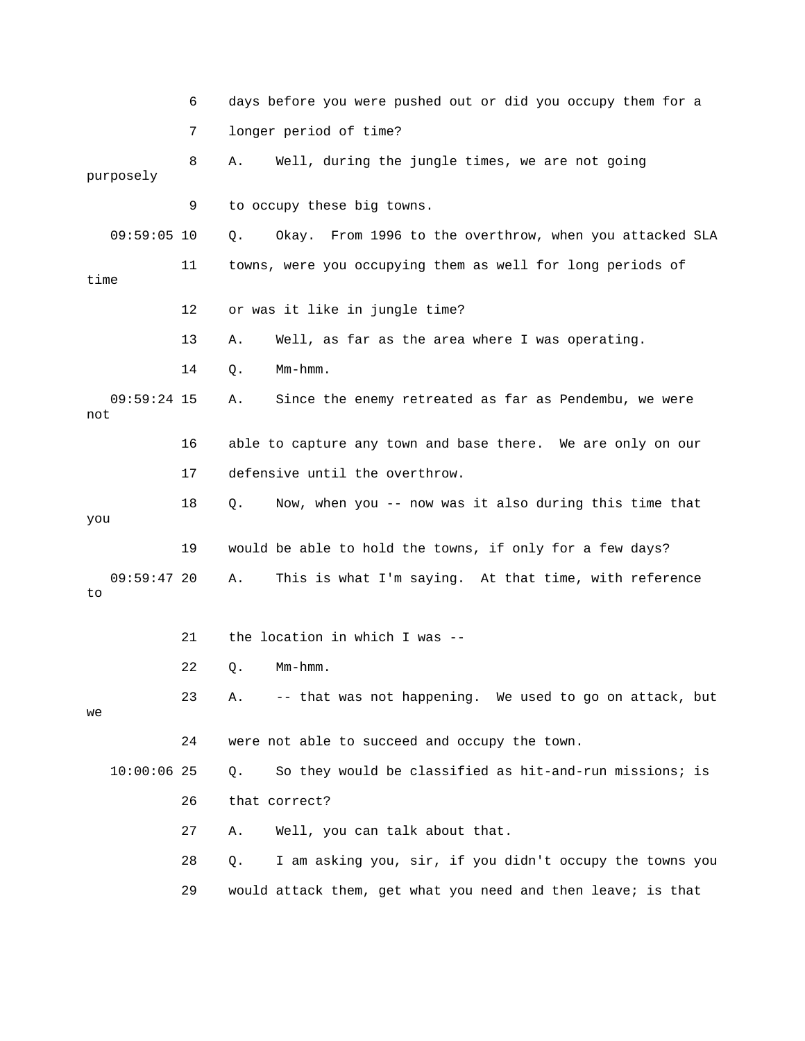6 days before you were pushed out or did you occupy them for a

7 longer period of time?

8 A. Well, during the jungle times, we are not going purposely

9 to occupy these big towns.

09:59:05 10 Q. Okay. From 1996 to the overthrow, when you attacked SLA

11 towns, were you occupying them as well for long periods of time

12 or was it like in jungle time?

13 A. Well, as far as the area where I was operating.

14 Q. Mm-hmm.

09:59:24 15 A. Since the enemy retreated as far as Pendembu, we were not

16 able to capture any town and base there. We are only on our

17 defensive until the overthrow.

18 Q. Now, when you -- now was it also during this time that you

19 would be able to hold the towns, if only for a few days?

09:59:47 20 A. This is what I'm saying. At that time, with reference to

21 the location in which I was --

22 Q. Mm-hmm.

23 A. -- that was not happening. We used to go on attack, but we

24 were not able to succeed and occupy the town.

10:00:06 25 Q. So they would be classified as hit-and-run missions; is

26 that correct?

27 A. Well, you can talk about that.

28 Q. I am asking you, sir, if you didn't occupy the towns you

29 would attack them, get what you need and then leave; is that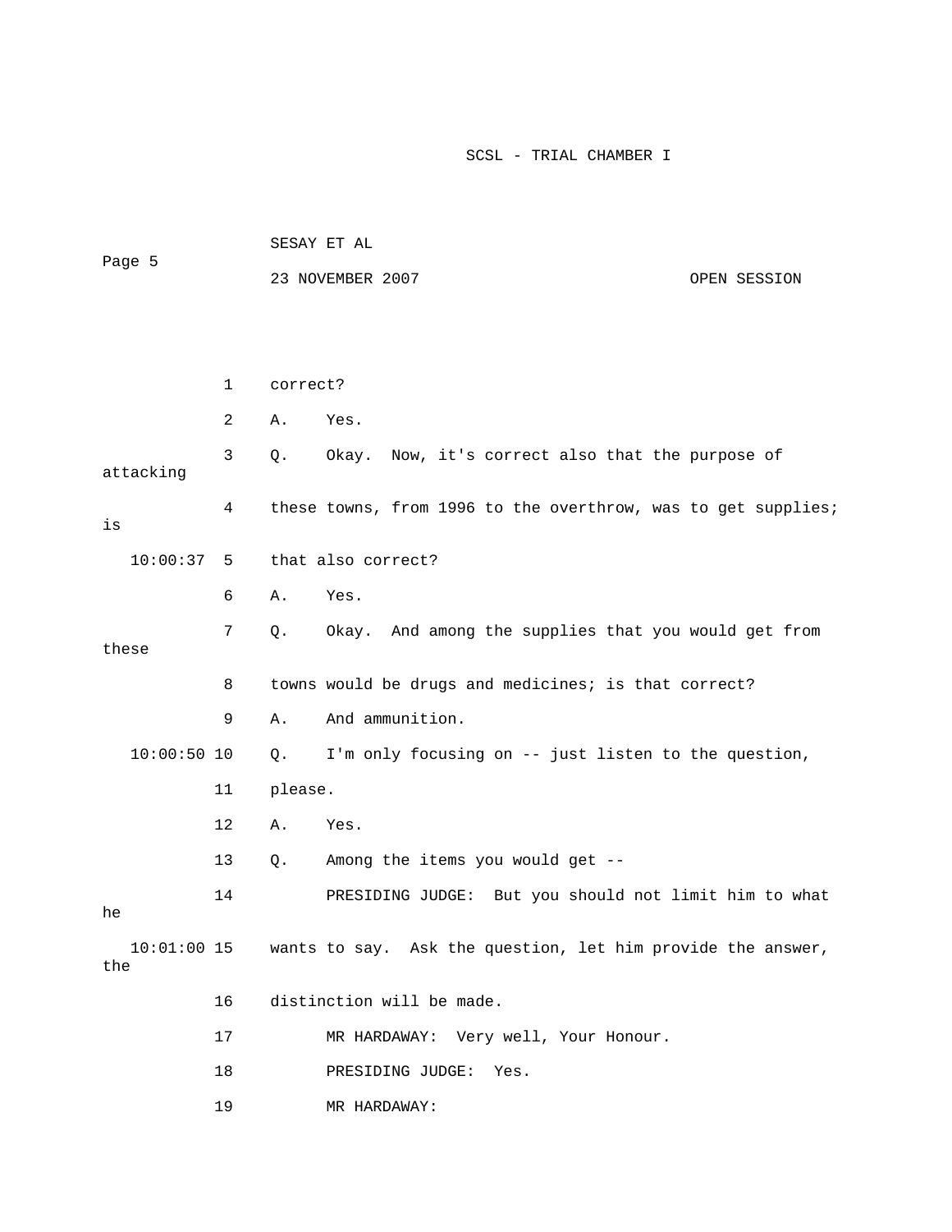1 correct?

2 A. Yes.

3 Q. Okay. Now, it's correct also that the purpose of attacking

4 these towns, from 1996 to the overthrow, was to get supplies; is

10:00:37 5 that also correct?

6 A. Yes.

7 Q. Okay. And among the supplies that you would get from these

8 towns would be drugs and medicines; is that correct?

9 A. And ammunition.

10:00:50 10 Q. I'm only focusing on -- just listen to the question,

11 please.

12 A. Yes.

13 Q. Among the items you would get --

14 PRESIDING JUDGE: But you should not limit him to what he

10:01:00 15 wants to say. Ask the question, let him provide the answer, the

16 distinction will be made.

17 MR HARDAWAY: Very well, Your Honour.

18 PRESIDING JUDGE: Yes.

19 MR HARDAWAY: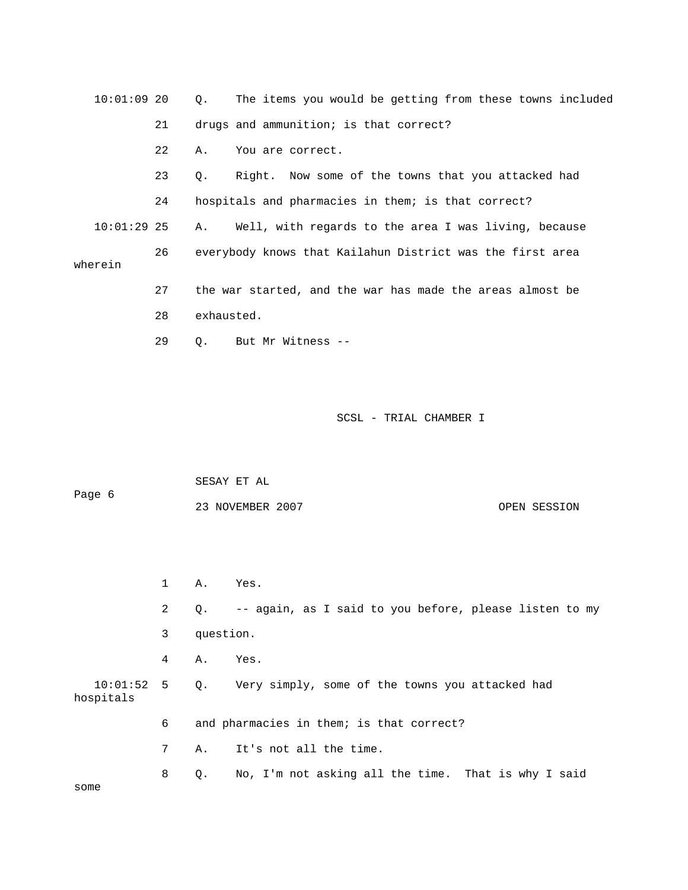10:01:09 20 Q. The items you would be getting from these towns included

21 drugs and ammunition; is that correct?

22 A. You are correct.

23 Q. Right. Now some of the towns that you attacked had

24 hospitals and pharmacies in them; is that correct?

10:01:29 25 A. Well, with regards to the area I was living, because

26 everybody knows that Kailahun District was the first area wherein

27 the war started, and the war has made the areas almost be

28 exhausted.

29 Q. But Mr Witness --

1 A. Yes.

2 Q. -- again, as I said to you before, please listen to my

3 question.

4 A. Yes.

10:01:52 5 Q. Very simply, some of the towns you attacked had hospitals

6 and pharmacies in them; is that correct?

7 A. It's not all the time.

8 Q. No, I'm not asking all the time. That is why I said some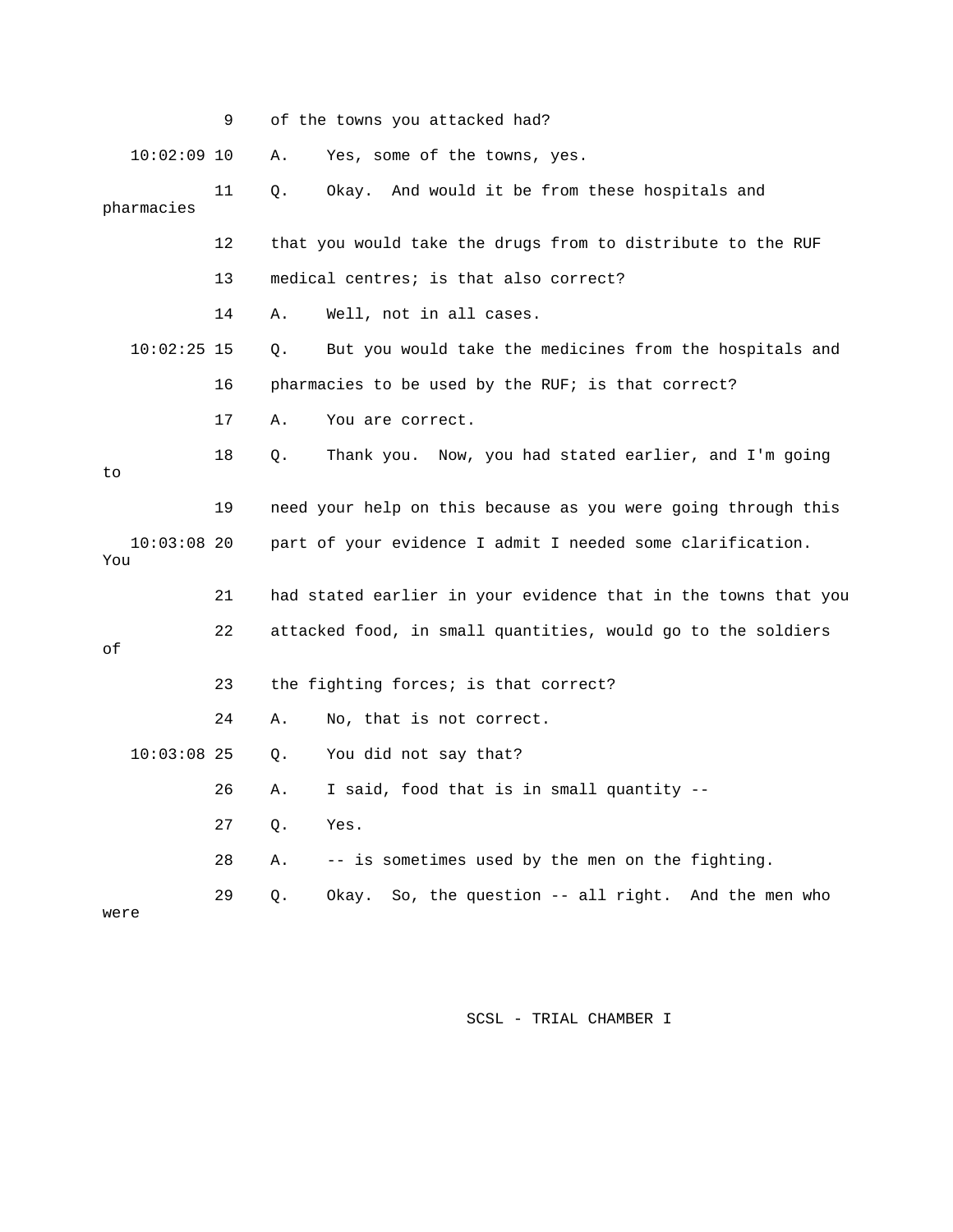9 of the towns you attacked had?

10:02:09 10 A. Yes, some of the towns, yes.

11 Q. Okay. And would it be from these hospitals and pharmacies

12 that you would take the drugs from to distribute to the RUF

13 medical centres; is that also correct?

14 A. Well, not in all cases.

10:02:25 15 Q. But you would take the medicines from the hospitals and

16 pharmacies to be used by the RUF; is that correct?

17 A. You are correct.

18 Q. Thank you. Now, you had stated earlier, and I'm going to

19 need your help on this because as you were going through this

10:03:08 20 part of your evidence I admit I needed some clarification. You

21 had stated earlier in your evidence that in the towns that you

22 attacked food, in small quantities, would go to the soldiers of

23 the fighting forces; is that correct?

24 A. No, that is not correct.

10:03:08 25 Q. You did not say that?

26 A. I said, food that is in small quantity --

27 Q. Yes.

28 A. -- is sometimes used by the men on the fighting.

29 Q. Okay. So, the question -- all right. And the men who were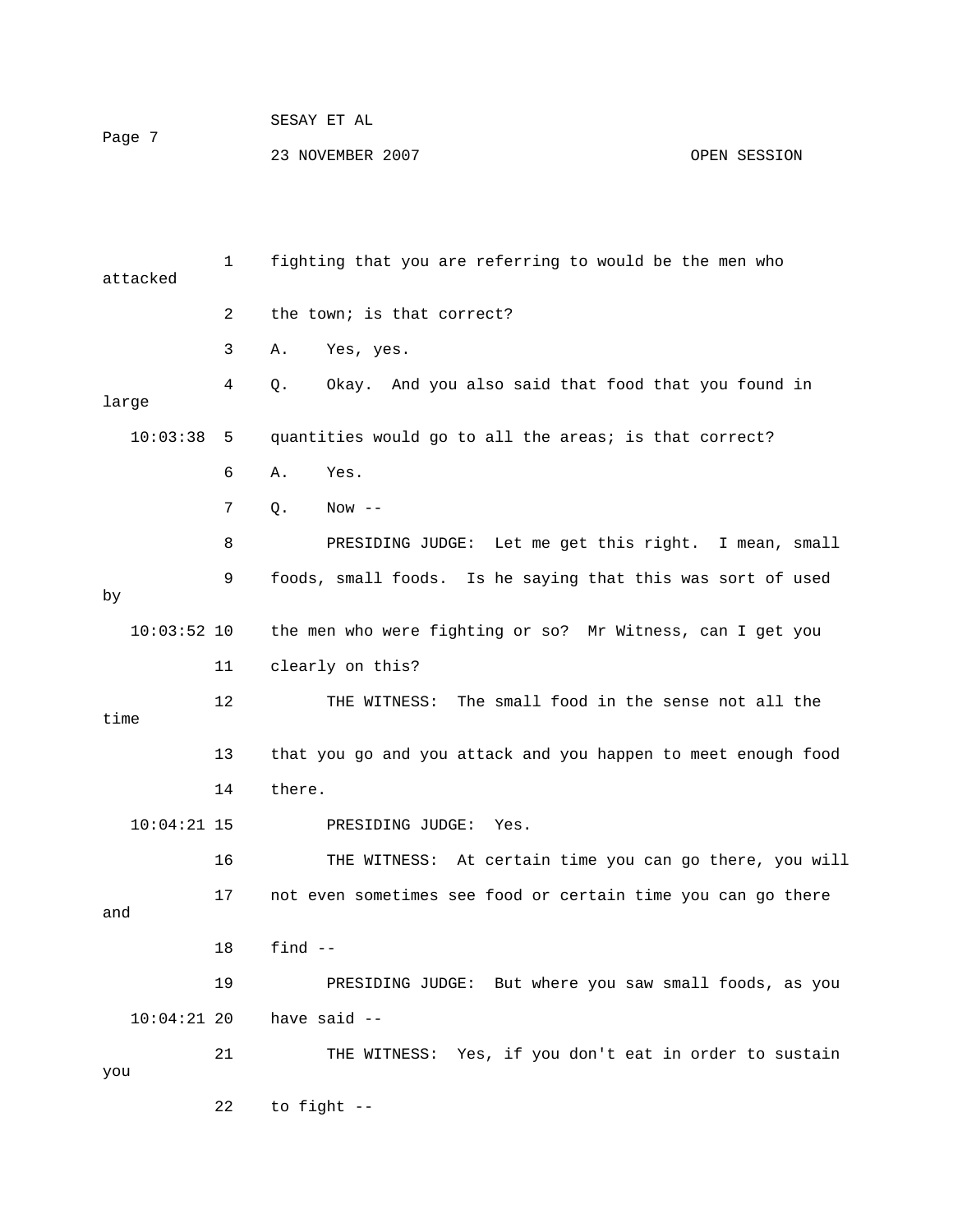1 fighting that you are referring to would be the men who attacked

2 the town; is that correct?

3 A. Yes, yes.

4 Q. Okay. And you also said that food that you found in large

10:03:38 5 quantities would go to all the areas; is that correct?

6 A. Yes.

7 Q. Now --

8 PRESIDING JUDGE: Let me get this right. I mean, small

9 foods, small foods. Is he saying that this was sort of used by

10:03:52 10 the men who were fighting or so? Mr Witness, can I get you

11 clearly on this?

12 THE WITNESS: The small food in the sense not all the time

13 that you go and you attack and you happen to meet enough food

14 there.

10:04:21 15 PRESIDING JUDGE: Yes.

16 THE WITNESS: At certain time you can go there, you will

17 not even sometimes see food or certain time you can go there and

18 find --

19 PRESIDING JUDGE: But where you saw small foods, as you

10:04:21 20 have said --

21 THE WITNESS: Yes, if you don't eat in order to sustain you

22 to fight --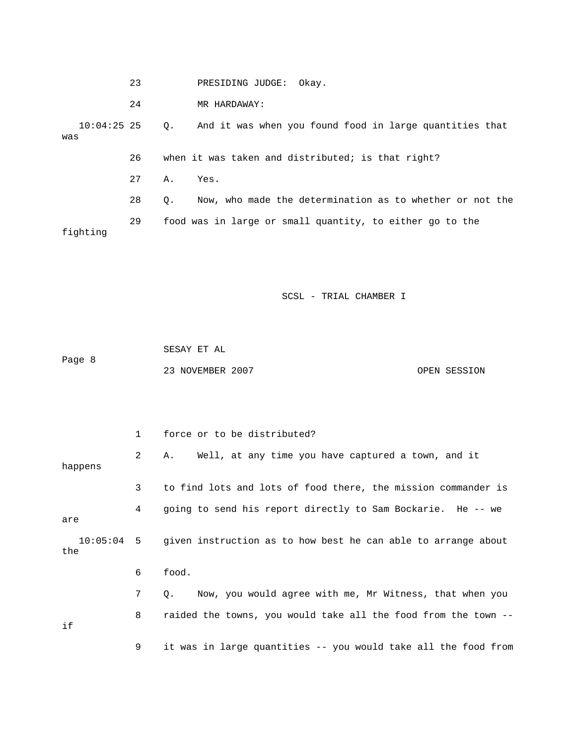23 PRESIDING JUDGE: Okay.

24 MR HARDAWAY:

10:04:25 25 Q. And it was when you found food in large quantities that was

26 when it was taken and distributed; is that right?

27 A. Yes.

28 Q. Now, who made the determination as to whether or not the

29 food was in large or small quantity, to either go to the fighting

1 force or to be distributed?

2 A. Well, at any time you have captured a town, and it happens

3 to find lots and lots of food there, the mission commander is

4 going to send his report directly to Sam Bockarie. He -- we are

10:05:04 5 given instruction as to how best he can able to arrange about the

6 food.

7 Q. Now, you would agree with me, Mr Witness, that when you

8 raided the towns, you would take all the food from the town -- if

9 it was in large quantities -- you would take all the food from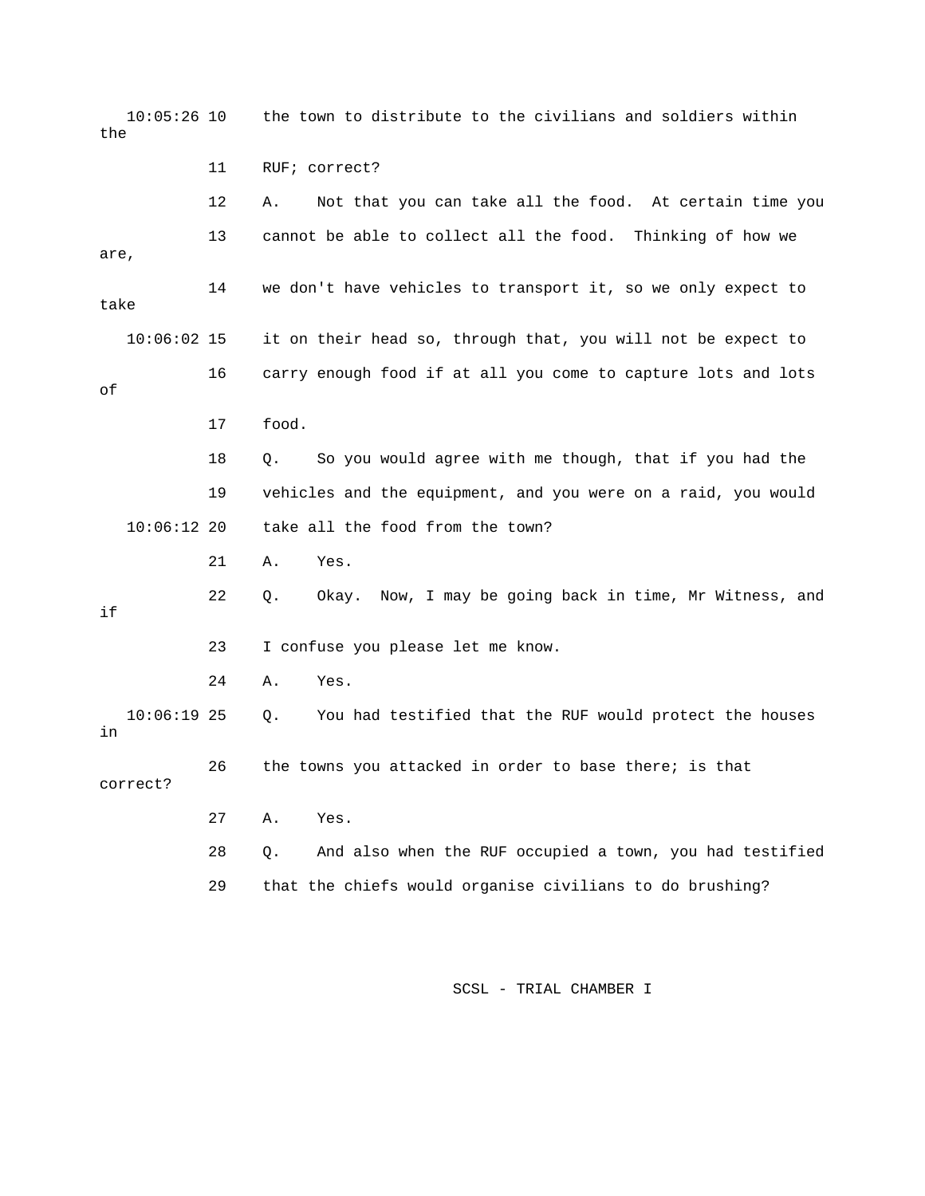10:05:26 10 the town to distribute to the civilians and soldiers within the

11 RUF; correct?

12 A. Not that you can take all the food. At certain time you

13 cannot be able to collect all the food. Thinking of how we are,

14 we don't have vehicles to transport it, so we only expect to take

10:06:02 15 it on their head so, through that, you will not be expect to

16 carry enough food if at all you come to capture lots and lots of

17 food.

18 Q. So you would agree with me though, that if you had the

19 vehicles and the equipment, and you were on a raid, you would

10:06:12 20 take all the food from the town?

21 A. Yes.

22 Q. Okay. Now, I may be going back in time, Mr Witness, and if

23 I confuse you please let me know.

24 A. Yes.

10:06:19 25 Q. You had testified that the RUF would protect the houses in

26 the towns you attacked in order to base there; is that correct?

27 A. Yes.

28 Q. And also when the RUF occupied a town, you had testified

29 that the chiefs would organise civilians to do brushing?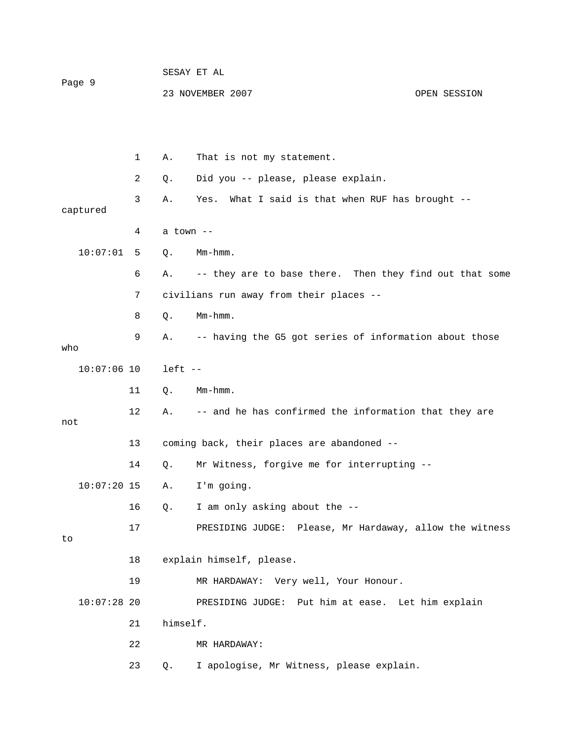A. That is not my statement.

Q. Did you -- please, please explain.

A. Yes. What I said is that when RUF has brought -- captured a town --

Q. Mm-hmm.

A. -- they are to base there. Then they find out that some civilians run away from their places --

Q. Mm-hmm.

A. -- having the G5 got series of information about those who left --

Q. Mm-hmm.

A. -- and he has confirmed the information that they are not coming back, their places are abandoned --

Q. Mr Witness, forgive me for interrupting --

A. I'm going.

Q. I am only asking about the --

PRESIDING JUDGE: Please, Mr Hardaway, allow the witness to explain himself, please.

MR HARDAWAY: Very well, Your Honour.

PRESIDING JUDGE: Put him at ease. Let him explain himself.

MR HARDAWAY:

Q. I apologise, Mr Witness, please explain.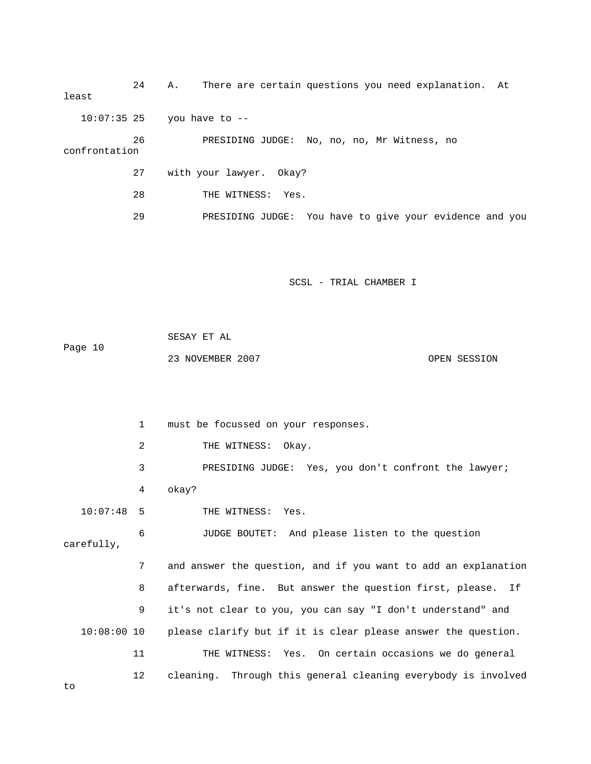24 A. There are certain questions you need explanation. At least

10:07:35 25 you have to --

26 PRESIDING JUDGE: No, no, no, Mr Witness, no confrontation

27 with your lawyer. Okay?

28 THE WITNESS: Yes.

29 PRESIDING JUDGE: You have to give your evidence and you

1 must be focussed on your responses.

2 THE WITNESS: Okay.

3 PRESIDING JUDGE: Yes, you don't confront the lawyer;

4 okay?

10:07:48 5 THE WITNESS: Yes.

6 JUDGE BOUTET: And please listen to the question carefully,

7 and answer the question, and if you want to add an explanation

8 afterwards, fine. But answer the question first, please. If

9 it's not clear to you, you can say "I don't understand" and

10:08:00 10 please clarify but if it is clear please answer the question.

11 THE WITNESS: Yes. On certain occasions we do general

12 cleaning. Through this general cleaning everybody is involved to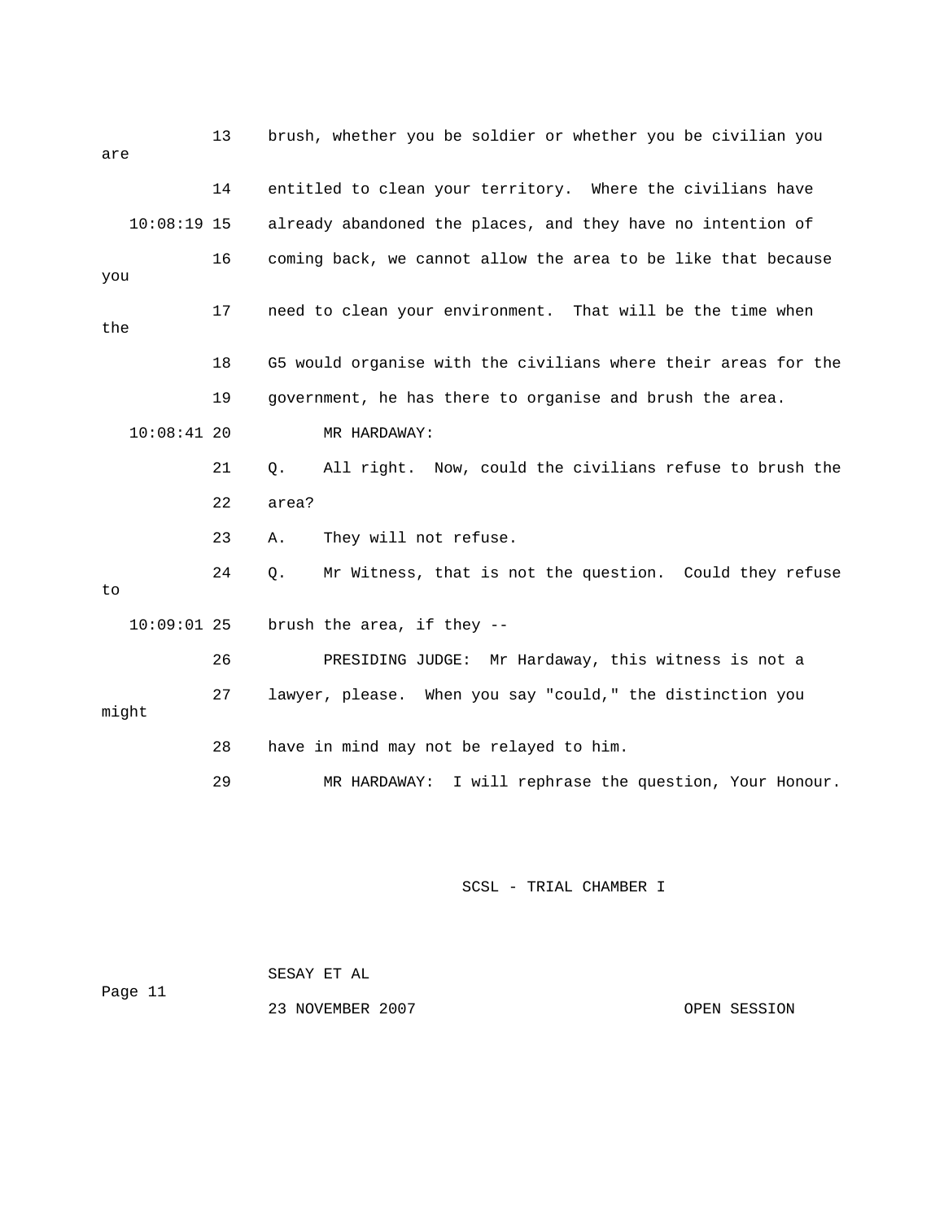13 brush, whether you be soldier or whether you be civilian you are

14 entitled to clean your territory. Where the civilians have

10:08:19 15 already abandoned the places, and they have no intention of

16 coming back, we cannot allow the area to be like that because you

17 need to clean your environment. That will be the time when the

18 G5 would organise with the civilians where their areas for the

19 government, he has there to organise and brush the area.

10:08:41 20 MR HARDAWAY:

21 Q. All right. Now, could the civilians refuse to brush the

22 area?

23 A. They will not refuse.

24 Q. Mr Witness, that is not the question. Could they refuse to

10:09:01 25 brush the area, if they --

26 PRESIDING JUDGE: Mr Hardaway, this witness is not a

27 lawyer, please. When you say "could," the distinction you might

28 have in mind may not be relayed to him.

29 MR HARDAWAY: I will rephrase the question, Your Honour.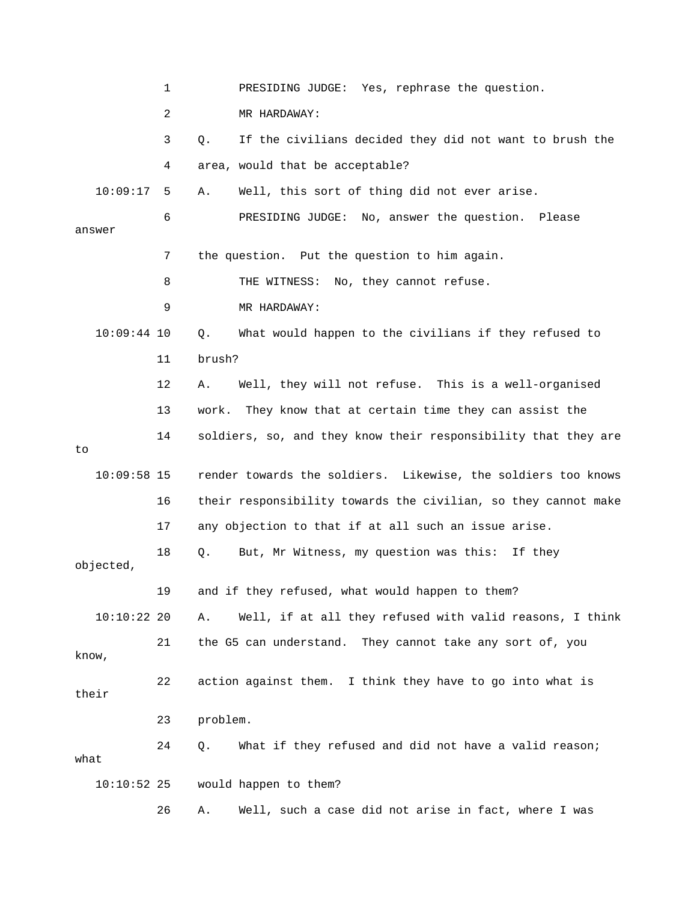PRESIDING JUDGE: Yes, rephrase the question.

MR HARDAWAY:

Q. If the civilians decided they did not want to brush the area, would that be acceptable?

A. Well, this sort of thing did not ever arise.

PRESIDING JUDGE: No, answer the question. Please answer the question. Put the question to him again.

THE WITNESS: No, they cannot refuse.

MR HARDAWAY:

Q. What would happen to the civilians if they refused to brush?

A. Well, they will not refuse. This is a well-organised work. They know that at certain time they can assist the soldiers, so, and they know their responsibility that they are to render towards the soldiers. Likewise, the soldiers too knows their responsibility towards the civilian, so they cannot make any objection to that if at all such an issue arise.

Q. But, Mr Witness, my question was this: If they objected, and if they refused, what would happen to them?

A. Well, if at all they refused with valid reasons, I think the G5 can understand. They cannot take any sort of, you know, action against them. I think they have to go into what is their problem.

Q. What if they refused and did not have a valid reason; what would happen to them?

A. Well, such a case did not arise in fact, where I was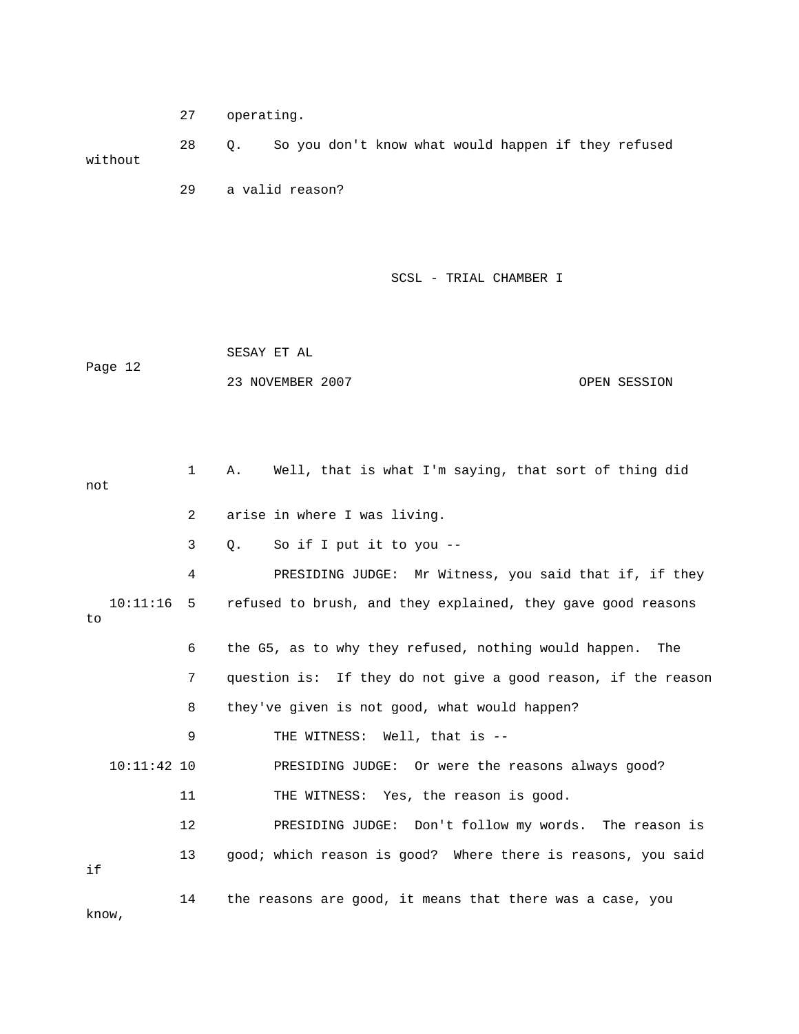27 operating.

28 Q. So you don't know what would happen if they refused without

29 a valid reason?

1 A. Well, that is what I'm saying, that sort of thing did not

2 arise in where I was living.

3 Q. So if I put it to you --

4 PRESIDING JUDGE: Mr Witness, you said that if, if they

10:11:16 5 refused to brush, and they explained, they gave good reasons to

6 the G5, as to why they refused, nothing would happen. The

7 question is: If they do not give a good reason, if the reason

8 they've given is not good, what would happen?

9 THE WITNESS: Well, that is --

10:11:42 10 PRESIDING JUDGE: Or were the reasons always good?

11 THE WITNESS: Yes, the reason is good.

12 PRESIDING JUDGE: Don't follow my words. The reason is

13 good; which reason is good? Where there is reasons, you said if

14 the reasons are good, it means that there was a case, you know,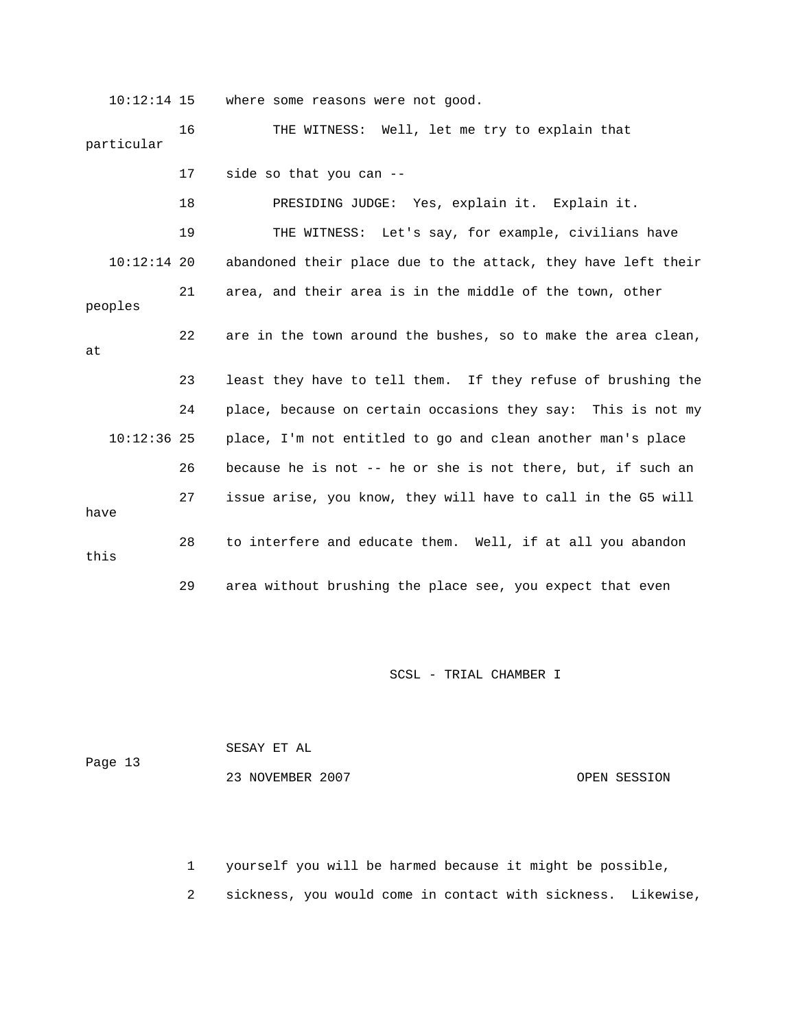where some reasons were not good.

THE WITNESS: Well, let me try to explain that particular side so that you can --

PRESIDING JUDGE: Yes, explain it. Explain it.

THE WITNESS: Let's say, for example, civilians have abandoned their place due to the attack, they have left their area, and their area is in the middle of the town, other peoples are in the town around the bushes, so to make the area clean, at least they have to tell them. If they refuse of brushing the place, because on certain occasions they say: This is not my place, I'm not entitled to go and clean another man's place because he is not -- he or she is not there, but, if such an issue arise, you know, they will have to call in the G5 will have to interfere and educate them. Well, if at all you abandon this area without brushing the place see, you expect that even yourself you will be harmed because it might be possible, sickness, you would come in contact with sickness. Likewise,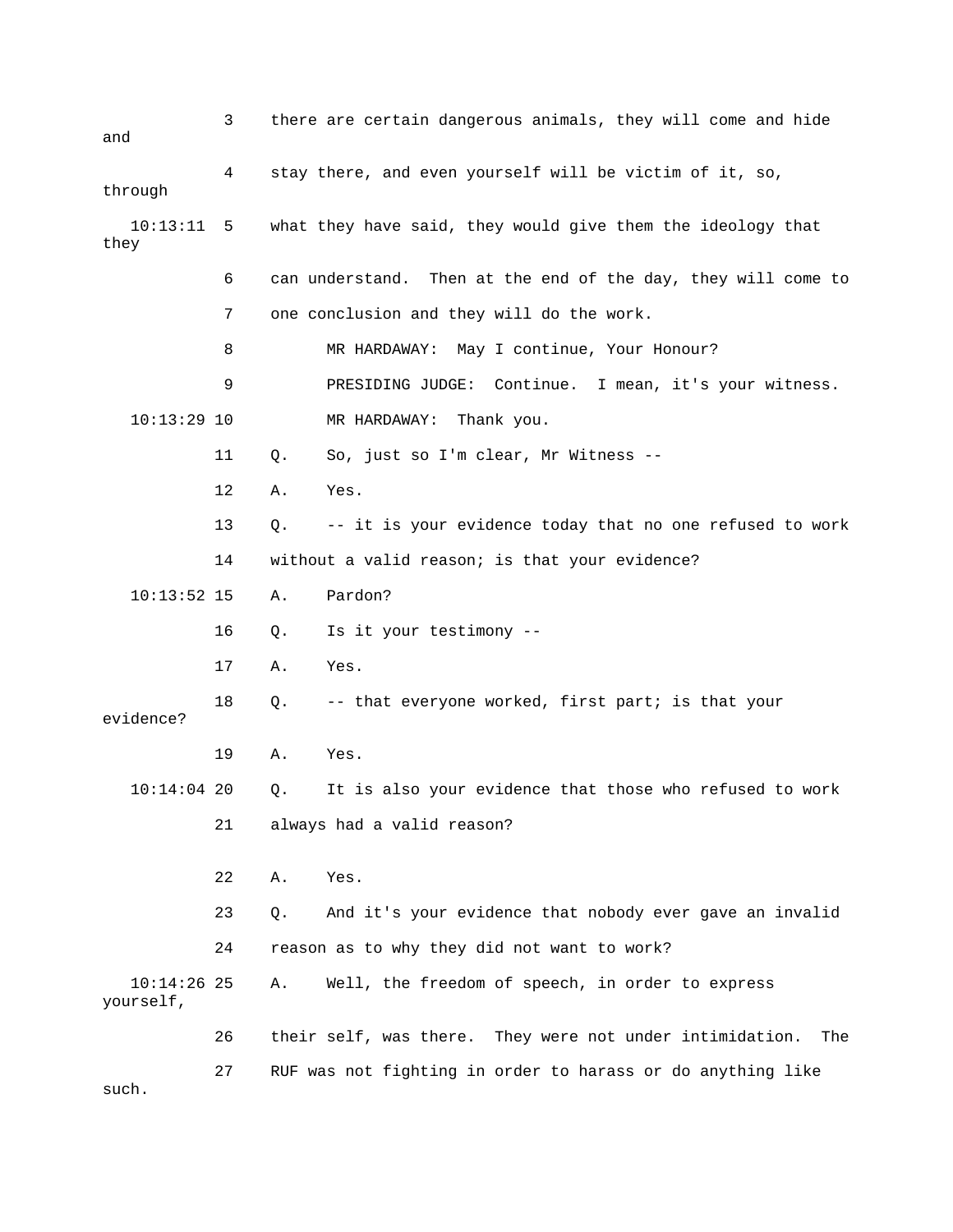3 there are certain dangerous animals, they will come and hide and

4 stay there, and even yourself will be victim of it, so, through

10:13:11 5 what they have said, they would give them the ideology that they

6 can understand. Then at the end of the day, they will come to

7 one conclusion and they will do the work.

8 MR HARDAWAY: May I continue, Your Honour?

9 PRESIDING JUDGE: Continue. I mean, it's your witness.

10:13:29 10 MR HARDAWAY: Thank you.

11 Q. So, just so I'm clear, Mr Witness --

12 A. Yes.

13 Q. -- it is your evidence today that no one refused to work

14 without a valid reason; is that your evidence?

10:13:52 15 A. Pardon?

16 Q. Is it your testimony --

17 A. Yes.

18 Q. -- that everyone worked, first part; is that your evidence?

19 A. Yes.

10:14:04 20 Q. It is also your evidence that those who refused to work

21 always had a valid reason?

22 A. Yes.

23 Q. And it's your evidence that nobody ever gave an invalid

24 reason as to why they did not want to work?

10:14:26 25 A. Well, the freedom of speech, in order to express yourself,

26 their self, was there. They were not under intimidation. The

27 RUF was not fighting in order to harass or do anything like such.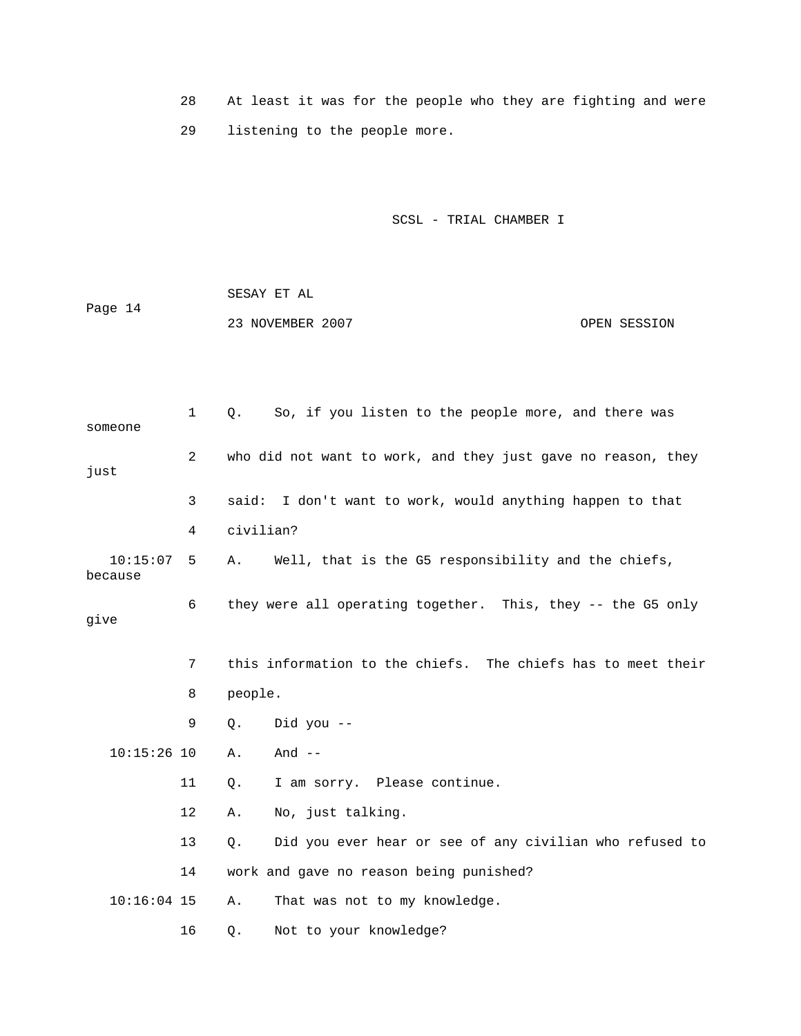28 At least it was for the people who they are fighting and were

29 listening to the people more.

1 Q. So, if you listen to the people more, and there was someone

2 who did not want to work, and they just gave no reason, they just

3 said: I don't want to work, would anything happen to that

4 civilian?

10:15:07 5 A. Well, that is the G5 responsibility and the chiefs, because

6 they were all operating together. This, they -- the G5 only give

7 this information to the chiefs. The chiefs has to meet their

8 people.

9 Q. Did you --

10:15:26 10 A. And --

11 Q. I am sorry. Please continue.

12 A. No, just talking.

13 Q. Did you ever hear or see of any civilian who refused to

14 work and gave no reason being punished?

10:16:04 15 A. That was not to my knowledge.

16 Q. Not to your knowledge?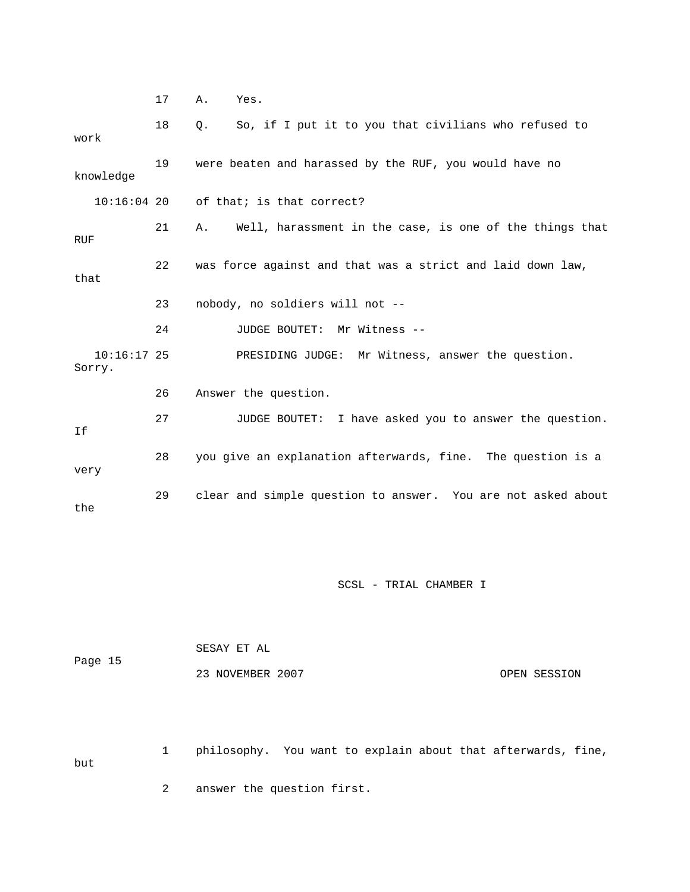17 A. Yes.

18 Q. So, if I put it to you that civilians who refused to work

19 were beaten and harassed by the RUF, you would have no knowledge

10:16:04 20 of that; is that correct?

21 A. Well, harassment in the case, is one of the things that RUF

22 was force against and that was a strict and laid down law, that

23 nobody, no soldiers will not --

24 JUDGE BOUTET: Mr Witness --

10:16:17 25 PRESIDING JUDGE: Mr Witness, answer the question. Sorry.

26 Answer the question.

27 JUDGE BOUTET: I have asked you to answer the question. If

28 you give an explanation afterwards, fine. The question is a very

29 clear and simple question to answer. You are not asked about the

1 philosophy. You want to explain about that afterwards, fine, but

2 answer the question first.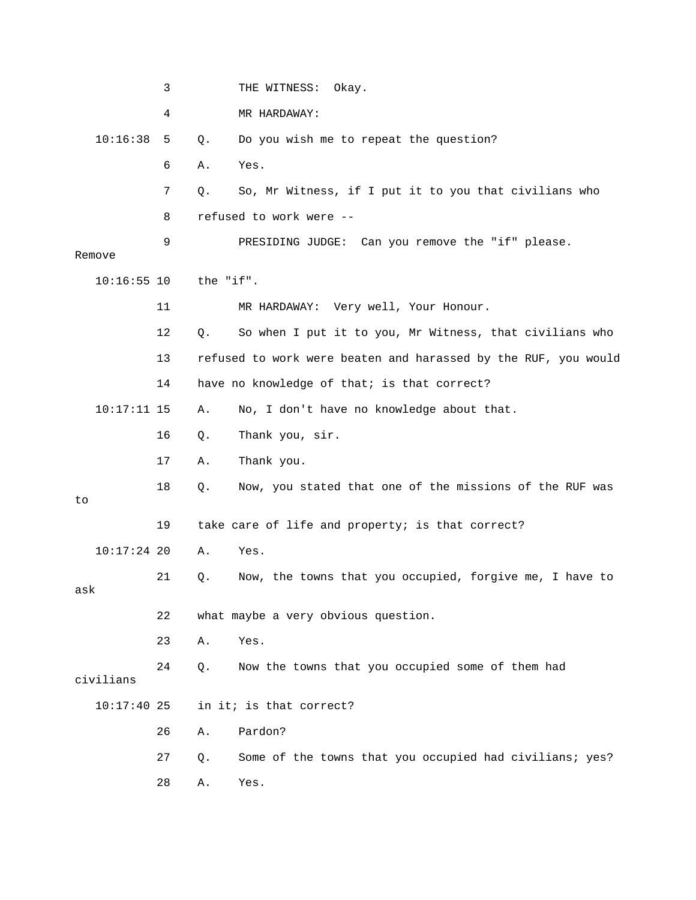THE WITNESS: Okay.

MR HARDAWAY:

Q. Do you wish me to repeat the question?

A. Yes.

Q. So, Mr Witness, if I put it to you that civilians who refused to work were --

PRESIDING JUDGE: Can you remove the "if" please. Remove the "if".

MR HARDAWAY: Very well, Your Honour.

Q. So when I put it to you, Mr Witness, that civilians who refused to work were beaten and harassed by the RUF, you would have no knowledge of that; is that correct?

A. No, I don't have no knowledge about that.

Q. Thank you, sir.

A. Thank you.

Q. Now, you stated that one of the missions of the RUF was to take care of life and property; is that correct?

A. Yes.

Q. Now, the towns that you occupied, forgive me, I have to ask what maybe a very obvious question.

A. Yes.

Q. Now the towns that you occupied some of them had civilians in it; is that correct?

A. Pardon?

Q. Some of the towns that you occupied had civilians; yes?

A. Yes.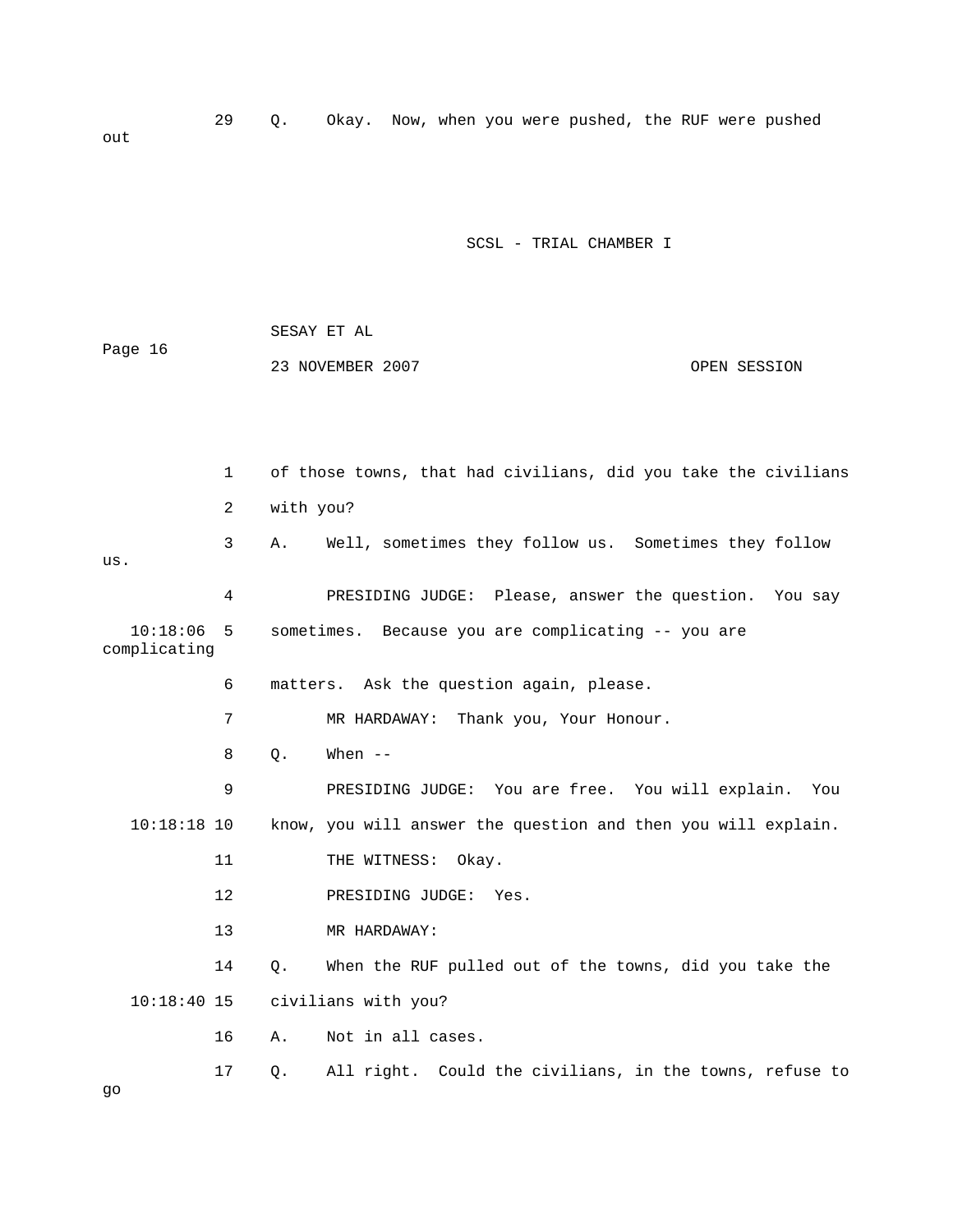29 Q. Okay. Now, when you were pushed, the RUF were pushed out

1 of those towns, that had civilians, did you take the civilians

2 with you?

3 A. Well, sometimes they follow us. Sometimes they follow us.

4 PRESIDING JUDGE: Please, answer the question. You say

10:18:06 5 sometimes. Because you are complicating -- you are complicating

6 matters. Ask the question again, please.

7 MR HARDAWAY: Thank you, Your Honour.

8 Q. When --

9 PRESIDING JUDGE: You are free. You will explain. You

10:18:18 10 know, you will answer the question and then you will explain.

11 THE WITNESS: Okay.

12 PRESIDING JUDGE: Yes.

13 MR HARDAWAY:

14 Q. When the RUF pulled out of the towns, did you take the

10:18:40 15 civilians with you?

16 A. Not in all cases.

17 Q. All right. Could the civilians, in the towns, refuse to go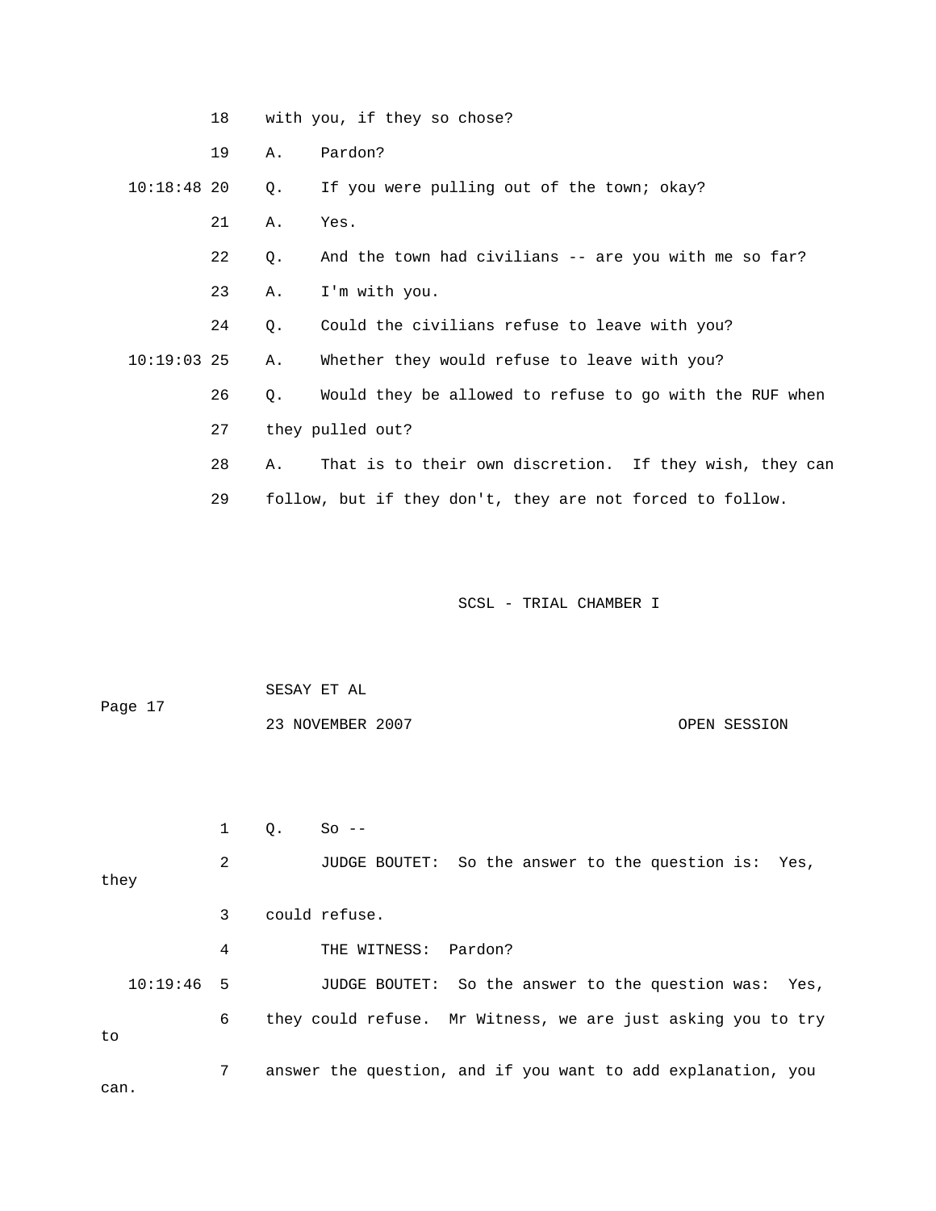18 with you, if they so chose?

19 A. Pardon?

10:18:48 20 Q. If you were pulling out of the town; okay?

21 A. Yes.

22 Q. And the town had civilians -- are you with me so far?

23 A. I'm with you.

24 Q. Could the civilians refuse to leave with you?

10:19:03 25 A. Whether they would refuse to leave with you?

26 Q. Would they be allowed to refuse to go with the RUF when

27 they pulled out?

28 A. That is to their own discretion. If they wish, they can

29 follow, but if they don't, they are not forced to follow.

SCSL - TRIAL CHAMBER I

SESAY ET AL

Page 17

23 NOVEMBER 2007 OPEN SESSION

1 Q. So --

2 JUDGE BOUTET: So the answer to the question is: Yes, they

3 could refuse.

4 THE WITNESS: Pardon?

10:19:46 5 JUDGE BOUTET: So the answer to the question was: Yes,

6 they could refuse. Mr Witness, we are just asking you to try to

7 answer the question, and if you want to add explanation, you can.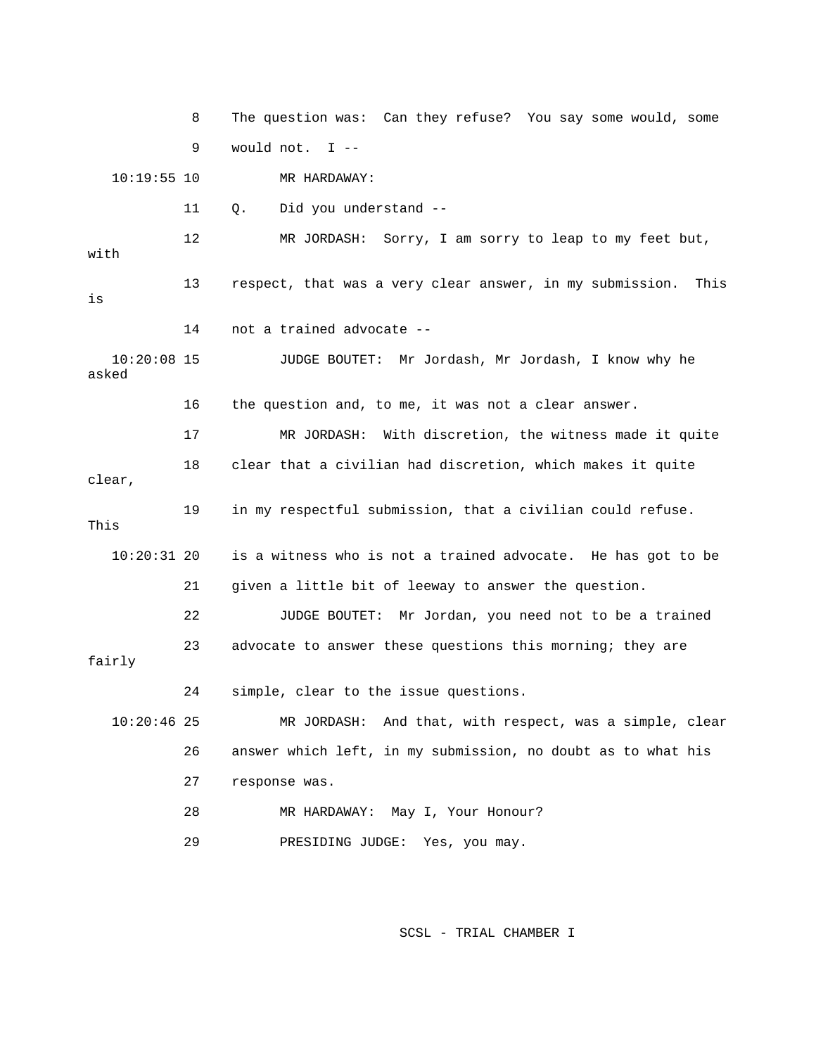8 The question was: Can they refuse? You say some would, some

9 would not. I --

10:19:55 10 MR HARDAWAY:

11 Q. Did you understand --

12 MR JORDASH: Sorry, I am sorry to leap to my feet but, with

13 respect, that was a very clear answer, in my submission. This is

14 not a trained advocate --

10:20:08 15 JUDGE BOUTET: Mr Jordash, Mr Jordash, I know why he asked

16 the question and, to me, it was not a clear answer.

17 MR JORDASH: With discretion, the witness made it quite

18 clear that a civilian had discretion, which makes it quite clear,

19 in my respectful submission, that a civilian could refuse. This

10:20:31 20 is a witness who is not a trained advocate. He has got to be

21 given a little bit of leeway to answer the question.

22 JUDGE BOUTET: Mr Jordan, you need not to be a trained

23 advocate to answer these questions this morning; they are fairly

24 simple, clear to the issue questions.

10:20:46 25 MR JORDASH: And that, with respect, was a simple, clear

26 answer which left, in my submission, no doubt as to what his

27 response was.

28 MR HARDAWAY: May I, Your Honour?

29 PRESIDING JUDGE: Yes, you may.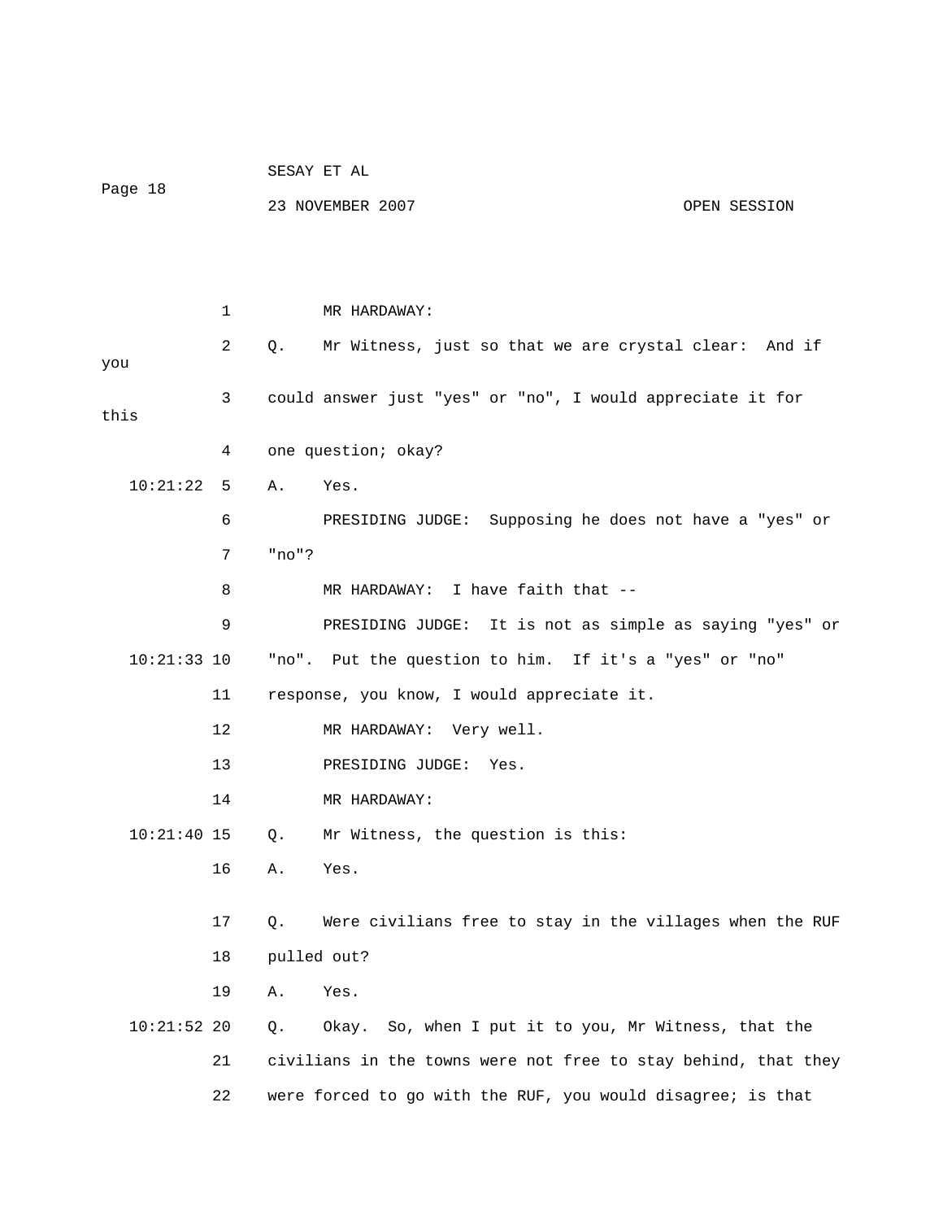MR HARDAWAY:

Q. Mr Witness, just so that we are crystal clear: And if you could answer just "yes" or "no", I would appreciate it for this one question; okay?

A. Yes.

PRESIDING JUDGE: Supposing he does not have a "yes" or "no"?

MR HARDAWAY: I have faith that --

PRESIDING JUDGE: It is not as simple as saying "yes" or "no". Put the question to him. If it's a "yes" or "no" response, you know, I would appreciate it.

MR HARDAWAY: Very well.

PRESIDING JUDGE: Yes.

MR HARDAWAY:

Q. Mr Witness, the question is this:

A. Yes.

Q. Were civilians free to stay in the villages when the RUF pulled out?

A. Yes.

Q. Okay. So, when I put it to you, Mr Witness, that the civilians in the towns were not free to stay behind, that they were forced to go with the RUF, you would disagree; is that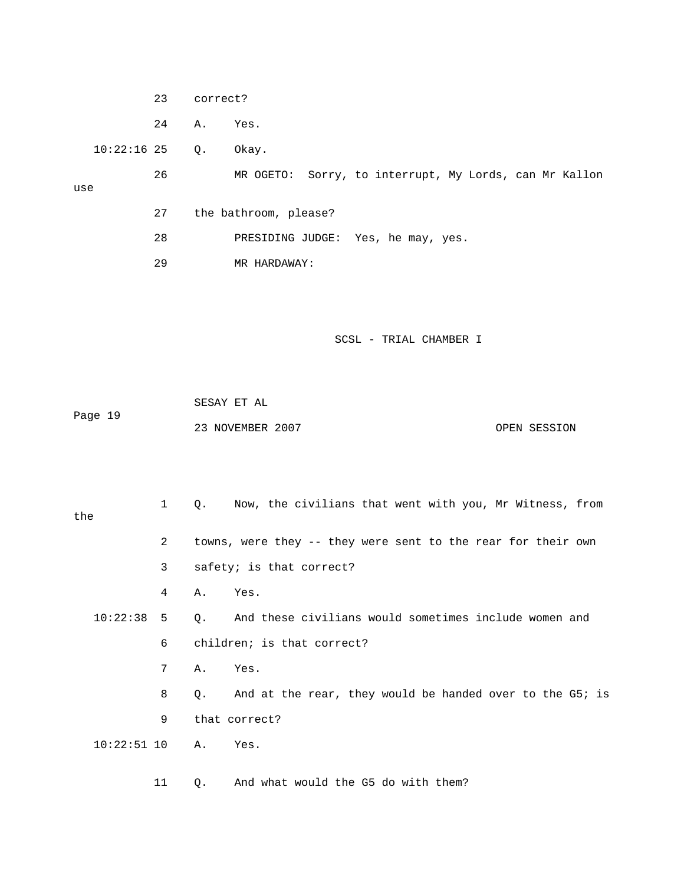23 correct?

24 A. Yes.

10:22:16 25 Q. Okay.

26 MR OGETO: Sorry, to interrupt, My Lords, can Mr Kallon use

27 the bathroom, please?

28 PRESIDING JUDGE: Yes, he may, yes.

29 MR HARDAWAY:

1 Q. Now, the civilians that went with you, Mr Witness, from the

2 towns, were they -- they were sent to the rear for their own

3 safety; is that correct?

4 A. Yes.

10:22:38 5 Q. And these civilians would sometimes include women and

6 children; is that correct?

7 A. Yes.

8 Q. And at the rear, they would be handed over to the G5; is

9 that correct?

10:22:51 10 A. Yes.

11 Q. And what would the G5 do with them?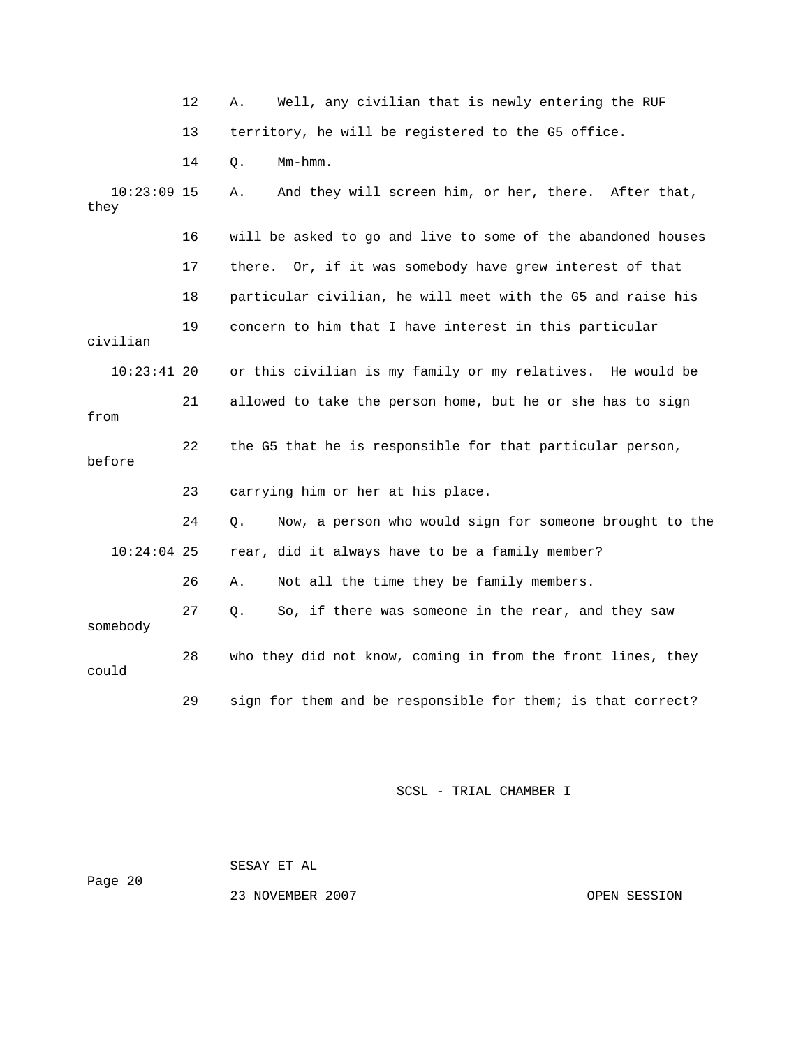12 A. Well, any civilian that is newly entering the RUF

13 territory, he will be registered to the G5 office.

14 Q. Mm-hmm.

10:23:09 15 A. And they will screen him, or her, there. After that, they

16 will be asked to go and live to some of the abandoned houses

17 there. Or, if it was somebody have grew interest of that

18 particular civilian, he will meet with the G5 and raise his

19 concern to him that I have interest in this particular civilian

10:23:41 20 or this civilian is my family or my relatives. He would be

21 allowed to take the person home, but he or she has to sign from

22 the G5 that he is responsible for that particular person, before

23 carrying him or her at his place.

24 Q. Now, a person who would sign for someone brought to the

10:24:04 25 rear, did it always have to be a family member?

26 A. Not all the time they be family members.

27 Q. So, if there was someone in the rear, and they saw somebody

28 who they did not know, coming in from the front lines, they could

29 sign for them and be responsible for them; is that correct?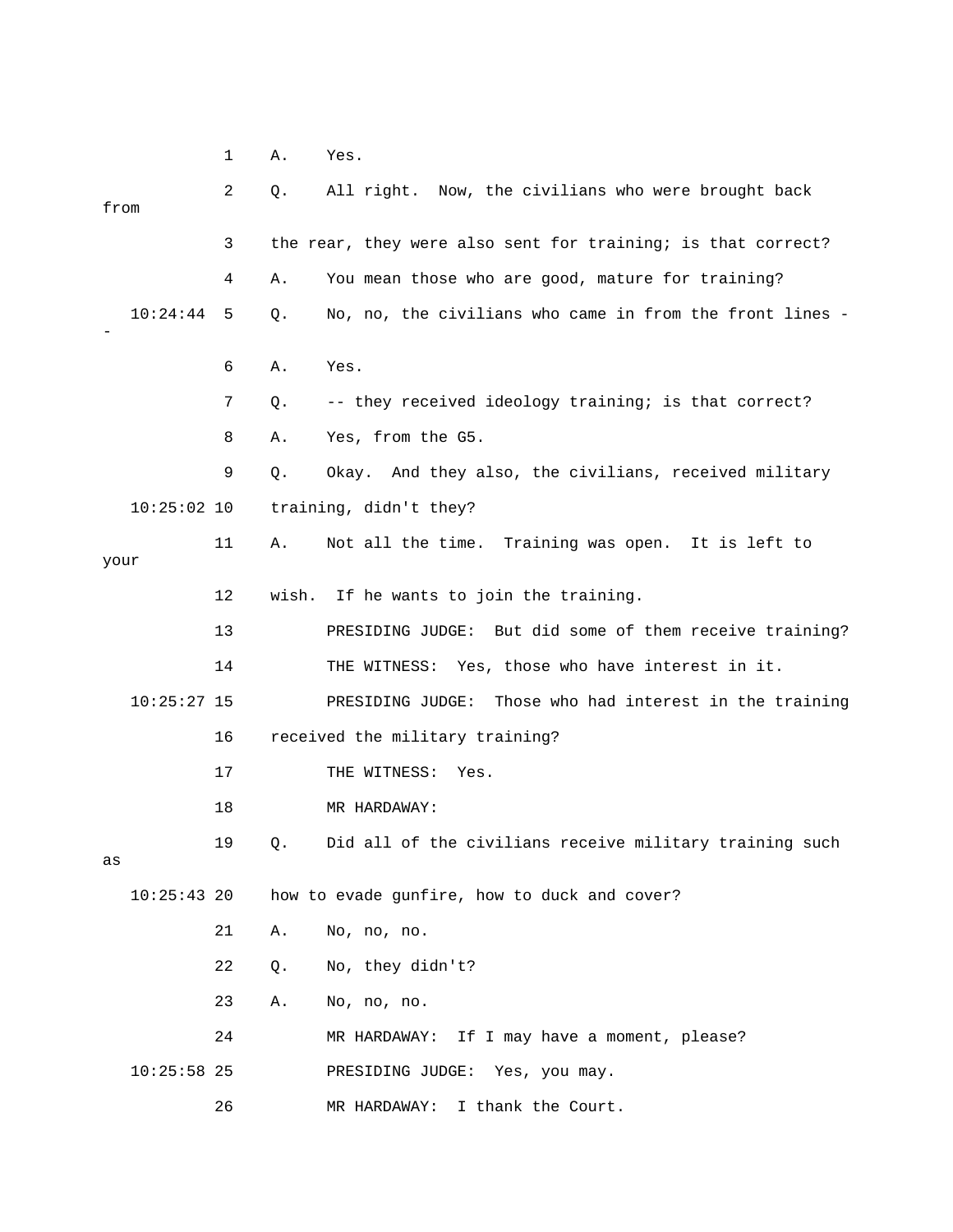1 A. Yes.

2 Q. All right. Now, the civilians who were brought back from

3 the rear, they were also sent for training; is that correct?

4 A. You mean those who are good, mature for training?

10:24:44 5 Q. No, no, the civilians who came in from the front lines --

6 A. Yes.

7 Q. -- they received ideology training; is that correct?

8 A. Yes, from the G5.

9 Q. Okay. And they also, the civilians, received military

10:25:02 10 training, didn't they?

11 A. Not all the time. Training was open. It is left to your

12 wish. If he wants to join the training.

13 PRESIDING JUDGE: But did some of them receive training?

14 THE WITNESS: Yes, those who have interest in it.

10:25:27 15 PRESIDING JUDGE: Those who had interest in the training

16 received the military training?

17 THE WITNESS: Yes.

18 MR HARDAWAY:

19 Q. Did all of the civilians receive military training such as

10:25:43 20 how to evade gunfire, how to duck and cover?

21 A. No, no, no.

22 Q. No, they didn't?

23 A. No, no, no.

24 MR HARDAWAY: If I may have a moment, please?

10:25:58 25 PRESIDING JUDGE: Yes, you may.

26 MR HARDAWAY: I thank the Court.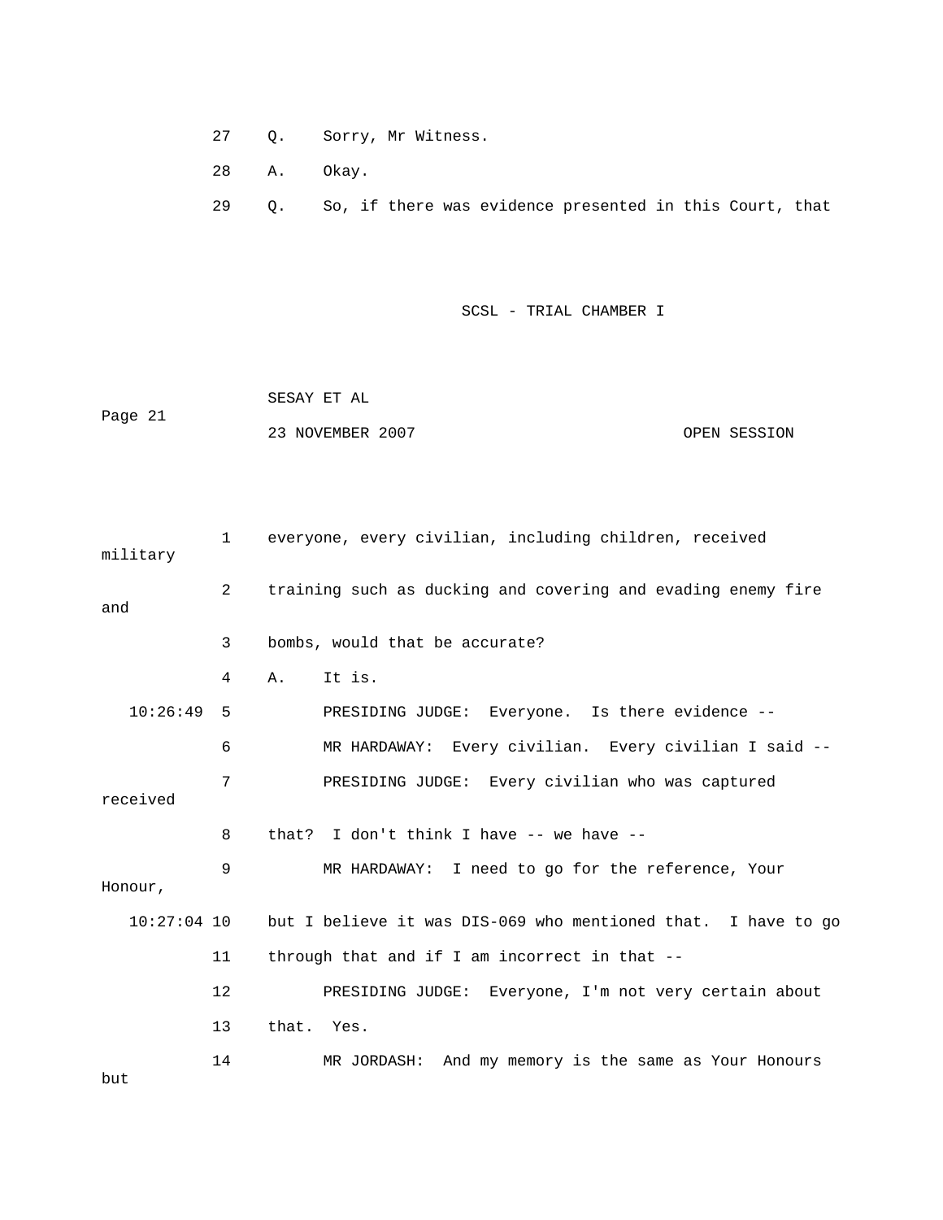27 Q. Sorry, Mr Witness.

28 A. Okay.

29 Q. So, if there was evidence presented in this Court, that

1 everyone, every civilian, including children, received military

2 training such as ducking and covering and evading enemy fire and

3 bombs, would that be accurate?

4 A. It is.

10:26:49 5 PRESIDING JUDGE: Everyone. Is there evidence --

6 MR HARDAWAY: Every civilian. Every civilian I said --

7 PRESIDING JUDGE: Every civilian who was captured received

8 that? I don't think I have -- we have --

9 MR HARDAWAY: I need to go for the reference, Your Honour,

10:27:04 10 but I believe it was DIS-069 who mentioned that. I have to go

11 through that and if I am incorrect in that --

12 PRESIDING JUDGE: Everyone, I'm not very certain about

13 that. Yes.

14 MR JORDASH: And my memory is the same as Your Honours but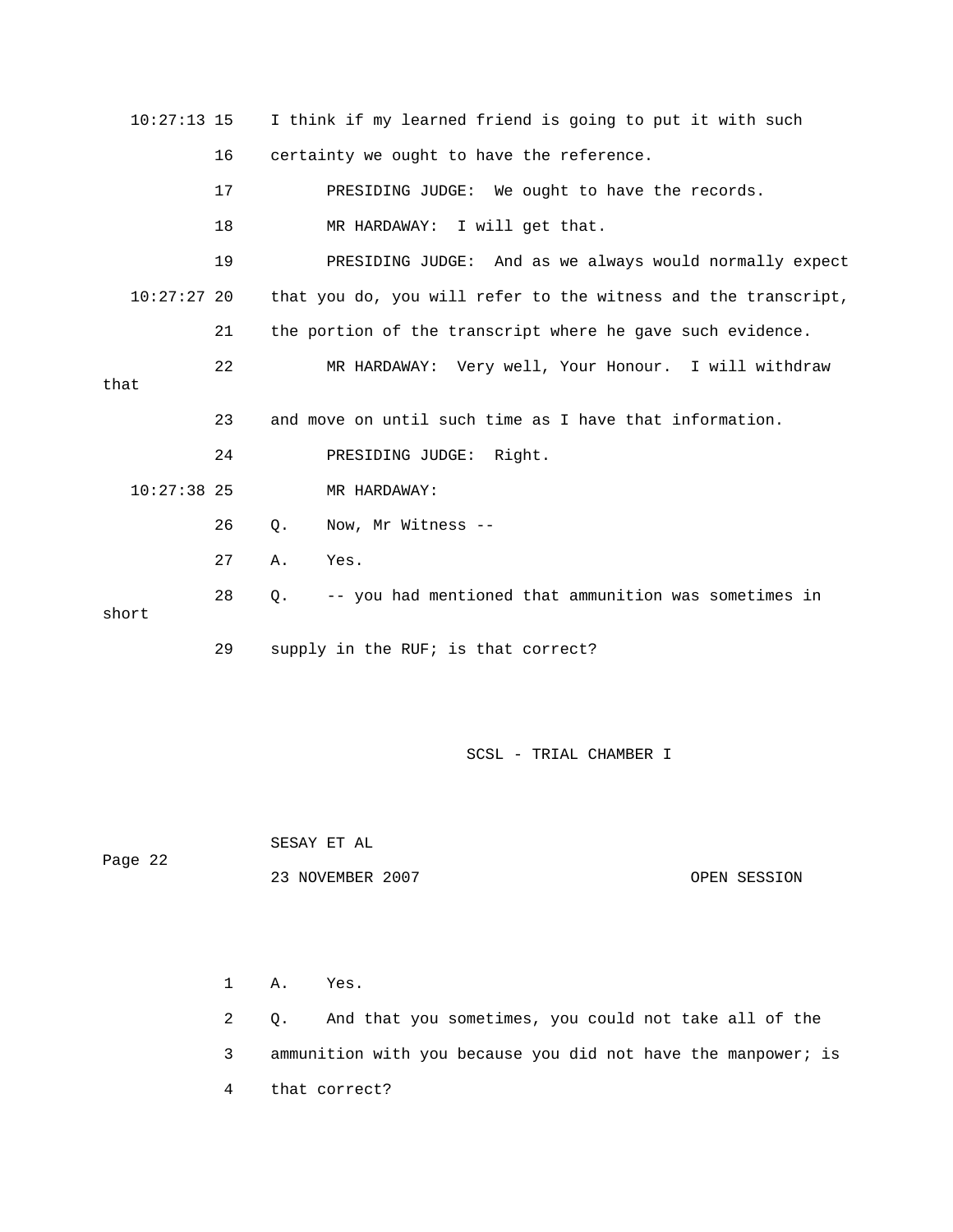10:27:13 15 I think if my learned friend is going to put it with such

16 certainty we ought to have the reference.

17 PRESIDING JUDGE: We ought to have the records.

18 MR HARDAWAY: I will get that.

19 PRESIDING JUDGE: And as we always would normally expect

10:27:27 20 that you do, you will refer to the witness and the transcript,

21 the portion of the transcript where he gave such evidence.

22 MR HARDAWAY: Very well, Your Honour. I will withdraw that

23 and move on until such time as I have that information.

24 PRESIDING JUDGE: Right.

10:27:38 25 MR HARDAWAY:

26 Q. Now, Mr Witness --

27 A. Yes.

28 Q. -- you had mentioned that ammunition was sometimes in short

29 supply in the RUF; is that correct?

SCSL - TRIAL CHAMBER I

SESAY ET AL

Page 22

23 NOVEMBER 2007 OPEN SESSION

1 A. Yes.

2 Q. And that you sometimes, you could not take all of the

3 ammunition with you because you did not have the manpower; is

4 that correct?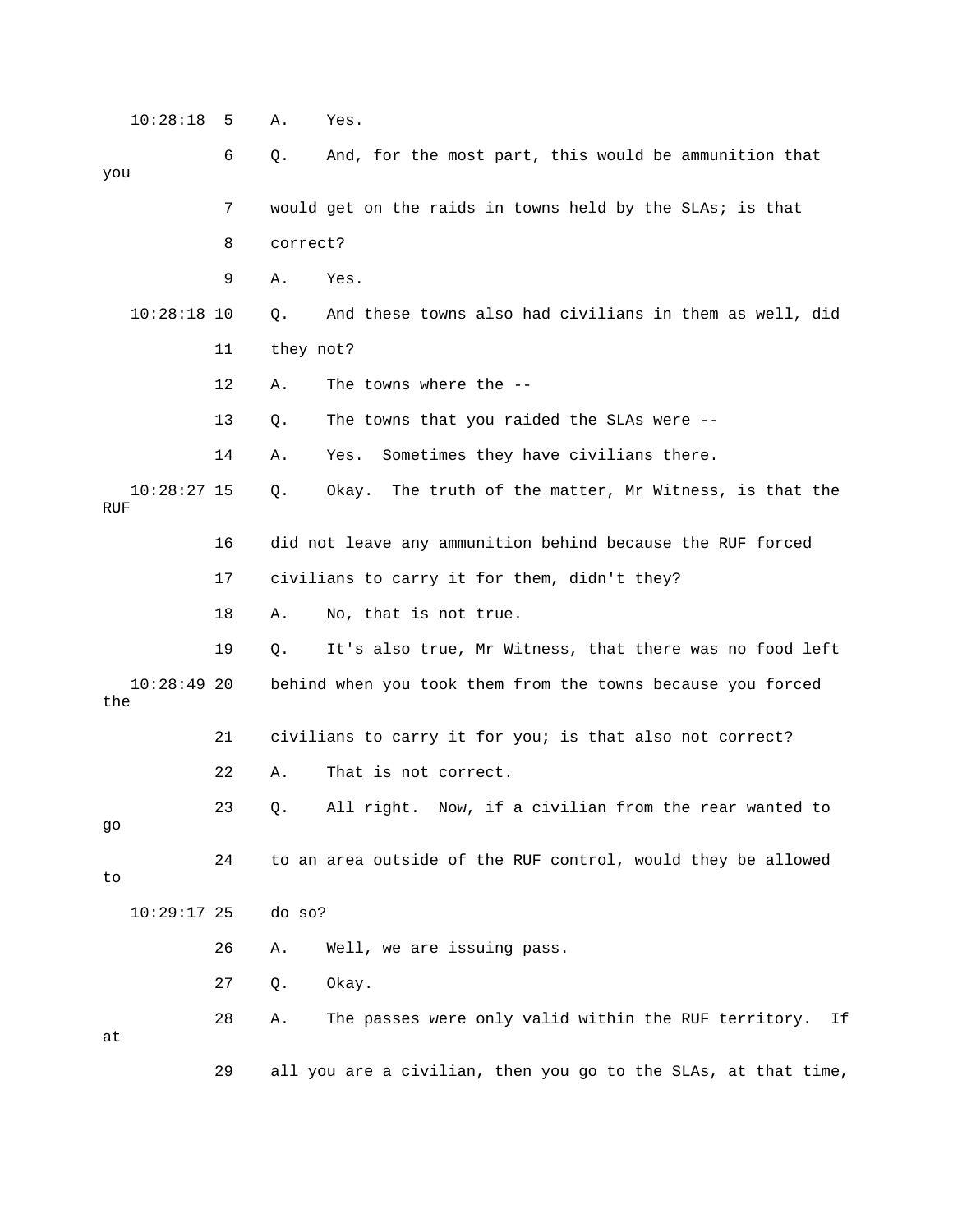10:28:18 5 A. Yes.

6 Q. And, for the most part, this would be ammunition that you

7 would get on the raids in towns held by the SLAs; is that

8 correct?

9 A. Yes.

10:28:18 10 Q. And these towns also had civilians in them as well, did

11 they not?

12 A. The towns where the --

13 Q. The towns that you raided the SLAs were --

14 A. Yes. Sometimes they have civilians there.

10:28:27 15 Q. Okay. The truth of the matter, Mr Witness, is that the RUF

16 did not leave any ammunition behind because the RUF forced

17 civilians to carry it for them, didn't they?

18 A. No, that is not true.

19 Q. It's also true, Mr Witness, that there was no food left

10:28:49 20 behind when you took them from the towns because you forced the

21 civilians to carry it for you; is that also not correct?

22 A. That is not correct.

23 Q. All right. Now, if a civilian from the rear wanted to go

24 to an area outside of the RUF control, would they be allowed to

10:29:17 25 do so?

26 A. Well, we are issuing pass.

27 Q. Okay.

28 A. The passes were only valid within the RUF territory. If at

29 all you are a civilian, then you go to the SLAs, at that time,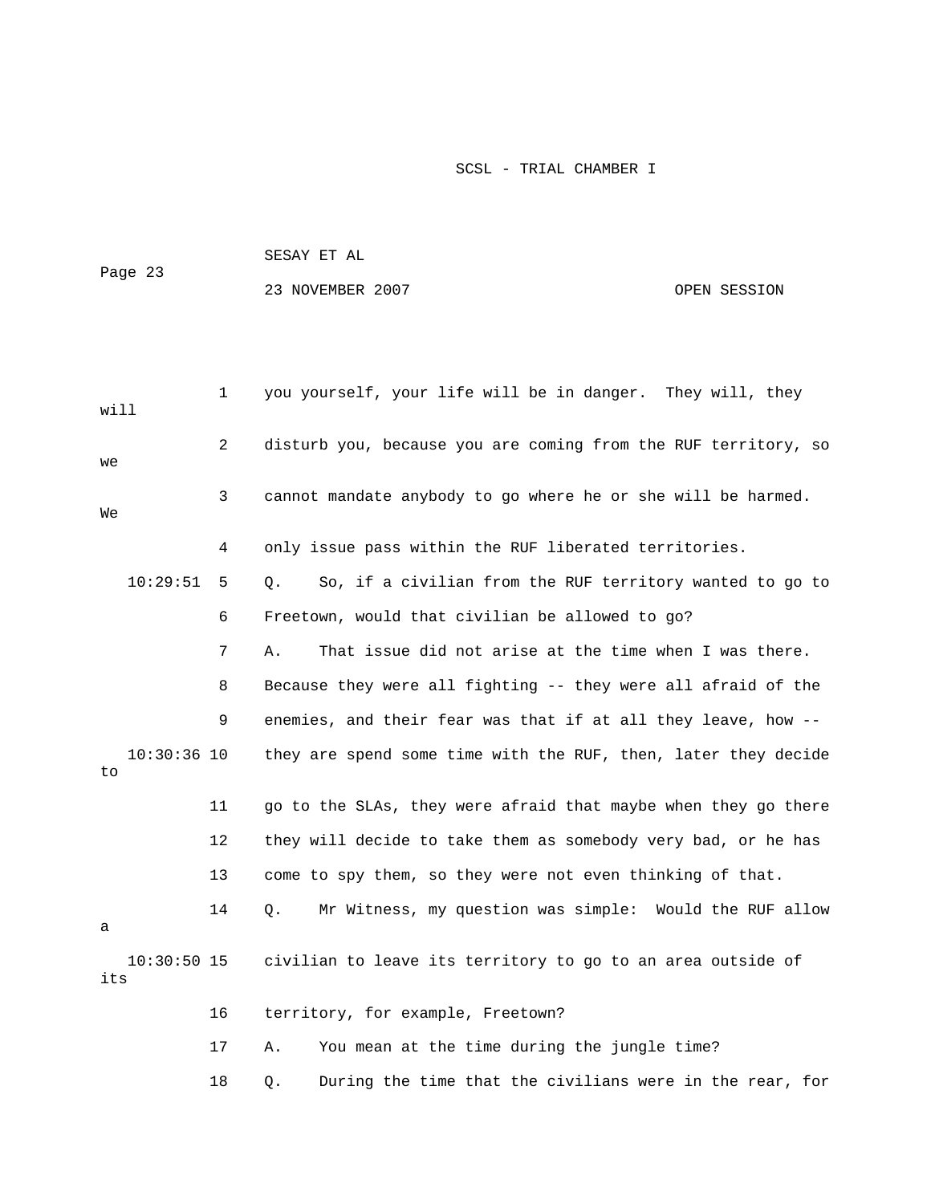1 you yourself, your life will be in danger. They will, they will

2 disturb you, because you are coming from the RUF territory, so we

3 cannot mandate anybody to go where he or she will be harmed. We

4 only issue pass within the RUF liberated territories.

10:29:51 5 Q. So, if a civilian from the RUF territory wanted to go to

6 Freetown, would that civilian be allowed to go?

7 A. That issue did not arise at the time when I was there.

8 Because they were all fighting -- they were all afraid of the

9 enemies, and their fear was that if at all they leave, how --

10:30:36 10 they are spend some time with the RUF, then, later they decide to

11 go to the SLAs, they were afraid that maybe when they go there

12 they will decide to take them as somebody very bad, or he has

13 come to spy them, so they were not even thinking of that.

14 Q. Mr Witness, my question was simple: Would the RUF allow a

10:30:50 15 civilian to leave its territory to go to an area outside of its

16 territory, for example, Freetown?

17 A. You mean at the time during the jungle time?

18 Q. During the time that the civilians were in the rear, for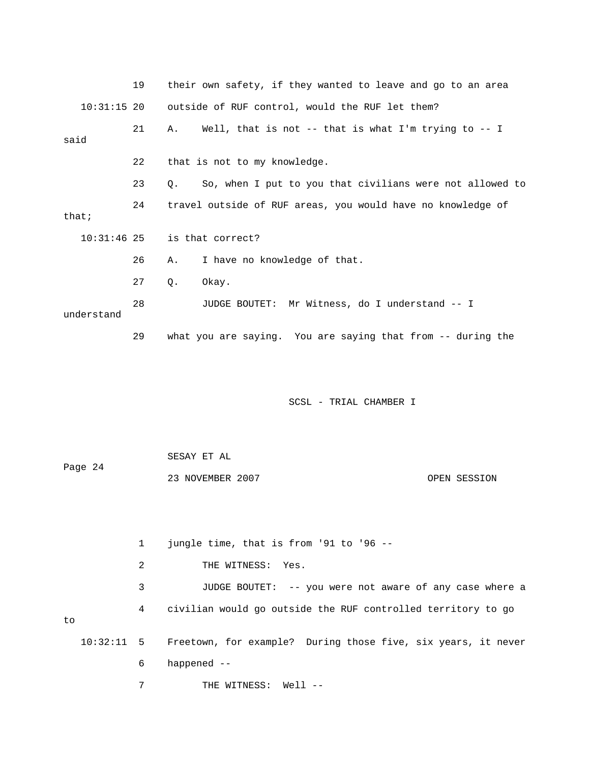19 their own safety, if they wanted to leave and go to an area

10:31:15 20 outside of RUF control, would the RUF let them?

21 A. Well, that is not -- that is what I'm trying to -- I said

22 that is not to my knowledge.

23 Q. So, when I put to you that civilians were not allowed to

24 travel outside of RUF areas, you would have no knowledge of that;

10:31:46 25 is that correct?

26 A. I have no knowledge of that.

27 Q. Okay.

28 JUDGE BOUTET: Mr Witness, do I understand -- I understand

29 what you are saying. You are saying that from -- during the

SCSL - TRIAL CHAMBER I

1 jungle time, that is from '91 to '96 --

2 THE WITNESS: Yes.

3 JUDGE BOUTET: -- you were not aware of any case where a

4 civilian would go outside the RUF controlled territory to go to

10:32:11 5 Freetown, for example? During those five, six years, it never

6 happened --

7 THE WITNESS: Well --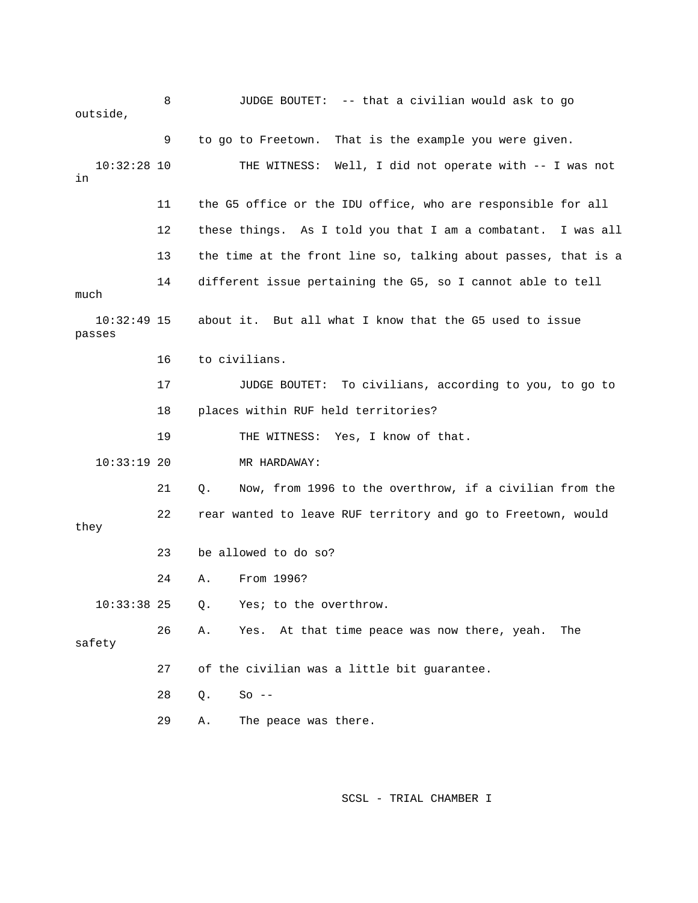8 JUDGE BOUTET: -- that a civilian would ask to go outside,

9 to go to Freetown. That is the example you were given.

10:32:28 10 THE WITNESS: Well, I did not operate with -- I was not in

11 the G5 office or the IDU office, who are responsible for all

12 these things. As I told you that I am a combatant. I was all

13 the time at the front line so, talking about passes, that is a

14 different issue pertaining the G5, so I cannot able to tell much

10:32:49 15 about it. But all what I know that the G5 used to issue passes

16 to civilians.

17 JUDGE BOUTET: To civilians, according to you, to go to

18 places within RUF held territories?

19 THE WITNESS: Yes, I know of that.

10:33:19 20 MR HARDAWAY:

21 Q. Now, from 1996 to the overthrow, if a civilian from the

22 rear wanted to leave RUF territory and go to Freetown, would they

23 be allowed to do so?

24 A. From 1996?

10:33:38 25 Q. Yes; to the overthrow.

26 A. Yes. At that time peace was now there, yeah. The safety

27 of the civilian was a little bit guarantee.

28 Q. So --

29 A. The peace was there.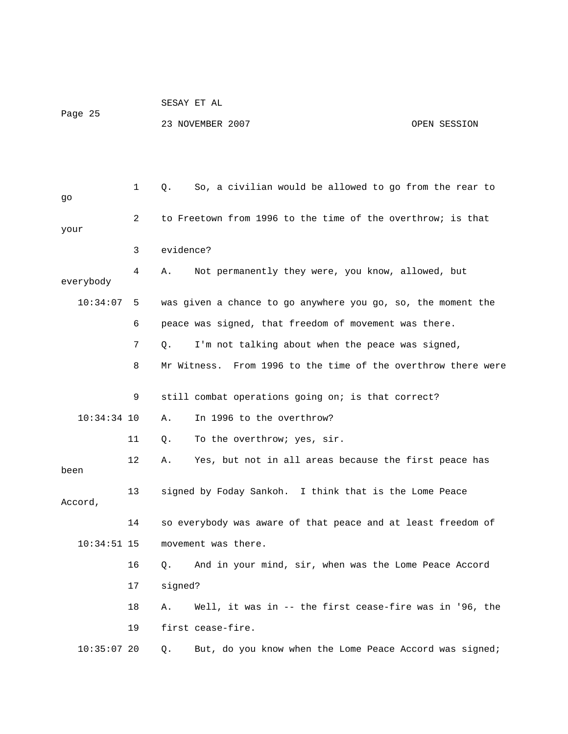1 Q. So, a civilian would be allowed to go from the rear to go

2 to Freetown from 1996 to the time of the overthrow; is that your

3 evidence?

4 A. Not permanently they were, you know, allowed, but everybody

10:34:07 5 was given a chance to go anywhere you go, so, the moment the

6 peace was signed, that freedom of movement was there.

7 Q. I'm not talking about when the peace was signed,

8 Mr Witness. From 1996 to the time of the overthrow there were

9 still combat operations going on; is that correct?

10:34:34 10 A. In 1996 to the overthrow?

11 Q. To the overthrow; yes, sir.

12 A. Yes, but not in all areas because the first peace has been

13 signed by Foday Sankoh. I think that is the Lome Peace Accord,

14 so everybody was aware of that peace and at least freedom of

10:34:51 15 movement was there.

16 Q. And in your mind, sir, when was the Lome Peace Accord

17 signed?

18 A. Well, it was in -- the first cease-fire was in '96, the

19 first cease-fire.

10:35:07 20 Q. But, do you know when the Lome Peace Accord was signed;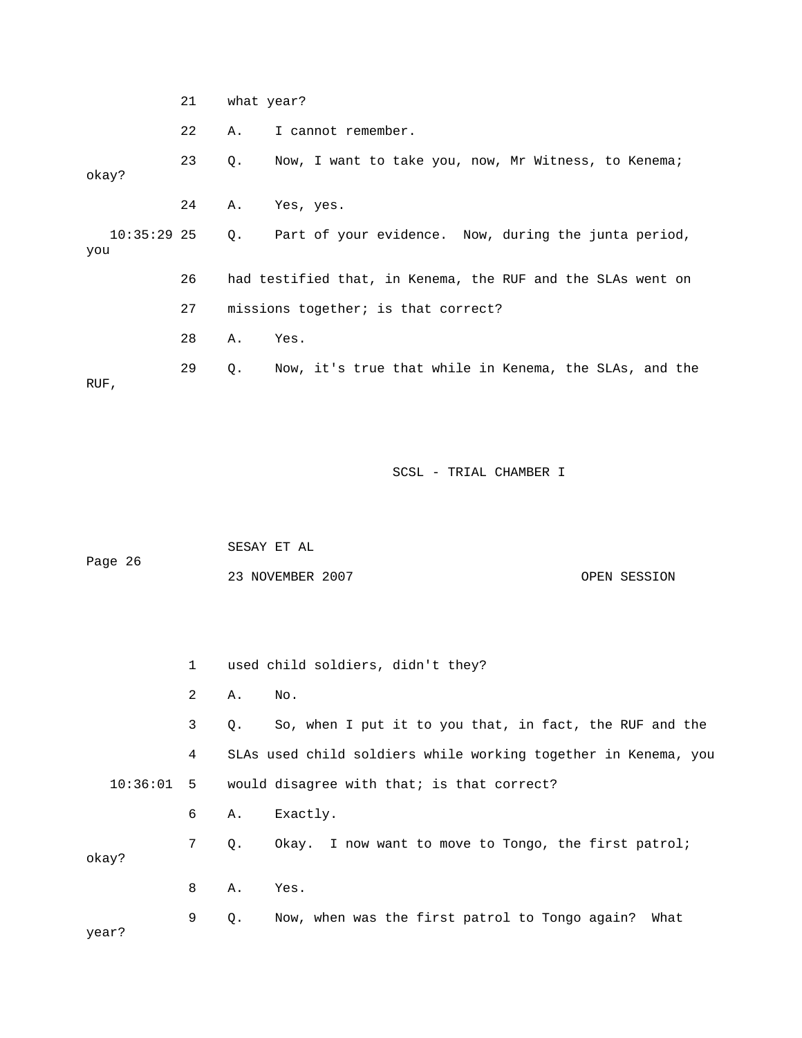21 what year?

22 A. I cannot remember.

23 Q. Now, I want to take you, now, Mr Witness, to Kenema; okay?

24 A. Yes, yes.

10:35:29 25 Q. Part of your evidence. Now, during the junta period, you

26 had testified that, in Kenema, the RUF and the SLAs went on

27 missions together; is that correct?

28 A. Yes.

29 Q. Now, it's true that while in Kenema, the SLAs, and the RUF,

1 used child soldiers, didn't they?

2 A. No.

3 Q. So, when I put it to you that, in fact, the RUF and the

4 SLAs used child soldiers while working together in Kenema, you

10:36:01 5 would disagree with that; is that correct?

6 A. Exactly.

7 Q. Okay. I now want to move to Tongo, the first patrol; okay?

8 A. Yes.

9 Q. Now, when was the first patrol to Tongo again? What year?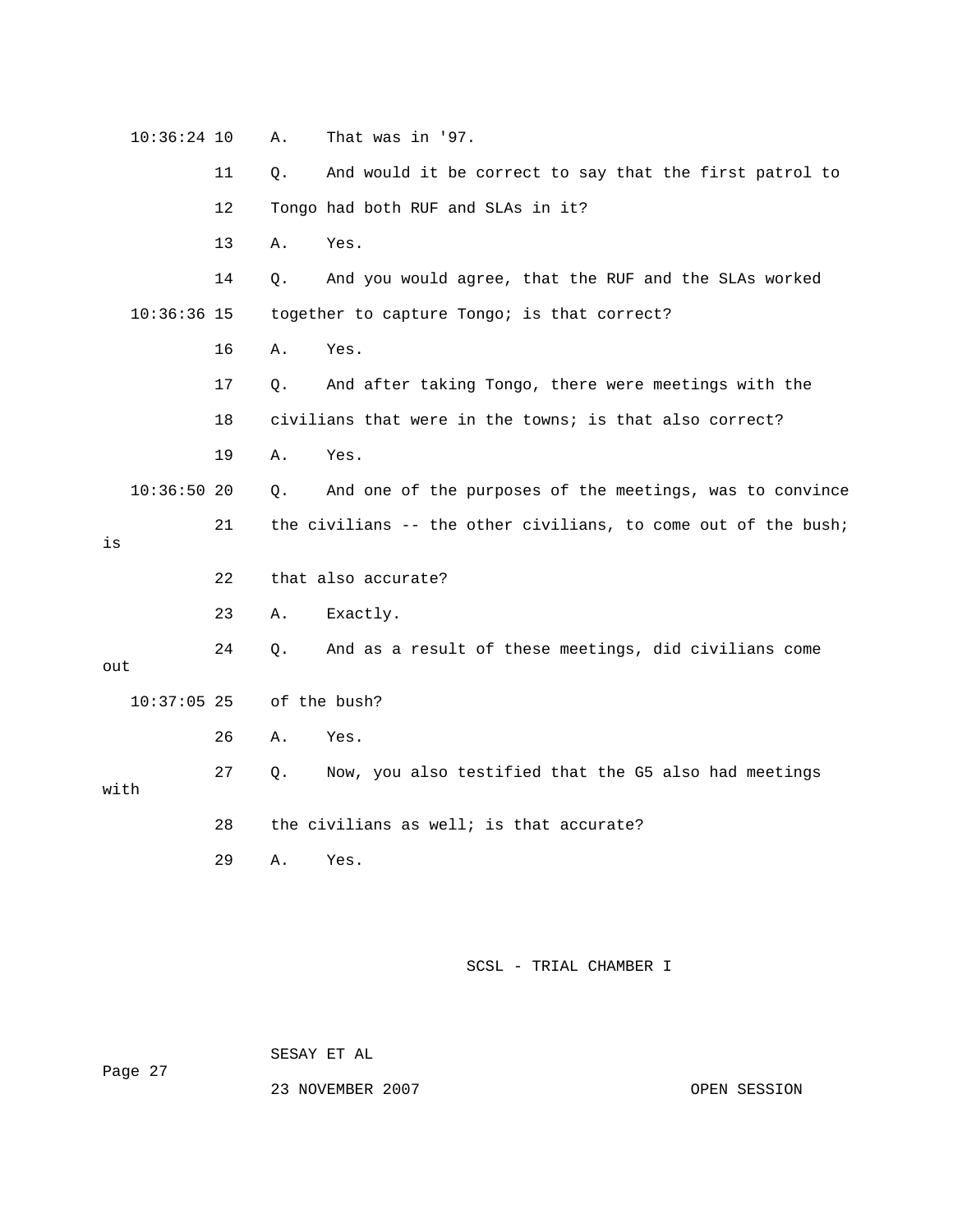10:36:24 10  A.  That was in '97.

11  Q.  And would it be correct to say that the first patrol to

12  Tongo had both RUF and SLAs in it?

13  A.  Yes.

14  Q.  And you would agree, that the RUF and the SLAs worked

10:36:36 15  together to capture Tongo; is that correct?

16  A.  Yes.

17  Q.  And after taking Tongo, there were meetings with the

18  civilians that were in the towns; is that also correct?

19  A.  Yes.

10:36:50 20  Q.  And one of the purposes of the meetings, was to convince

21  the civilians -- the other civilians, to come out of the bush; is

22  that also accurate?

23  A.  Exactly.

24  Q.  And as a result of these meetings, did civilians come out

10:37:05 25  of the bush?

26  A.  Yes.

27  Q.  Now, you also testified that the G5 also had meetings with

28  the civilians as well; is that accurate?

29  A.  Yes.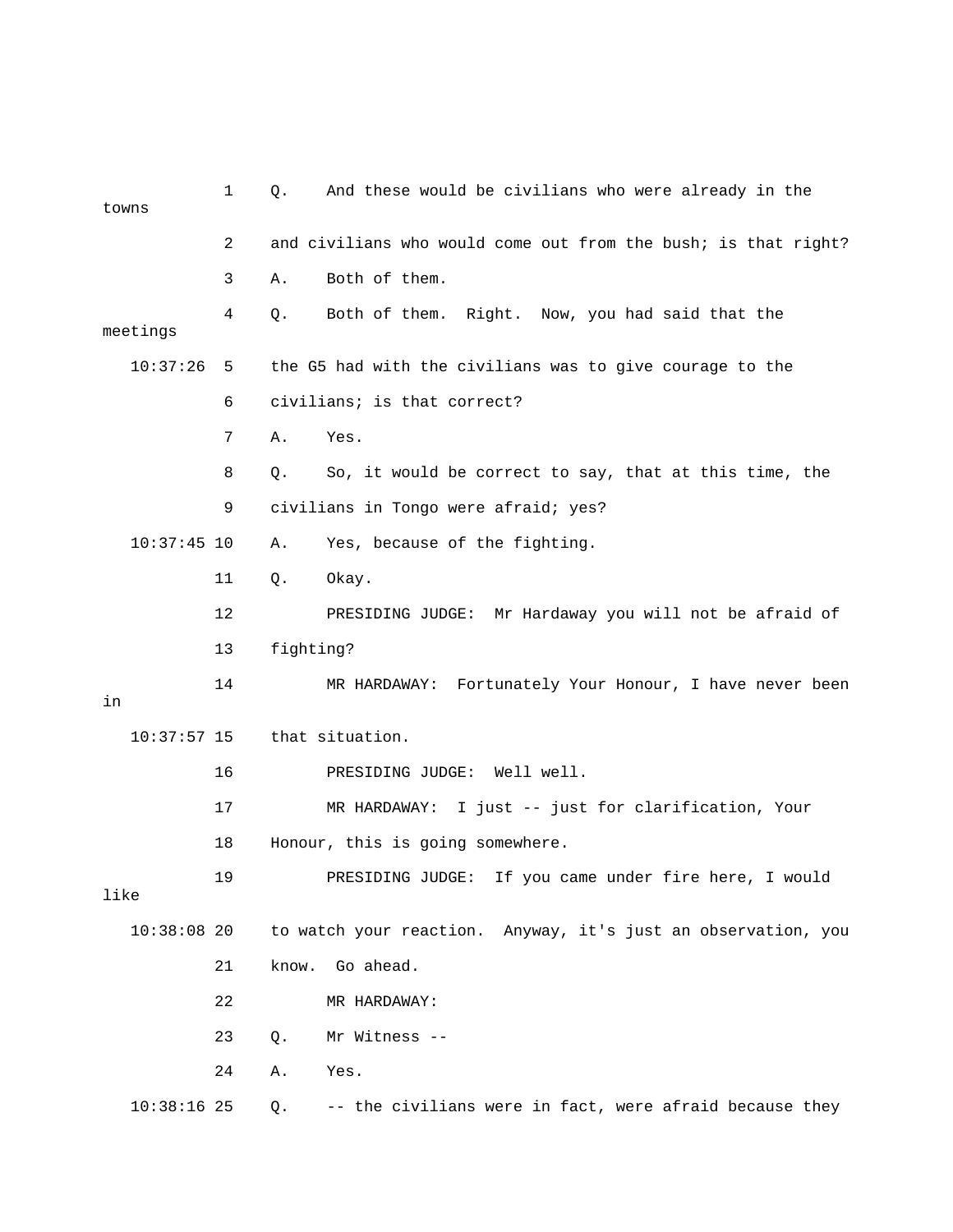1 Q. And these would be civilians who were already in the towns

2 and civilians who would come out from the bush; is that right?

3 A. Both of them.

4 Q. Both of them. Right. Now, you had said that the meetings

10:37:26 5 the G5 had with the civilians was to give courage to the

6 civilians; is that correct?

7 A. Yes.

8 Q. So, it would be correct to say, that at this time, the

9 civilians in Tongo were afraid; yes?

10:37:45 10 A. Yes, because of the fighting.

11 Q. Okay.

12 PRESIDING JUDGE: Mr Hardaway you will not be afraid of

13 fighting?

14 MR HARDAWAY: Fortunately Your Honour, I have never been in

10:37:57 15 that situation.

16 PRESIDING JUDGE: Well well.

17 MR HARDAWAY: I just -- just for clarification, Your

18 Honour, this is going somewhere.

19 PRESIDING JUDGE: If you came under fire here, I would like

10:38:08 20 to watch your reaction. Anyway, it's just an observation, you

21 know. Go ahead.

22 MR HARDAWAY:

23 Q. Mr Witness --

24 A. Yes.

10:38:16 25 Q. -- the civilians were in fact, were afraid because they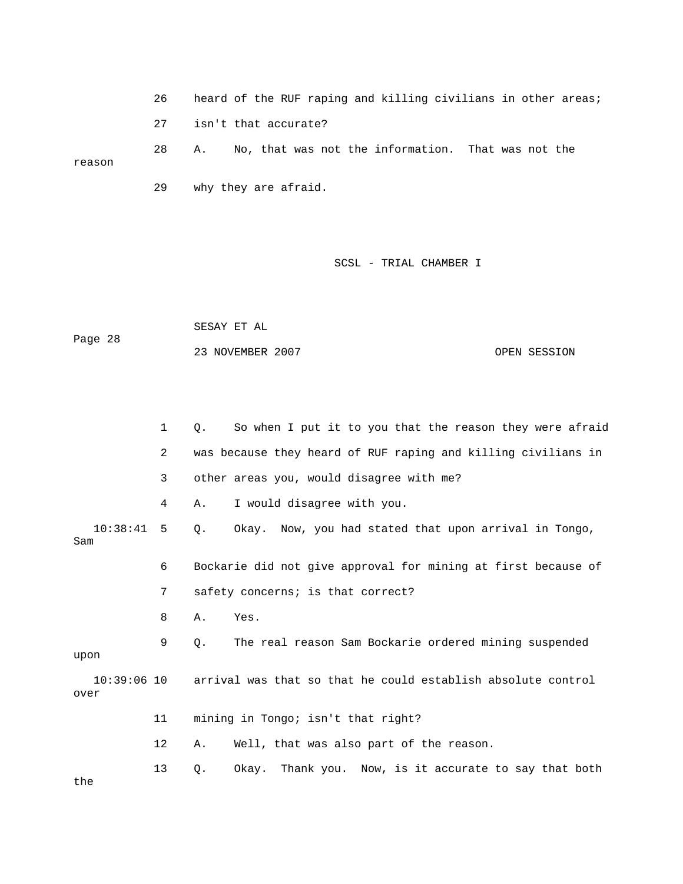26 heard of the RUF raping and killing civilians in other areas;

27 isn't that accurate?

28 A. No, that was not the information. That was not the reason

29 why they are afraid.

1 Q. So when I put it to you that the reason they were afraid

2 was because they heard of RUF raping and killing civilians in

3 other areas you, would disagree with me?

4 A. I would disagree with you.

10:38:41 5 Q. Okay. Now, you had stated that upon arrival in Tongo, Sam

6 Bockarie did not give approval for mining at first because of

7 safety concerns; is that correct?

8 A. Yes.

9 Q. The real reason Sam Bockarie ordered mining suspended upon

10:39:06 10 arrival was that so that he could establish absolute control over

11 mining in Tongo; isn't that right?

12 A. Well, that was also part of the reason.

13 Q. Okay. Thank you. Now, is it accurate to say that both the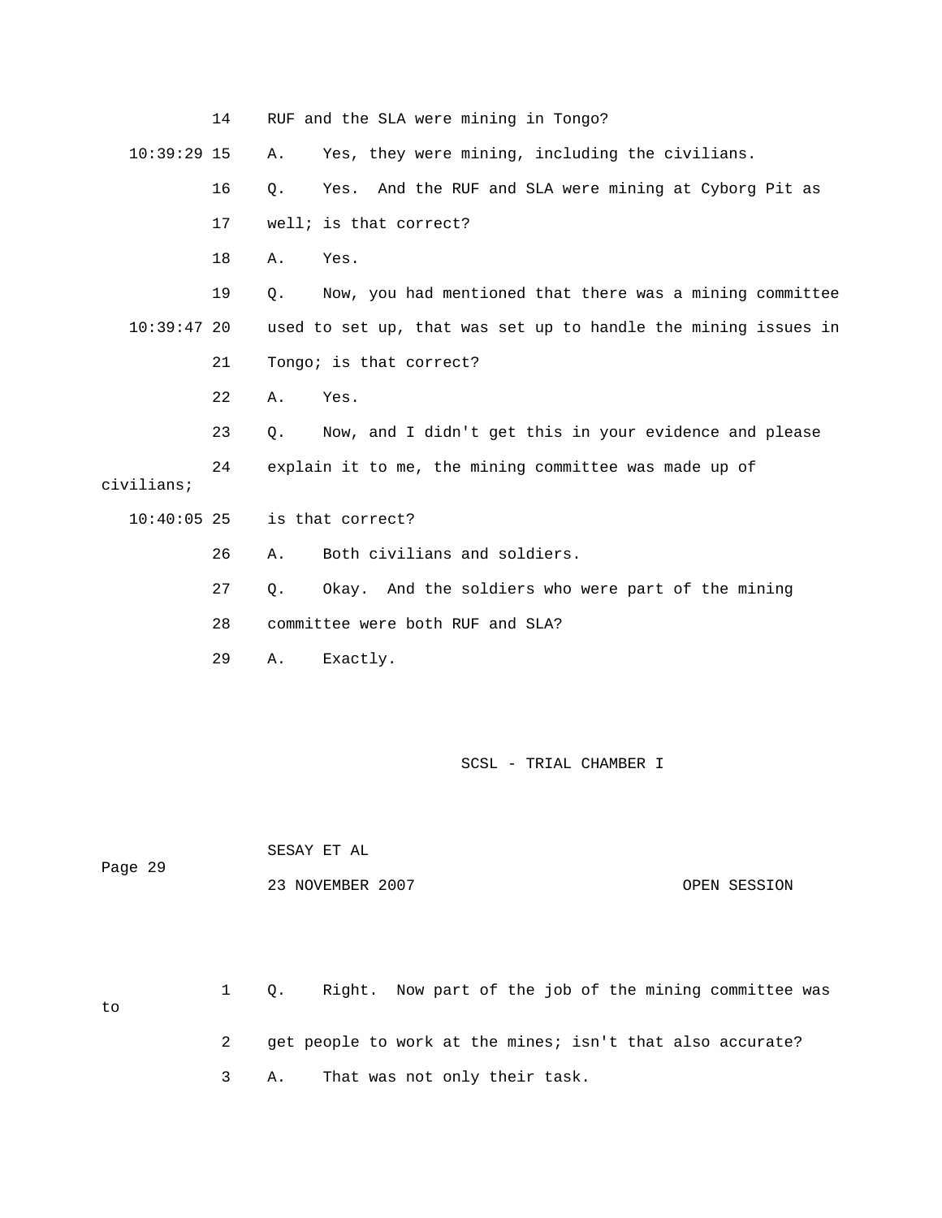14 RUF and the SLA were mining in Tongo?

10:39:29 15 A. Yes, they were mining, including the civilians.

16 Q. Yes. And the RUF and SLA were mining at Cyborg Pit as

17 well; is that correct?

18 A. Yes.

19 Q. Now, you had mentioned that there was a mining committee

10:39:47 20 used to set up, that was set up to handle the mining issues in

21 Tongo; is that correct?

22 A. Yes.

23 Q. Now, and I didn't get this in your evidence and please

24 explain it to me, the mining committee was made up of civilians;

10:40:05 25 is that correct?

26 A. Both civilians and soldiers.

27 Q. Okay. And the soldiers who were part of the mining

28 committee were both RUF and SLA?

29 A. Exactly.

1 Q. Right. Now part of the job of the mining committee was to

2 get people to work at the mines; isn't that also accurate?

3 A. That was not only their task.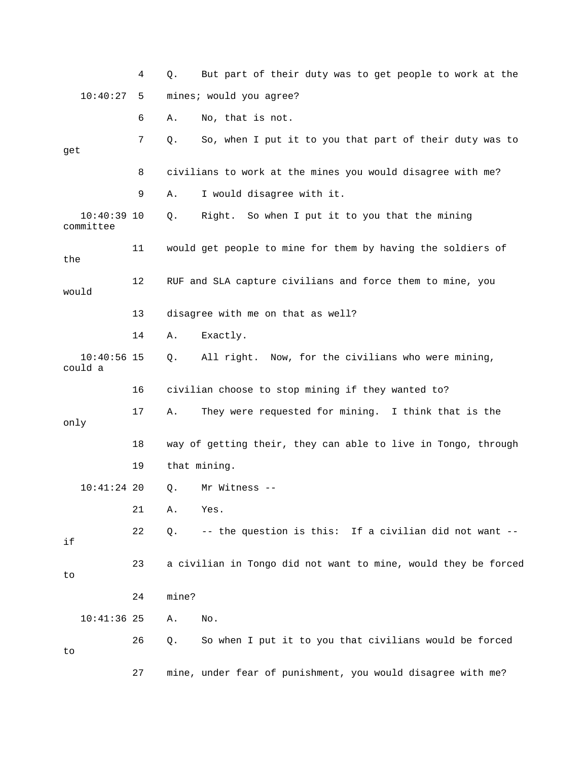4 Q. But part of their duty was to get people to work at the

10:40:27 5 mines; would you agree?

6 A. No, that is not.

7 Q. So, when I put it to you that part of their duty was to get

8 civilians to work at the mines you would disagree with me?

9 A. I would disagree with it.

10:40:39 10 Q. Right. So when I put it to you that the mining committee

11 would get people to mine for them by having the soldiers of the

12 RUF and SLA capture civilians and force them to mine, you would

13 disagree with me on that as well?

14 A. Exactly.

10:40:56 15 Q. All right. Now, for the civilians who were mining, could a

16 civilian choose to stop mining if they wanted to?

17 A. They were requested for mining. I think that is the only

18 way of getting their, they can able to live in Tongo, through

19 that mining.

10:41:24 20 Q. Mr Witness --

21 A. Yes.

22 Q. -- the question is this: If a civilian did not want -- if

23 a civilian in Tongo did not want to mine, would they be forced to

24 mine?

10:41:36 25 A. No.

26 Q. So when I put it to you that civilians would be forced to

27 mine, under fear of punishment, you would disagree with me?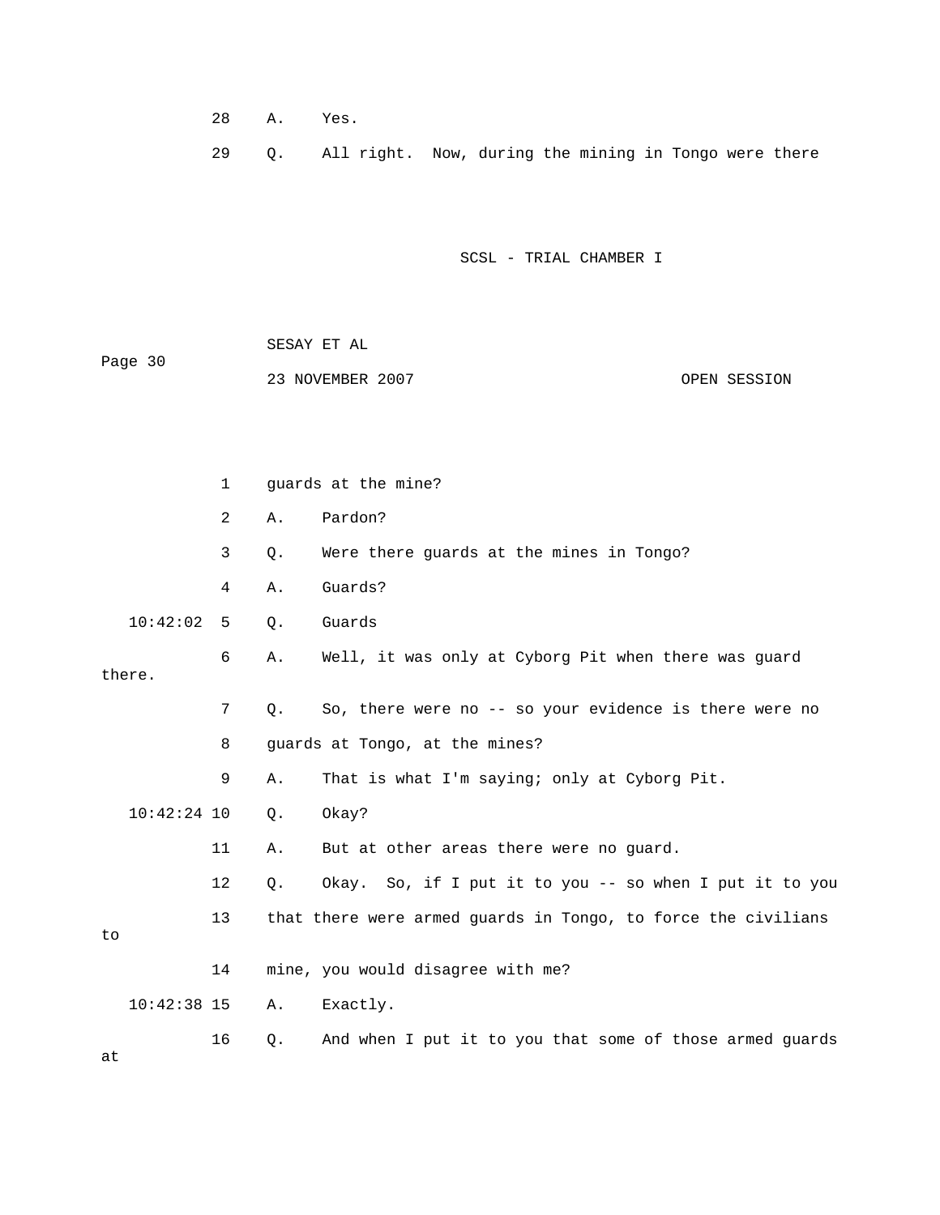28 A. Yes.

29 Q. All right. Now, during the mining in Tongo were there

1 guards at the mine?

2 A. Pardon?

3 Q. Were there guards at the mines in Tongo?

4 A. Guards?

10:42:02 5 Q. Guards

6 A. Well, it was only at Cyborg Pit when there was guard there.

7 Q. So, there were no -- so your evidence is there were no

8 guards at Tongo, at the mines?

9 A. That is what I'm saying; only at Cyborg Pit.

10:42:24 10 Q. Okay?

11 A. But at other areas there were no guard.

12 Q. Okay. So, if I put it to you -- so when I put it to you

13 that there were armed guards in Tongo, to force the civilians to

14 mine, you would disagree with me?

10:42:38 15 A. Exactly.

16 Q. And when I put it to you that some of those armed guards at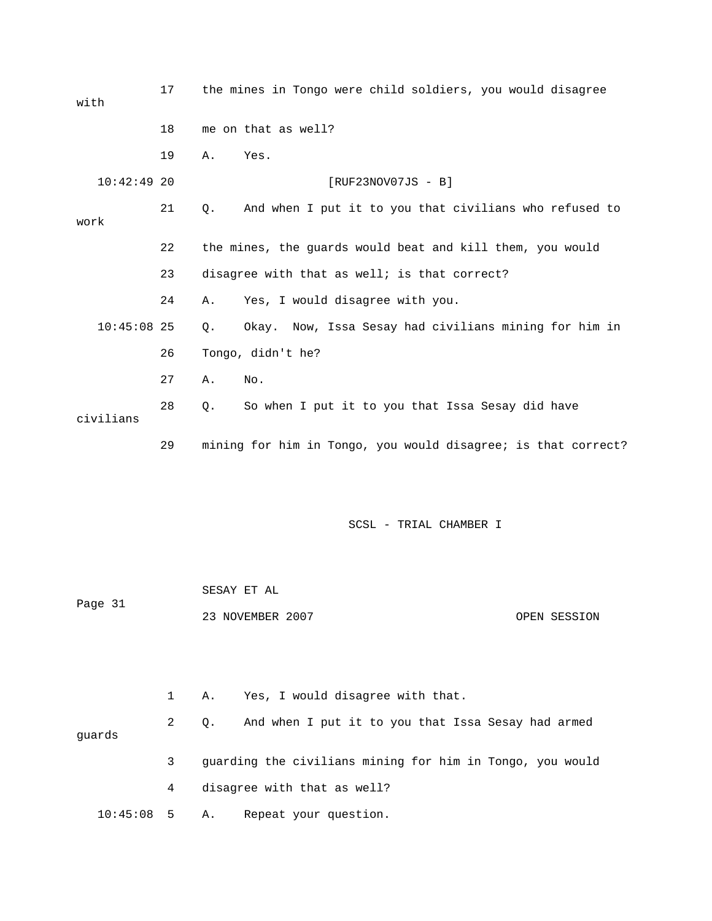17 the mines in Tongo were child soldiers, you would disagree with

18 me on that as well?

19 A. Yes.

10:42:49 20 [RUF23NOV07JS - B]

21 Q. And when I put it to you that civilians who refused to work

22 the mines, the guards would beat and kill them, you would

23 disagree with that as well; is that correct?

24 A. Yes, I would disagree with you.

10:45:08 25 Q. Okay. Now, Issa Sesay had civilians mining for him in

26 Tongo, didn't he?

27 A. No.

28 Q. So when I put it to you that Issa Sesay did have civilians

29 mining for him in Tongo, you would disagree; is that correct?

SCSL - TRIAL CHAMBER I

SESAY ET AL

Page 31

23 NOVEMBER 2007 OPEN SESSION

1 A. Yes, I would disagree with that.

2 Q. And when I put it to you that Issa Sesay had armed guards

3 guarding the civilians mining for him in Tongo, you would

4 disagree with that as well?

10:45:08 5 A. Repeat your question.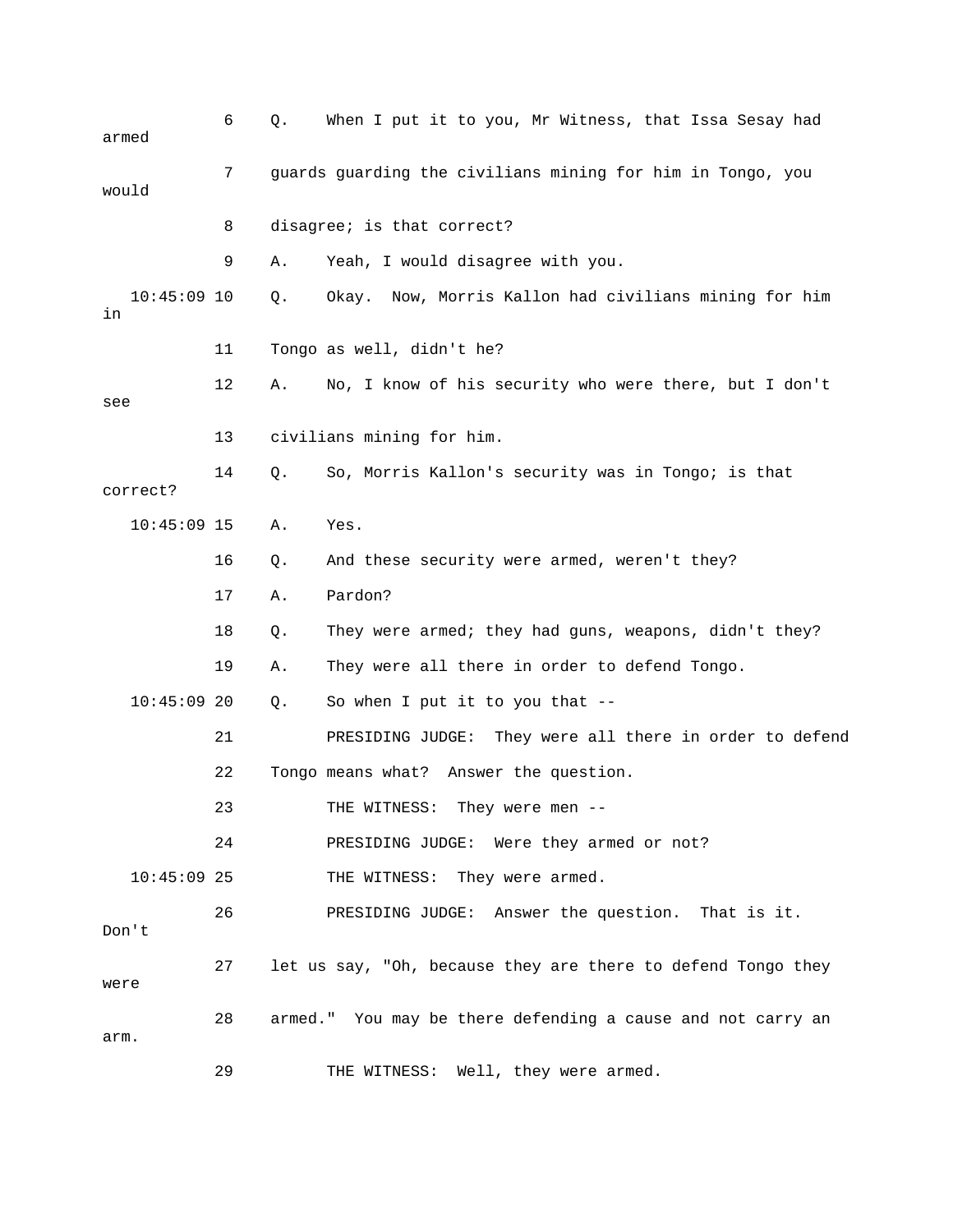6 Q. When I put it to you, Mr Witness, that Issa Sesay had armed

7 guards guarding the civilians mining for him in Tongo, you would

8 disagree; is that correct?

9 A. Yeah, I would disagree with you.

10:45:09 10 Q. Okay. Now, Morris Kallon had civilians mining for him in

11 Tongo as well, didn't he?

12 A. No, I know of his security who were there, but I don't see

13 civilians mining for him.

14 Q. So, Morris Kallon's security was in Tongo; is that correct?

10:45:09 15 A. Yes.

16 Q. And these security were armed, weren't they?

17 A. Pardon?

18 Q. They were armed; they had guns, weapons, didn't they?

19 A. They were all there in order to defend Tongo.

10:45:09 20 Q. So when I put it to you that --

21 PRESIDING JUDGE: They were all there in order to defend

22 Tongo means what? Answer the question.

23 THE WITNESS: They were men --

24 PRESIDING JUDGE: Were they armed or not?

10:45:09 25 THE WITNESS: They were armed.

26 PRESIDING JUDGE: Answer the question. That is it. Don't

27 let us say, "Oh, because they are there to defend Tongo they were

28 armed." You may be there defending a cause and not carry an arm.

29 THE WITNESS: Well, they were armed.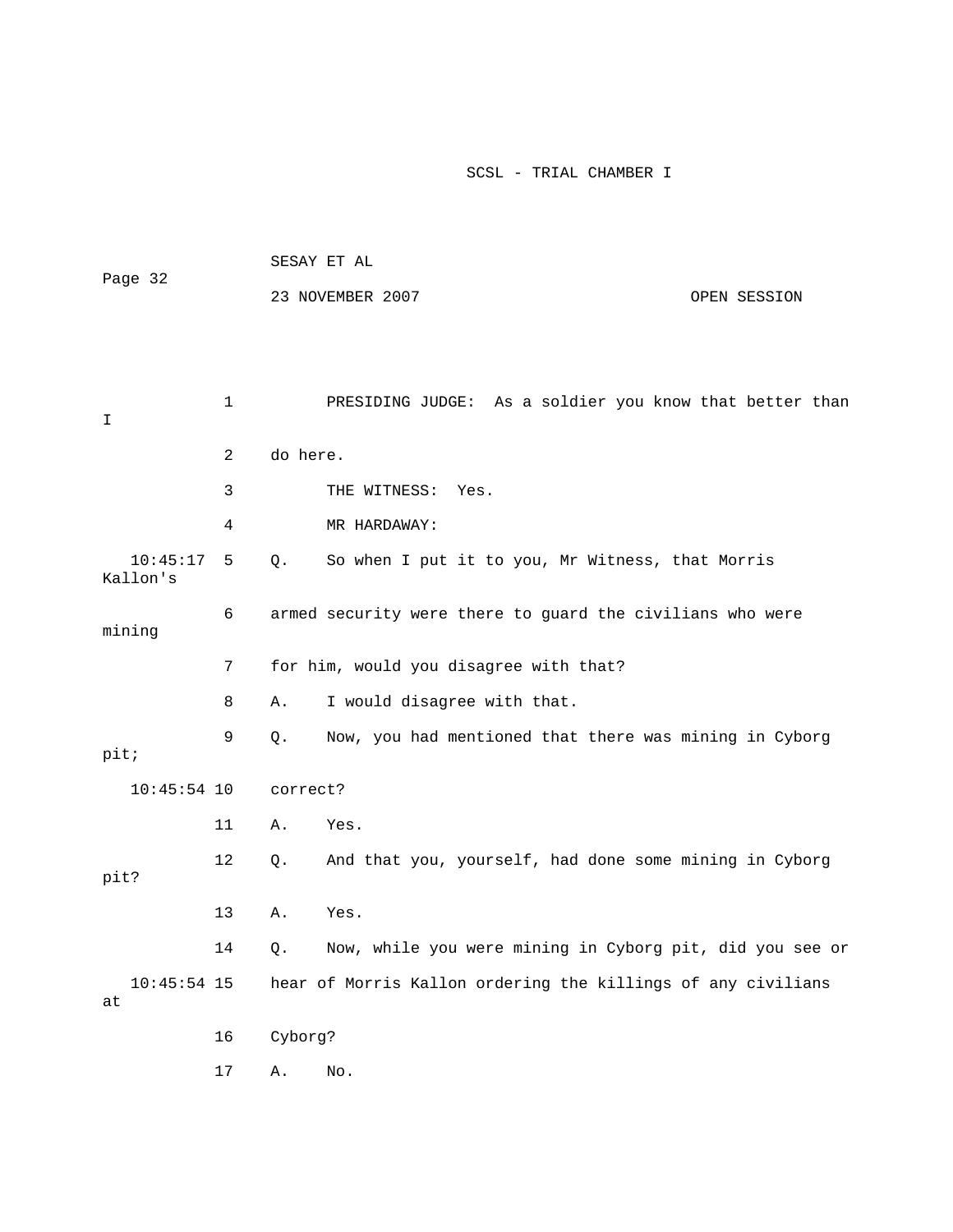PRESIDING JUDGE: As a soldier you know that better than I do here.

THE WITNESS: Yes.

MR HARDAWAY:

Q. So when I put it to you, Mr Witness, that Morris Kallon's armed security were there to guard the civilians who were mining for him, would you disagree with that?

A. I would disagree with that.

Q. Now, you had mentioned that there was mining in Cyborg pit; correct?

A. Yes.

Q. And that you, yourself, had done some mining in Cyborg pit?

A. Yes.

Q. Now, while you were mining in Cyborg pit, did you see or hear of Morris Kallon ordering the killings of any civilians at Cyborg?

A. No.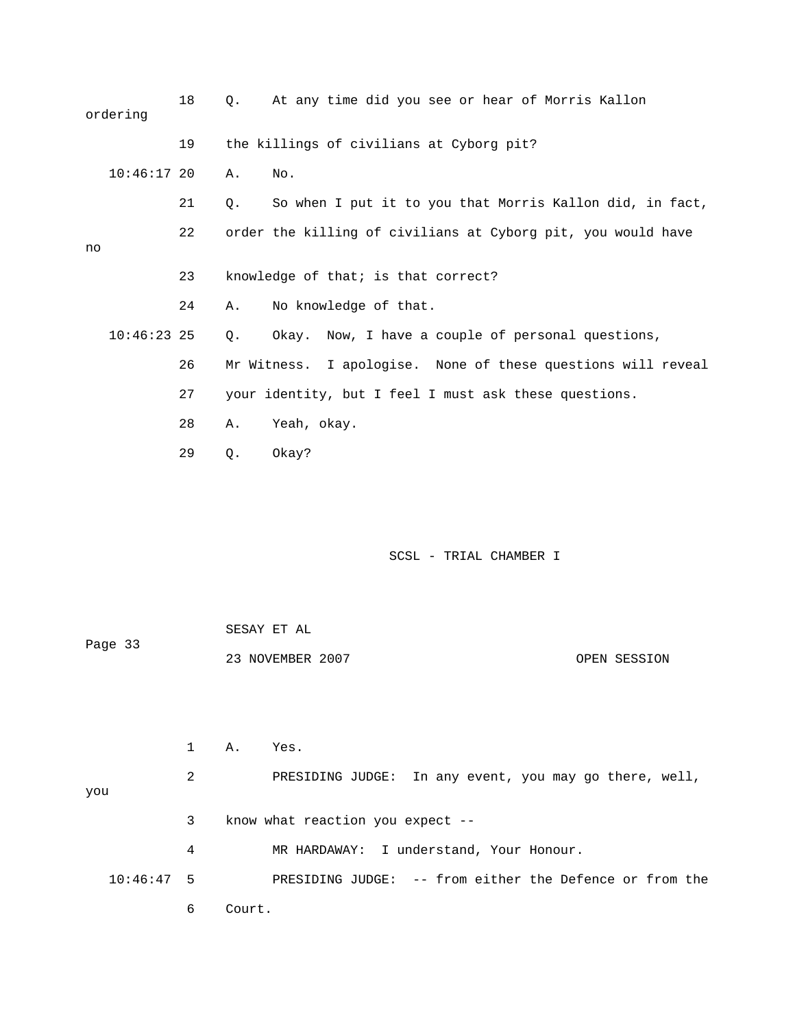18 Q. At any time did you see or hear of Morris Kallon ordering

19 the killings of civilians at Cyborg pit?

10:46:17 20 A. No.

21 Q. So when I put it to you that Morris Kallon did, in fact,

22 order the killing of civilians at Cyborg pit, you would have no

23 knowledge of that; is that correct?

24 A. No knowledge of that.

10:46:23 25 Q. Okay. Now, I have a couple of personal questions,

26 Mr Witness. I apologise. None of these questions will reveal

27 your identity, but I feel I must ask these questions.

28 A. Yeah, okay.

29 Q. Okay?

1 A. Yes.

2 PRESIDING JUDGE: In any event, you may go there, well, you

3 know what reaction you expect --

4 MR HARDAWAY: I understand, Your Honour.

10:46:47 5 PRESIDING JUDGE: -- from either the Defence or from the

6 Court.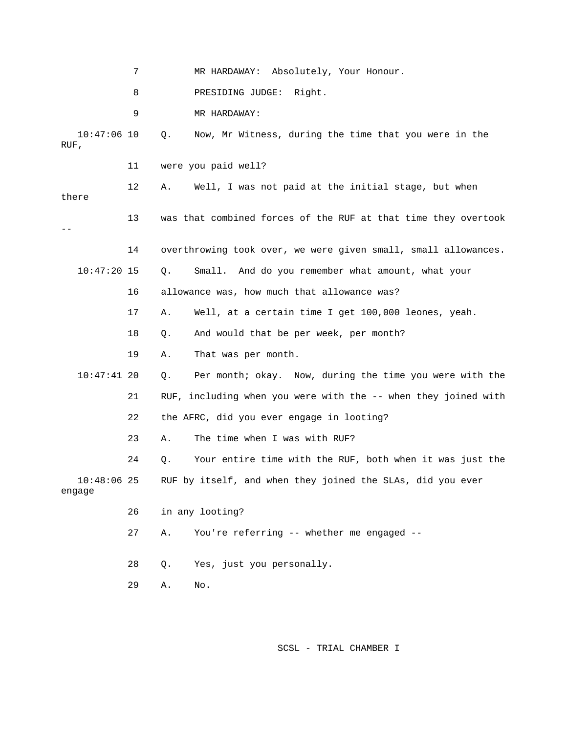7 MR HARDAWAY: Absolutely, Your Honour.

8 PRESIDING JUDGE: Right.

9 MR HARDAWAY:

10:47:06 10 Q. Now, Mr Witness, during the time that you were in the RUF,

11 were you paid well?

12 A. Well, I was not paid at the initial stage, but when there

13 was that combined forces of the RUF at that time they overtook --

14 overthrowing took over, we were given small, small allowances.

10:47:20 15 Q. Small. And do you remember what amount, what your

16 allowance was, how much that allowance was?

17 A. Well, at a certain time I get 100,000 leones, yeah.

18 Q. And would that be per week, per month?

19 A. That was per month.

10:47:41 20 Q. Per month; okay. Now, during the time you were with the

21 RUF, including when you were with the -- when they joined with

22 the AFRC, did you ever engage in looting?

23 A. The time when I was with RUF?

24 Q. Your entire time with the RUF, both when it was just the

10:48:06 25 RUF by itself, and when they joined the SLAs, did you ever engage

26 in any looting?

27 A. You're referring -- whether me engaged --

28 Q. Yes, just you personally.

29 A. No.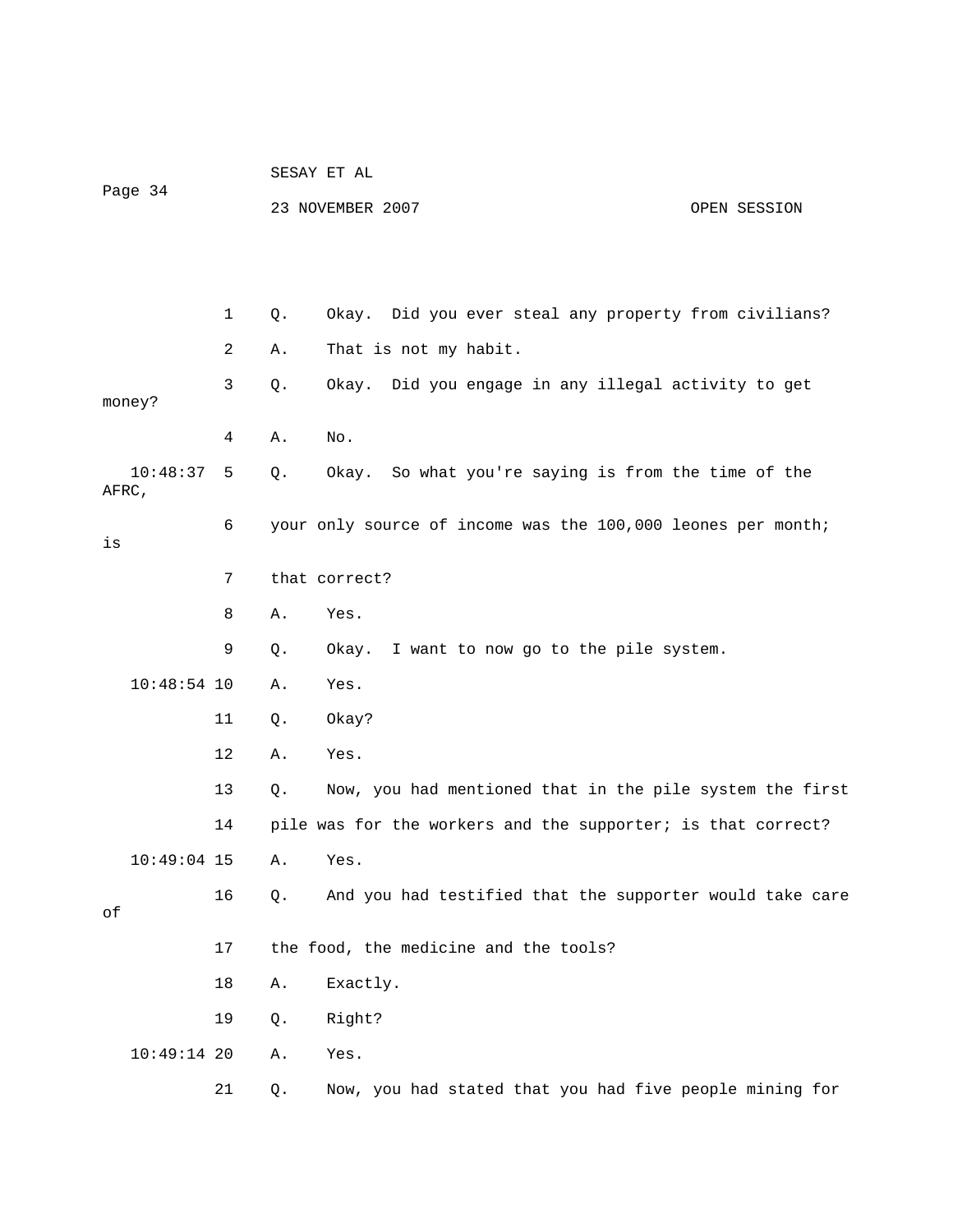1 Q. Okay. Did you ever steal any property from civilians?

2 A. That is not my habit.

3 Q. Okay. Did you engage in any illegal activity to get money?

4 A. No.

10:48:37 5 Q. Okay. So what you're saying is from the time of the AFRC,

6 your only source of income was the 100,000 leones per month; is

7 that correct?

8 A. Yes.

9 Q. Okay. I want to now go to the pile system.

10:48:54 10 A. Yes.

11 Q. Okay?

12 A. Yes.

13 Q. Now, you had mentioned that in the pile system the first

14 pile was for the workers and the supporter; is that correct?

10:49:04 15 A. Yes.

16 Q. And you had testified that the supporter would take care of

17 the food, the medicine and the tools?

18 A. Exactly.

19 Q. Right?

10:49:14 20 A. Yes.

21 Q. Now, you had stated that you had five people mining for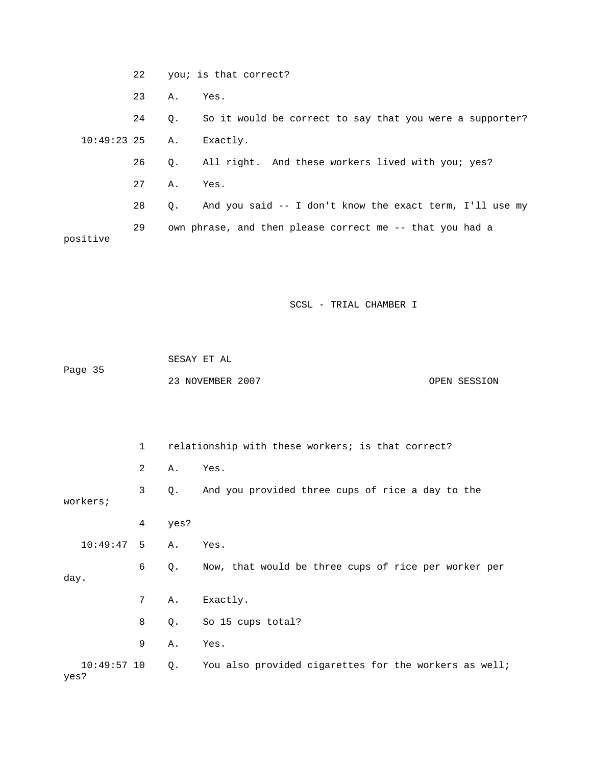22 you; is that correct?

23 A. Yes.

24 Q. So it would be correct to say that you were a supporter?

10:49:23 25 A. Exactly.

26 Q. All right. And these workers lived with you; yes?

27 A. Yes.

28 Q. And you said -- I don't know the exact term, I'll use my

29 own phrase, and then please correct me -- that you had a positive

1 relationship with these workers; is that correct?

2 A. Yes.

3 Q. And you provided three cups of rice a day to the workers;

4 yes?

10:49:47 5 A. Yes.

6 Q. Now, that would be three cups of rice per worker per day.

7 A. Exactly.

8 Q. So 15 cups total?

9 A. Yes.

10:49:57 10 Q. You also provided cigarettes for the workers as well; yes?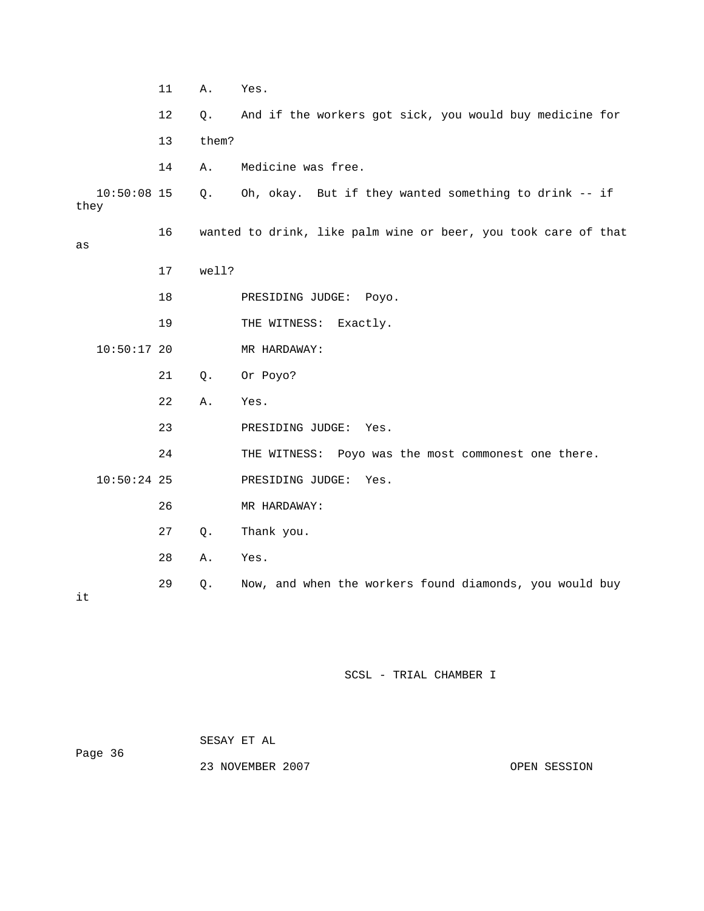11 A. Yes.

12 Q. And if the workers got sick, you would buy medicine for

13 them?

14 A. Medicine was free.

10:50:08 15 Q. Oh, okay. But if they wanted something to drink -- if they

16 wanted to drink, like palm wine or beer, you took care of that as

17 well?

18 PRESIDING JUDGE: Poyo.

19 THE WITNESS: Exactly.

10:50:17 20 MR HARDAWAY:

21 Q. Or Poyo?

22 A. Yes.

23 PRESIDING JUDGE: Yes.

24 THE WITNESS: Poyo was the most commonest one there.

10:50:24 25 PRESIDING JUDGE: Yes.

26 MR HARDAWAY:

27 Q. Thank you.

28 A. Yes.

29 Q. Now, and when the workers found diamonds, you would buy it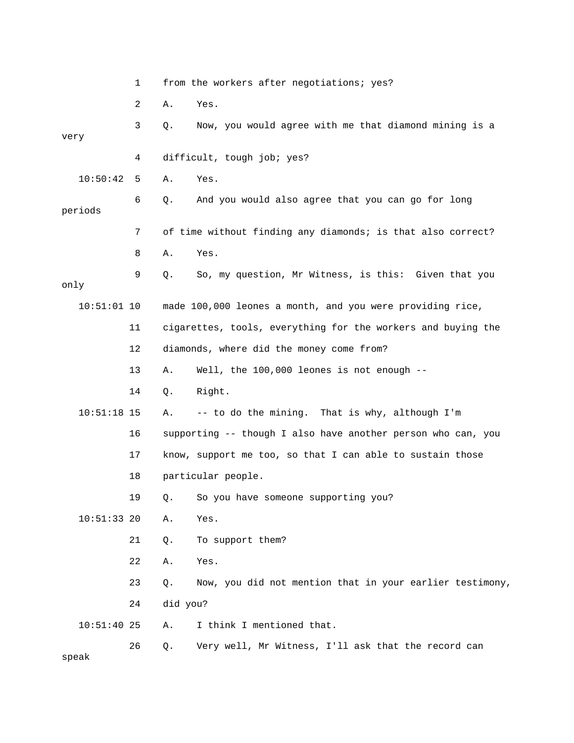1 from the workers after negotiations; yes?

2 A. Yes.

3 Q. Now, you would agree with me that diamond mining is a very

4 difficult, tough job; yes?

10:50:42 5 A. Yes.

6 Q. And you would also agree that you can go for long periods

7 of time without finding any diamonds; is that also correct?

8 A. Yes.

9 Q. So, my question, Mr Witness, is this: Given that you only

10:51:01 10 made 100,000 leones a month, and you were providing rice,

11 cigarettes, tools, everything for the workers and buying the

12 diamonds, where did the money come from?

13 A. Well, the 100,000 leones is not enough --

14 Q. Right.

10:51:18 15 A. -- to do the mining. That is why, although I'm

16 supporting -- though I also have another person who can, you

17 know, support me too, so that I can able to sustain those

18 particular people.

19 Q. So you have someone supporting you?

10:51:33 20 A. Yes.

21 Q. To support them?

22 A. Yes.

23 Q. Now, you did not mention that in your earlier testimony,

24 did you?

10:51:40 25 A. I think I mentioned that.

26 Q. Very well, Mr Witness, I'll ask that the record can speak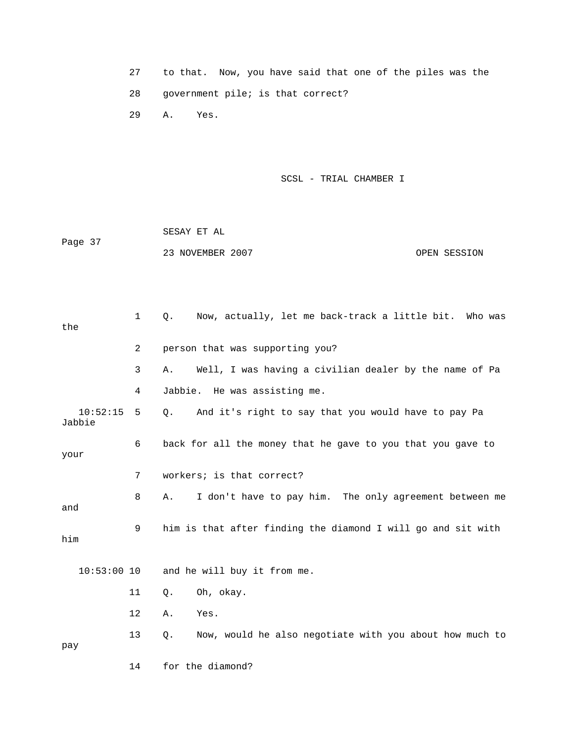27 to that. Now, you have said that one of the piles was the

28 government pile; is that correct?

29 A. Yes.

1 Q. Now, actually, let me back-track a little bit. Who was the

2 person that was supporting you?

3 A. Well, I was having a civilian dealer by the name of Pa

4 Jabbie. He was assisting me.

10:52:15 5 Q. And it's right to say that you would have to pay Pa Jabbie

6 back for all the money that he gave to you that you gave to your

7 workers; is that correct?

8 A. I don't have to pay him. The only agreement between me and

9 him is that after finding the diamond I will go and sit with him

10:53:00 10 and he will buy it from me.

11 Q. Oh, okay.

12 A. Yes.

13 Q. Now, would he also negotiate with you about how much to pay

14 for the diamond?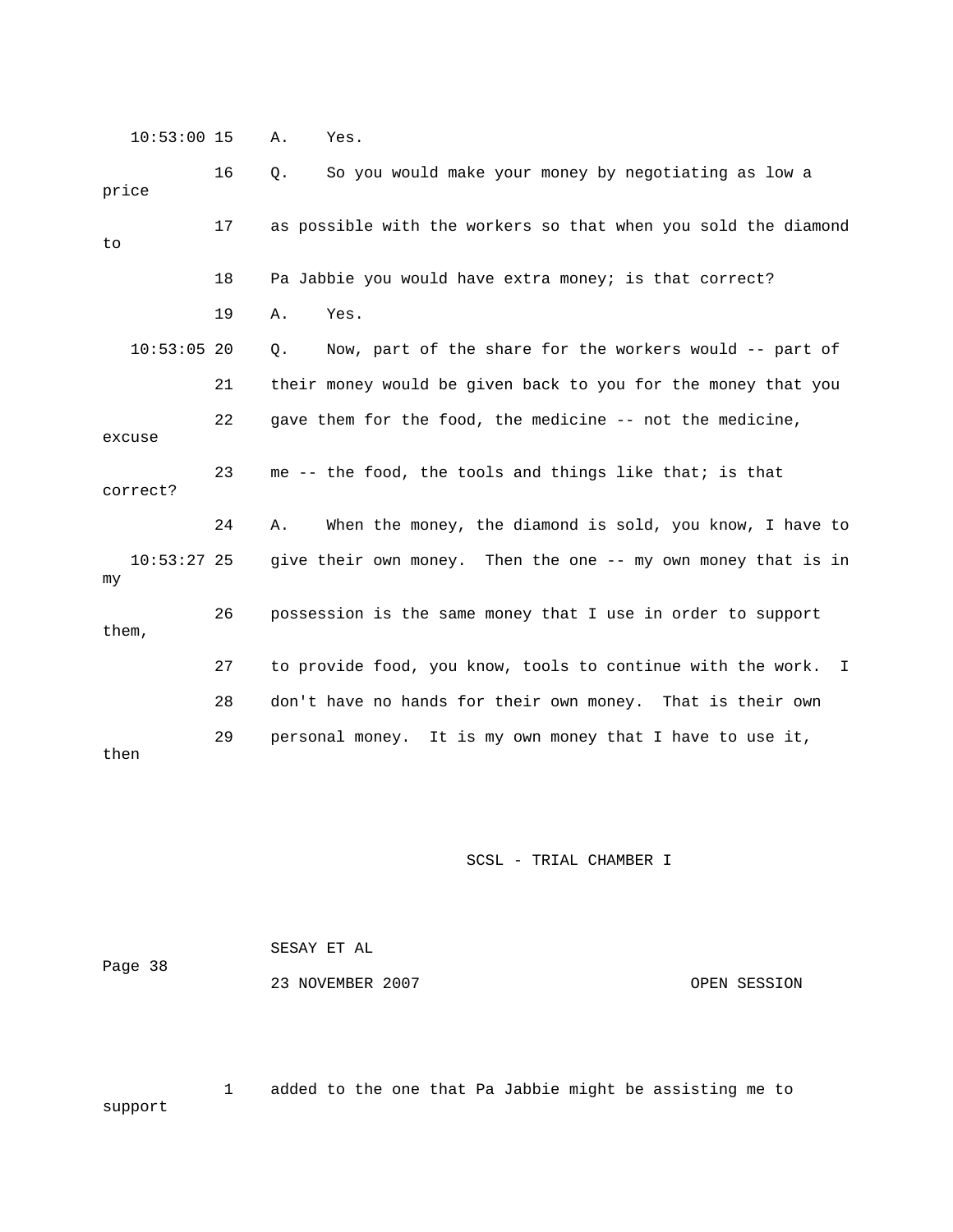10:53:00 15 A. Yes.

16 Q. So you would make your money by negotiating as low a price

17 as possible with the workers so that when you sold the diamond to

18 Pa Jabbie you would have extra money; is that correct?

19 A. Yes.

10:53:05 20 Q. Now, part of the share for the workers would -- part of

21 their money would be given back to you for the money that you

22 gave them for the food, the medicine -- not the medicine, excuse

23 me -- the food, the tools and things like that; is that correct?

24 A. When the money, the diamond is sold, you know, I have to

10:53:27 25 give their own money. Then the one -- my own money that is in my

26 possession is the same money that I use in order to support them,

27 to provide food, you know, tools to continue with the work. I

28 don't have no hands for their own money. That is their own

29 personal money. It is my own money that I have to use it, then

1 added to the one that Pa Jabbie might be assisting me to support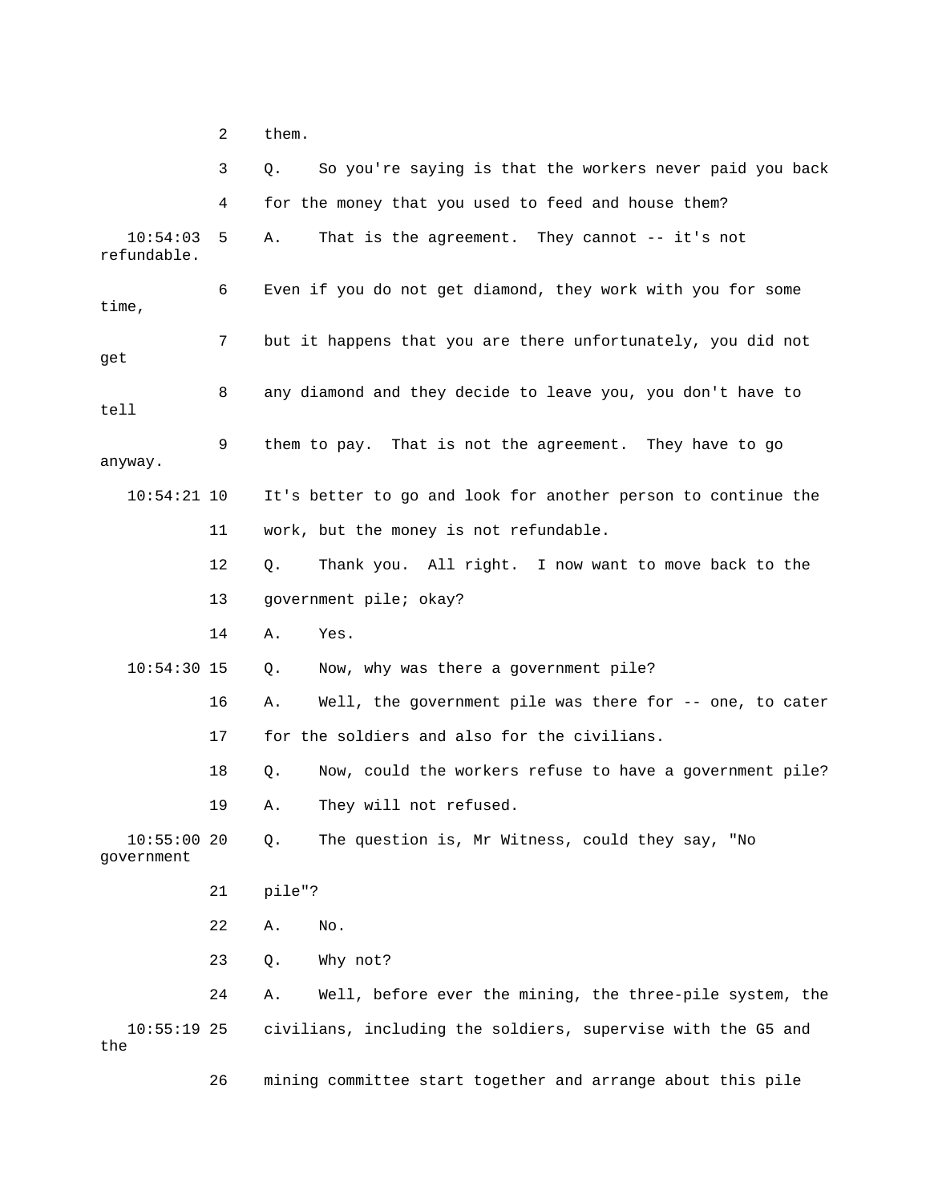2 them.

3 Q. So you're saying is that the workers never paid you back

4 for the money that you used to feed and house them?

10:54:03 5 A. That is the agreement. They cannot -- it's not refundable.

6 Even if you do not get diamond, they work with you for some time,

7 but it happens that you are there unfortunately, you did not get

8 any diamond and they decide to leave you, you don't have to tell

9 them to pay. That is not the agreement. They have to go anyway.

10:54:21 10 It's better to go and look for another person to continue the

11 work, but the money is not refundable.

12 Q. Thank you. All right. I now want to move back to the

13 government pile; okay?

14 A. Yes.

10:54:30 15 Q. Now, why was there a government pile?

16 A. Well, the government pile was there for -- one, to cater

17 for the soldiers and also for the civilians.

18 Q. Now, could the workers refuse to have a government pile?

19 A. They will not refused.

10:55:00 20 Q. The question is, Mr Witness, could they say, "No government

21 pile"?

22 A. No.

23 Q. Why not?

24 A. Well, before ever the mining, the three-pile system, the

10:55:19 25 civilians, including the soldiers, supervise with the G5 and the

26 mining committee start together and arrange about this pile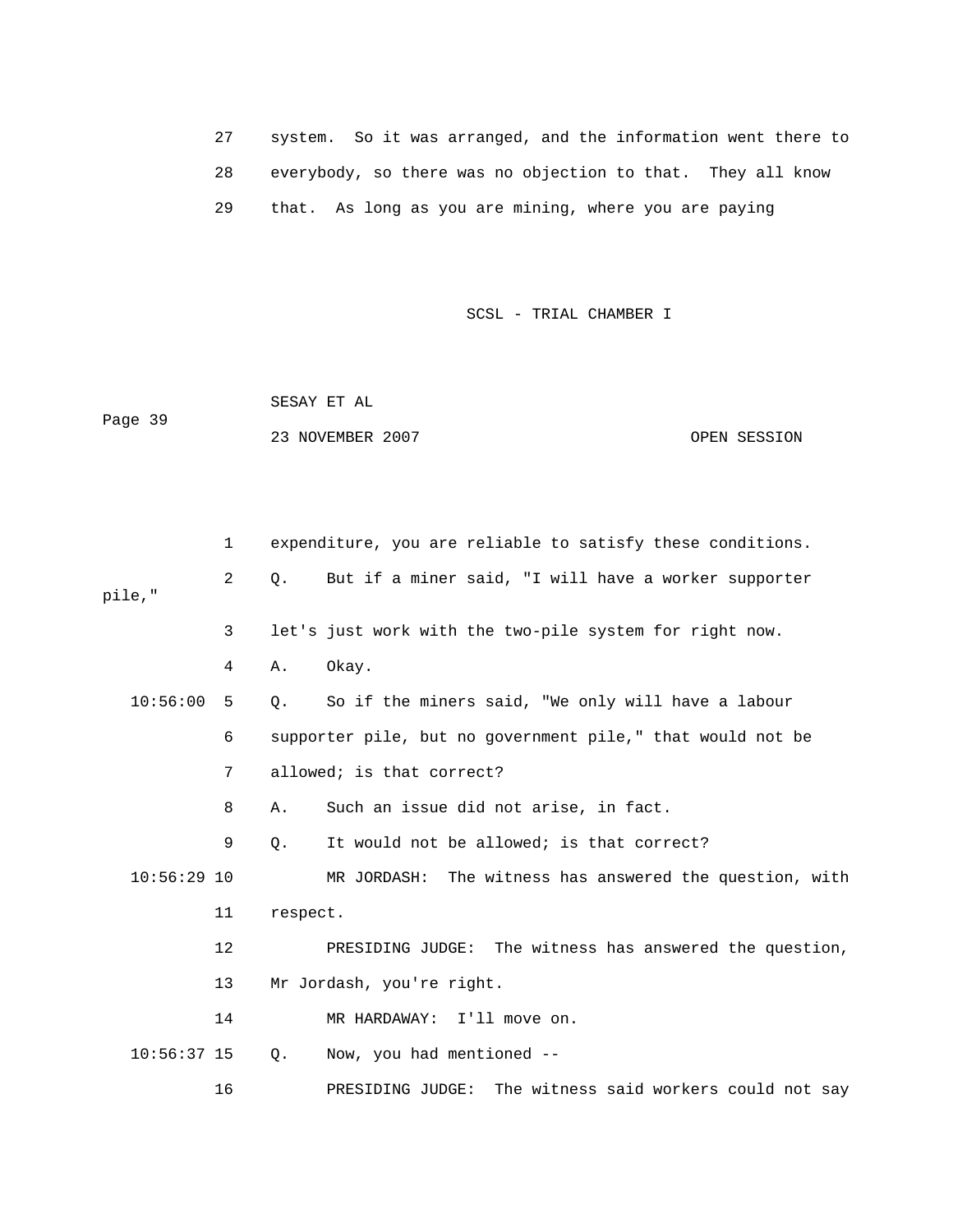27 system. So it was arranged, and the information went there to

28 everybody, so there was no objection to that. They all know

29 that. As long as you are mining, where you are paying

1 expenditure, you are reliable to satisfy these conditions.

2 Q. But if a miner said, "I will have a worker supporter pile,"

3 let's just work with the two-pile system for right now.

4 A. Okay.

10:56:00 5 Q. So if the miners said, "We only will have a labour

6 supporter pile, but no government pile," that would not be

7 allowed; is that correct?

8 A. Such an issue did not arise, in fact.

9 Q. It would not be allowed; is that correct?

10:56:29 10 MR JORDASH: The witness has answered the question, with

11 respect.

12 PRESIDING JUDGE: The witness has answered the question,

13 Mr Jordash, you're right.

14 MR HARDAWAY: I'll move on.

10:56:37 15 Q. Now, you had mentioned --

16 PRESIDING JUDGE: The witness said workers could not say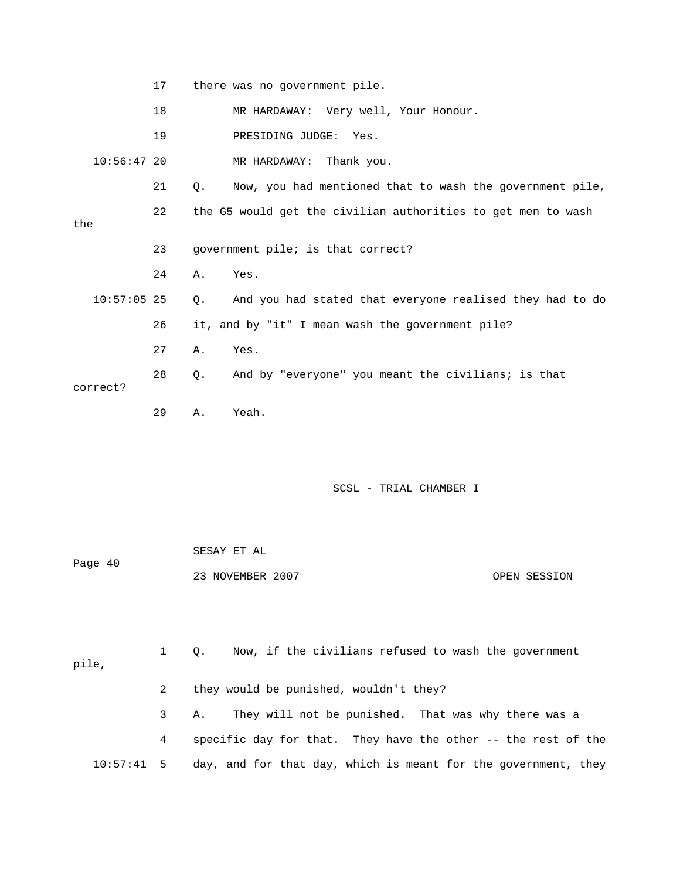17 there was no government pile.

18 MR HARDAWAY: Very well, Your Honour.

19 PRESIDING JUDGE: Yes.

10:56:47 20 MR HARDAWAY: Thank you.

21 Q. Now, you had mentioned that to wash the government pile,

22 the G5 would get the civilian authorities to get men to wash the

23 government pile; is that correct?

24 A. Yes.

10:57:05 25 Q. And you had stated that everyone realised they had to do

26 it, and by "it" I mean wash the government pile?

27 A. Yes.

28 Q. And by "everyone" you meant the civilians; is that correct?

29 A. Yeah.

1 Q. Now, if the civilians refused to wash the government pile,

2 they would be punished, wouldn't they?

3 A. They will not be punished. That was why there was a

4 specific day for that. They have the other -- the rest of the

10:57:41 5 day, and for that day, which is meant for the government, they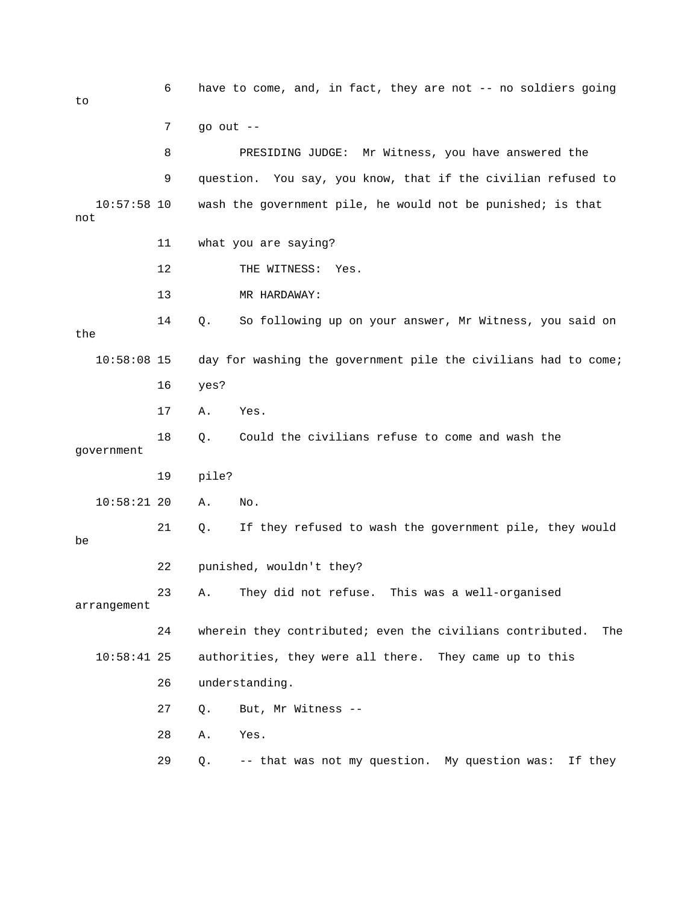6 have to come, and, in fact, they are not -- no soldiers going to

7 go out --

8 PRESIDING JUDGE: Mr Witness, you have answered the

9 question. You say, you know, that if the civilian refused to

10:57:58 10 wash the government pile, he would not be punished; is that not

11 what you are saying?

12 THE WITNESS: Yes.

13 MR HARDAWAY:

14 Q. So following up on your answer, Mr Witness, you said on the

10:58:08 15 day for washing the government pile the civilians had to come;

16 yes?

17 A. Yes.

18 Q. Could the civilians refuse to come and wash the government

19 pile?

10:58:21 20 A. No.

21 Q. If they refused to wash the government pile, they would be

22 punished, wouldn't they?

23 A. They did not refuse. This was a well-organised arrangement

24 wherein they contributed; even the civilians contributed. The

10:58:41 25 authorities, they were all there. They came up to this

26 understanding.

27 Q. But, Mr Witness --

28 A. Yes.

29 Q. -- that was not my question. My question was: If they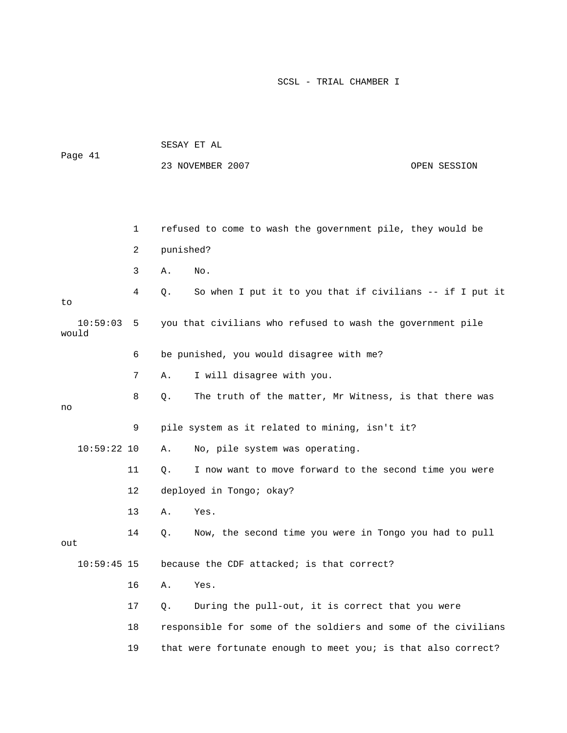1 refused to come to wash the government pile, they would be

2 punished?

3 A. No.

4 Q. So when I put it to you that if civilians -- if I put it to

10:59:03 5 you that civilians who refused to wash the government pile would

6 be punished, you would disagree with me?

7 A. I will disagree with you.

8 Q. The truth of the matter, Mr Witness, is that there was no

9 pile system as it related to mining, isn't it?

10:59:22 10 A. No, pile system was operating.

11 Q. I now want to move forward to the second time you were

12 deployed in Tongo; okay?

13 A. Yes.

14 Q. Now, the second time you were in Tongo you had to pull out

10:59:45 15 because the CDF attacked; is that correct?

16 A. Yes.

17 Q. During the pull-out, it is correct that you were

18 responsible for some of the soldiers and some of the civilians

19 that were fortunate enough to meet you; is that also correct?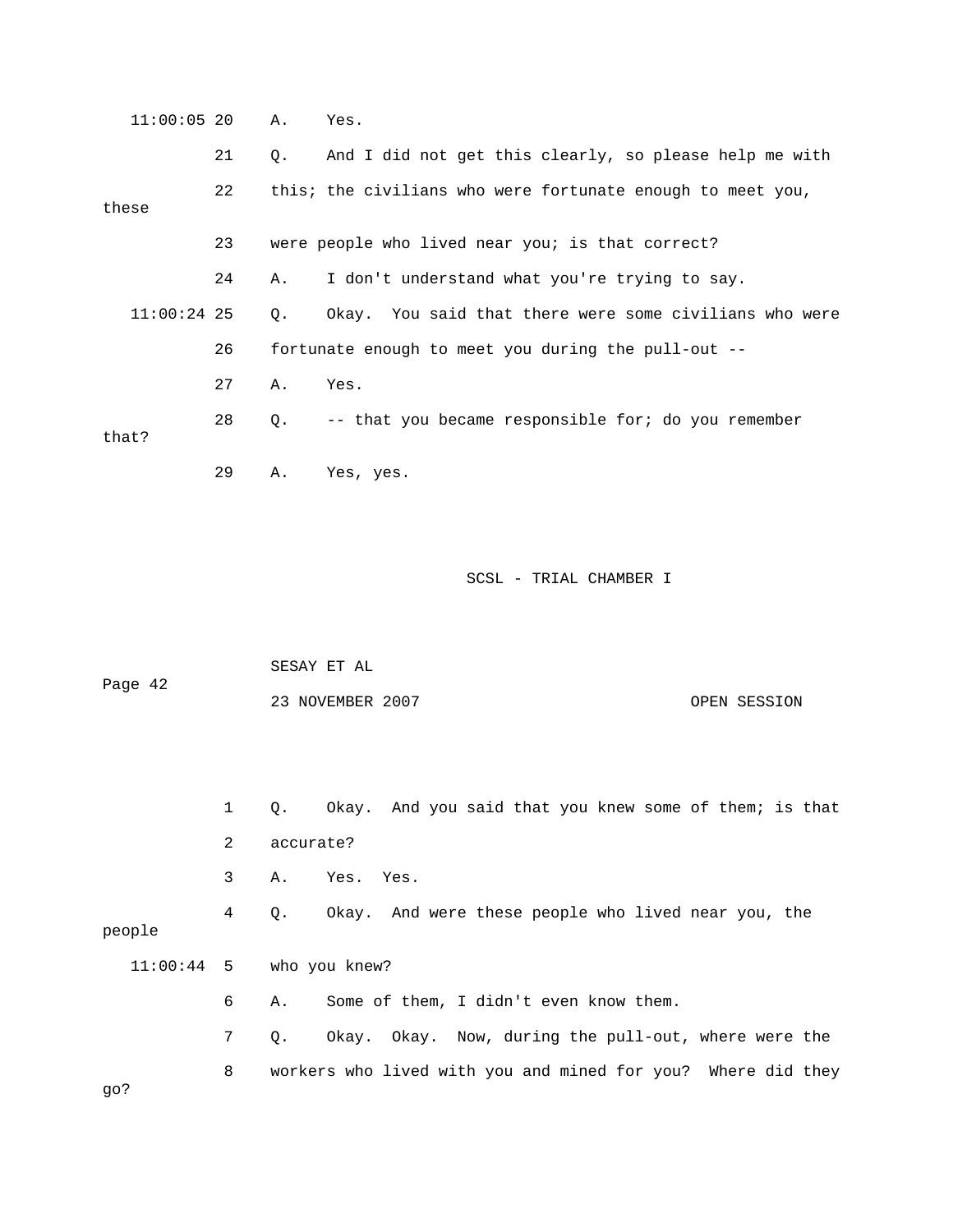11:00:05 20 A. Yes.

21 Q. And I did not get this clearly, so please help me with

22 this; the civilians who were fortunate enough to meet you, these

23 were people who lived near you; is that correct?

24 A. I don't understand what you're trying to say.

11:00:24 25 Q. Okay. You said that there were some civilians who were

26 fortunate enough to meet you during the pull-out --

27 A. Yes.

28 Q. -- that you became responsible for; do you remember that?

29 A. Yes, yes.

1 Q. Okay. And you said that you knew some of them; is that

2 accurate?

3 A. Yes. Yes.

4 Q. Okay. And were these people who lived near you, the people

11:00:44 5 who you knew?

6 A. Some of them, I didn't even know them.

7 Q. Okay. Okay. Now, during the pull-out, where were the

8 workers who lived with you and mined for you? Where did they go?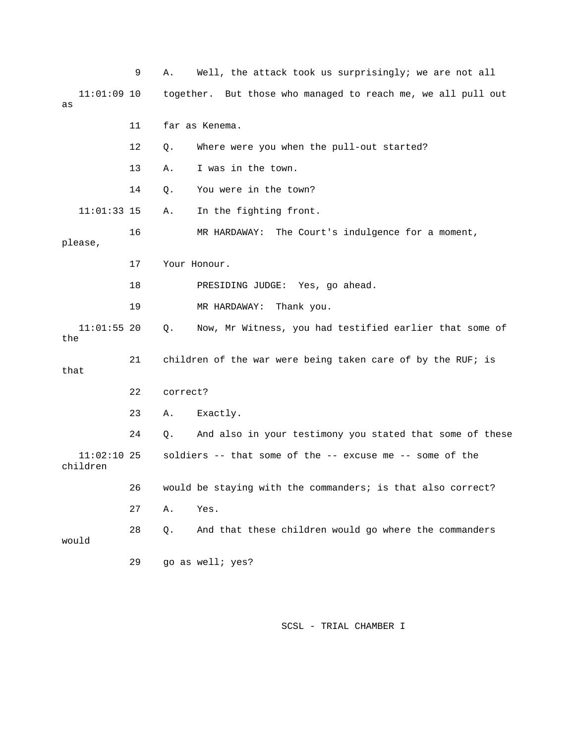9 A. Well, the attack took us surprisingly; we are not all

11:01:09 10 together. But those who managed to reach me, we all pull out as

11 far as Kenema.

12 Q. Where were you when the pull-out started?

13 A. I was in the town.

14 Q. You were in the town?

11:01:33 15 A. In the fighting front.

16 MR HARDAWAY: The Court's indulgence for a moment, please,

17 Your Honour.

18 PRESIDING JUDGE: Yes, go ahead.

19 MR HARDAWAY: Thank you.

11:01:55 20 Q. Now, Mr Witness, you had testified earlier that some of the

21 children of the war were being taken care of by the RUF; is that

22 correct?

23 A. Exactly.

24 Q. And also in your testimony you stated that some of these

11:02:10 25 soldiers -- that some of the -- excuse me -- some of the children

26 would be staying with the commanders; is that also correct?

27 A. Yes.

28 Q. And that these children would go where the commanders would

29 go as well; yes?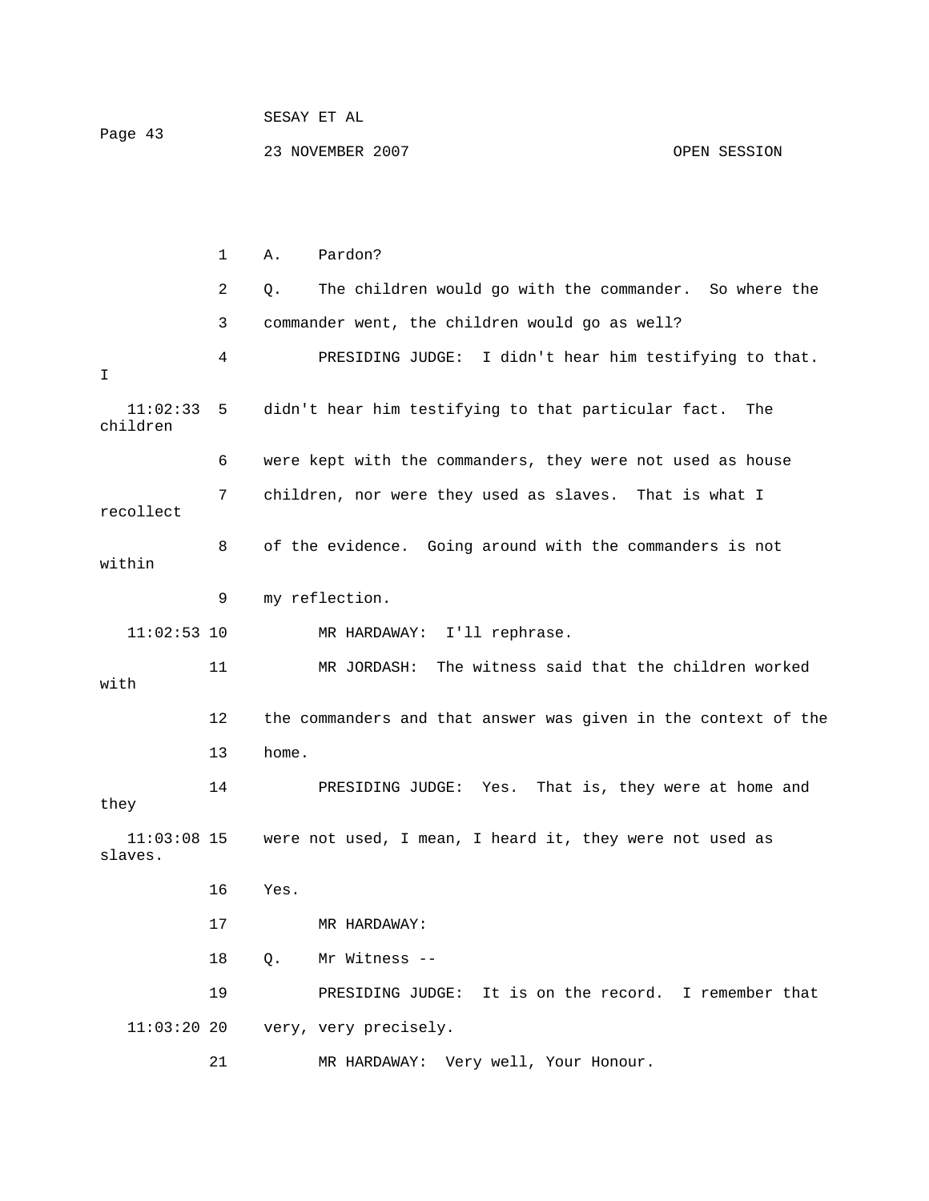A. Pardon?

Q. The children would go with the commander. So where the commander went, the children would go as well?

PRESIDING JUDGE: I didn't hear him testifying to that. I didn't hear him testifying to that particular fact. The children were kept with the commanders, they were not used as house children, nor were they used as slaves. That is what I recollect of the evidence. Going around with the commanders is not within my reflection.

MR HARDAWAY: I'll rephrase.

MR JORDASH: The witness said that the children worked with the commanders and that answer was given in the context of the home.

PRESIDING JUDGE: Yes. That is, they were at home and they were not used, I mean, I heard it, they were not used as slaves. Yes.

MR HARDAWAY:

Q. Mr Witness --

PRESIDING JUDGE: It is on the record. I remember that very, very precisely.

MR HARDAWAY: Very well, Your Honour.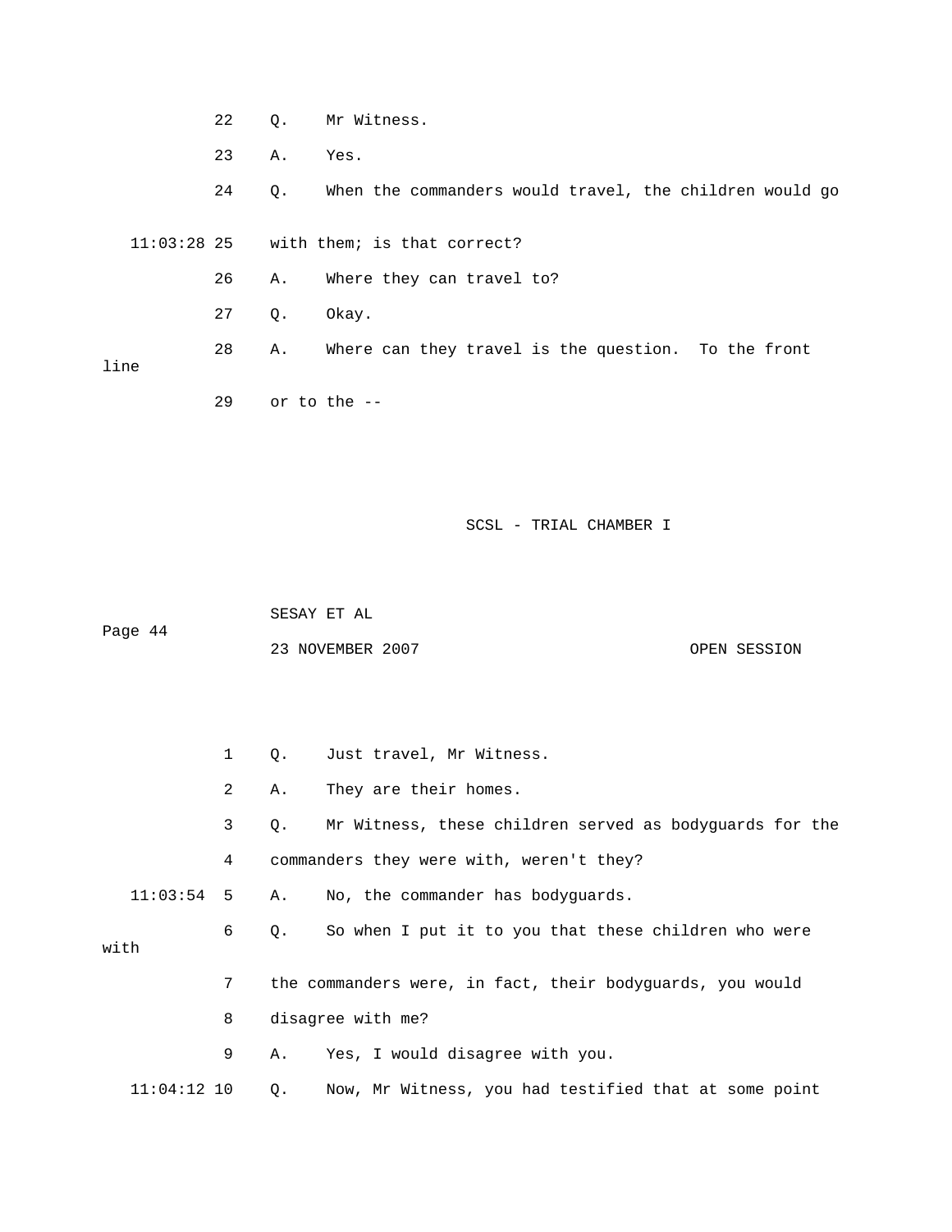22 Q. Mr Witness.

23 A. Yes.

24 Q. When the commanders would travel, the children would go

11:03:28 25 with them; is that correct?

26 A. Where they can travel to?

27 Q. Okay.

28 A. Where can they travel is the question. To the front line

29 or to the --

1 Q. Just travel, Mr Witness.

2 A. They are their homes.

3 Q. Mr Witness, these children served as bodyguards for the

4 commanders they were with, weren't they?

11:03:54 5 A. No, the commander has bodyguards.

6 Q. So when I put it to you that these children who were with

7 the commanders were, in fact, their bodyguards, you would

8 disagree with me?

9 A. Yes, I would disagree with you.

11:04:12 10 Q. Now, Mr Witness, you had testified that at some point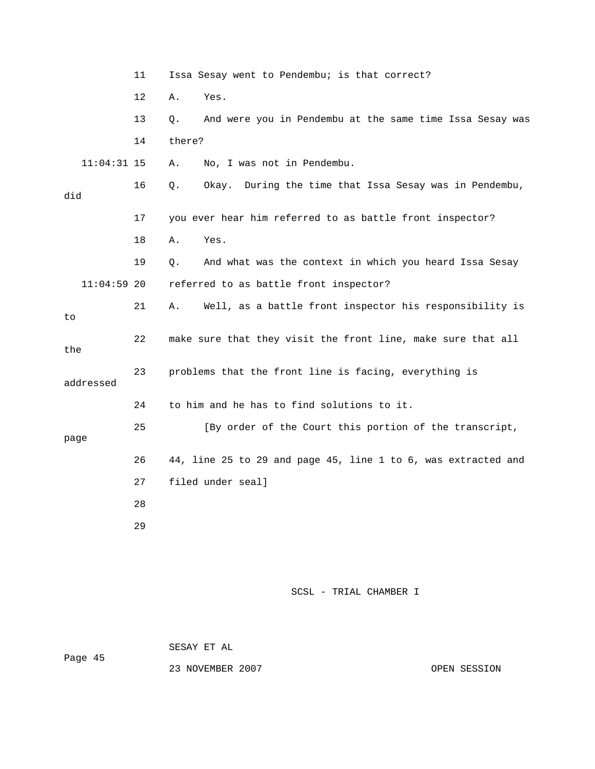11 Issa Sesay went to Pendembu; is that correct?

12 A. Yes.

13 Q. And were you in Pendembu at the same time Issa Sesay was

14 there?

11:04:31 15 A. No, I was not in Pendembu.

16 Q. Okay. During the time that Issa Sesay was in Pendembu, did

17 you ever hear him referred to as battle front inspector?

18 A. Yes.

19 Q. And what was the context in which you heard Issa Sesay

11:04:59 20 referred to as battle front inspector?

21 A. Well, as a battle front inspector his responsibility is to

22 make sure that they visit the front line, make sure that all the

23 problems that the front line is facing, everything is addressed

24 to him and he has to find solutions to it.

25 [By order of the Court this portion of the transcript, page

26 44, line 25 to 29 and page 45, line 1 to 6, was extracted and

27 filed under seal]

28

29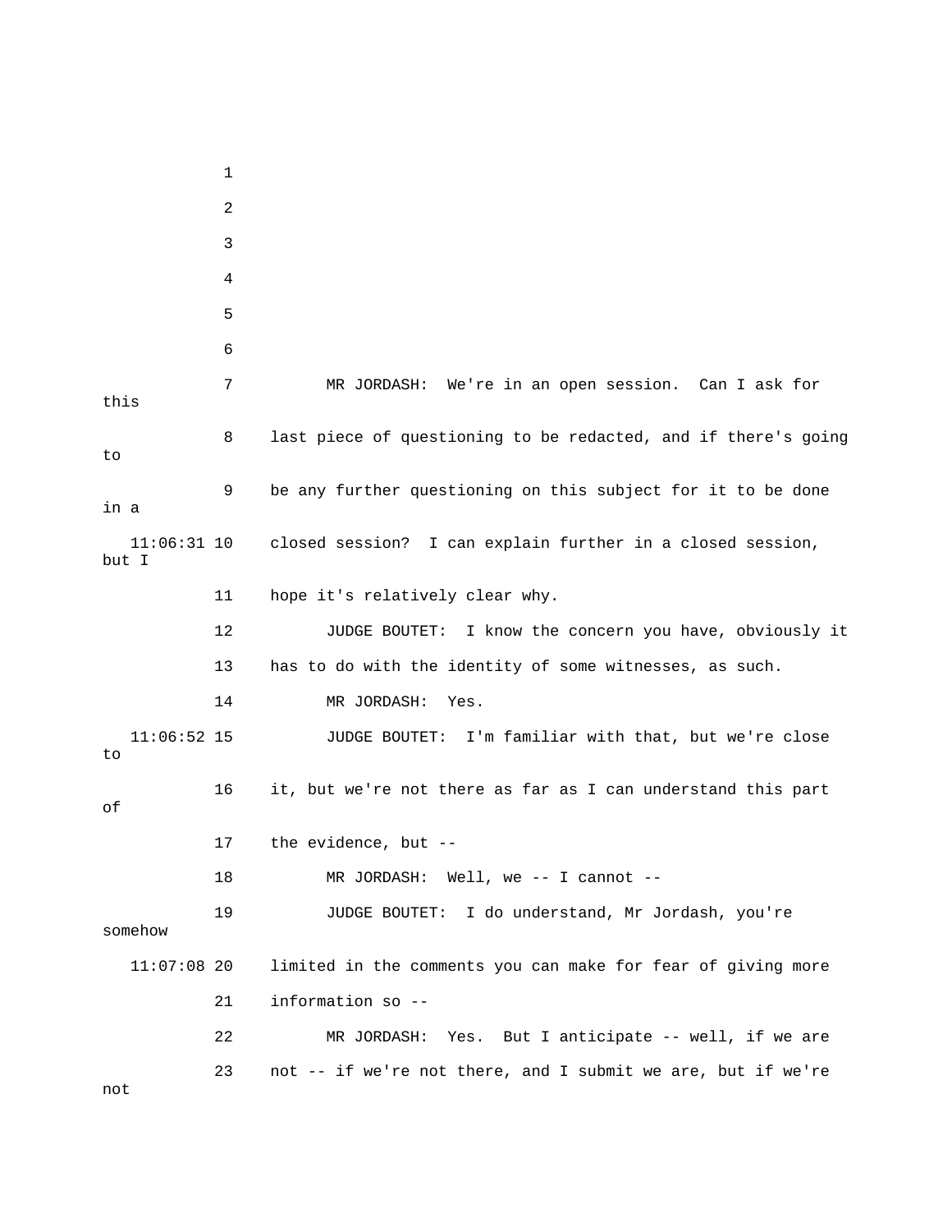1
2
3
4
5
6
7 MR JORDASH: We're in an open session. Can I ask for this
8 last piece of questioning to be redacted, and if there's going to
9 be any further questioning on this subject for it to be done in a
11:06:31 10 closed session? I can explain further in a closed session, but I
11 hope it's relatively clear why.
12 JUDGE BOUTET: I know the concern you have, obviously it
13 has to do with the identity of some witnesses, as such.
14 MR JORDASH: Yes.
11:06:52 15 JUDGE BOUTET: I'm familiar with that, but we're close to
16 it, but we're not there as far as I can understand this part of
17 the evidence, but --
18 MR JORDASH: Well, we -- I cannot --
19 JUDGE BOUTET: I do understand, Mr Jordash, you're somehow
11:07:08 20 limited in the comments you can make for fear of giving more
21 information so --
22 MR JORDASH: Yes. But I anticipate -- well, if we are
23 not -- if we're not there, and I submit we are, but if we're not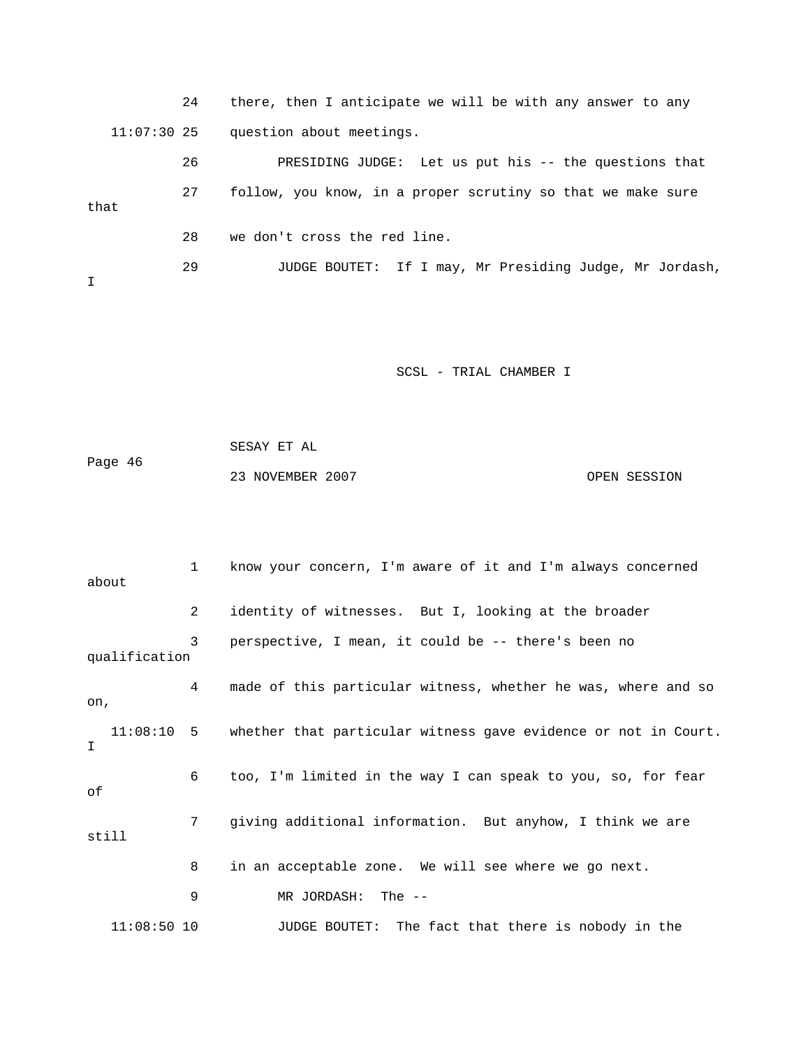24 there, then I anticipate we will be with any answer to any

11:07:30 25 question about meetings.

26 PRESIDING JUDGE: Let us put his -- the questions that

27 follow, you know, in a proper scrutiny so that we make sure that

28 we don't cross the red line.

29 JUDGE BOUTET: If I may, Mr Presiding Judge, Mr Jordash, I

1 know your concern, I'm aware of it and I'm always concerned about

2 identity of witnesses. But I, looking at the broader

3 perspective, I mean, it could be -- there's been no qualification

4 made of this particular witness, whether he was, where and so on,

11:08:10 5 whether that particular witness gave evidence or not in Court. I

6 too, I'm limited in the way I can speak to you, so, for fear of

7 giving additional information. But anyhow, I think we are still

8 in an acceptable zone. We will see where we go next.

9 MR JORDASH: The --

11:08:50 10 JUDGE BOUTET: The fact that there is nobody in the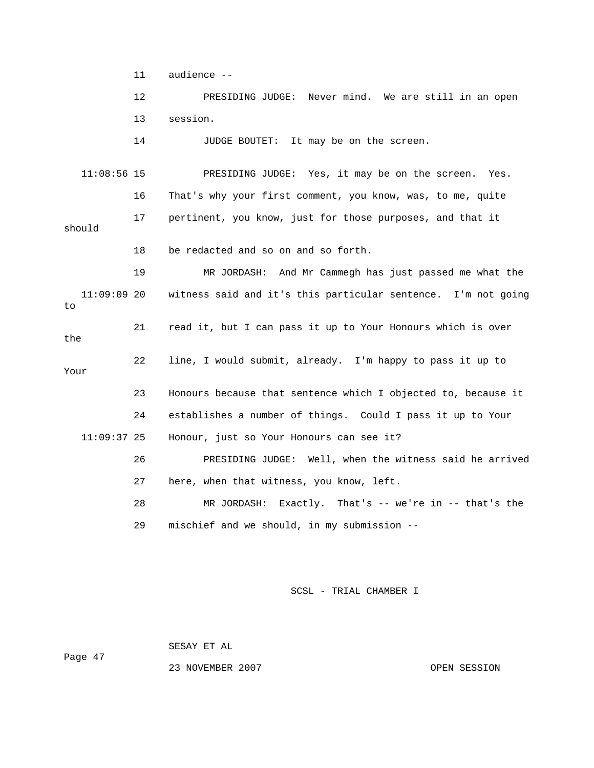11 audience --

12 PRESIDING JUDGE: Never mind. We are still in an open

13 session.

14 JUDGE BOUTET: It may be on the screen.

11:08:56 15 PRESIDING JUDGE: Yes, it may be on the screen. Yes.

16 That's why your first comment, you know, was, to me, quite

17 pertinent, you know, just for those purposes, and that it should

18 be redacted and so on and so forth.

19 MR JORDASH: And Mr Cammegh has just passed me what the

11:09:09 20 witness said and it's this particular sentence. I'm not going to

21 read it, but I can pass it up to Your Honours which is over the

22 line, I would submit, already. I'm happy to pass it up to Your

23 Honours because that sentence which I objected to, because it

24 establishes a number of things. Could I pass it up to Your

11:09:37 25 Honour, just so Your Honours can see it?

26 PRESIDING JUDGE: Well, when the witness said he arrived

27 here, when that witness, you know, left.

28 MR JORDASH: Exactly. That's -- we're in -- that's the

29 mischief and we should, in my submission --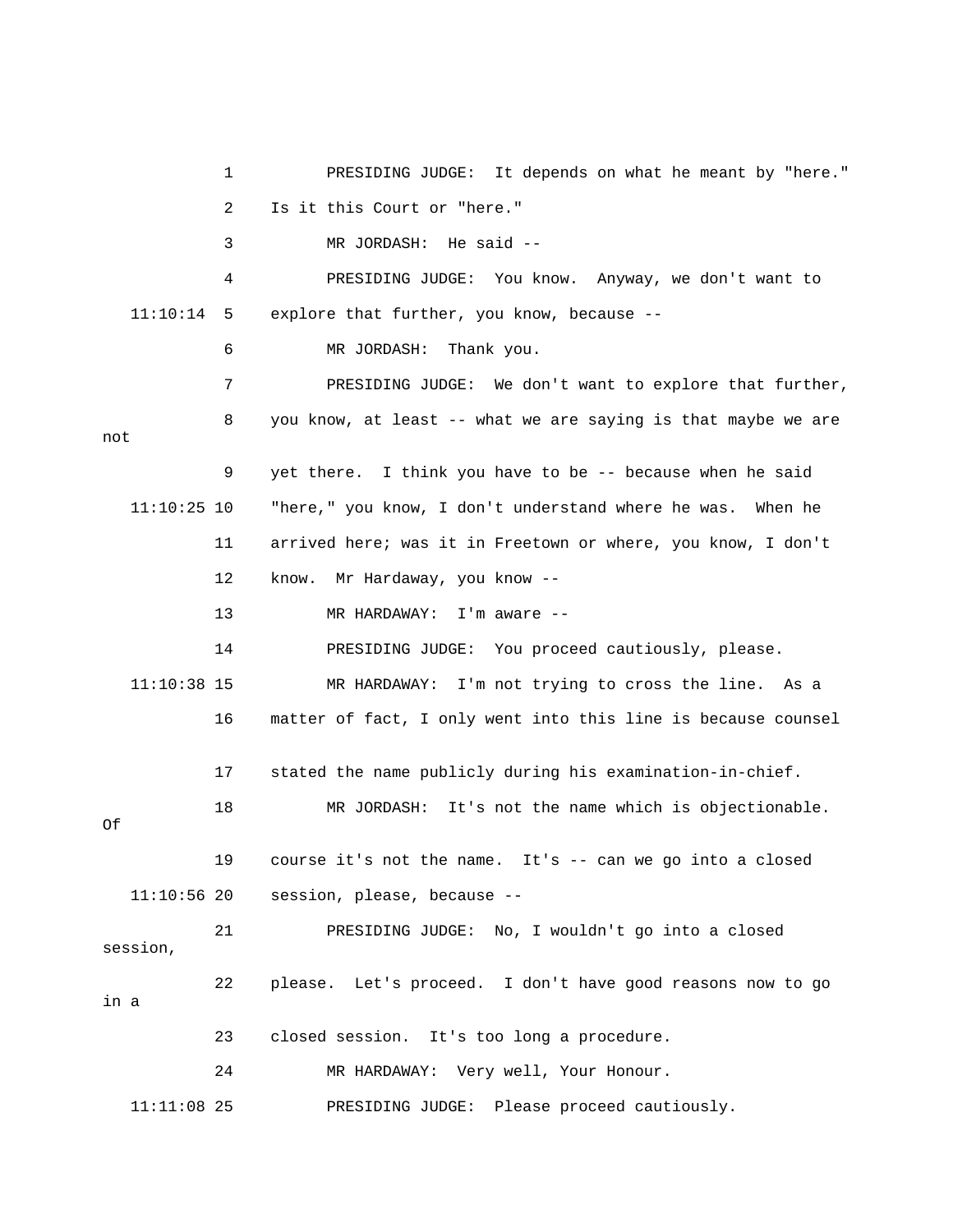1 PRESIDING JUDGE: It depends on what he meant by "here."

2 Is it this Court or "here."

3 MR JORDASH: He said --

4 PRESIDING JUDGE: You know. Anyway, we don't want to

11:10:14 5 explore that further, you know, because --

6 MR JORDASH: Thank you.

7 PRESIDING JUDGE: We don't want to explore that further,

8 you know, at least -- what we are saying is that maybe we are not

9 yet there. I think you have to be -- because when he said

11:10:25 10 "here," you know, I don't understand where he was. When he

11 arrived here; was it in Freetown or where, you know, I don't

12 know. Mr Hardaway, you know --

13 MR HARDAWAY: I'm aware --

14 PRESIDING JUDGE: You proceed cautiously, please.

11:10:38 15 MR HARDAWAY: I'm not trying to cross the line. As a

16 matter of fact, I only went into this line is because counsel

17 stated the name publicly during his examination-in-chief.

18 MR JORDASH: It's not the name which is objectionable. Of

19 course it's not the name. It's -- can we go into a closed

11:10:56 20 session, please, because --

21 PRESIDING JUDGE: No, I wouldn't go into a closed session,

22 please. Let's proceed. I don't have good reasons now to go in a

23 closed session. It's too long a procedure.

24 MR HARDAWAY: Very well, Your Honour.

11:11:08 25 PRESIDING JUDGE: Please proceed cautiously.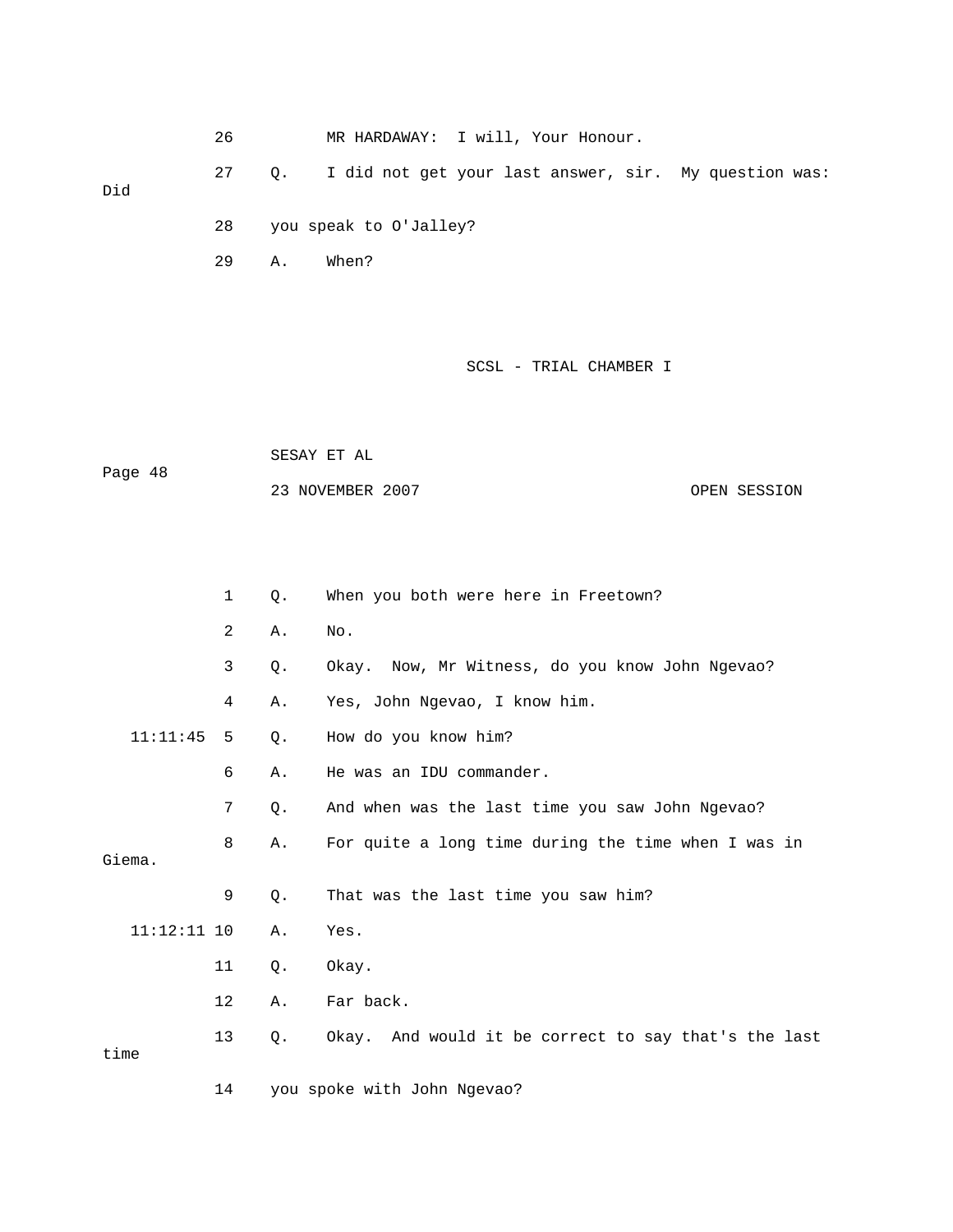26 MR HARDAWAY: I will, Your Honour.

27 Q. I did not get your last answer, sir. My question was: Did

28 you speak to O'Jalley?

29 A. When?

1 Q. When you both were here in Freetown?

2 A. No.

3 Q. Okay. Now, Mr Witness, do you know John Ngevao?

4 A. Yes, John Ngevao, I know him.

11:11:45 5 Q. How do you know him?

6 A. He was an IDU commander.

7 Q. And when was the last time you saw John Ngevao?

8 A. For quite a long time during the time when I was in Giema.

9 Q. That was the last time you saw him?

11:12:11 10 A. Yes.

11 Q. Okay.

12 A. Far back.

13 Q. Okay. And would it be correct to say that's the last time

14 you spoke with John Ngevao?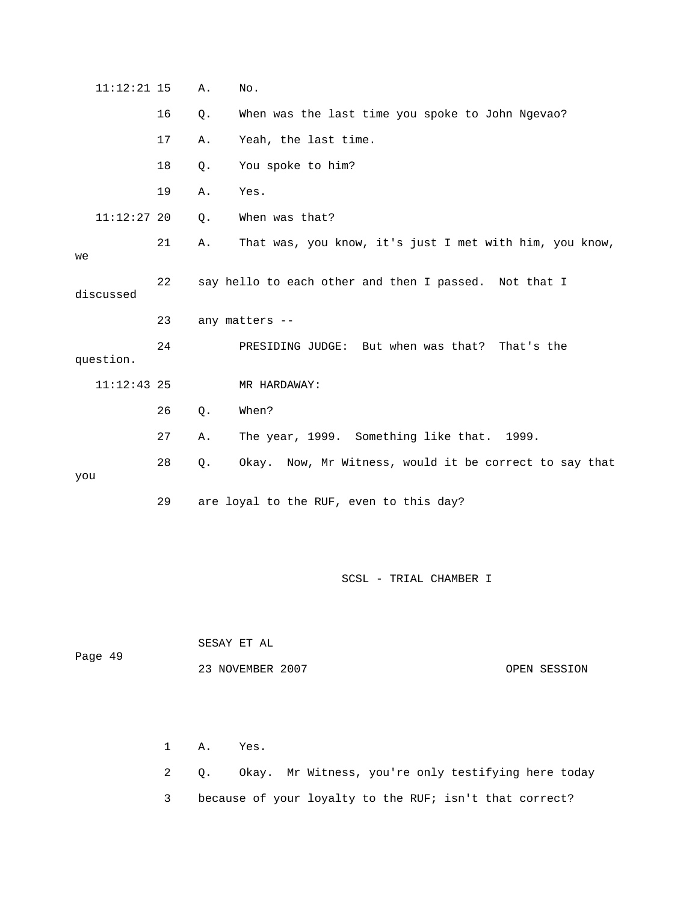11:12:21 15 A. No.

16 Q. When was the last time you spoke to John Ngevao?

17 A. Yeah, the last time.

18 Q. You spoke to him?

19 A. Yes.

11:12:27 20 Q. When was that?

21 A. That was, you know, it's just I met with him, you know, we

22 say hello to each other and then I passed. Not that I discussed

23 any matters --

24 PRESIDING JUDGE: But when was that? That's the question.

11:12:43 25 MR HARDAWAY:

26 Q. When?

27 A. The year, 1999. Something like that. 1999.

28 Q. Okay. Now, Mr Witness, would it be correct to say that you

29 are loyal to the RUF, even to this day?

1 A. Yes.

2 Q. Okay. Mr Witness, you're only testifying here today

3 because of your loyalty to the RUF; isn't that correct?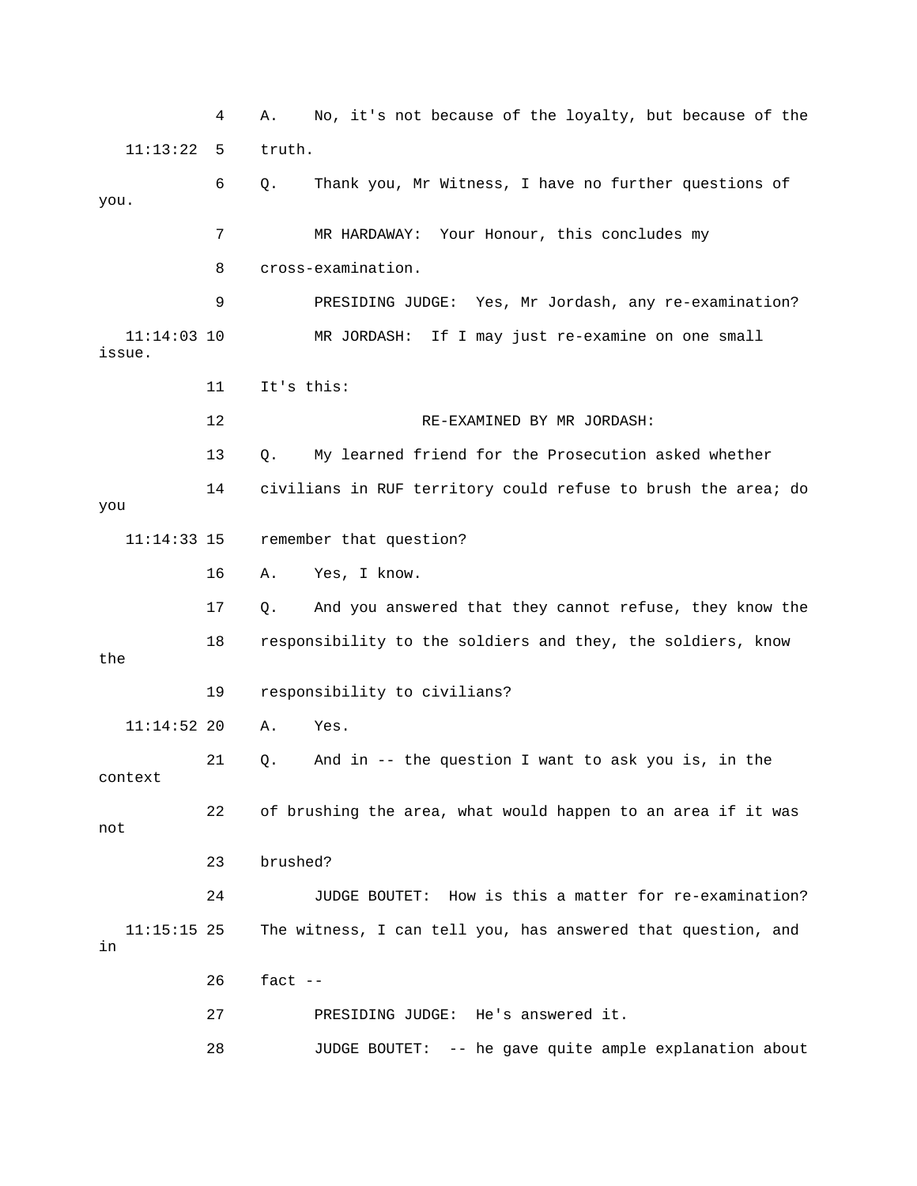A. No, it's not because of the loyalty, but because of the truth.

Q. Thank you, Mr Witness, I have no further questions of you.

MR HARDAWAY: Your Honour, this concludes my cross-examination.

PRESIDING JUDGE: Yes, Mr Jordash, any re-examination?

MR JORDASH: If I may just re-examine on one small issue. It's this:

RE-EXAMINED BY MR JORDASH:

Q. My learned friend for the Prosecution asked whether civilians in RUF territory could refuse to brush the area; do you remember that question?

A. Yes, I know.

Q. And you answered that they cannot refuse, they know the responsibility to the soldiers and they, the soldiers, know the responsibility to civilians?

A. Yes.

Q. And in -- the question I want to ask you is, in the context of brushing the area, what would happen to an area if it was not brushed?

JUDGE BOUTET: How is this a matter for re-examination? The witness, I can tell you, has answered that question, and in fact --

PRESIDING JUDGE: He's answered it.

JUDGE BOUTET: -- he gave quite ample explanation about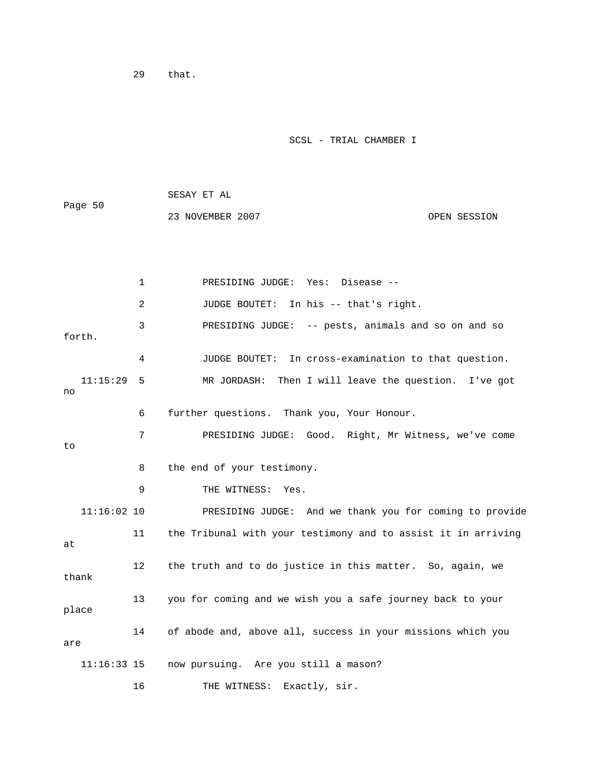29 that.

1 PRESIDING JUDGE: Yes: Disease --

2 JUDGE BOUTET: In his -- that's right.

3 PRESIDING JUDGE: -- pests, animals and so on and so forth.

4 JUDGE BOUTET: In cross-examination to that question.

11:15:29 5 MR JORDASH: Then I will leave the question. I've got no

6 further questions. Thank you, Your Honour.

7 PRESIDING JUDGE: Good. Right, Mr Witness, we've come to

8 the end of your testimony.

9 THE WITNESS: Yes.

11:16:02 10 PRESIDING JUDGE: And we thank you for coming to provide

11 the Tribunal with your testimony and to assist it in arriving at

12 the truth and to do justice in this matter. So, again, we thank

13 you for coming and we wish you a safe journey back to your place

14 of abode and, above all, success in your missions which you are

11:16:33 15 now pursuing. Are you still a mason?

16 THE WITNESS: Exactly, sir.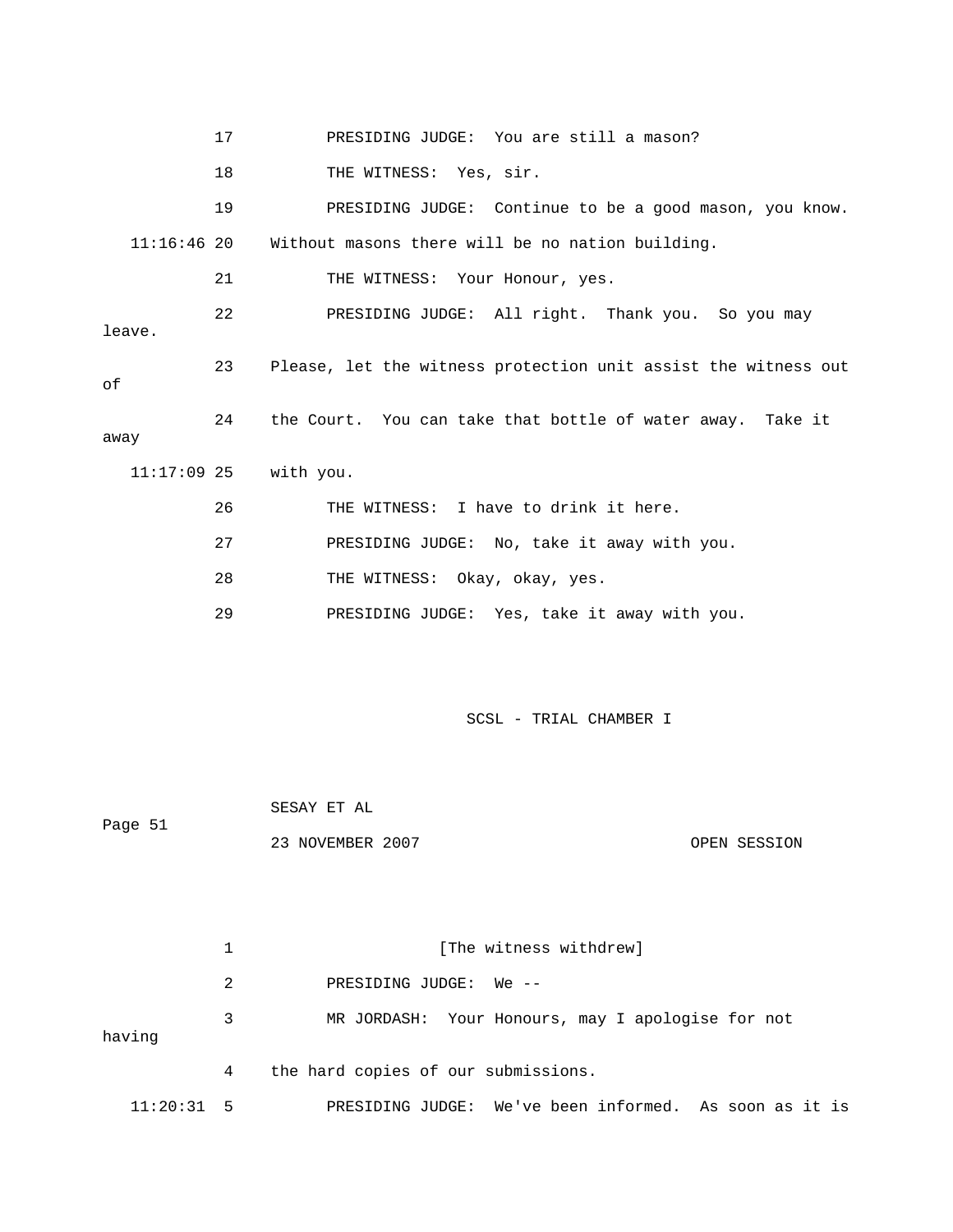17 PRESIDING JUDGE: You are still a mason?

18 THE WITNESS: Yes, sir.

19 PRESIDING JUDGE: Continue to be a good mason, you know.

11:16:46 20 Without masons there will be no nation building.

21 THE WITNESS: Your Honour, yes.

22 PRESIDING JUDGE: All right. Thank you. So you may leave.

23 Please, let the witness protection unit assist the witness out of

24 the Court. You can take that bottle of water away. Take it away

11:17:09 25 with you.

26 THE WITNESS: I have to drink it here.

27 PRESIDING JUDGE: No, take it away with you.

28 THE WITNESS: Okay, okay, yes.

29 PRESIDING JUDGE: Yes, take it away with you.

SCSL - TRIAL CHAMBER I

SESAY ET AL

Page 51

23 NOVEMBER 2007 OPEN SESSION

1 [The witness withdrew]

2 PRESIDING JUDGE: We --

3 MR JORDASH: Your Honours, may I apologise for not having

4 the hard copies of our submissions.

11:20:31 5 PRESIDING JUDGE: We've been informed. As soon as it is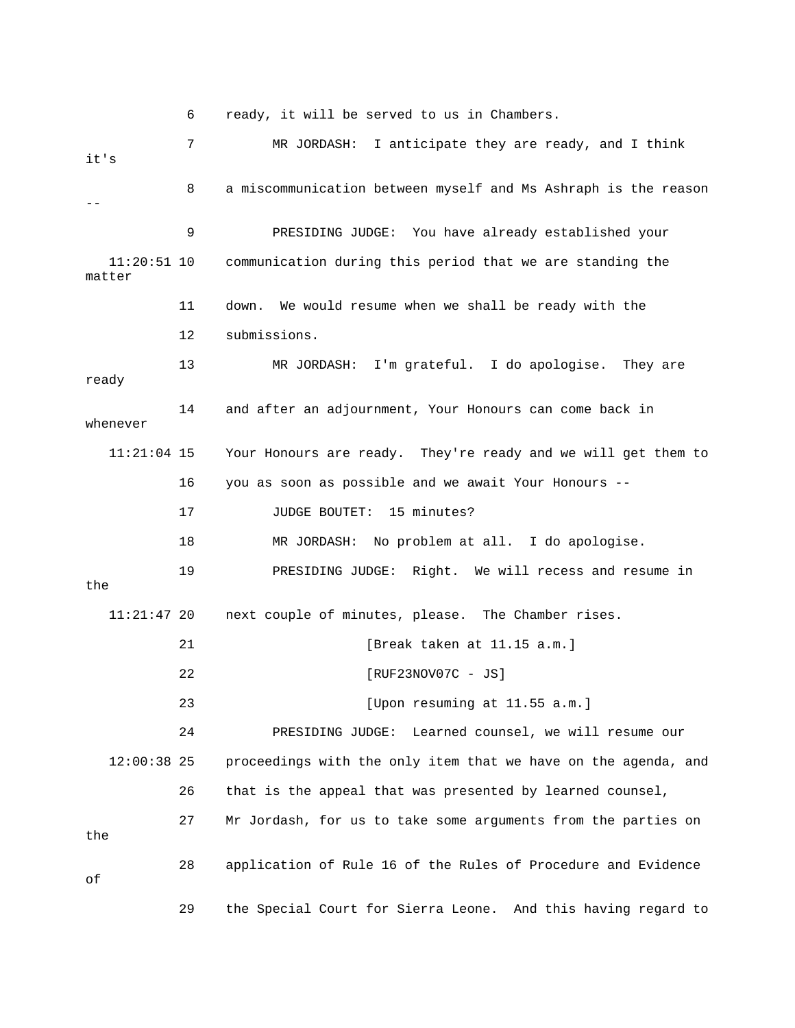6 ready, it will be served to us in Chambers.

7 MR JORDASH: I anticipate they are ready, and I think it's

8 a miscommunication between myself and Ms Ashraph is the reason --

9 PRESIDING JUDGE: You have already established your

11:20:51 10 communication during this period that we are standing the matter

11 down. We would resume when we shall be ready with the

12 submissions.

13 MR JORDASH: I'm grateful. I do apologise. They are ready

14 and after an adjournment, Your Honours can come back in whenever

11:21:04 15 Your Honours are ready. They're ready and we will get them to

16 you as soon as possible and we await Your Honours --

17 JUDGE BOUTET: 15 minutes?

18 MR JORDASH: No problem at all. I do apologise.

19 PRESIDING JUDGE: Right. We will recess and resume in the

11:21:47 20 next couple of minutes, please. The Chamber rises.

21 [Break taken at 11.15 a.m.]

22 [RUF23NOV07C - JS]

23 [Upon resuming at 11.55 a.m.]

24 PRESIDING JUDGE: Learned counsel, we will resume our

12:00:38 25 proceedings with the only item that we have on the agenda, and

26 that is the appeal that was presented by learned counsel,

27 Mr Jordash, for us to take some arguments from the parties on the

28 application of Rule 16 of the Rules of Procedure and Evidence of

29 the Special Court for Sierra Leone. And this having regard to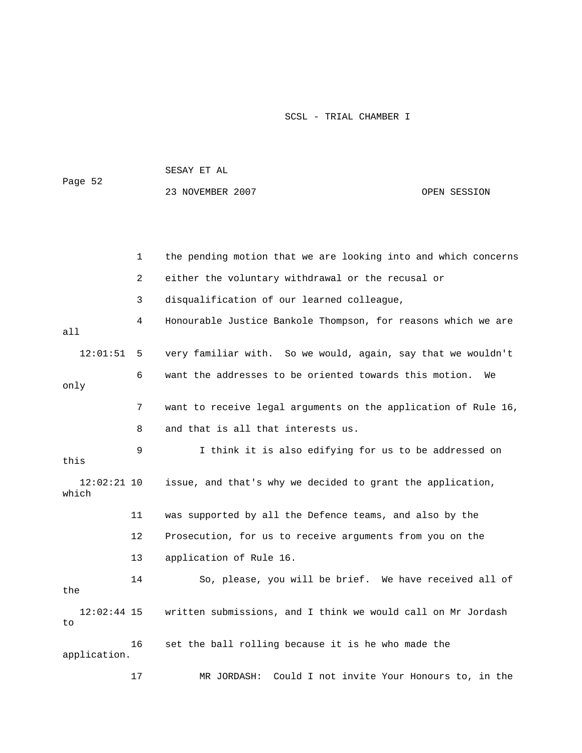the pending motion that we are looking into and which concerns either the voluntary withdrawal or the recusal or disqualification of our learned colleague, Honourable Justice Bankole Thompson, for reasons which we are all very familiar with. So we would, again, say that we wouldn't want the addresses to be oriented towards this motion. We only want to receive legal arguments on the application of Rule 16, and that is all that interests us.

I think it is also edifying for us to be addressed on this issue, and that's why we decided to grant the application, which was supported by all the Defence teams, and also by the Prosecution, for us to receive arguments from you on the application of Rule 16.

So, please, you will be brief. We have received all of the written submissions, and I think we would call on Mr Jordash to set the ball rolling because it is he who made the application.

MR JORDASH: Could I not invite Your Honours to, in the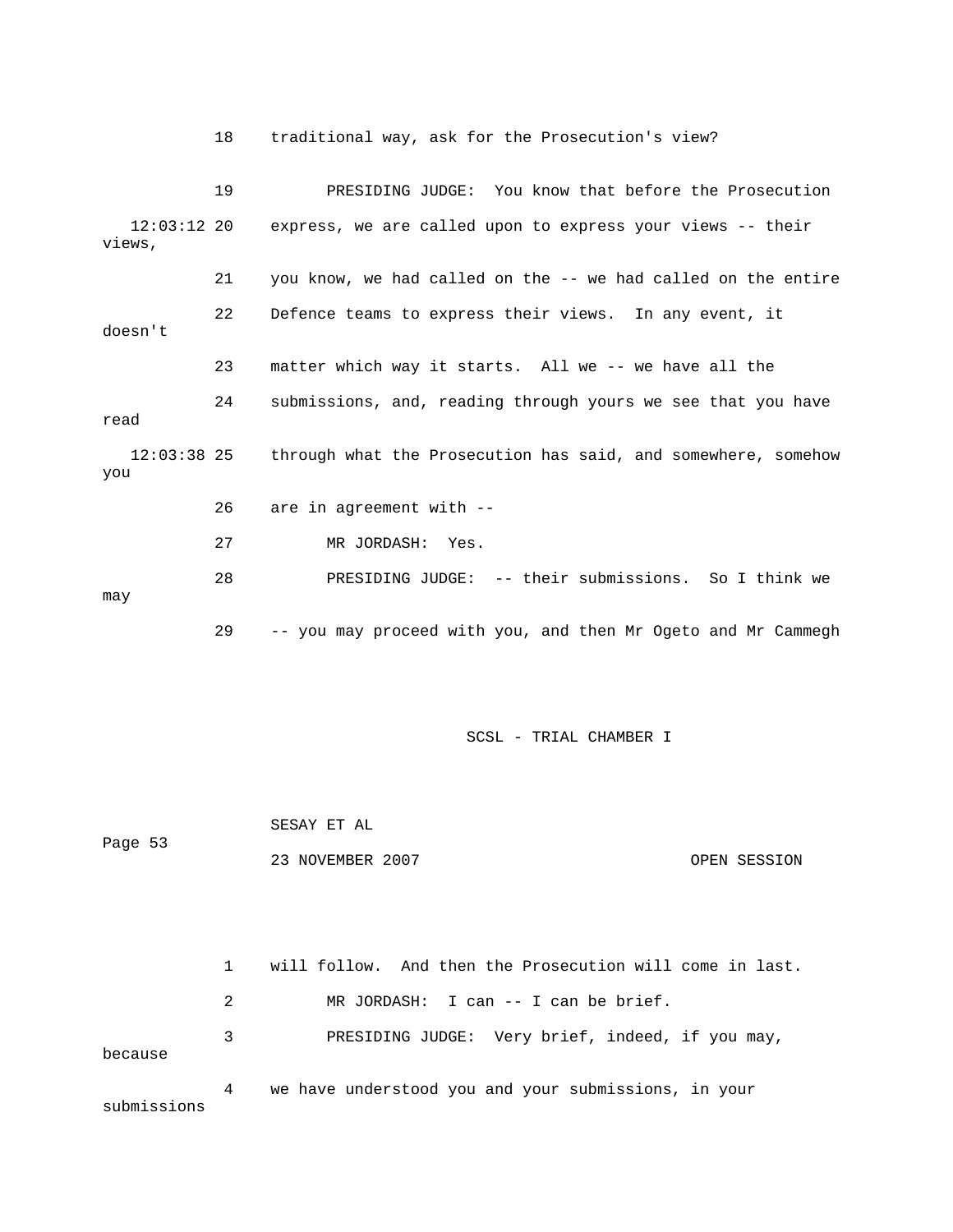18 traditional way, ask for the Prosecution's view?

19 PRESIDING JUDGE: You know that before the Prosecution

12:03:12 20 express, we are called upon to express your views -- their views,

21 you know, we had called on the -- we had called on the entire

22 Defence teams to express their views. In any event, it doesn't

23 matter which way it starts. All we -- we have all the

24 submissions, and, reading through yours we see that you have read

12:03:38 25 through what the Prosecution has said, and somewhere, somehow you

26 are in agreement with --

27 MR JORDASH: Yes.

28 PRESIDING JUDGE: -- their submissions. So I think we may

29 -- you may proceed with you, and then Mr Ogeto and Mr Cammegh

1 will follow. And then the Prosecution will come in last.

2 MR JORDASH: I can -- I can be brief.

3 PRESIDING JUDGE: Very brief, indeed, if you may, because

4 we have understood you and your submissions, in your submissions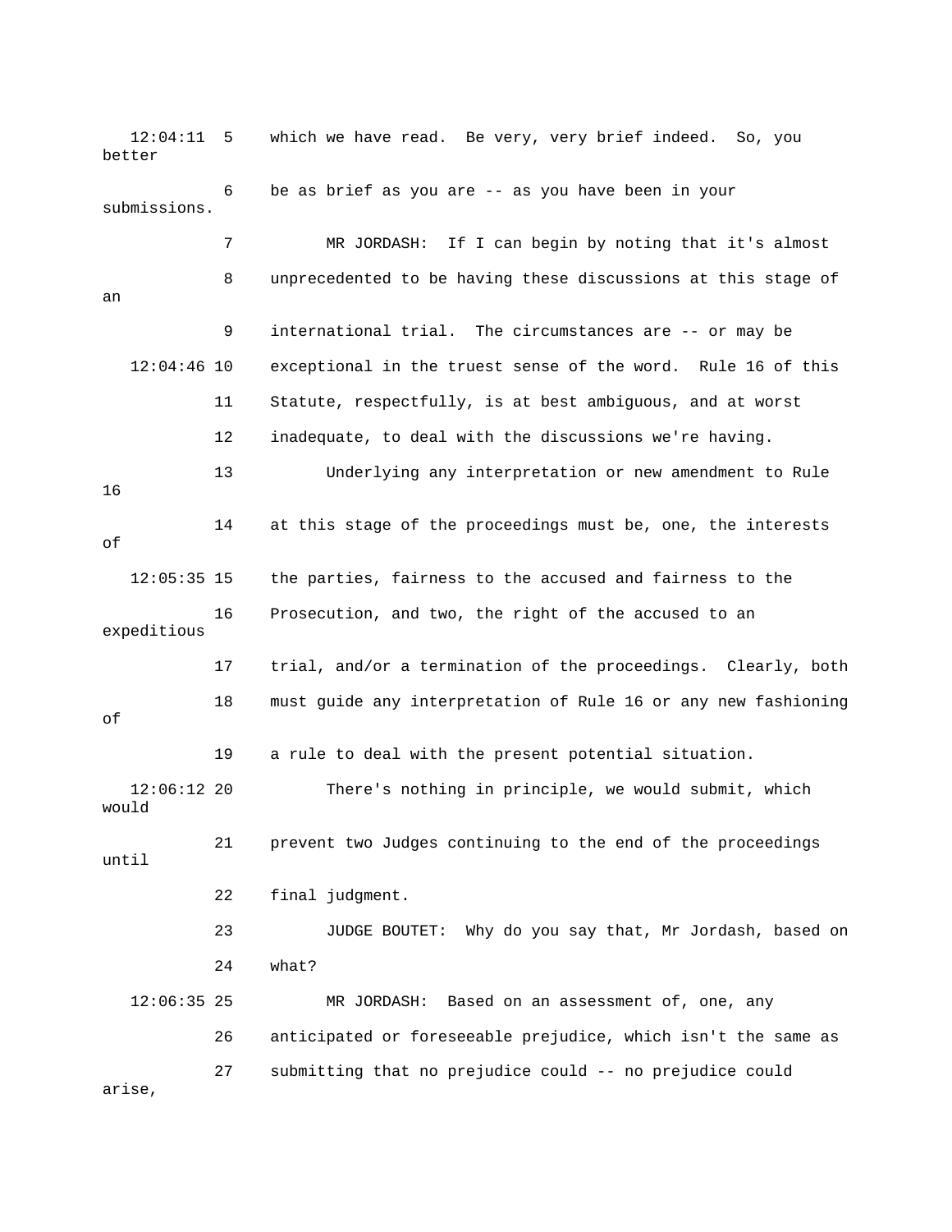12:04:11 5 which we have read. Be very, very brief indeed. So, you better

6 be as brief as you are -- as you have been in your submissions.

7 MR JORDASH: If I can begin by noting that it's almost

8 unprecedented to be having these discussions at this stage of an

9 international trial. The circumstances are -- or may be

12:04:46 10 exceptional in the truest sense of the word. Rule 16 of this

11 Statute, respectfully, is at best ambiguous, and at worst

12 inadequate, to deal with the discussions we're having.

13 Underlying any interpretation or new amendment to Rule 16

14 at this stage of the proceedings must be, one, the interests of

12:05:35 15 the parties, fairness to the accused and fairness to the

16 Prosecution, and two, the right of the accused to an expeditious

17 trial, and/or a termination of the proceedings. Clearly, both

18 must guide any interpretation of Rule 16 or any new fashioning of

19 a rule to deal with the present potential situation.

12:06:12 20 There's nothing in principle, we would submit, which would

21 prevent two Judges continuing to the end of the proceedings until

22 final judgment.

23 JUDGE BOUTET: Why do you say that, Mr Jordash, based on

24 what?

12:06:35 25 MR JORDASH: Based on an assessment of, one, any

26 anticipated or foreseeable prejudice, which isn't the same as

27 submitting that no prejudice could -- no prejudice could arise,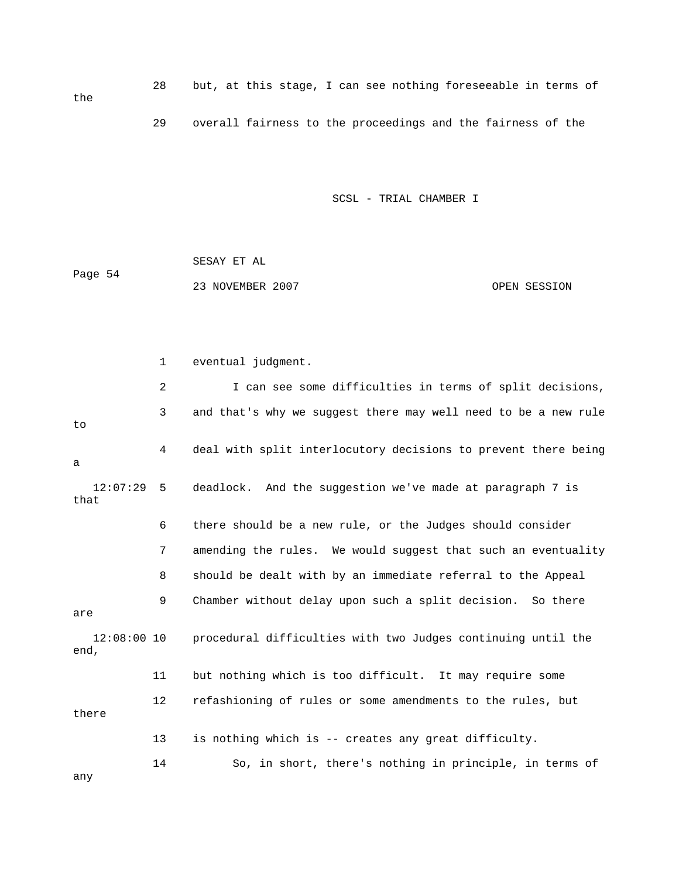28 but, at this stage, I can see nothing foreseeable in terms of the

29 overall fairness to the proceedings and the fairness of the

1 eventual judgment.

2 I can see some difficulties in terms of split decisions,

3 and that's why we suggest there may well need to be a new rule to

4 deal with split interlocutory decisions to prevent there being a

12:07:29 5 deadlock. And the suggestion we've made at paragraph 7 is that

6 there should be a new rule, or the Judges should consider

7 amending the rules. We would suggest that such an eventuality

8 should be dealt with by an immediate referral to the Appeal

9 Chamber without delay upon such a split decision. So there are

12:08:00 10 procedural difficulties with two Judges continuing until the end,

11 but nothing which is too difficult. It may require some

12 refashioning of rules or some amendments to the rules, but there

13 is nothing which is -- creates any great difficulty.

14 So, in short, there's nothing in principle, in terms of any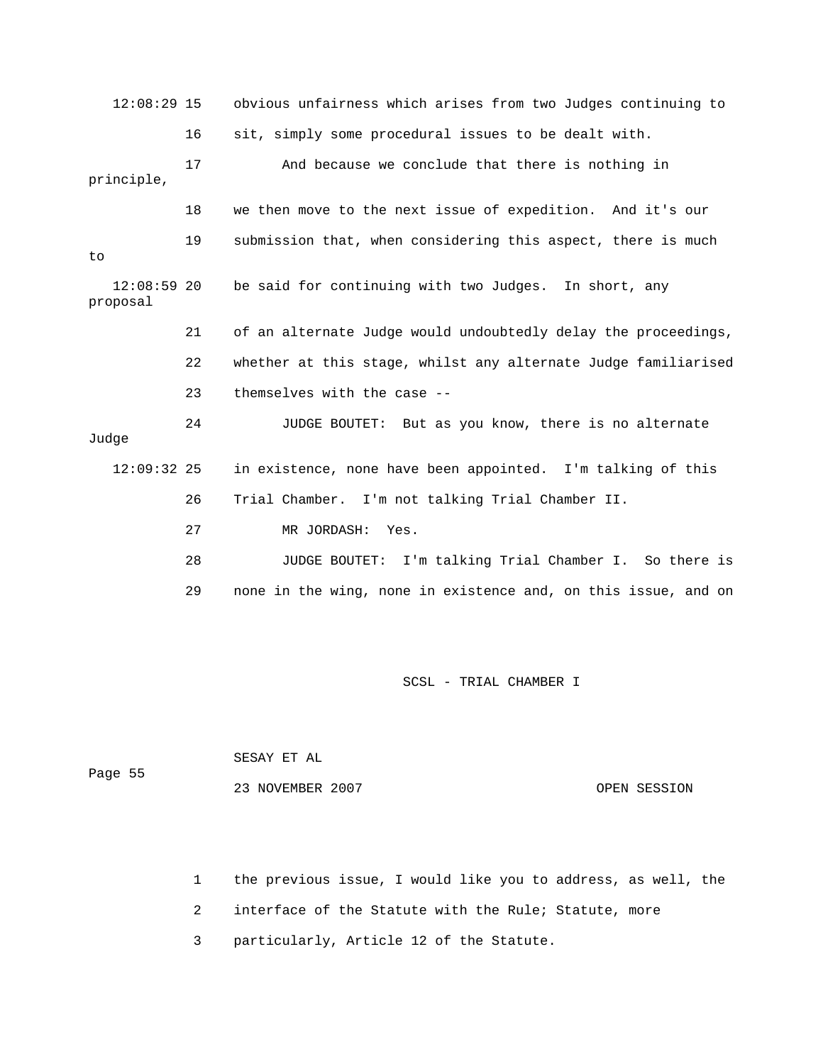12:08:29 15 obvious unfairness which arises from two Judges continuing to

16 sit, simply some procedural issues to be dealt with.

17 And because we conclude that there is nothing in principle,

18 we then move to the next issue of expedition. And it's our

19 submission that, when considering this aspect, there is much to

12:08:59 20 be said for continuing with two Judges. In short, any proposal

21 of an alternate Judge would undoubtedly delay the proceedings,

22 whether at this stage, whilst any alternate Judge familiarised

23 themselves with the case --

24 JUDGE BOUTET: But as you know, there is no alternate Judge

12:09:32 25 in existence, none have been appointed. I'm talking of this

26 Trial Chamber. I'm not talking Trial Chamber II.

27 MR JORDASH: Yes.

28 JUDGE BOUTET: I'm talking Trial Chamber I. So there is

29 none in the wing, none in existence and, on this issue, and on

1 the previous issue, I would like you to address, as well, the

2 interface of the Statute with the Rule; Statute, more

3 particularly, Article 12 of the Statute.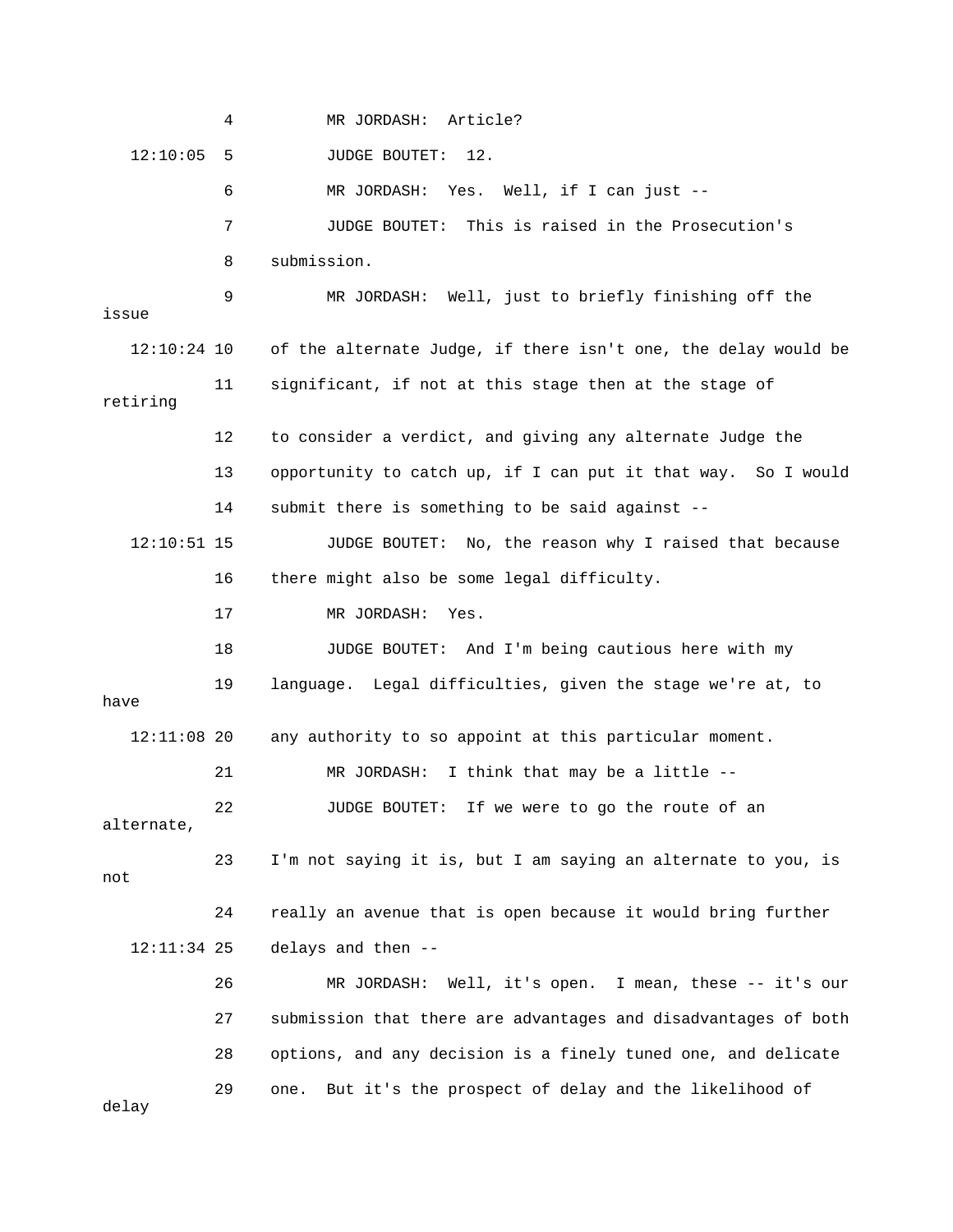4 MR JORDASH: Article?

12:10:05 5 JUDGE BOUTET: 12.

6 MR JORDASH: Yes. Well, if I can just --

7 JUDGE BOUTET: This is raised in the Prosecution's

8 submission.

9 MR JORDASH: Well, just to briefly finishing off the issue

12:10:24 10 of the alternate Judge, if there isn't one, the delay would be

11 significant, if not at this stage then at the stage of retiring

12 to consider a verdict, and giving any alternate Judge the

13 opportunity to catch up, if I can put it that way. So I would

14 submit there is something to be said against --

12:10:51 15 JUDGE BOUTET: No, the reason why I raised that because

16 there might also be some legal difficulty.

17 MR JORDASH: Yes.

18 JUDGE BOUTET: And I'm being cautious here with my

19 language. Legal difficulties, given the stage we're at, to have

12:11:08 20 any authority to so appoint at this particular moment.

21 MR JORDASH: I think that may be a little --

22 JUDGE BOUTET: If we were to go the route of an alternate,

23 I'm not saying it is, but I am saying an alternate to you, is not

24 really an avenue that is open because it would bring further

12:11:34 25 delays and then --

26 MR JORDASH: Well, it's open. I mean, these -- it's our

27 submission that there are advantages and disadvantages of both

28 options, and any decision is a finely tuned one, and delicate

29 one. But it's the prospect of delay and the likelihood of delay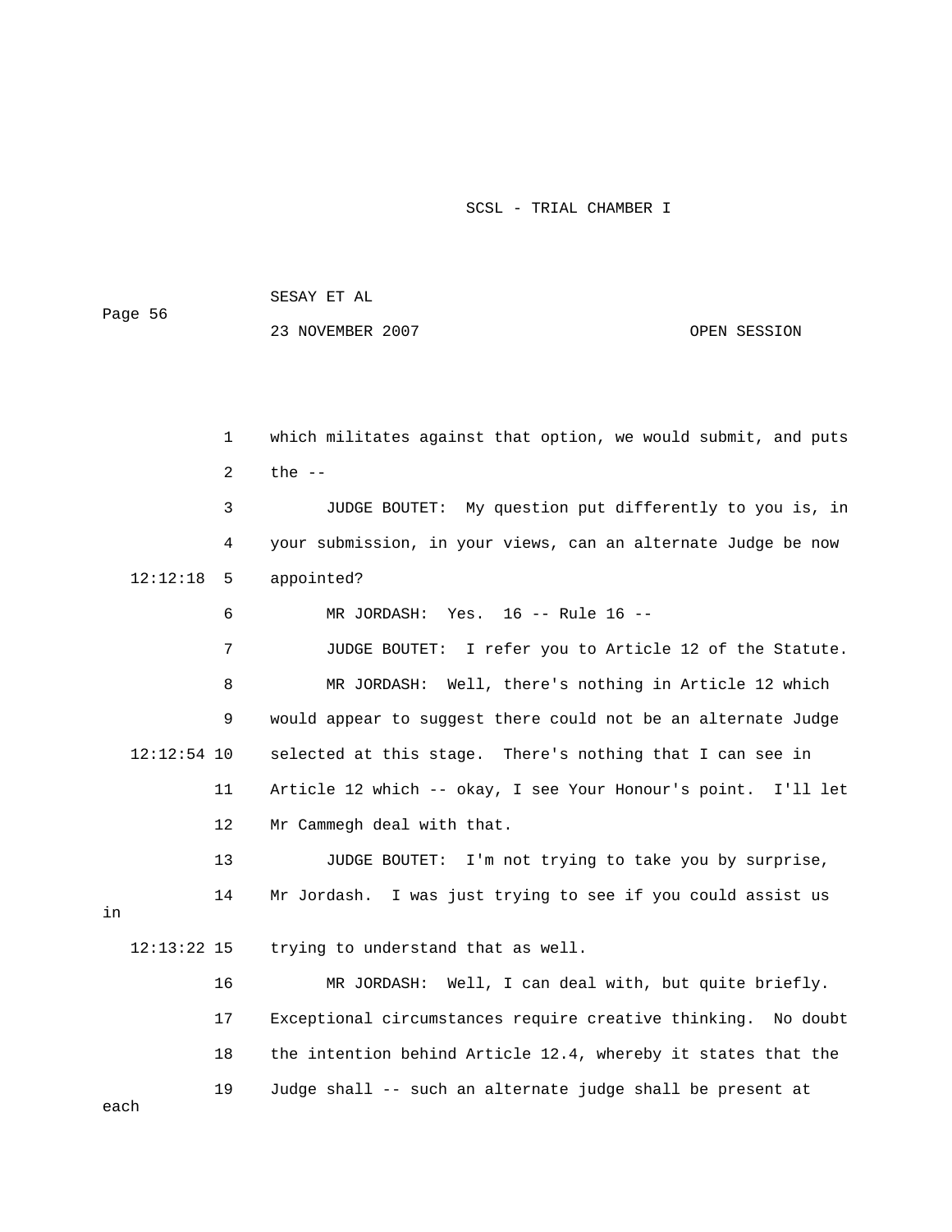which militates against that option, we would submit, and puts the --

JUDGE BOUTET: My question put differently to you is, in your submission, in your views, can an alternate Judge be now appointed?

MR JORDASH: Yes. 16 -- Rule 16 --

JUDGE BOUTET: I refer you to Article 12 of the Statute.

MR JORDASH: Well, there's nothing in Article 12 which would appear to suggest there could not be an alternate Judge selected at this stage. There's nothing that I can see in Article 12 which -- okay, I see Your Honour's point. I'll let Mr Cammegh deal with that.

JUDGE BOUTET: I'm not trying to take you by surprise, Mr Jordash. I was just trying to see if you could assist us in trying to understand that as well.

MR JORDASH: Well, I can deal with, but quite briefly. Exceptional circumstances require creative thinking. No doubt the intention behind Article 12.4, whereby it states that the Judge shall -- such an alternate judge shall be present at each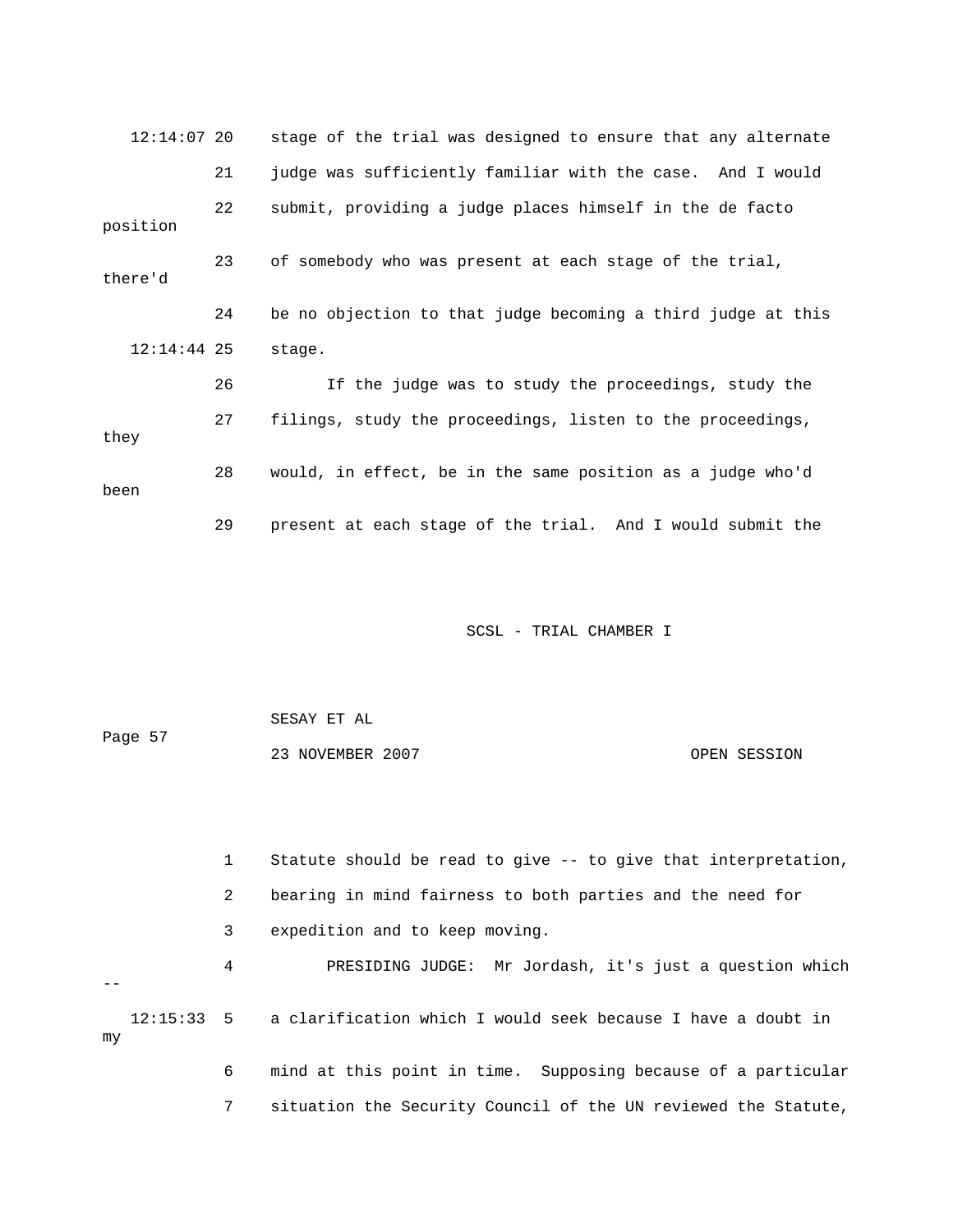12:14:07 20 stage of the trial was designed to ensure that any alternate

21 judge was sufficiently familiar with the case. And I would

22 submit, providing a judge places himself in the de facto position

23 of somebody who was present at each stage of the trial, there'd

24 be no objection to that judge becoming a third judge at this

12:14:44 25 stage.

26 If the judge was to study the proceedings, study the

27 filings, study the proceedings, listen to the proceedings, they

28 would, in effect, be in the same position as a judge who'd been

29 present at each stage of the trial. And I would submit the

1 Statute should be read to give -- to give that interpretation,

2 bearing in mind fairness to both parties and the need for

3 expedition and to keep moving.

4 PRESIDING JUDGE: Mr Jordash, it's just a question which --

12:15:33 5 a clarification which I would seek because I have a doubt in my

6 mind at this point in time. Supposing because of a particular

7 situation the Security Council of the UN reviewed the Statute,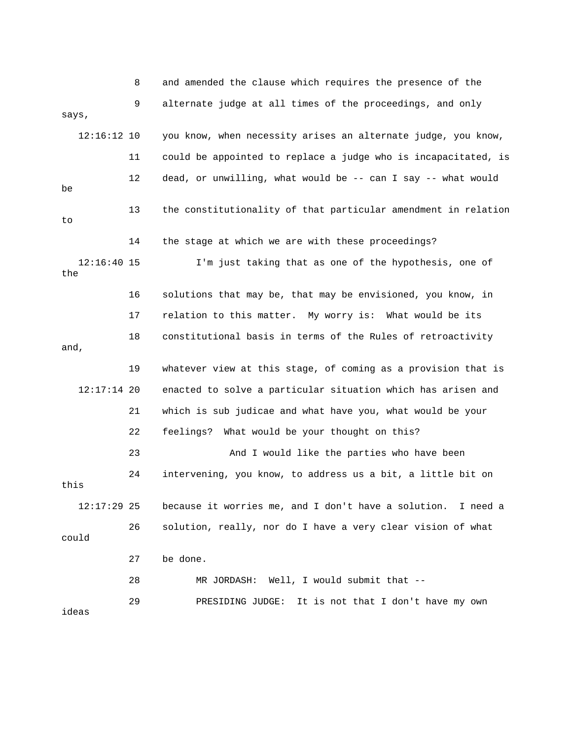```
            8    and amended the clause which requires the presence of the
            9    alternate judge at all times of the proceedings, and only says,
   12:16:12 10   you know, when necessity arises an alternate judge, you know,
           11    could be appointed to replace a judge who is incapacitated, is
           12    dead, or unwilling, what would be -- can I say -- what would be
           13    the constitutionality of that particular amendment in relation to
           14    the stage at which we are with these proceedings?
   12:16:40 15          I'm just taking that as one of the hypothesis, one of the
           16    solutions that may be, that may be envisioned, you know, in
           17    relation to this matter.  My worry is:  What would be its
           18    constitutional basis in terms of the Rules of retroactivity and,
           19    whatever view at this stage, of coming as a provision that is
   12:17:14 20   enacted to solve a particular situation which has arisen and
           21    which is sub judicae and what have you, what would be your
           22    feelings?  What would be your thought on this?
           23                And I would like the parties who have been
           24    intervening, you know, to address us a bit, a little bit on this
   12:17:29 25   because it worries me, and I don't have a solution.  I need a
           26    solution, really, nor do I have a very clear vision of what could
           27    be done.
           28          MR JORDASH:  Well, I would submit that --
           29          PRESIDING JUDGE:  It is not that I don't have my own ideas
```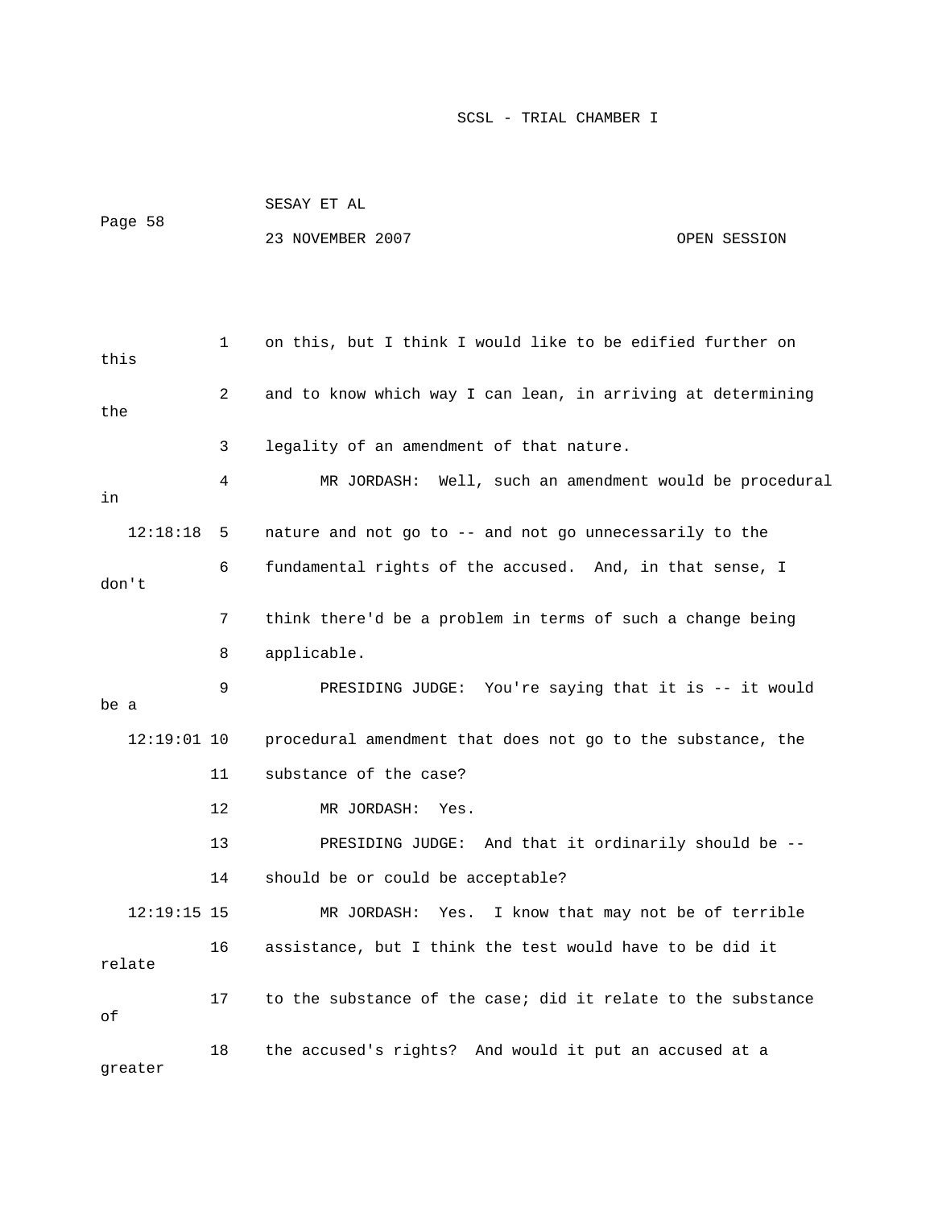on this, but I think I would like to be edified further on this and to know which way I can lean, in arriving at determining the legality of an amendment of that nature.

MR JORDASH: Well, such an amendment would be procedural in nature and not go to -- and not go unnecessarily to the fundamental rights of the accused. And, in that sense, I don't think there'd be a problem in terms of such a change being applicable.

PRESIDING JUDGE: You're saying that it is -- it would be a procedural amendment that does not go to the substance, the substance of the case?

MR JORDASH: Yes.

PRESIDING JUDGE: And that it ordinarily should be -- should be or could be acceptable?

MR JORDASH: Yes. I know that may not be of terrible assistance, but I think the test would have to be did it relate to the substance of the case; did it relate to the substance of the accused's rights? And would it put an accused at a greater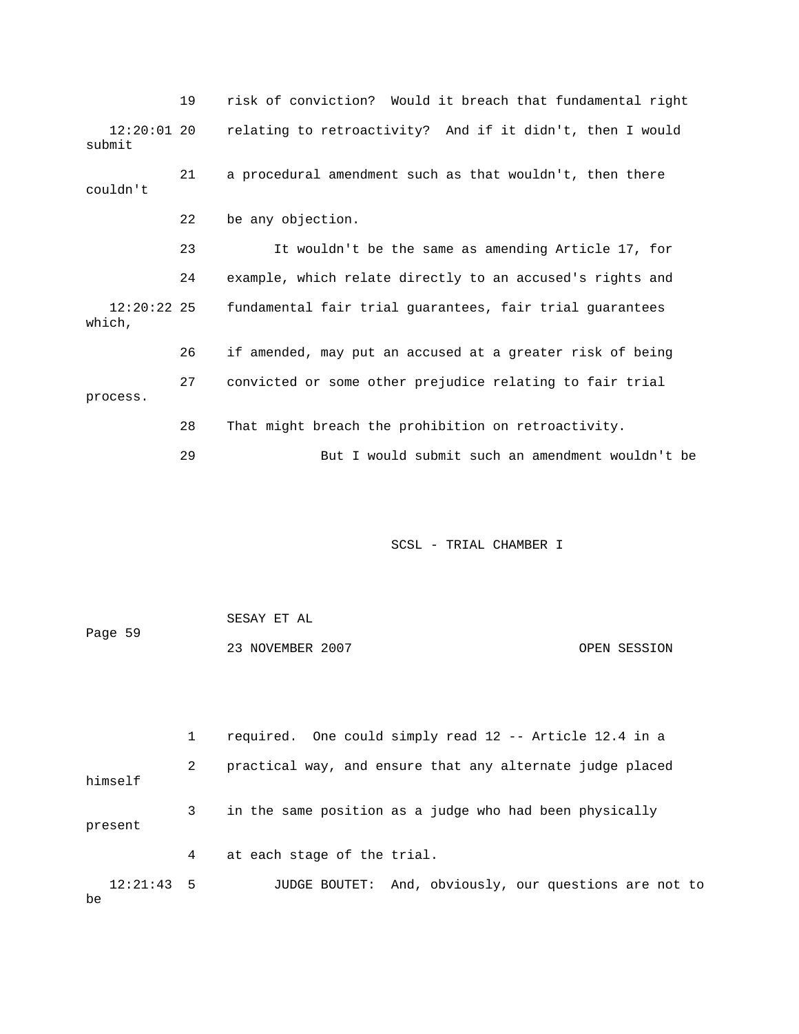19 risk of conviction? Would it breach that fundamental right

12:20:01 20 relating to retroactivity? And if it didn't, then I would submit

21 a procedural amendment such as that wouldn't, then there couldn't

22 be any objection.

23 It wouldn't be the same as amending Article 17, for

24 example, which relate directly to an accused's rights and

12:20:22 25 fundamental fair trial guarantees, fair trial guarantees which,

26 if amended, may put an accused at a greater risk of being

27 convicted or some other prejudice relating to fair trial process.

28 That might breach the prohibition on retroactivity.

29 But I would submit such an amendment wouldn't be

1 required. One could simply read 12 -- Article 12.4 in a

2 practical way, and ensure that any alternate judge placed himself

3 in the same position as a judge who had been physically present

4 at each stage of the trial.

12:21:43 5 JUDGE BOUTET: And, obviously, our questions are not to be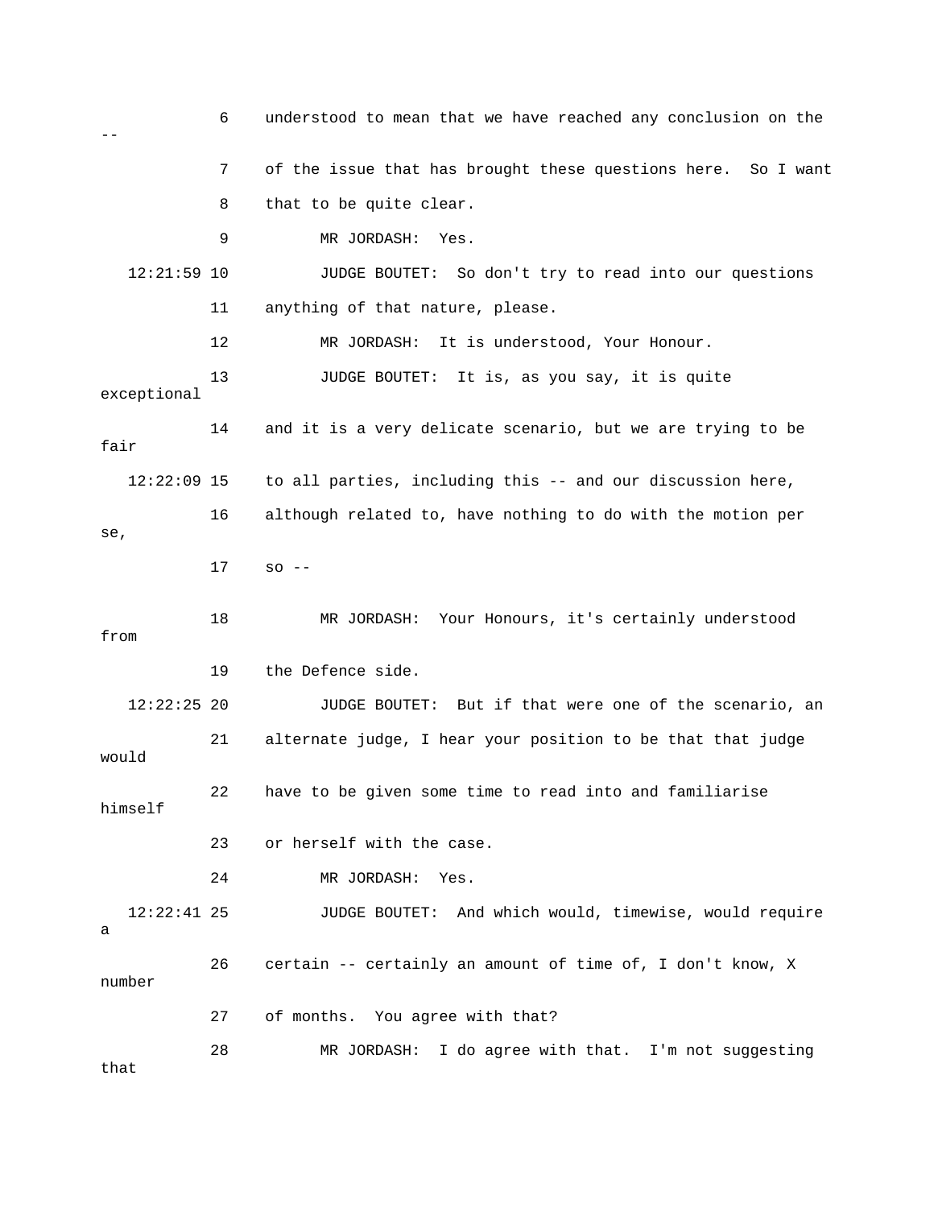6 understood to mean that we have reached any conclusion on the --

7 of the issue that has brought these questions here. So I want

8 that to be quite clear.

9 MR JORDASH: Yes.

12:21:59 10 JUDGE BOUTET: So don't try to read into our questions

11 anything of that nature, please.

12 MR JORDASH: It is understood, Your Honour.

13 JUDGE BOUTET: It is, as you say, it is quite exceptional

14 and it is a very delicate scenario, but we are trying to be fair

12:22:09 15 to all parties, including this -- and our discussion here,

16 although related to, have nothing to do with the motion per se,

17 so --

18 MR JORDASH: Your Honours, it's certainly understood from

19 the Defence side.

12:22:25 20 JUDGE BOUTET: But if that were one of the scenario, an

21 alternate judge, I hear your position to be that that judge would

22 have to be given some time to read into and familiarise himself

23 or herself with the case.

24 MR JORDASH: Yes.

12:22:41 25 JUDGE BOUTET: And which would, timewise, would require a

26 certain -- certainly an amount of time of, I don't know, X number

27 of months. You agree with that?

28 MR JORDASH: I do agree with that. I'm not suggesting that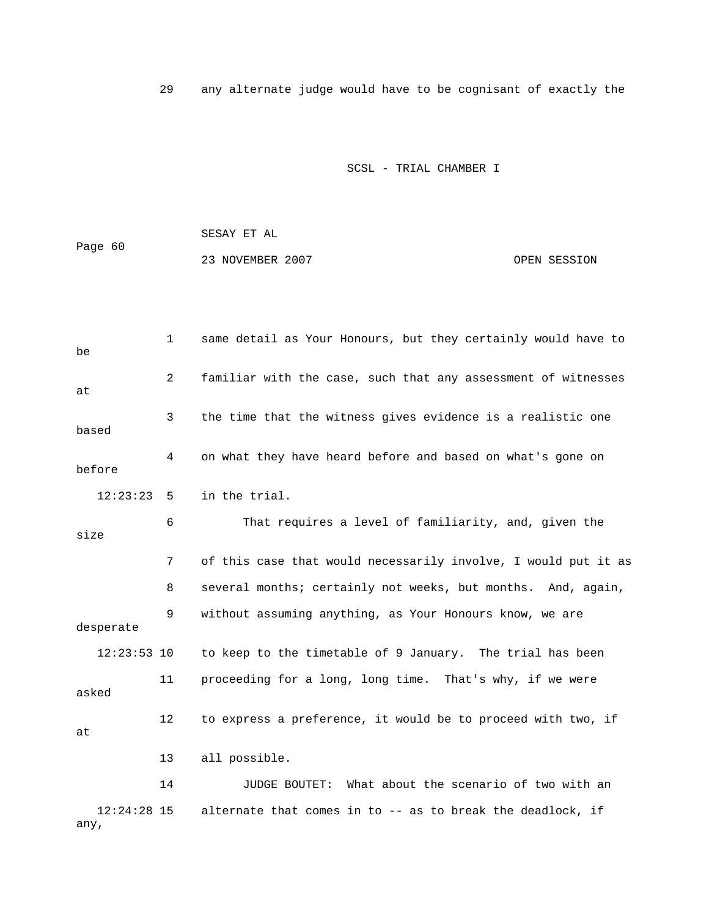any alternate judge would have to be cognisant of exactly the same detail as Your Honours, but they certainly would have to be familiar with the case, such that any assessment of witnesses at the time that the witness gives evidence is a realistic one based on what they have heard before and based on what's gone on before in the trial.

That requires a level of familiarity, and, given the size of this case that would necessarily involve, I would put it as several months; certainly not weeks, but months. And, again, without assuming anything, as Your Honours know, we are desperate to keep to the timetable of 9 January. The trial has been proceeding for a long, long time. That's why, if we were asked to express a preference, it would be to proceed with two, if at all possible.

JUDGE BOUTET: What about the scenario of two with an alternate that comes in to -- as to break the deadlock, if any,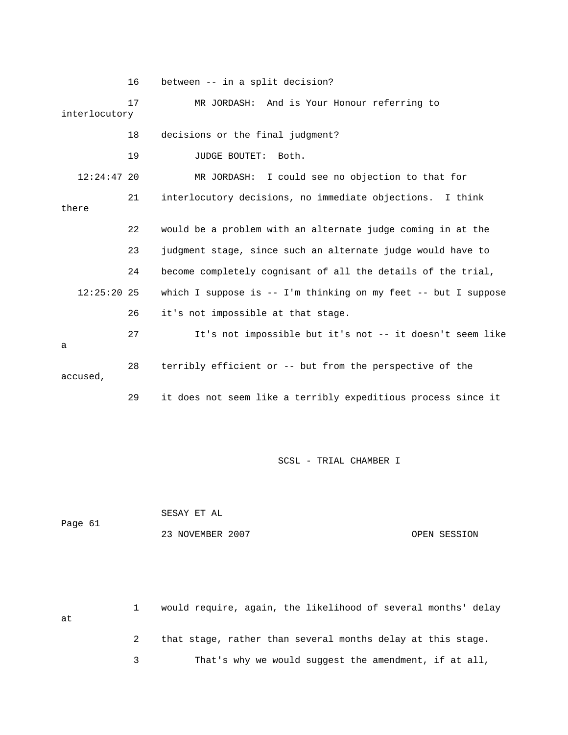16 between -- in a split decision?

17 MR JORDASH: And is Your Honour referring to interlocutory

18 decisions or the final judgment?

19 JUDGE BOUTET: Both.

12:24:47 20 MR JORDASH: I could see no objection to that for

21 interlocutory decisions, no immediate objections. I think there

22 would be a problem with an alternate judge coming in at the

23 judgment stage, since such an alternate judge would have to

24 become completely cognisant of all the details of the trial,

12:25:20 25 which I suppose is -- I'm thinking on my feet -- but I suppose

26 it's not impossible at that stage.

27 It's not impossible but it's not -- it doesn't seem like a

28 terribly efficient or -- but from the perspective of the accused,

29 it does not seem like a terribly expeditious process since it

1 would require, again, the likelihood of several months' delay at

2 that stage, rather than several months delay at this stage.

3 That's why we would suggest the amendment, if at all,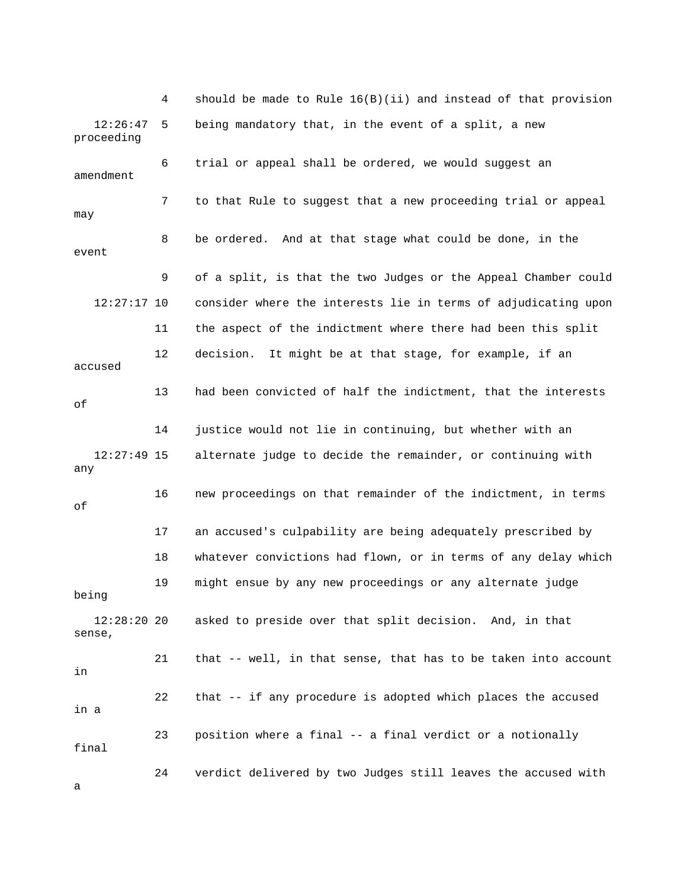4    should be made to Rule 16(B)(ii) and instead of that provision

12:26:47  5    being mandatory that, in the event of a split, a new proceeding

6    trial or appeal shall be ordered, we would suggest an amendment

7    to that Rule to suggest that a new proceeding trial or appeal may

8    be ordered.  And at that stage what could be done, in the event

9    of a split, is that the two Judges or the Appeal Chamber could

12:27:17 10    consider where the interests lie in terms of adjudicating upon

11    the aspect of the indictment where there had been this split

12    decision.  It might be at that stage, for example, if an accused

13    had been convicted of half the indictment, that the interests of

14    justice would not lie in continuing, but whether with an

12:27:49 15    alternate judge to decide the remainder, or continuing with any

16    new proceedings on that remainder of the indictment, in terms of

17    an accused's culpability are being adequately prescribed by

18    whatever convictions had flown, or in terms of any delay which

19    might ensue by any new proceedings or any alternate judge being

12:28:20 20    asked to preside over that split decision.  And, in that sense,

21    that -- well, in that sense, that has to be taken into account in

22    that -- if any procedure is adopted which places the accused in a

23    position where a final -- a final verdict or a notionally final

24    verdict delivered by two Judges still leaves the accused with a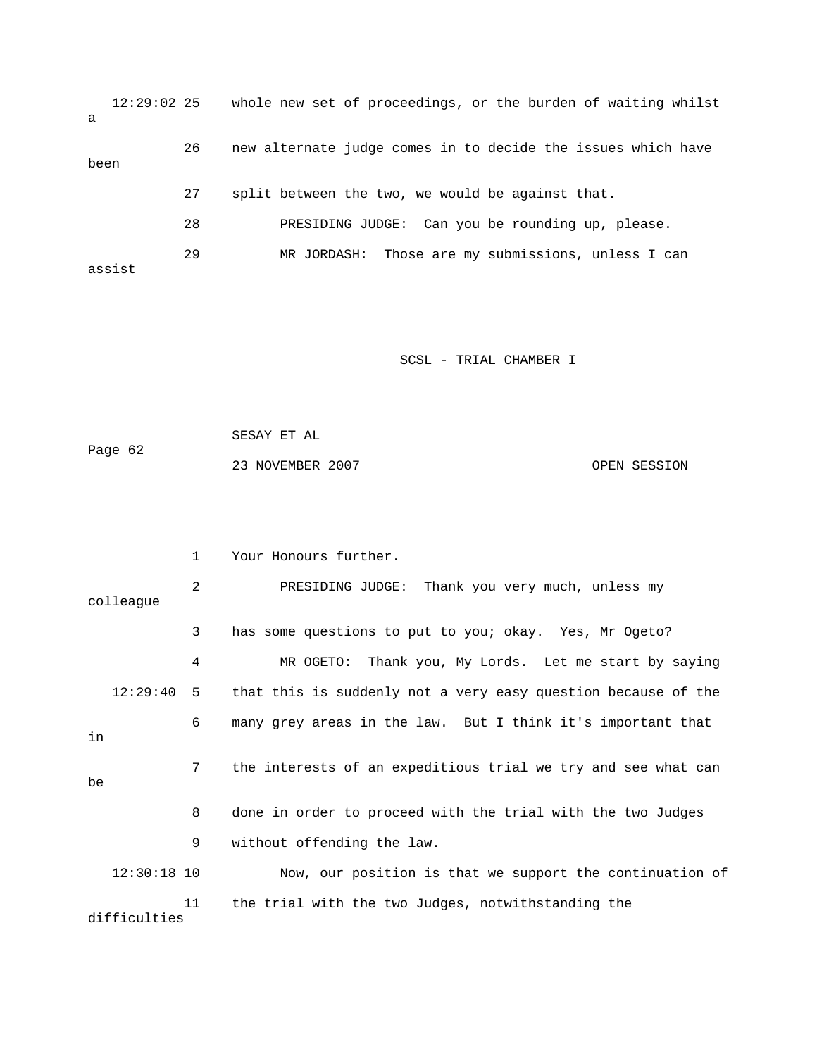12:29:02 25 whole new set of proceedings, or the burden of waiting whilst a

26 new alternate judge comes in to decide the issues which have been

27 split between the two, we would be against that.

28 PRESIDING JUDGE: Can you be rounding up, please.

29 MR JORDASH: Those are my submissions, unless I can assist

1 Your Honours further.

2 PRESIDING JUDGE: Thank you very much, unless my colleague

3 has some questions to put to you; okay. Yes, Mr Ogeto?

4 MR OGETO: Thank you, My Lords. Let me start by saying

12:29:40 5 that this is suddenly not a very easy question because of the

6 many grey areas in the law. But I think it's important that in

7 the interests of an expeditious trial we try and see what can be

8 done in order to proceed with the trial with the two Judges

9 without offending the law.

12:30:18 10 Now, our position is that we support the continuation of

11 the trial with the two Judges, notwithstanding the difficulties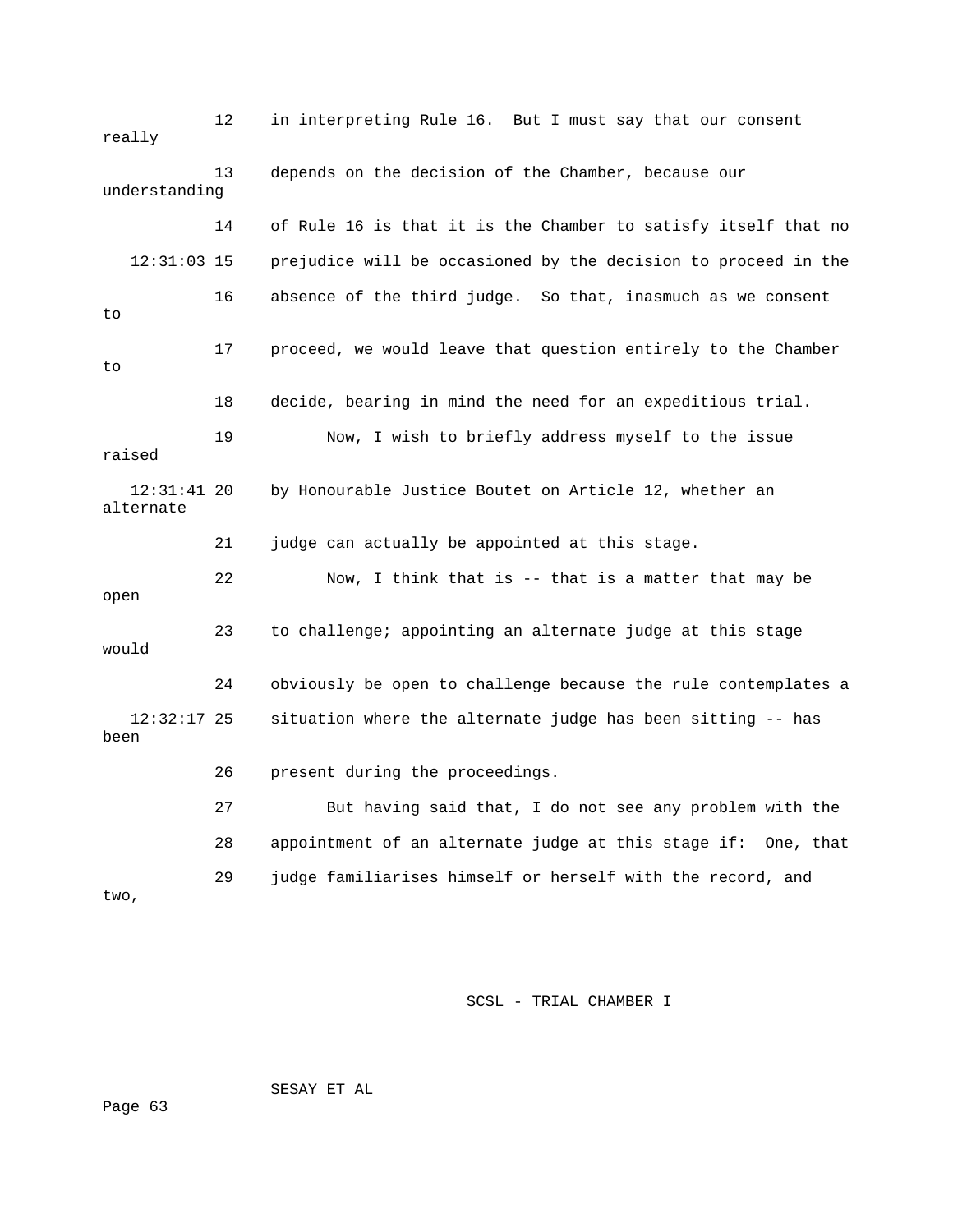12 in interpreting Rule 16. But I must say that our consent really

13 depends on the decision of the Chamber, because our understanding

14 of Rule 16 is that it is the Chamber to satisfy itself that no

12:31:03 15 prejudice will be occasioned by the decision to proceed in the

16 absence of the third judge. So that, inasmuch as we consent to

17 proceed, we would leave that question entirely to the Chamber to

18 decide, bearing in mind the need for an expeditious trial.

19 Now, I wish to briefly address myself to the issue raised

12:31:41 20 by Honourable Justice Boutet on Article 12, whether an alternate

21 judge can actually be appointed at this stage.

22 Now, I think that is -- that is a matter that may be open

23 to challenge; appointing an alternate judge at this stage would

24 obviously be open to challenge because the rule contemplates a

12:32:17 25 situation where the alternate judge has been sitting -- has been

26 present during the proceedings.

27 But having said that, I do not see any problem with the

28 appointment of an alternate judge at this stage if: One, that

29 judge familiarises himself or herself with the record, and two,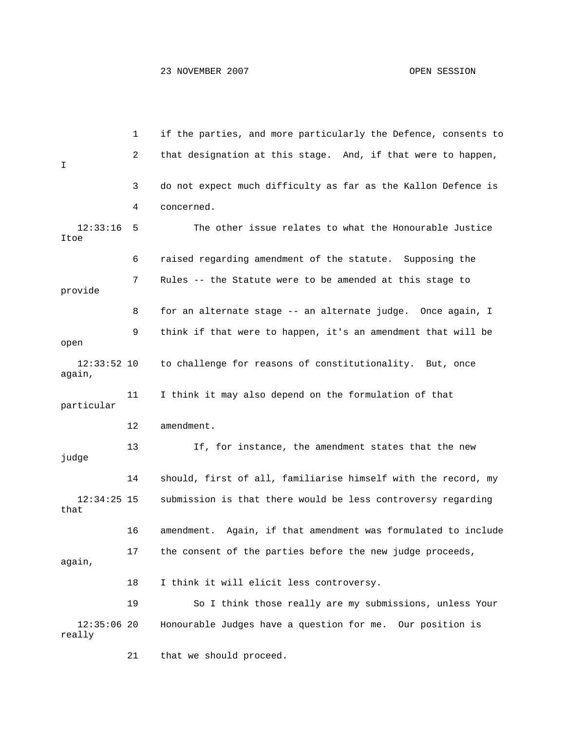1 if the parties, and more particularly the Defence, consents to

2 that designation at this stage. And, if that were to happen, I

3 do not expect much difficulty as far as the Kallon Defence is

4 concerned.

12:33:16 5 The other issue relates to what the Honourable Justice Itoe

6 raised regarding amendment of the statute. Supposing the

7 Rules -- the Statute were to be amended at this stage to provide

8 for an alternate stage -- an alternate judge. Once again, I

9 think if that were to happen, it's an amendment that will be open

12:33:52 10 to challenge for reasons of constitutionality. But, once again,

11 I think it may also depend on the formulation of that particular

12 amendment.

13 If, for instance, the amendment states that the new judge

14 should, first of all, familiarise himself with the record, my

12:34:25 15 submission is that there would be less controversy regarding that

16 amendment. Again, if that amendment was formulated to include

17 the consent of the parties before the new judge proceeds, again,

18 I think it will elicit less controversy.

19 So I think those really are my submissions, unless Your

12:35:06 20 Honourable Judges have a question for me. Our position is really

21 that we should proceed.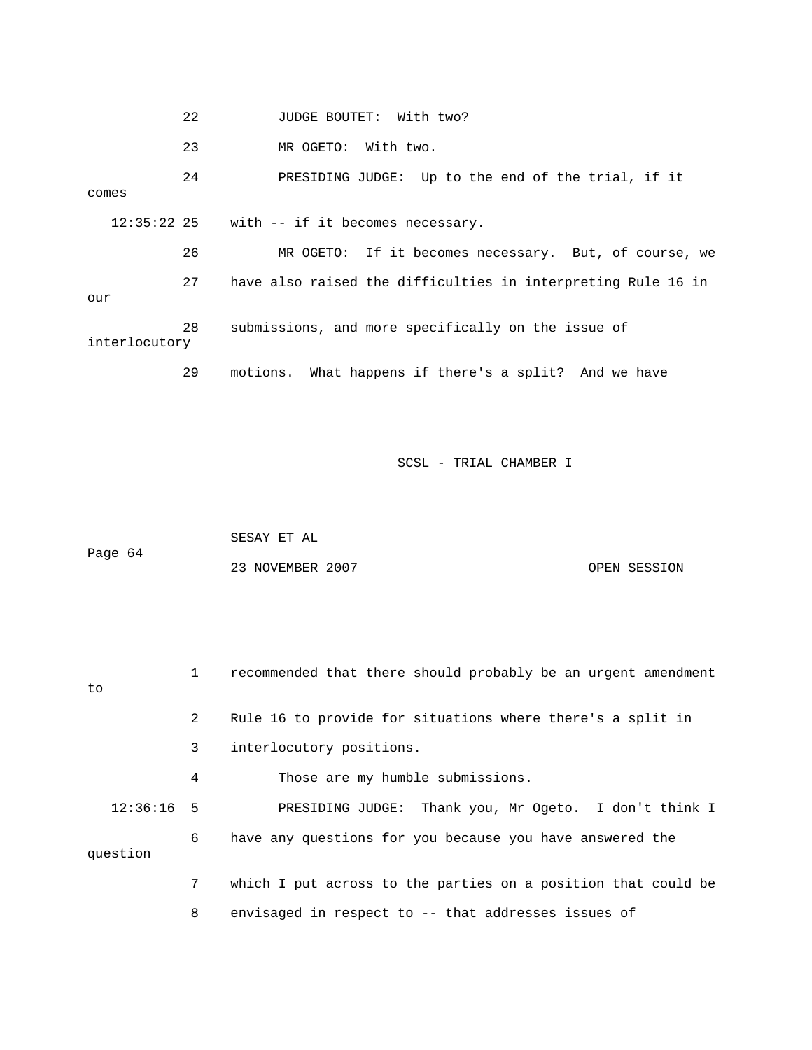22 JUDGE BOUTET: With two?

23 MR OGETO: With two.

24 PRESIDING JUDGE: Up to the end of the trial, if it comes

12:35:22 25 with -- if it becomes necessary.

26 MR OGETO: If it becomes necessary. But, of course, we

27 have also raised the difficulties in interpreting Rule 16 in our

28 submissions, and more specifically on the issue of interlocutory

29 motions. What happens if there's a split? And we have

1 recommended that there should probably be an urgent amendment to

2 Rule 16 to provide for situations where there's a split in

3 interlocutory positions.

4 Those are my humble submissions.

12:36:16 5 PRESIDING JUDGE: Thank you, Mr Ogeto. I don't think I

6 have any questions for you because you have answered the question

7 which I put across to the parties on a position that could be

8 envisaged in respect to -- that addresses issues of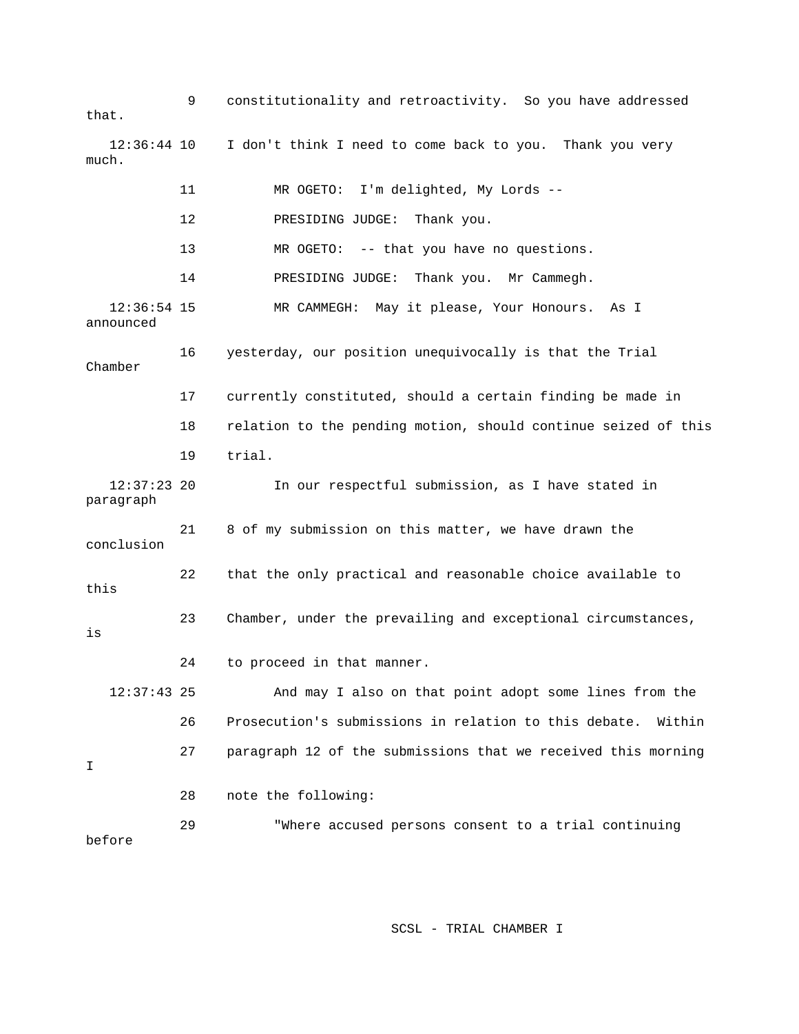9 constitutionality and retroactivity. So you have addressed that.

12:36:44 10 I don't think I need to come back to you. Thank you very much.

11 MR OGETO: I'm delighted, My Lords --

12 PRESIDING JUDGE: Thank you.

13 MR OGETO: -- that you have no questions.

14 PRESIDING JUDGE: Thank you. Mr Cammegh.

12:36:54 15 MR CAMMEGH: May it please, Your Honours. As I announced

16 yesterday, our position unequivocally is that the Trial Chamber

17 currently constituted, should a certain finding be made in

18 relation to the pending motion, should continue seized of this

19 trial.

12:37:23 20 In our respectful submission, as I have stated in paragraph

21 8 of my submission on this matter, we have drawn the conclusion

22 that the only practical and reasonable choice available to this

23 Chamber, under the prevailing and exceptional circumstances, is

24 to proceed in that manner.

12:37:43 25 And may I also on that point adopt some lines from the

26 Prosecution's submissions in relation to this debate. Within

27 paragraph 12 of the submissions that we received this morning I

28 note the following:

29 "Where accused persons consent to a trial continuing before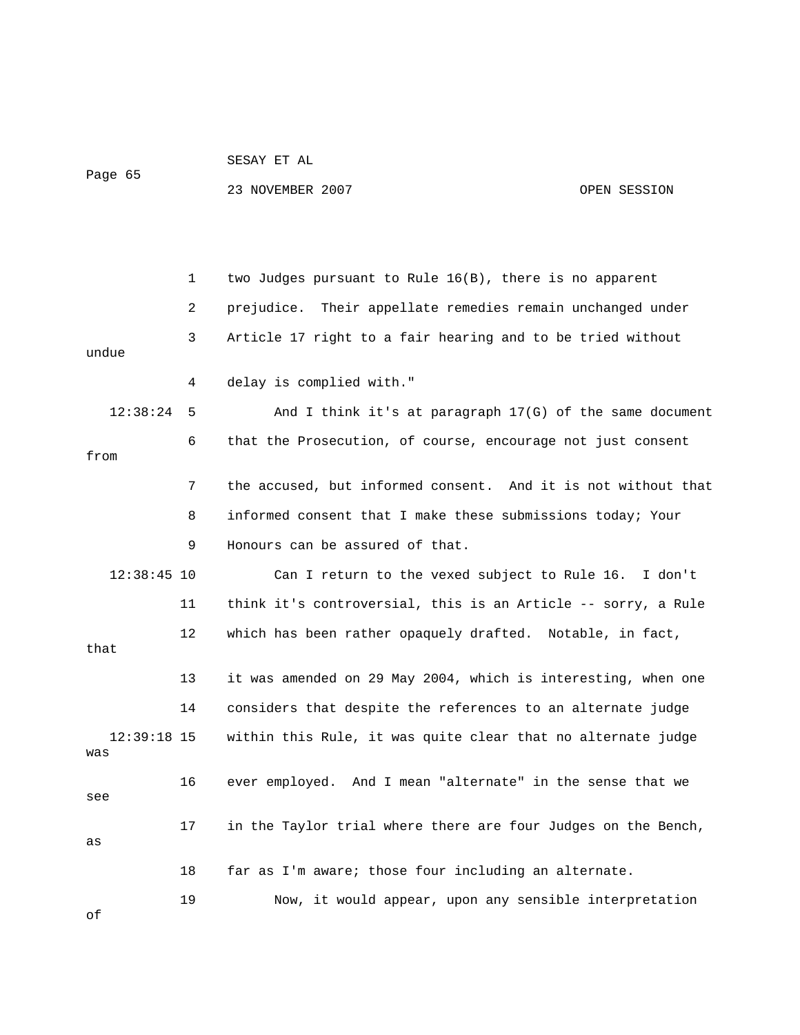two Judges pursuant to Rule 16(B), there is no apparent prejudice. Their appellate remedies remain unchanged under Article 17 right to a fair hearing and to be tried without undue delay is complied with."

And I think it's at paragraph 17(G) of the same document that the Prosecution, of course, encourage not just consent from the accused, but informed consent. And it is not without that informed consent that I make these submissions today; Your Honours can be assured of that.

Can I return to the vexed subject to Rule 16. I don't think it's controversial, this is an Article -- sorry, a Rule which has been rather opaquely drafted. Notable, in fact, that it was amended on 29 May 2004, which is interesting, when one considers that despite the references to an alternate judge within this Rule, it was quite clear that no alternate judge was ever employed. And I mean "alternate" in the sense that we see in the Taylor trial where there are four Judges on the Bench, as far as I'm aware; those four including an alternate.

Now, it would appear, upon any sensible interpretation of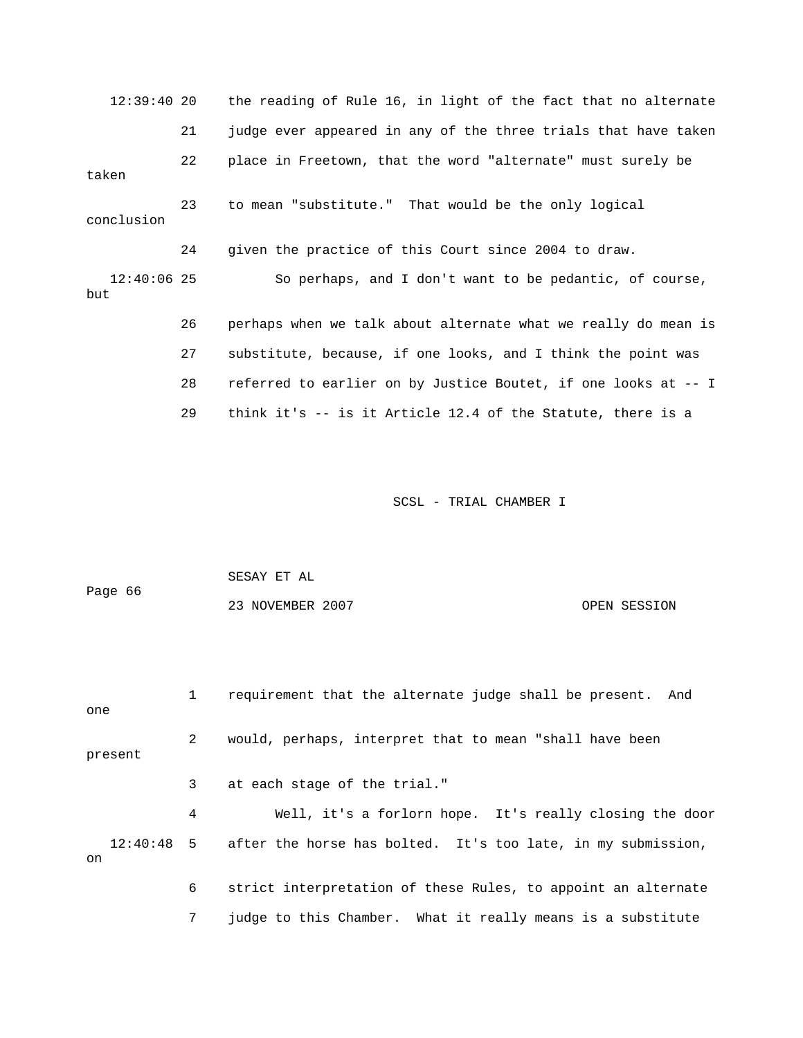12:39:40 20 the reading of Rule 16, in light of the fact that no alternate

21 judge ever appeared in any of the three trials that have taken

22 place in Freetown, that the word "alternate" must surely be taken

23 to mean "substitute." That would be the only logical conclusion

24 given the practice of this Court since 2004 to draw.

12:40:06 25 So perhaps, and I don't want to be pedantic, of course, but

26 perhaps when we talk about alternate what we really do mean is

27 substitute, because, if one looks, and I think the point was

28 referred to earlier on by Justice Boutet, if one looks at -- I

29 think it's -- is it Article 12.4 of the Statute, there is a

SCSL - TRIAL CHAMBER I

SESAY ET AL

Page 66

23 NOVEMBER 2007 OPEN SESSION

1 requirement that the alternate judge shall be present. And one

2 would, perhaps, interpret that to mean "shall have been present

3 at each stage of the trial."

4 Well, it's a forlorn hope. It's really closing the door

12:40:48 5 after the horse has bolted. It's too late, in my submission, on

6 strict interpretation of these Rules, to appoint an alternate

7 judge to this Chamber. What it really means is a substitute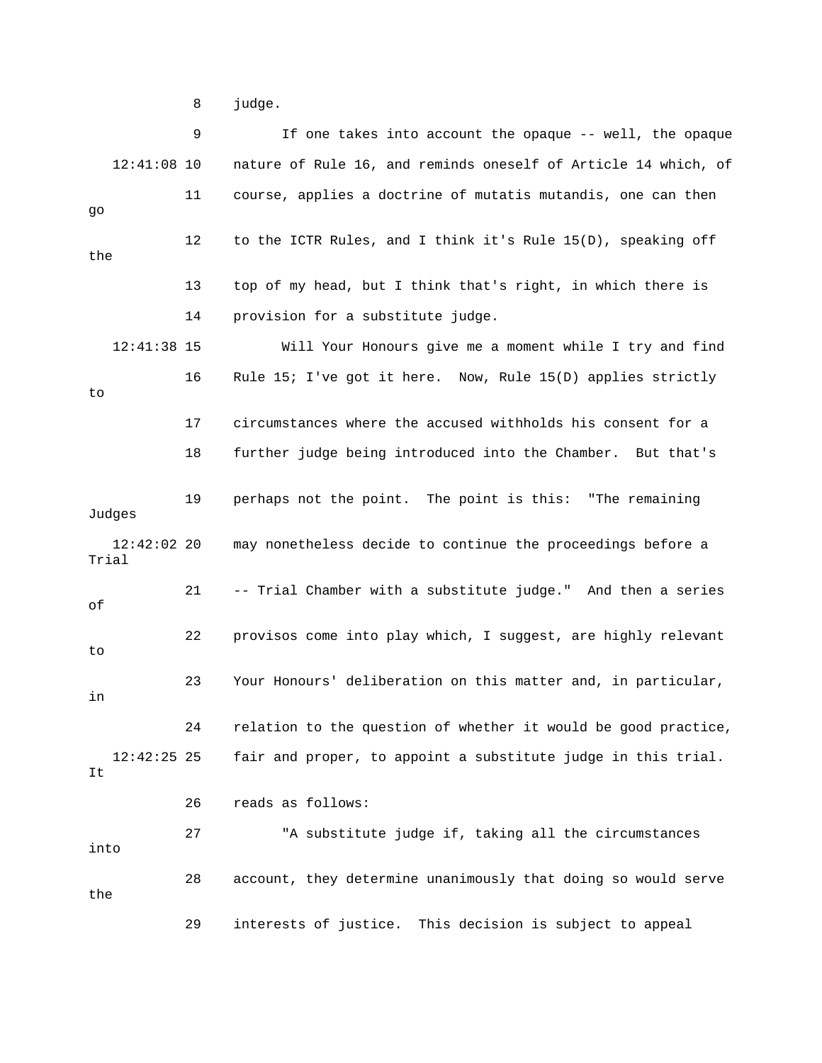8 judge.

9 If one takes into account the opaque -- well, the opaque

12:41:08 10 nature of Rule 16, and reminds oneself of Article 14 which, of

11 course, applies a doctrine of mutatis mutandis, one can then go

12 to the ICTR Rules, and I think it's Rule 15(D), speaking off the

13 top of my head, but I think that's right, in which there is

14 provision for a substitute judge.

12:41:38 15 Will Your Honours give me a moment while I try and find

16 Rule 15; I've got it here. Now, Rule 15(D) applies strictly to

17 circumstances where the accused withholds his consent for a

18 further judge being introduced into the Chamber. But that's

19 perhaps not the point. The point is this: "The remaining Judges

12:42:02 20 may nonetheless decide to continue the proceedings before a Trial

21 -- Trial Chamber with a substitute judge." And then a series of

22 provisos come into play which, I suggest, are highly relevant to

23 Your Honours' deliberation on this matter and, in particular, in

24 relation to the question of whether it would be good practice,

12:42:25 25 fair and proper, to appoint a substitute judge in this trial. It

26 reads as follows:

27 "A substitute judge if, taking all the circumstances into

28 account, they determine unanimously that doing so would serve the

29 interests of justice. This decision is subject to appeal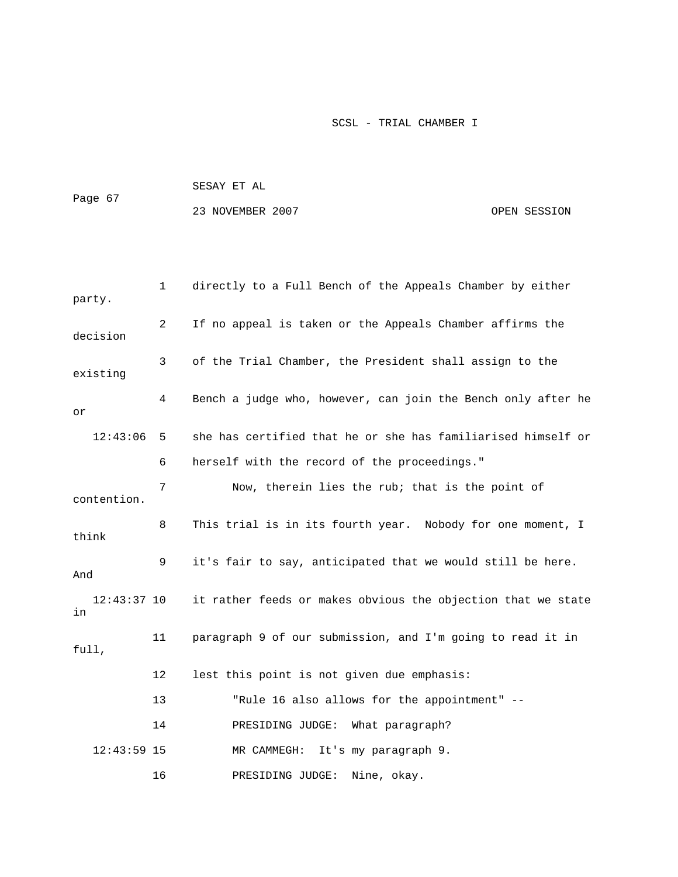directly to a Full Bench of the Appeals Chamber by either party.

If no appeal is taken or the Appeals Chamber affirms the decision of the Trial Chamber, the President shall assign to the existing Bench a judge who, however, can join the Bench only after he or she has certified that he or she has familiarised himself or herself with the record of the proceedings."

Now, therein lies the rub; that is the point of contention. This trial is in its fourth year. Nobody for one moment, I think it's fair to say, anticipated that we would still be here. And it rather feeds or makes obvious the objection that we state in paragraph 9 of our submission, and I'm going to read it in full, lest this point is not given due emphasis:

"Rule 16 also allows for the appointment" --

PRESIDING JUDGE: What paragraph?

MR CAMMEGH: It's my paragraph 9.

PRESIDING JUDGE: Nine, okay.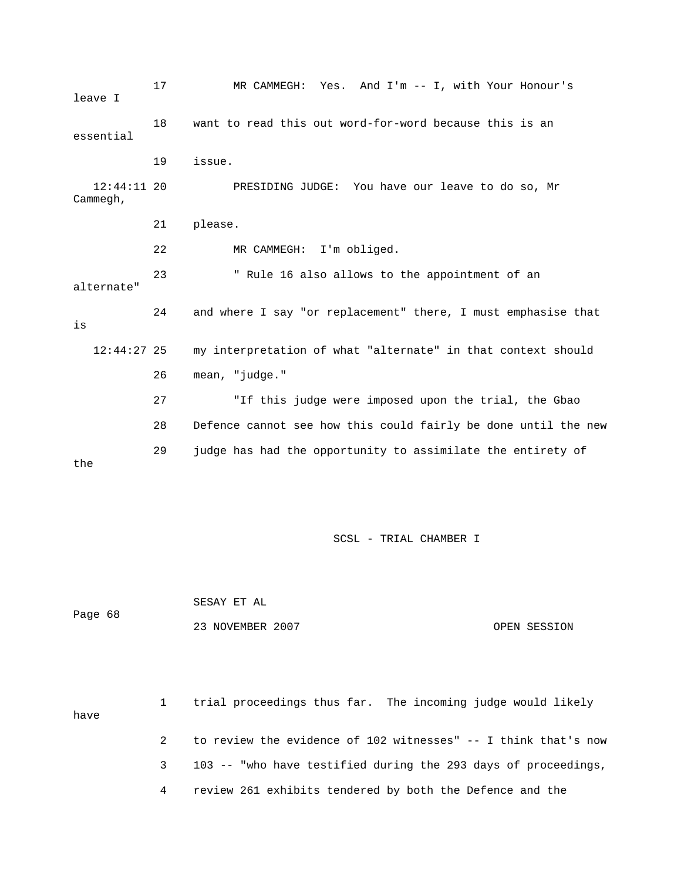17 MR CAMMEGH: Yes. And I'm -- I, with Your Honour's leave I

18 want to read this out word-for-word because this is an essential

19 issue.

12:44:11 20 PRESIDING JUDGE: You have our leave to do so, Mr Cammegh,

21 please.

22 MR CAMMEGH: I'm obliged.

23 " Rule 16 also allows to the appointment of an alternate"

24 and where I say "or replacement" there, I must emphasise that is

12:44:27 25 my interpretation of what "alternate" in that context should

26 mean, "judge."

27 "If this judge were imposed upon the trial, the Gbao

28 Defence cannot see how this could fairly be done until the new

29 judge has had the opportunity to assimilate the entirety of the

SCSL - TRIAL CHAMBER I

SESAY ET AL

Page 68

23 NOVEMBER 2007 OPEN SESSION

1 trial proceedings thus far. The incoming judge would likely have

2 to review the evidence of 102 witnesses" -- I think that's now

3 103 -- "who have testified during the 293 days of proceedings,

4 review 261 exhibits tendered by both the Defence and the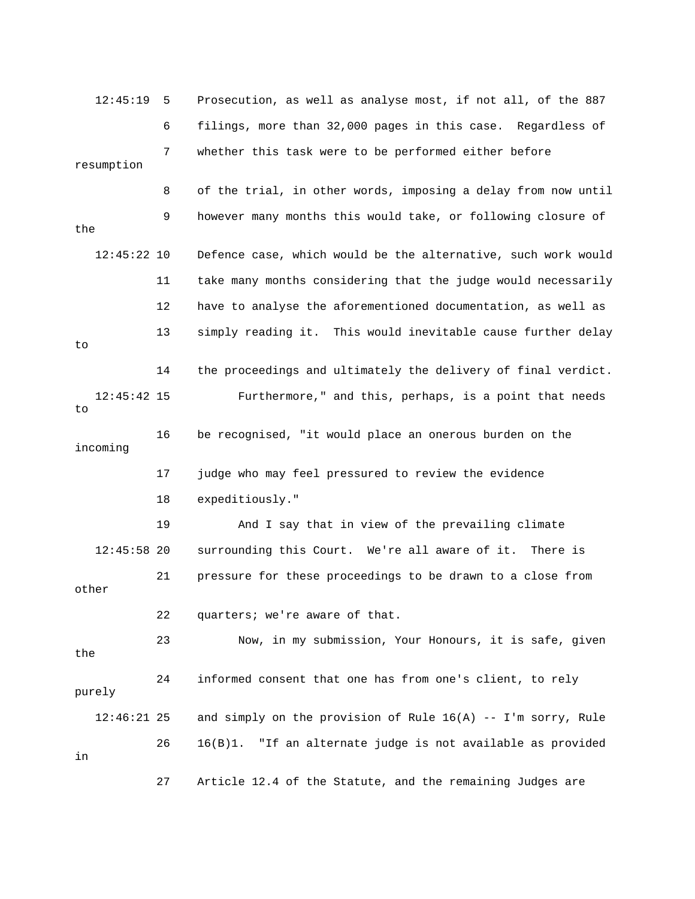12:45:19 5 Prosecution, as well as analyse most, if not all, of the 887

6 filings, more than 32,000 pages in this case. Regardless of

7 whether this task were to be performed either before resumption

8 of the trial, in other words, imposing a delay from now until

9 however many months this would take, or following closure of the

12:45:22 10 Defence case, which would be the alternative, such work would

11 take many months considering that the judge would necessarily

12 have to analyse the aforementioned documentation, as well as

13 simply reading it. This would inevitable cause further delay to

14 the proceedings and ultimately the delivery of final verdict.

12:45:42 15 Furthermore," and this, perhaps, is a point that needs to

16 be recognised, "it would place an onerous burden on the incoming

17 judge who may feel pressured to review the evidence

18 expeditiously."

19 And I say that in view of the prevailing climate

12:45:58 20 surrounding this Court. We're all aware of it. There is

21 pressure for these proceedings to be drawn to a close from other

22 quarters; we're aware of that.

23 Now, in my submission, Your Honours, it is safe, given the

24 informed consent that one has from one's client, to rely purely

12:46:21 25 and simply on the provision of Rule 16(A) -- I'm sorry, Rule

26 16(B)1. "If an alternate judge is not available as provided in

27 Article 12.4 of the Statute, and the remaining Judges are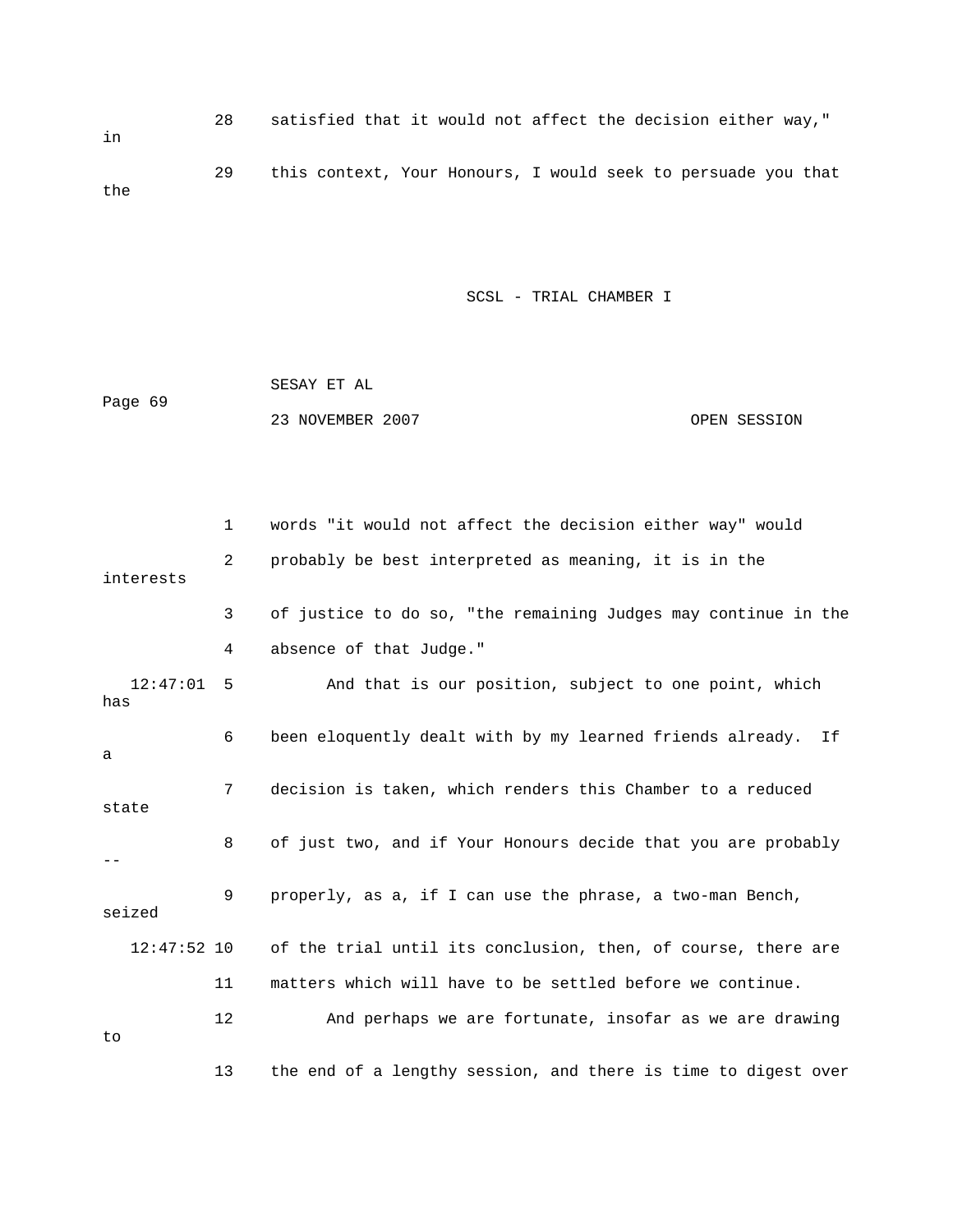28 satisfied that it would not affect the decision either way," in

29 this context, Your Honours, I would seek to persuade you that the

1 words "it would not affect the decision either way" would

2 probably be best interpreted as meaning, it is in the interests

3 of justice to do so, "the remaining Judges may continue in the

4 absence of that Judge."

12:47:01 5 And that is our position, subject to one point, which has

6 been eloquently dealt with by my learned friends already. If a

7 decision is taken, which renders this Chamber to a reduced state

8 of just two, and if Your Honours decide that you are probably --

9 properly, as a, if I can use the phrase, a two-man Bench, seized

12:47:52 10 of the trial until its conclusion, then, of course, there are

11 matters which will have to be settled before we continue.

12 And perhaps we are fortunate, insofar as we are drawing to

13 the end of a lengthy session, and there is time to digest over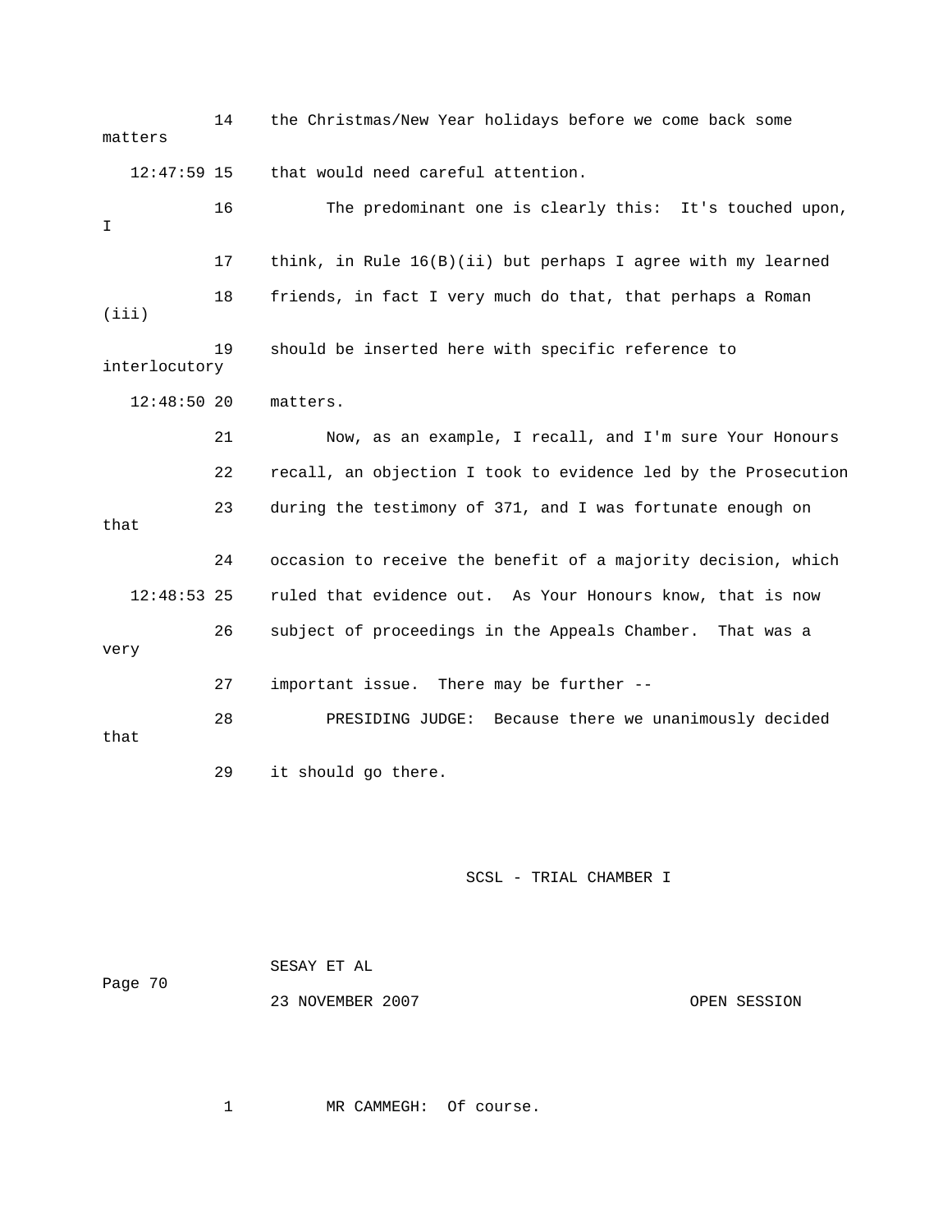14 the Christmas/New Year holidays before we come back some matters

12:47:59 15 that would need careful attention.

16 The predominant one is clearly this: It's touched upon, I

17 think, in Rule 16(B)(ii) but perhaps I agree with my learned

18 friends, in fact I very much do that, that perhaps a Roman (iii)

19 should be inserted here with specific reference to interlocutory

12:48:50 20 matters.

21 Now, as an example, I recall, and I'm sure Your Honours

22 recall, an objection I took to evidence led by the Prosecution

23 during the testimony of 371, and I was fortunate enough on that

24 occasion to receive the benefit of a majority decision, which

12:48:53 25 ruled that evidence out. As Your Honours know, that is now

26 subject of proceedings in the Appeals Chamber. That was a very

27 important issue. There may be further --

28 PRESIDING JUDGE: Because there we unanimously decided that

29 it should go there.

SCSL - TRIAL CHAMBER I

1 MR CAMMEGH: Of course.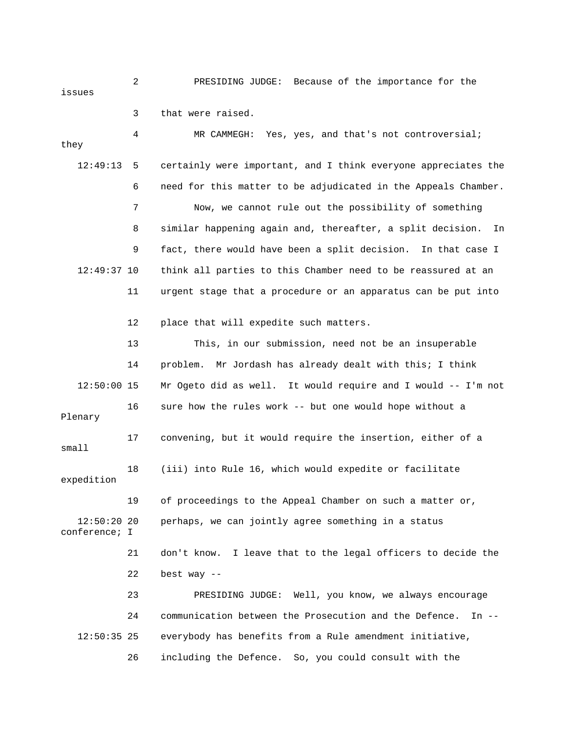2 PRESIDING JUDGE: Because of the importance for the issues

3 that were raised.

4 MR CAMMEGH: Yes, yes, and that's not controversial; they

12:49:13 5 certainly were important, and I think everyone appreciates the

6 need for this matter to be adjudicated in the Appeals Chamber.

7 Now, we cannot rule out the possibility of something

8 similar happening again and, thereafter, a split decision. In

9 fact, there would have been a split decision. In that case I

12:49:37 10 think all parties to this Chamber need to be reassured at an

11 urgent stage that a procedure or an apparatus can be put into

12 place that will expedite such matters.

13 This, in our submission, need not be an insuperable

14 problem. Mr Jordash has already dealt with this; I think

12:50:00 15 Mr Ogeto did as well. It would require and I would -- I'm not

16 sure how the rules work -- but one would hope without a Plenary

17 convening, but it would require the insertion, either of a small

18 (iii) into Rule 16, which would expedite or facilitate expedition

19 of proceedings to the Appeal Chamber on such a matter or,

12:50:20 20 perhaps, we can jointly agree something in a status conference; I

21 don't know. I leave that to the legal officers to decide the

22 best way --

23 PRESIDING JUDGE: Well, you know, we always encourage

24 communication between the Prosecution and the Defence. In --

12:50:35 25 everybody has benefits from a Rule amendment initiative,

26 including the Defence. So, you could consult with the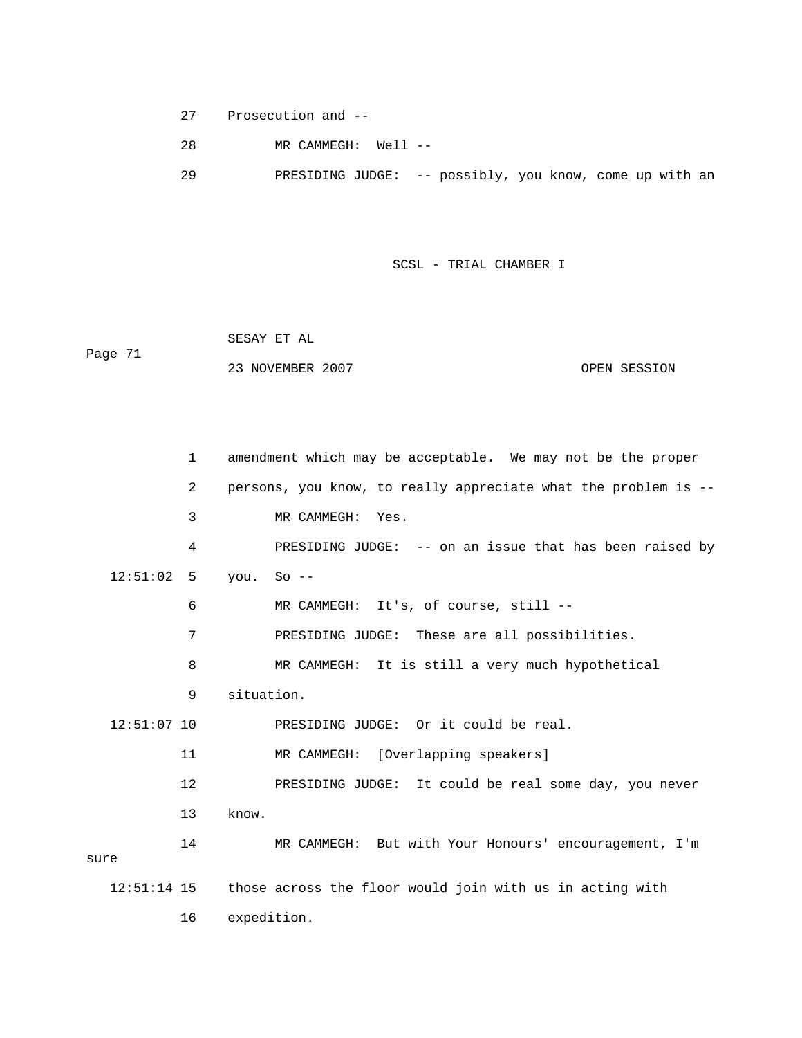27 Prosecution and --

28 MR CAMMEGH: Well --

29 PRESIDING JUDGE: -- possibly, you know, come up with an

1 amendment which may be acceptable. We may not be the proper

2 persons, you know, to really appreciate what the problem is --

3 MR CAMMEGH: Yes.

4 PRESIDING JUDGE: -- on an issue that has been raised by

12:51:02 5 you. So --

6 MR CAMMEGH: It's, of course, still --

7 PRESIDING JUDGE: These are all possibilities.

8 MR CAMMEGH: It is still a very much hypothetical

9 situation.

12:51:07 10 PRESIDING JUDGE: Or it could be real.

11 MR CAMMEGH: [Overlapping speakers]

12 PRESIDING JUDGE: It could be real some day, you never

13 know.

14 MR CAMMEGH: But with Your Honours' encouragement, I'm sure

12:51:14 15 those across the floor would join with us in acting with

16 expedition.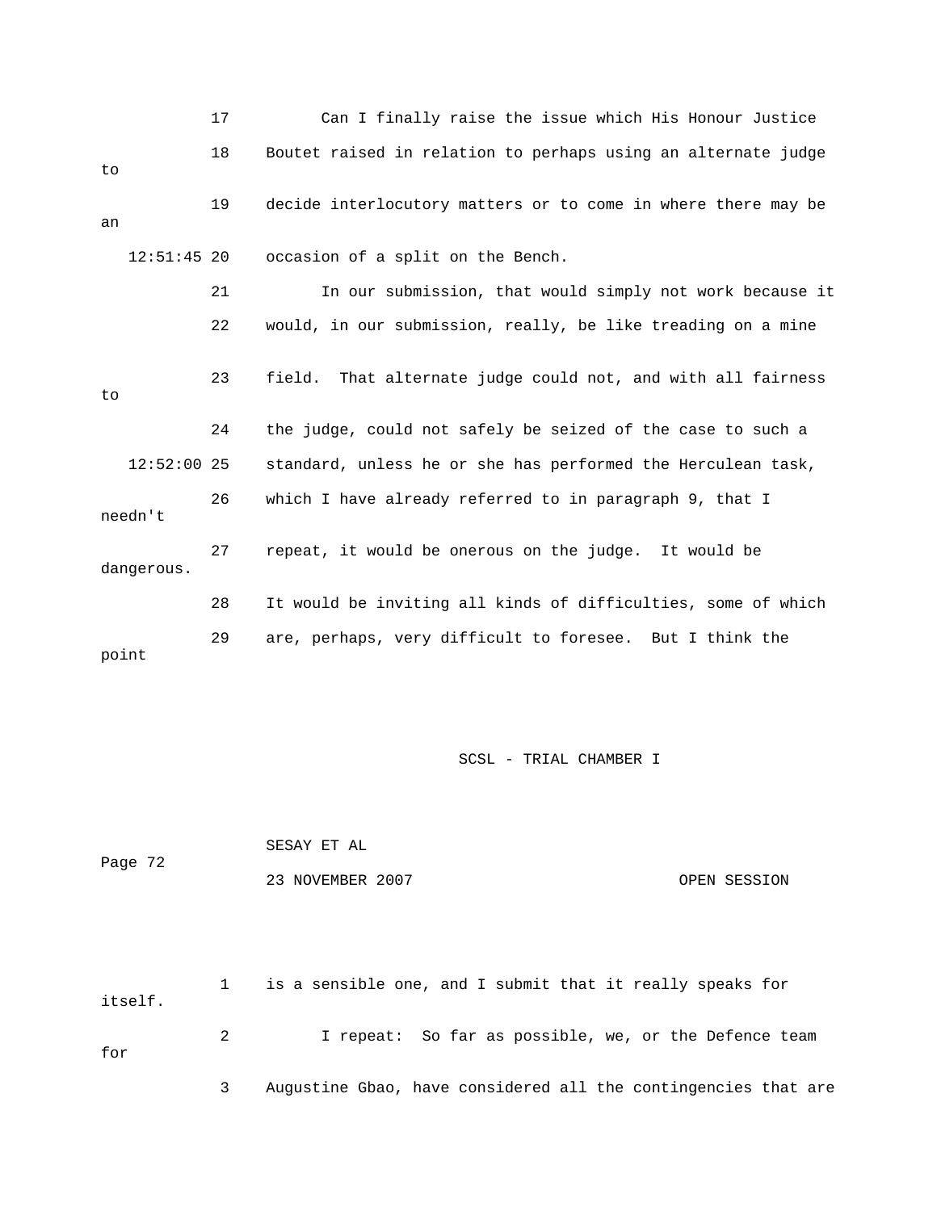17 Can I finally raise the issue which His Honour Justice

18 Boutet raised in relation to perhaps using an alternate judge to

19 decide interlocutory matters or to come in where there may be an

12:51:45 20 occasion of a split on the Bench.

21 In our submission, that would simply not work because it

22 would, in our submission, really, be like treading on a mine

23 field. That alternate judge could not, and with all fairness to

24 the judge, could not safely be seized of the case to such a

12:52:00 25 standard, unless he or she has performed the Herculean task,

26 which I have already referred to in paragraph 9, that I needn't

27 repeat, it would be onerous on the judge. It would be dangerous.

28 It would be inviting all kinds of difficulties, some of which

29 are, perhaps, very difficult to foresee. But I think the point

1 is a sensible one, and I submit that it really speaks for itself.

2 I repeat: So far as possible, we, or the Defence team for

3 Augustine Gbao, have considered all the contingencies that are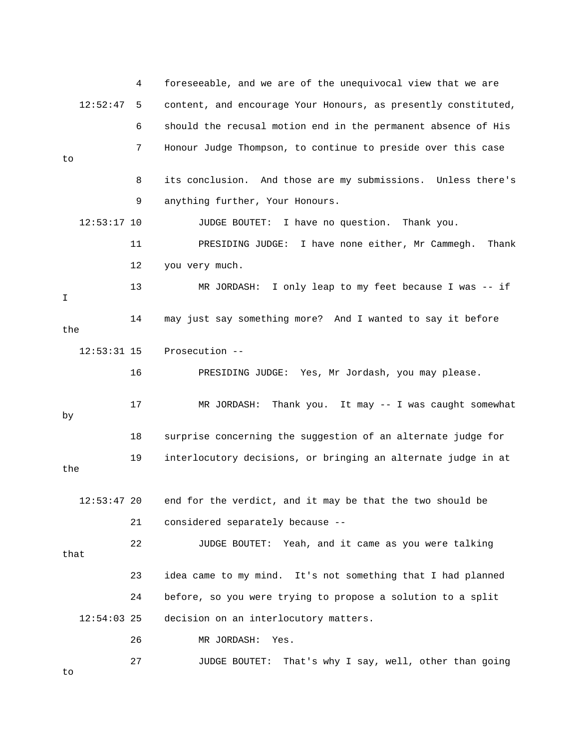4 foreseeable, and we are of the unequivocal view that we are

12:52:47 5 content, and encourage Your Honours, as presently constituted,

6 should the recusal motion end in the permanent absence of His

7 Honour Judge Thompson, to continue to preside over this case to

8 its conclusion. And those are my submissions. Unless there's

9 anything further, Your Honours.

12:53:17 10 JUDGE BOUTET: I have no question. Thank you.

11 PRESIDING JUDGE: I have none either, Mr Cammegh. Thank

12 you very much.

13 MR JORDASH: I only leap to my feet because I was -- if I

14 may just say something more? And I wanted to say it before the

12:53:31 15 Prosecution --

16 PRESIDING JUDGE: Yes, Mr Jordash, you may please.

17 MR JORDASH: Thank you. It may -- I was caught somewhat by

18 surprise concerning the suggestion of an alternate judge for

19 interlocutory decisions, or bringing an alternate judge in at the

12:53:47 20 end for the verdict, and it may be that the two should be

21 considered separately because --

22 JUDGE BOUTET: Yeah, and it came as you were talking that

23 idea came to my mind. It's not something that I had planned

24 before, so you were trying to propose a solution to a split

12:54:03 25 decision on an interlocutory matters.

26 MR JORDASH: Yes.

27 JUDGE BOUTET: That's why I say, well, other than going to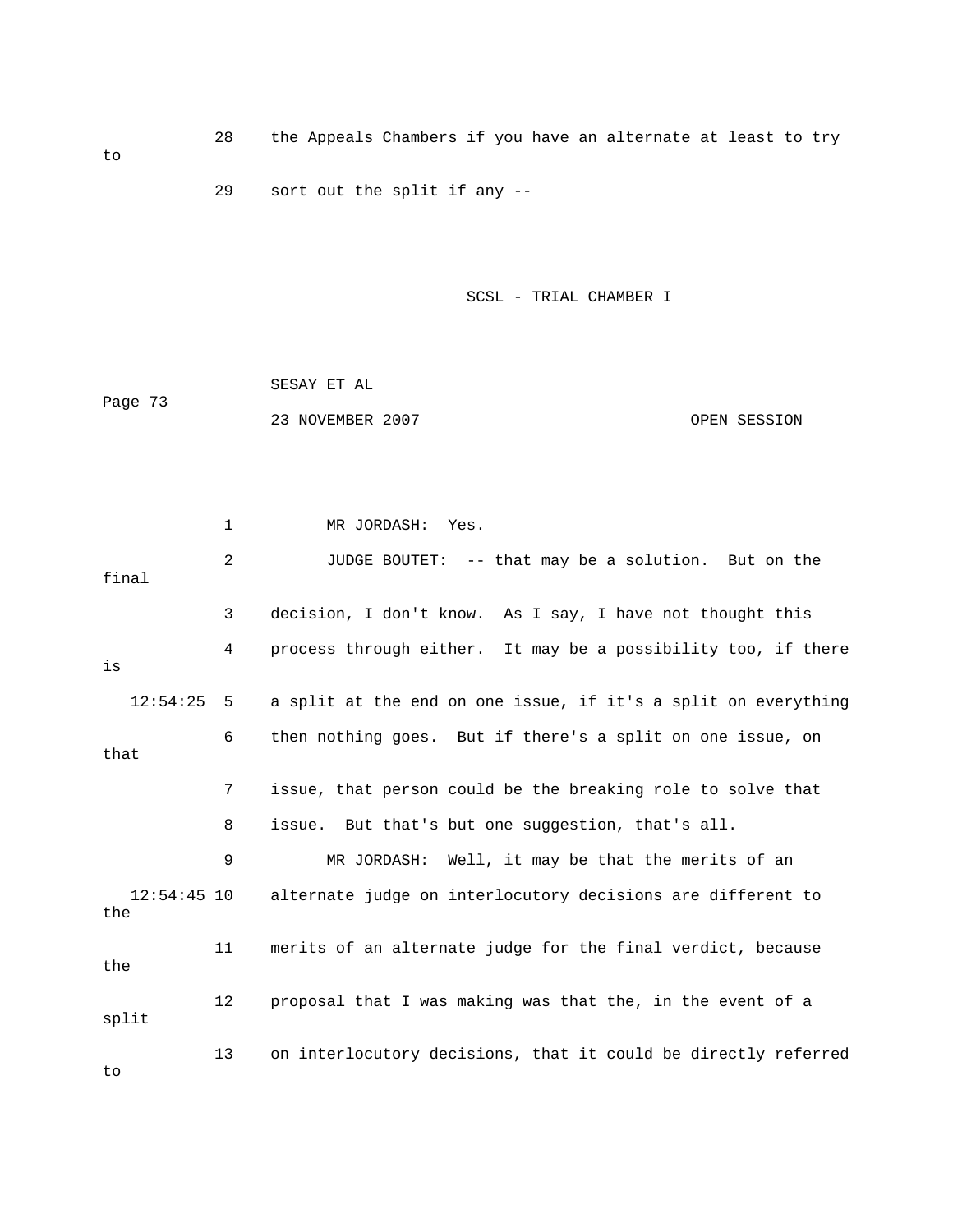28 the Appeals Chambers if you have an alternate at least to try to

29 sort out the split if any --

1 MR JORDASH: Yes.

2 JUDGE BOUTET: -- that may be a solution. But on the final

3 decision, I don't know. As I say, I have not thought this

4 process through either. It may be a possibility too, if there is

12:54:25 5 a split at the end on one issue, if it's a split on everything

6 then nothing goes. But if there's a split on one issue, on that

7 issue, that person could be the breaking role to solve that

8 issue. But that's but one suggestion, that's all.

9 MR JORDASH: Well, it may be that the merits of an

12:54:45 10 alternate judge on interlocutory decisions are different to the

11 merits of an alternate judge for the final verdict, because the

12 proposal that I was making was that the, in the event of a split

13 on interlocutory decisions, that it could be directly referred to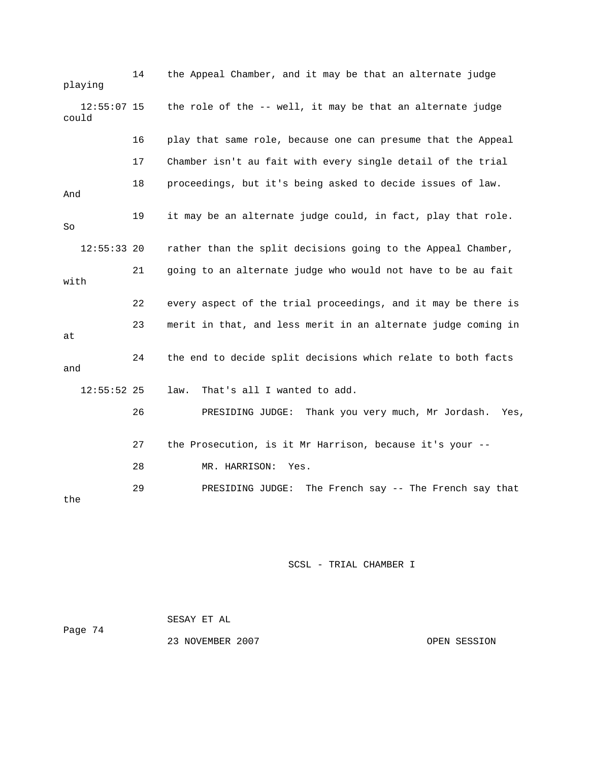14 the Appeal Chamber, and it may be that an alternate judge playing

12:55:07 15 the role of the -- well, it may be that an alternate judge could

16 play that same role, because one can presume that the Appeal

17 Chamber isn't au fait with every single detail of the trial

18 proceedings, but it's being asked to decide issues of law. And

19 it may be an alternate judge could, in fact, play that role. So

12:55:33 20 rather than the split decisions going to the Appeal Chamber,

21 going to an alternate judge who would not have to be au fait with

22 every aspect of the trial proceedings, and it may be there is

23 merit in that, and less merit in an alternate judge coming in at

24 the end to decide split decisions which relate to both facts and

12:55:52 25 law. That's all I wanted to add.

26 PRESIDING JUDGE: Thank you very much, Mr Jordash. Yes,

27 the Prosecution, is it Mr Harrison, because it's your --

28 MR. HARRISON: Yes.

29 PRESIDING JUDGE: The French say -- The French say that the

SCSL - TRIAL CHAMBER I

SESAY ET AL

23 NOVEMBER 2007 OPEN SESSION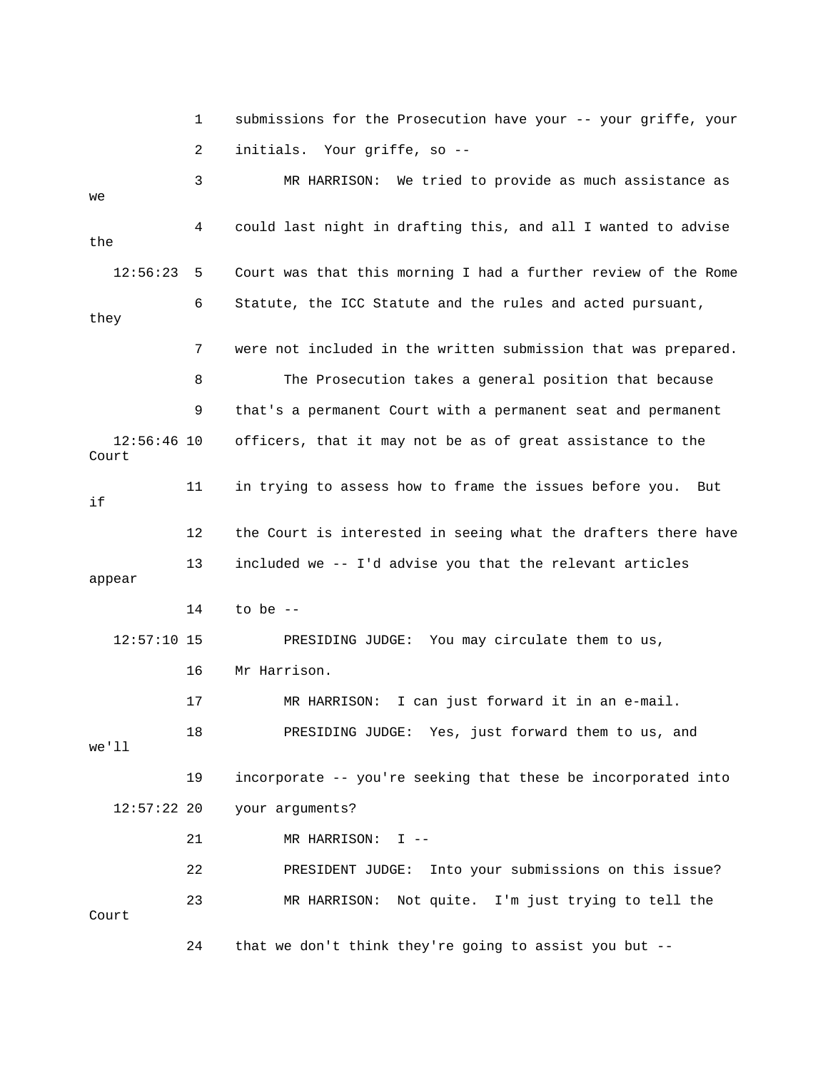1 submissions for the Prosecution have your -- your griffe, your

2 initials. Your griffe, so --

3 MR HARRISON: We tried to provide as much assistance as we

4 could last night in drafting this, and all I wanted to advise the

12:56:23 5 Court was that this morning I had a further review of the Rome

6 Statute, the ICC Statute and the rules and acted pursuant, they

7 were not included in the written submission that was prepared.

8 The Prosecution takes a general position that because

9 that's a permanent Court with a permanent seat and permanent

12:56:46 10 officers, that it may not be as of great assistance to the Court

11 in trying to assess how to frame the issues before you. But if

12 the Court is interested in seeing what the drafters there have

13 included we -- I'd advise you that the relevant articles appear

14 to be --

12:57:10 15 PRESIDING JUDGE: You may circulate them to us,

16 Mr Harrison.

17 MR HARRISON: I can just forward it in an e-mail.

18 PRESIDING JUDGE: Yes, just forward them to us, and we'll

19 incorporate -- you're seeking that these be incorporated into

12:57:22 20 your arguments?

21 MR HARRISON: I --

22 PRESIDENT JUDGE: Into your submissions on this issue?

23 MR HARRISON: Not quite. I'm just trying to tell the Court

24 that we don't think they're going to assist you but --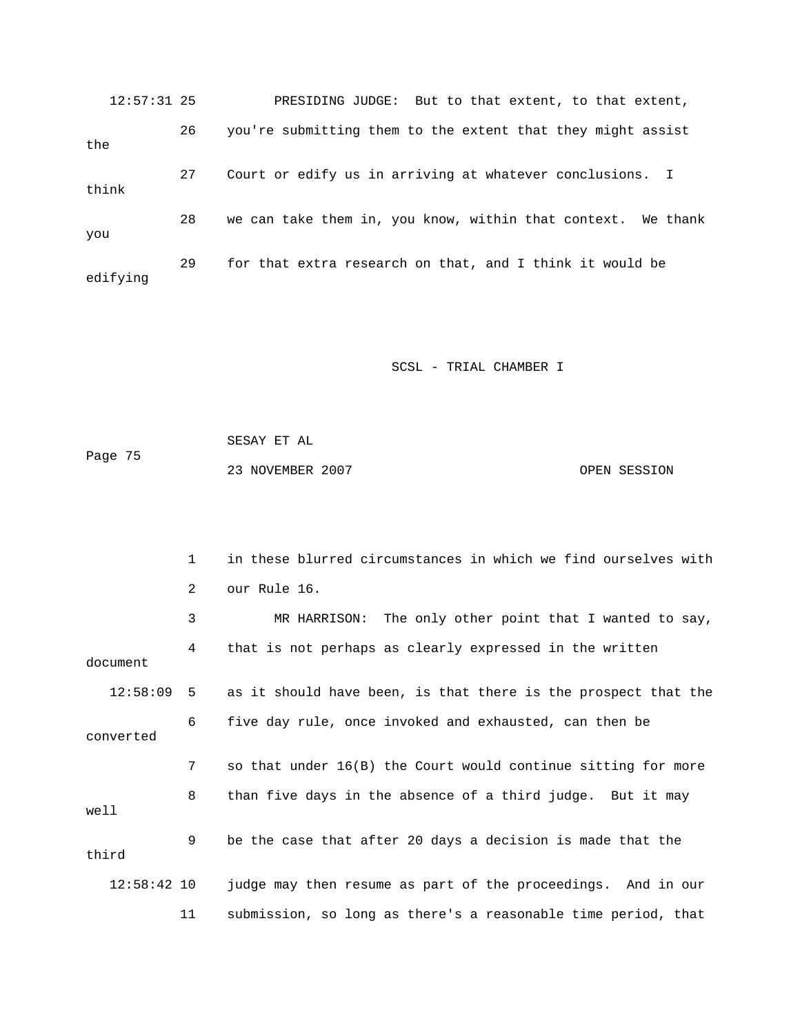12:57:31 25 PRESIDING JUDGE: But to that extent, to that extent,

26 you're submitting them to the extent that they might assist the

27 Court or edify us in arriving at whatever conclusions. I think

28 we can take them in, you know, within that context. We thank you

29 for that extra research on that, and I think it would be edifying

1 in these blurred circumstances in which we find ourselves with

2 our Rule 16.

3 MR HARRISON: The only other point that I wanted to say,

4 that is not perhaps as clearly expressed in the written document

12:58:09 5 as it should have been, is that there is the prospect that the

6 five day rule, once invoked and exhausted, can then be converted

7 so that under 16(B) the Court would continue sitting for more

8 than five days in the absence of a third judge. But it may well

9 be the case that after 20 days a decision is made that the third

12:58:42 10 judge may then resume as part of the proceedings. And in our

11 submission, so long as there's a reasonable time period, that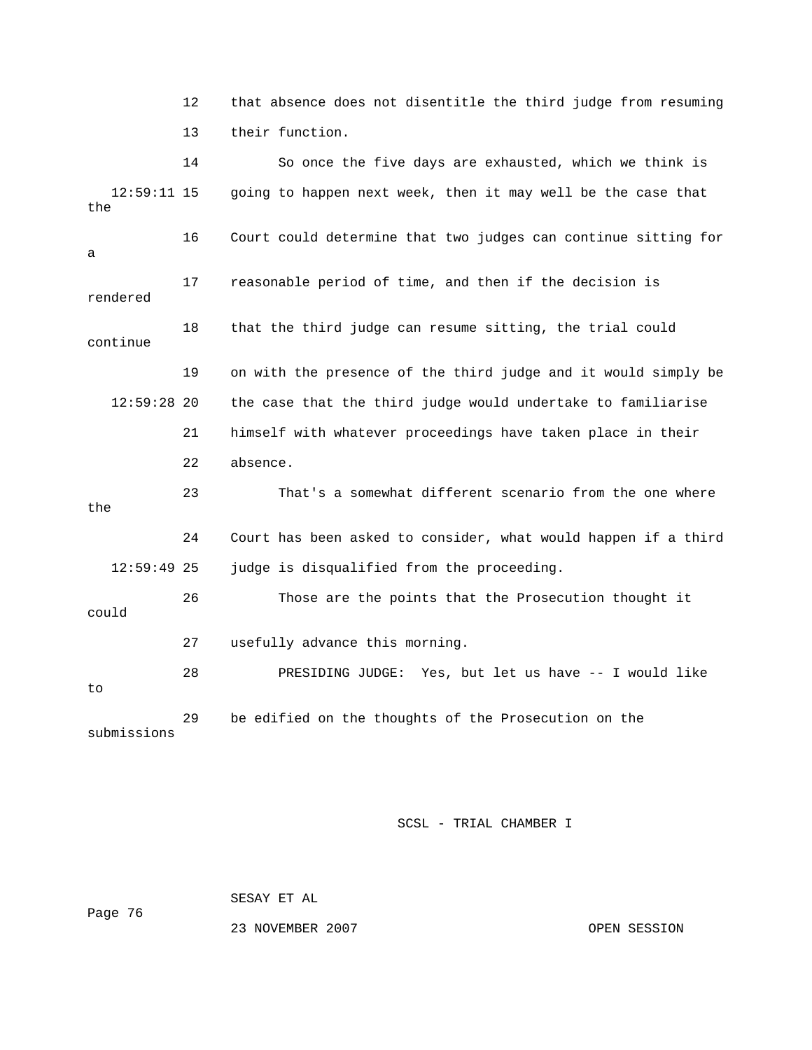that absence does not disentitle the third judge from resuming their function.

So once the five days are exhausted, which we think is going to happen next week, then it may well be the case that the Court could determine that two judges can continue sitting for a reasonable period of time, and then if the decision is rendered that the third judge can resume sitting, the trial could continue on with the presence of the third judge and it would simply be the case that the third judge would undertake to familiarise himself with whatever proceedings have taken place in their absence.

That's a somewhat different scenario from the one where the Court has been asked to consider, what would happen if a third judge is disqualified from the proceeding.

Those are the points that the Prosecution thought it could usefully advance this morning.

PRESIDING JUDGE: Yes, but let us have -- I would like to be edified on the thoughts of the Prosecution on the submissions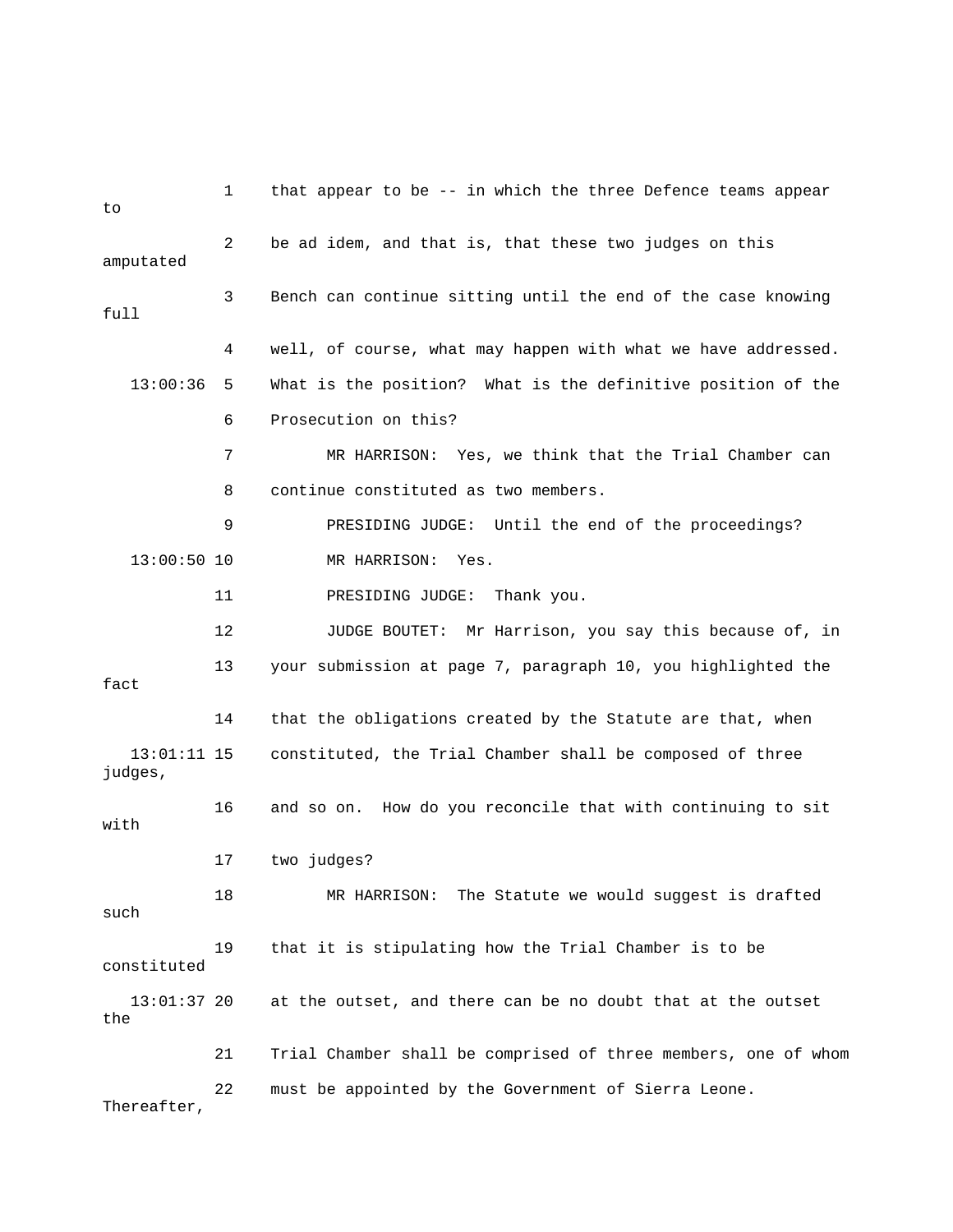1 that appear to be -- in which the three Defence teams appear to

2 be ad idem, and that is, that these two judges on this amputated

3 Bench can continue sitting until the end of the case knowing full

4 well, of course, what may happen with what we have addressed.

13:00:36 5 What is the position? What is the definitive position of the

6 Prosecution on this?

7 MR HARRISON: Yes, we think that the Trial Chamber can

8 continue constituted as two members.

9 PRESIDING JUDGE: Until the end of the proceedings?

13:00:50 10 MR HARRISON: Yes.

11 PRESIDING JUDGE: Thank you.

12 JUDGE BOUTET: Mr Harrison, you say this because of, in

13 your submission at page 7, paragraph 10, you highlighted the fact

14 that the obligations created by the Statute are that, when

13:01:11 15 constituted, the Trial Chamber shall be composed of three judges,

16 and so on. How do you reconcile that with continuing to sit with

17 two judges?

18 MR HARRISON: The Statute we would suggest is drafted such

19 that it is stipulating how the Trial Chamber is to be constituted

13:01:37 20 at the outset, and there can be no doubt that at the outset the

21 Trial Chamber shall be comprised of three members, one of whom

22 must be appointed by the Government of Sierra Leone. Thereafter,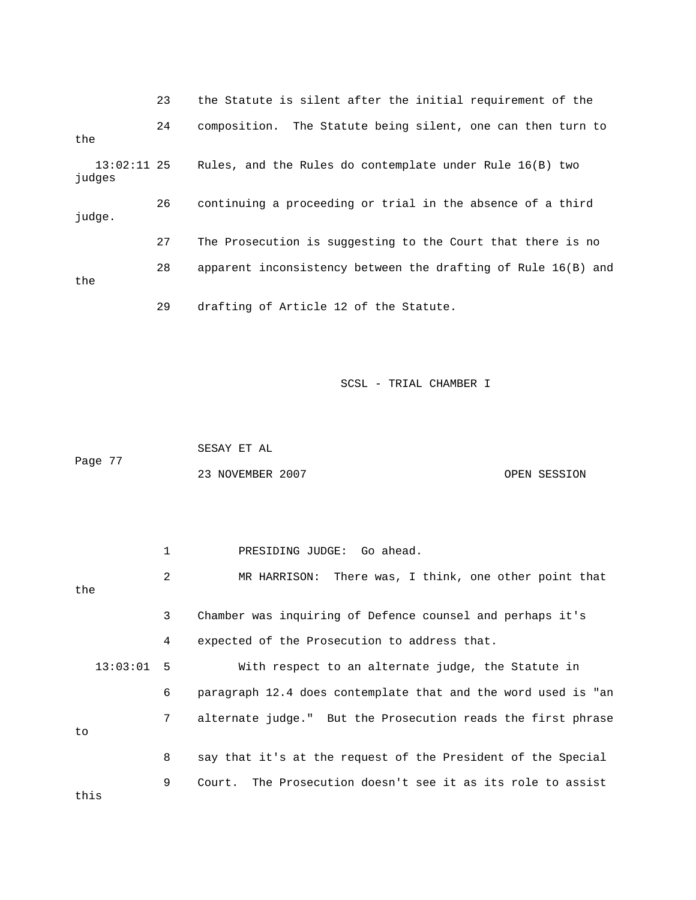23 the Statute is silent after the initial requirement of the

24 composition. The Statute being silent, one can then turn to the

13:02:11 25 Rules, and the Rules do contemplate under Rule 16(B) two judges

26 continuing a proceeding or trial in the absence of a third judge.

27 The Prosecution is suggesting to the Court that there is no

28 apparent inconsistency between the drafting of Rule 16(B) and the

29 drafting of Article 12 of the Statute.

SCSL - TRIAL CHAMBER I

SESAY ET AL

Page 77

23 NOVEMBER 2007 OPEN SESSION

1 PRESIDING JUDGE: Go ahead.

2 MR HARRISON: There was, I think, one other point that the

3 Chamber was inquiring of Defence counsel and perhaps it's

4 expected of the Prosecution to address that.

13:03:01 5 With respect to an alternate judge, the Statute in

6 paragraph 12.4 does contemplate that and the word used is "an

7 alternate judge." But the Prosecution reads the first phrase to

8 say that it's at the request of the President of the Special

9 Court. The Prosecution doesn't see it as its role to assist this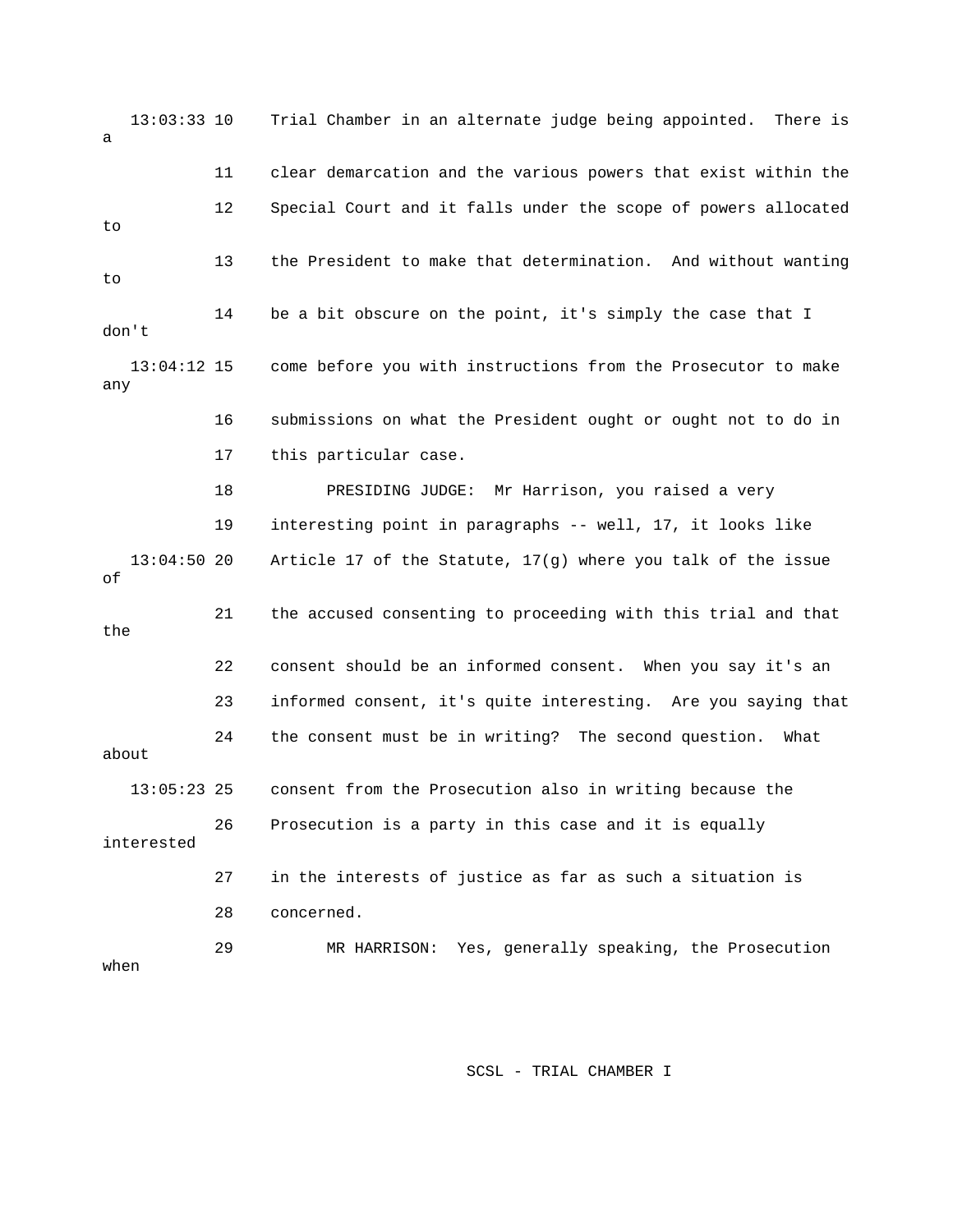13:03:33 10 Trial Chamber in an alternate judge being appointed. There is a

11 clear demarcation and the various powers that exist within the

12 Special Court and it falls under the scope of powers allocated to

13 the President to make that determination. And without wanting to

14 be a bit obscure on the point, it's simply the case that I don't

13:04:12 15 come before you with instructions from the Prosecutor to make any

16 submissions on what the President ought or ought not to do in

17 this particular case.

18 PRESIDING JUDGE: Mr Harrison, you raised a very

19 interesting point in paragraphs -- well, 17, it looks like

13:04:50 20 Article 17 of the Statute, 17(g) where you talk of the issue of

21 the accused consenting to proceeding with this trial and that the

22 consent should be an informed consent. When you say it's an

23 informed consent, it's quite interesting. Are you saying that

24 the consent must be in writing? The second question. What about

13:05:23 25 consent from the Prosecution also in writing because the

26 Prosecution is a party in this case and it is equally interested

27 in the interests of justice as far as such a situation is

28 concerned.

29 MR HARRISON: Yes, generally speaking, the Prosecution when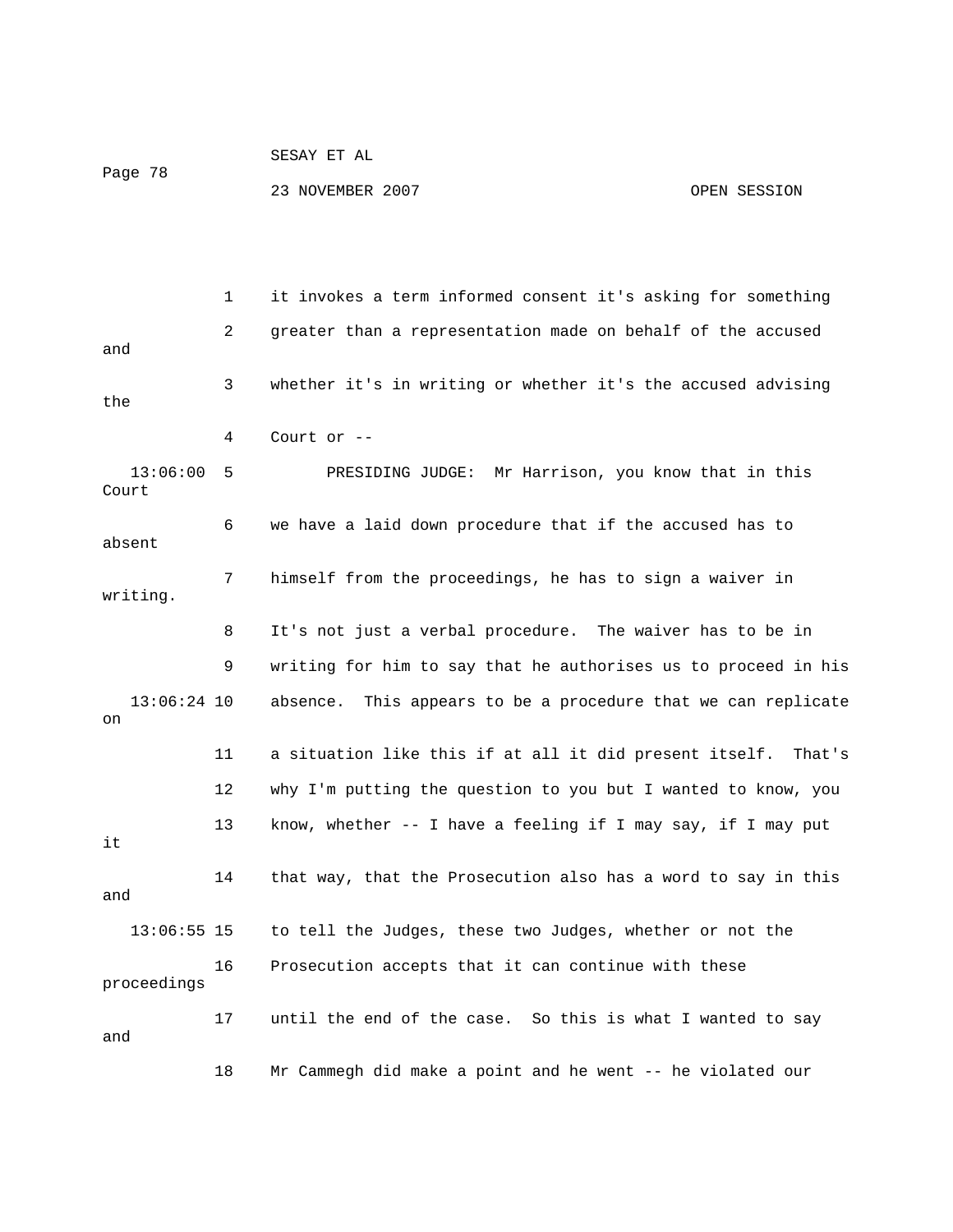1 it invokes a term informed consent it's asking for something

2 greater than a representation made on behalf of the accused and

3 whether it's in writing or whether it's the accused advising the

4 Court or --

13:06:00 5 PRESIDING JUDGE: Mr Harrison, you know that in this Court

6 we have a laid down procedure that if the accused has to absent

7 himself from the proceedings, he has to sign a waiver in writing.

8 It's not just a verbal procedure. The waiver has to be in

9 writing for him to say that he authorises us to proceed in his

13:06:24 10 absence. This appears to be a procedure that we can replicate on

11 a situation like this if at all it did present itself. That's

12 why I'm putting the question to you but I wanted to know, you

13 know, whether -- I have a feeling if I may say, if I may put it

14 that way, that the Prosecution also has a word to say in this and

13:06:55 15 to tell the Judges, these two Judges, whether or not the

16 Prosecution accepts that it can continue with these proceedings

17 until the end of the case. So this is what I wanted to say and

18 Mr Cammegh did make a point and he went -- he violated our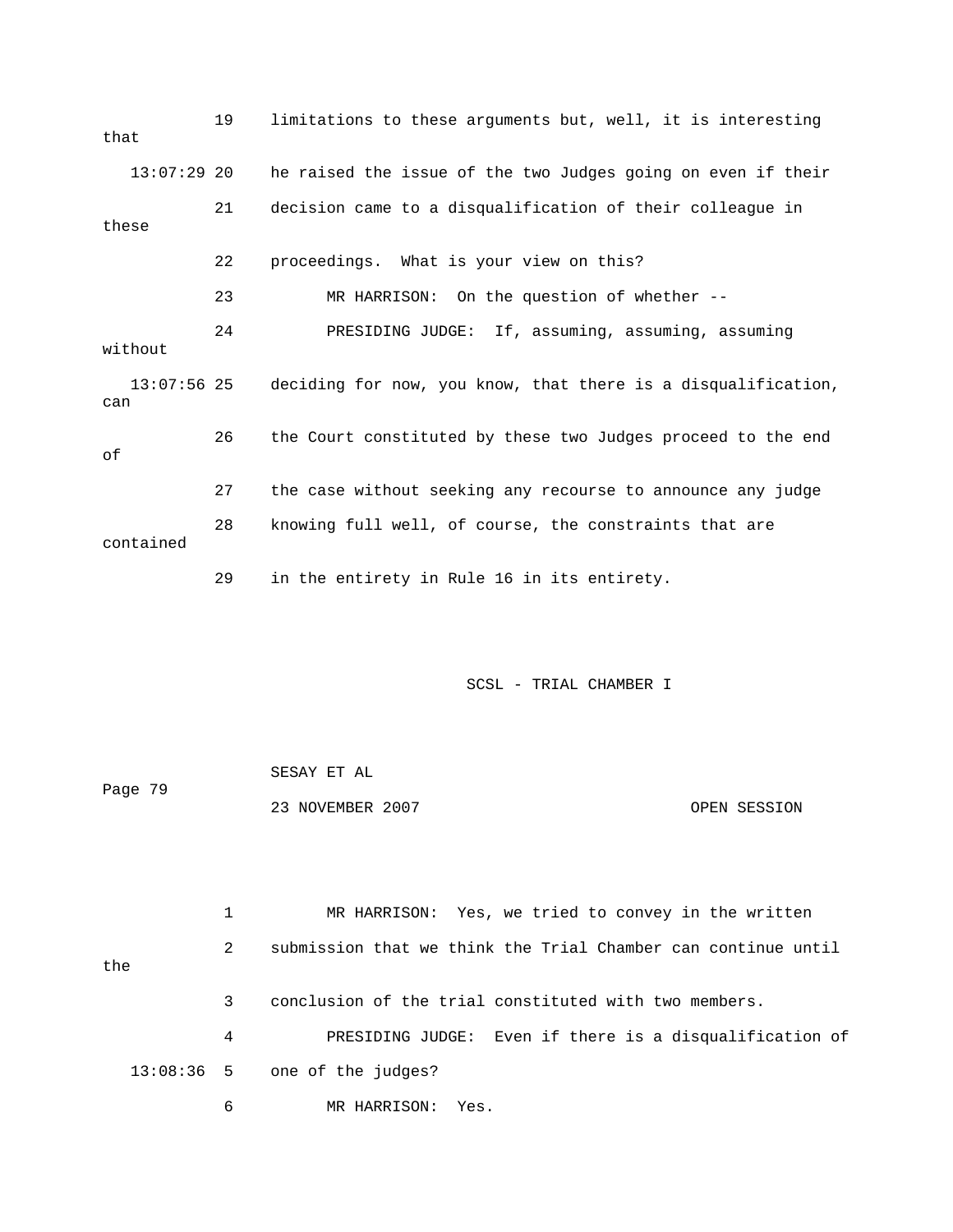19 limitations to these arguments but, well, it is interesting that

13:07:29 20 he raised the issue of the two Judges going on even if their

21 decision came to a disqualification of their colleague in these

22 proceedings. What is your view on this?

23 MR HARRISON: On the question of whether --

24 PRESIDING JUDGE: If, assuming, assuming, assuming without

13:07:56 25 deciding for now, you know, that there is a disqualification, can

26 the Court constituted by these two Judges proceed to the end of

27 the case without seeking any recourse to announce any judge

28 knowing full well, of course, the constraints that are contained

29 in the entirety in Rule 16 in its entirety.

SCSL - TRIAL CHAMBER I

SESAY ET AL

Page 79

23 NOVEMBER 2007 OPEN SESSION

1 MR HARRISON: Yes, we tried to convey in the written

2 submission that we think the Trial Chamber can continue until the

3 conclusion of the trial constituted with two members.

4 PRESIDING JUDGE: Even if there is a disqualification of

13:08:36 5 one of the judges?

6 MR HARRISON: Yes.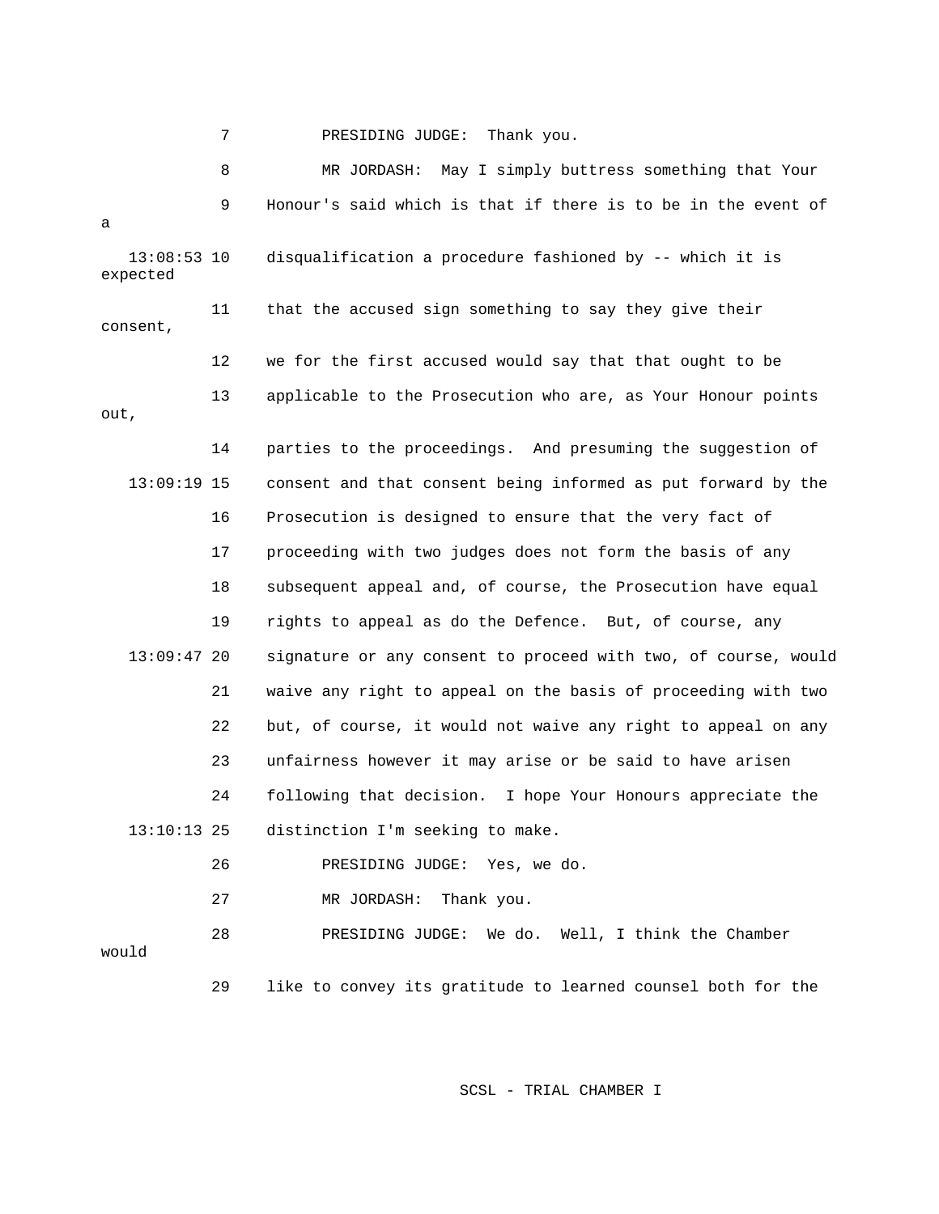7 PRESIDING JUDGE: Thank you.

8 MR JORDASH: May I simply buttress something that Your

9 Honour's said which is that if there is to be in the event of a

13:08:53 10 disqualification a procedure fashioned by -- which it is expected

11 that the accused sign something to say they give their consent,

12 we for the first accused would say that that ought to be

13 applicable to the Prosecution who are, as Your Honour points out,

14 parties to the proceedings. And presuming the suggestion of

13:09:19 15 consent and that consent being informed as put forward by the

16 Prosecution is designed to ensure that the very fact of

17 proceeding with two judges does not form the basis of any

18 subsequent appeal and, of course, the Prosecution have equal

19 rights to appeal as do the Defence. But, of course, any

13:09:47 20 signature or any consent to proceed with two, of course, would

21 waive any right to appeal on the basis of proceeding with two

22 but, of course, it would not waive any right to appeal on any

23 unfairness however it may arise or be said to have arisen

24 following that decision. I hope Your Honours appreciate the

13:10:13 25 distinction I'm seeking to make.

26 PRESIDING JUDGE: Yes, we do.

27 MR JORDASH: Thank you.

28 PRESIDING JUDGE: We do. Well, I think the Chamber would

29 like to convey its gratitude to learned counsel both for the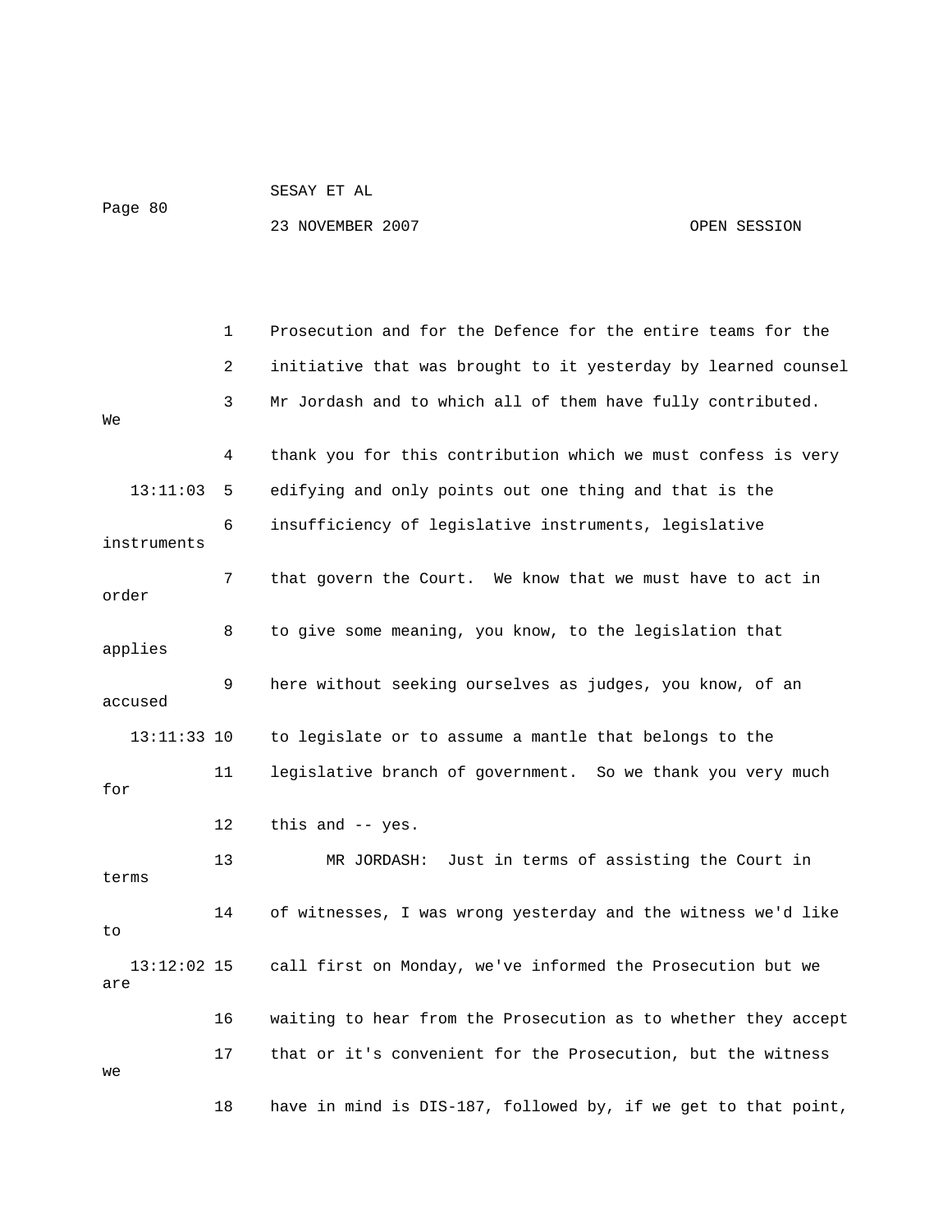1 Prosecution and for the Defence for the entire teams for the

2 initiative that was brought to it yesterday by learned counsel

3 Mr Jordash and to which all of them have fully contributed. We

4 thank you for this contribution which we must confess is very

13:11:03 5 edifying and only points out one thing and that is the

6 insufficiency of legislative instruments, legislative instruments

7 that govern the Court. We know that we must have to act in order

8 to give some meaning, you know, to the legislation that applies

9 here without seeking ourselves as judges, you know, of an accused

13:11:33 10 to legislate or to assume a mantle that belongs to the

11 legislative branch of government. So we thank you very much for

12 this and -- yes.

13 MR JORDASH: Just in terms of assisting the Court in terms

14 of witnesses, I was wrong yesterday and the witness we'd like to

13:12:02 15 call first on Monday, we've informed the Prosecution but we are

16 waiting to hear from the Prosecution as to whether they accept

17 that or it's convenient for the Prosecution, but the witness we

18 have in mind is DIS-187, followed by, if we get to that point,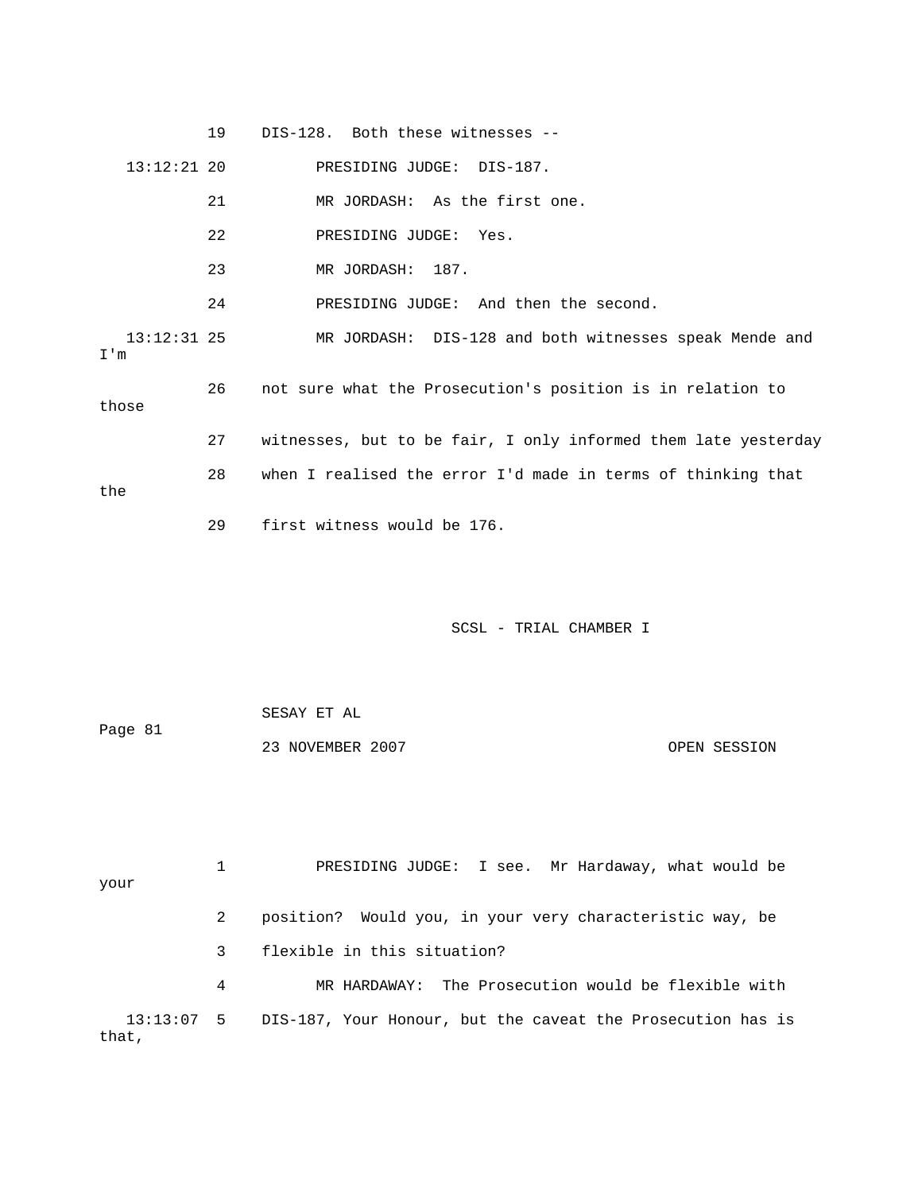19 DIS-128. Both these witnesses --

13:12:21 20 PRESIDING JUDGE: DIS-187.

21 MR JORDASH: As the first one.

22 PRESIDING JUDGE: Yes.

23 MR JORDASH: 187.

24 PRESIDING JUDGE: And then the second.

13:12:31 25 MR JORDASH: DIS-128 and both witnesses speak Mende and I'm

26 not sure what the Prosecution's position is in relation to those

27 witnesses, but to be fair, I only informed them late yesterday

28 when I realised the error I'd made in terms of thinking that the

29 first witness would be 176.

SCSL - TRIAL CHAMBER I

SESAY ET AL

Page 81

23 NOVEMBER 2007 OPEN SESSION

1 PRESIDING JUDGE: I see. Mr Hardaway, what would be your

2 position? Would you, in your very characteristic way, be

3 flexible in this situation?

4 MR HARDAWAY: The Prosecution would be flexible with

13:13:07 5 DIS-187, Your Honour, but the caveat the Prosecution has is that,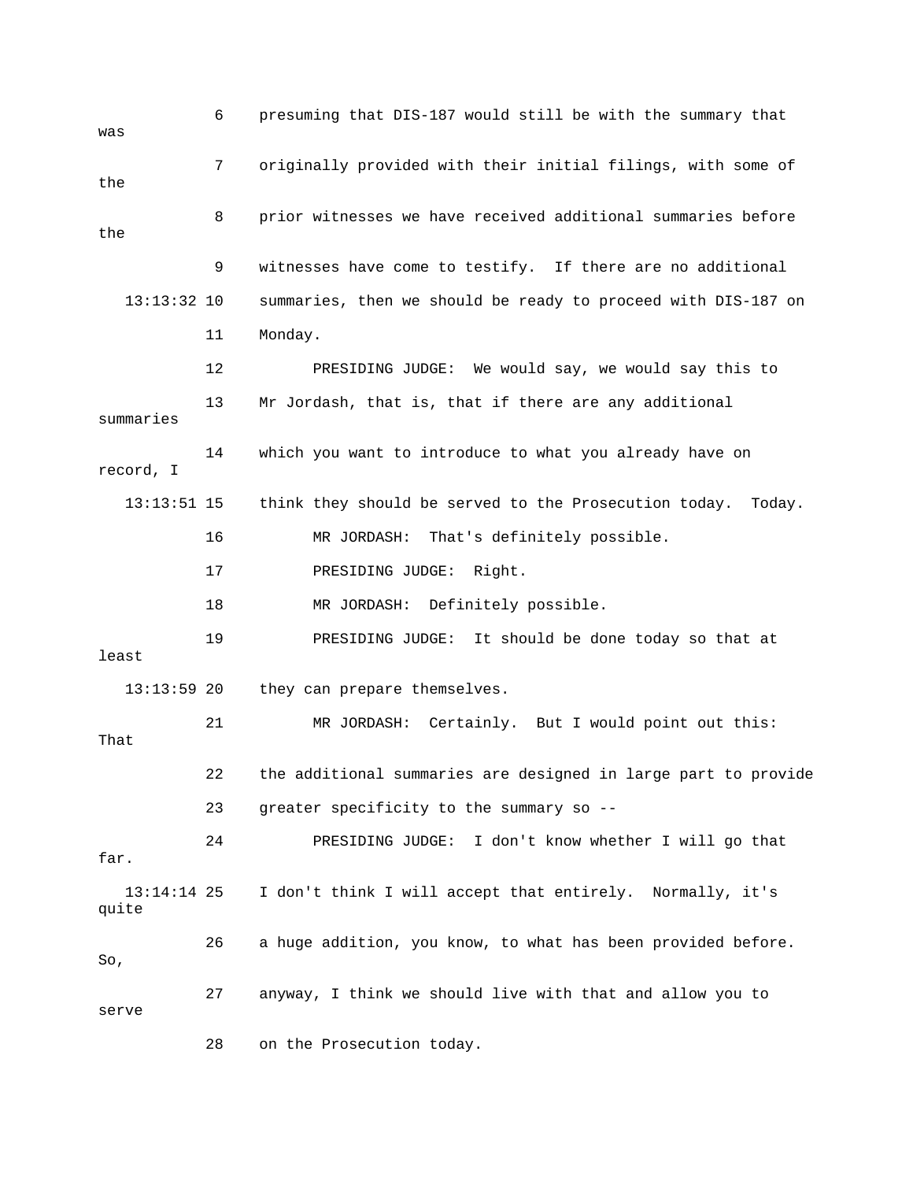6 presuming that DIS-187 would still be with the summary that was

7 originally provided with their initial filings, with some of the

8 prior witnesses we have received additional summaries before the

9 witnesses have come to testify. If there are no additional

13:13:32 10 summaries, then we should be ready to proceed with DIS-187 on

11 Monday.

12 PRESIDING JUDGE: We would say, we would say this to

13 Mr Jordash, that is, that if there are any additional summaries

14 which you want to introduce to what you already have on record, I

13:13:51 15 think they should be served to the Prosecution today. Today.

16 MR JORDASH: That's definitely possible.

17 PRESIDING JUDGE: Right.

18 MR JORDASH: Definitely possible.

19 PRESIDING JUDGE: It should be done today so that at least

13:13:59 20 they can prepare themselves.

21 MR JORDASH: Certainly. But I would point out this: That

22 the additional summaries are designed in large part to provide

23 greater specificity to the summary so --

24 PRESIDING JUDGE: I don't know whether I will go that far.

13:14:14 25 I don't think I will accept that entirely. Normally, it's quite

26 a huge addition, you know, to what has been provided before. So,

27 anyway, I think we should live with that and allow you to serve

28 on the Prosecution today.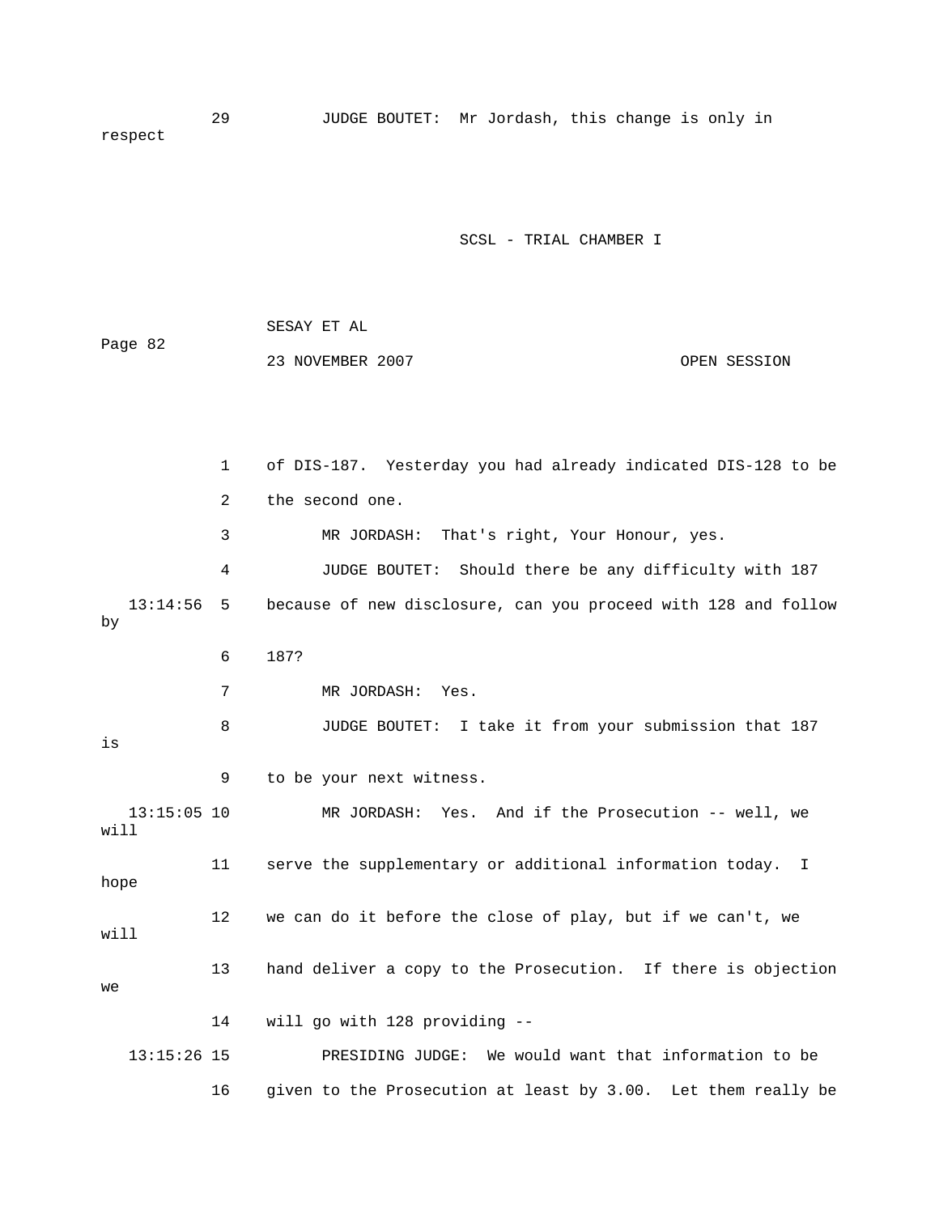29 JUDGE BOUTET: Mr Jordash, this change is only in respect

1 of DIS-187. Yesterday you had already indicated DIS-128 to be

2 the second one.

3 MR JORDASH: That's right, Your Honour, yes.

4 JUDGE BOUTET: Should there be any difficulty with 187

13:14:56 5 because of new disclosure, can you proceed with 128 and follow by

6 187?

7 MR JORDASH: Yes.

8 JUDGE BOUTET: I take it from your submission that 187 is

9 to be your next witness.

13:15:05 10 MR JORDASH: Yes. And if the Prosecution -- well, we will

11 serve the supplementary or additional information today. I hope

12 we can do it before the close of play, but if we can't, we will

13 hand deliver a copy to the Prosecution. If there is objection we

14 will go with 128 providing --

13:15:26 15 PRESIDING JUDGE: We would want that information to be

16 given to the Prosecution at least by 3.00. Let them really be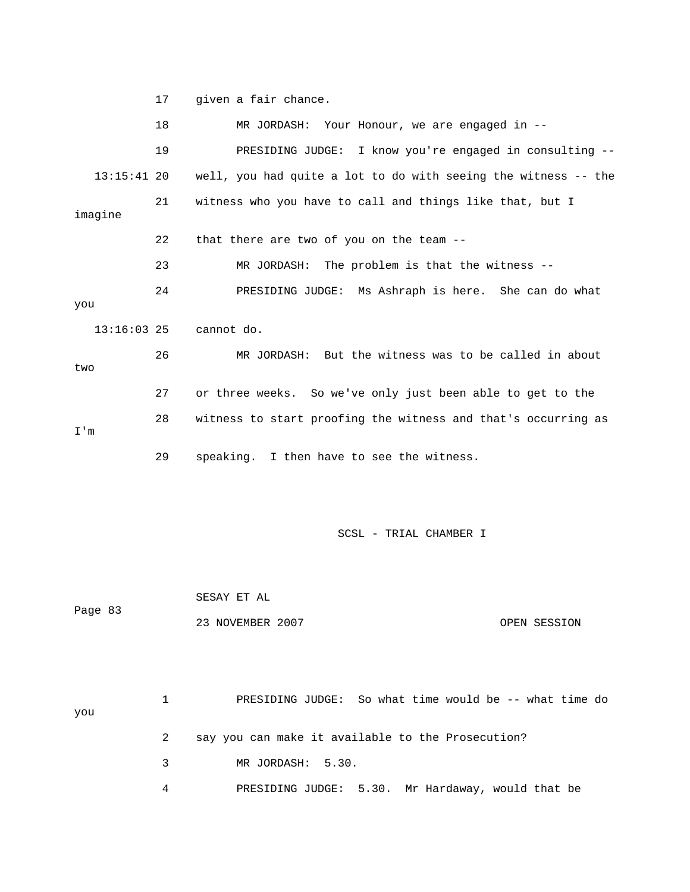17 given a fair chance.

18 MR JORDASH: Your Honour, we are engaged in --

19 PRESIDING JUDGE: I know you're engaged in consulting --

13:15:41 20 well, you had quite a lot to do with seeing the witness -- the

21 witness who you have to call and things like that, but I imagine

22 that there are two of you on the team --

23 MR JORDASH: The problem is that the witness --

24 PRESIDING JUDGE: Ms Ashraph is here. She can do what you

13:16:03 25 cannot do.

26 MR JORDASH: But the witness was to be called in about two

27 or three weeks. So we've only just been able to get to the

28 witness to start proofing the witness and that's occurring as I'm

29 speaking. I then have to see the witness.

1 PRESIDING JUDGE: So what time would be -- what time do you

2 say you can make it available to the Prosecution?

3 MR JORDASH: 5.30.

4 PRESIDING JUDGE: 5.30. Mr Hardaway, would that be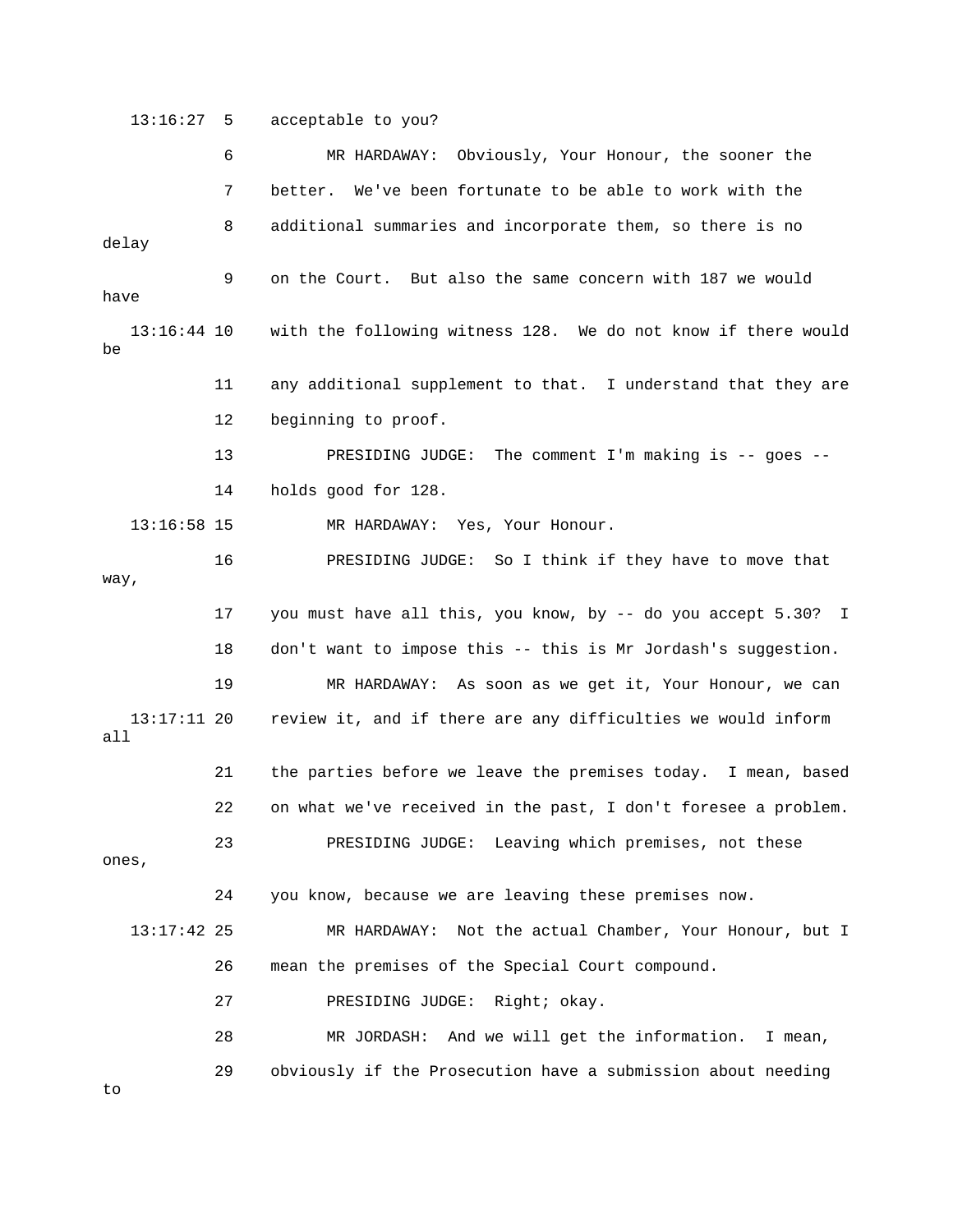13:16:27 5 acceptable to you?

6 MR HARDAWAY: Obviously, Your Honour, the sooner the

7 better. We've been fortunate to be able to work with the

8 additional summaries and incorporate them, so there is no delay

9 on the Court. But also the same concern with 187 we would have

13:16:44 10 with the following witness 128. We do not know if there would be

11 any additional supplement to that. I understand that they are

12 beginning to proof.

13 PRESIDING JUDGE: The comment I'm making is -- goes --

14 holds good for 128.

13:16:58 15 MR HARDAWAY: Yes, Your Honour.

16 PRESIDING JUDGE: So I think if they have to move that way,

17 you must have all this, you know, by -- do you accept 5.30? I

18 don't want to impose this -- this is Mr Jordash's suggestion.

19 MR HARDAWAY: As soon as we get it, Your Honour, we can

13:17:11 20 review it, and if there are any difficulties we would inform all

21 the parties before we leave the premises today. I mean, based

22 on what we've received in the past, I don't foresee a problem.

23 PRESIDING JUDGE: Leaving which premises, not these ones,

24 you know, because we are leaving these premises now.

13:17:42 25 MR HARDAWAY: Not the actual Chamber, Your Honour, but I

26 mean the premises of the Special Court compound.

27 PRESIDING JUDGE: Right; okay.

28 MR JORDASH: And we will get the information. I mean,

29 obviously if the Prosecution have a submission about needing to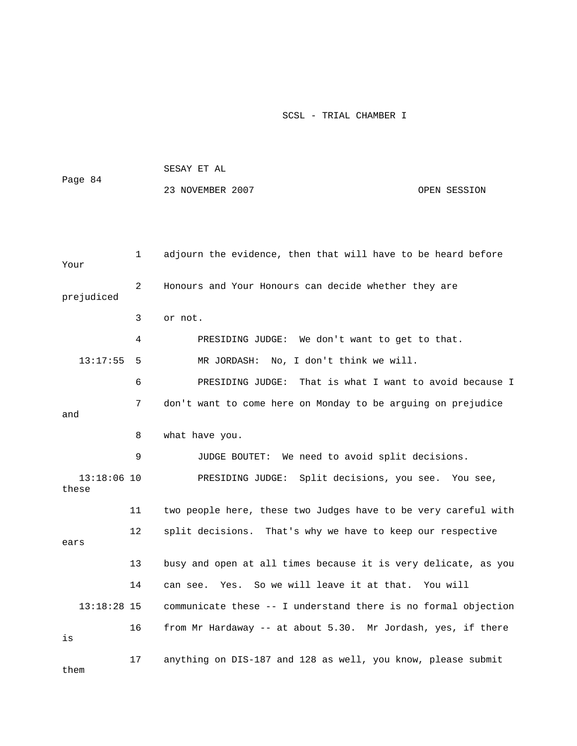1 adjourn the evidence, then that will have to be heard before Your

2 Honours and Your Honours can decide whether they are prejudiced

3 or not.

4 PRESIDING JUDGE: We don't want to get to that.

13:17:55 5 MR JORDASH: No, I don't think we will.

6 PRESIDING JUDGE: That is what I want to avoid because I

7 don't want to come here on Monday to be arguing on prejudice and

8 what have you.

9 JUDGE BOUTET: We need to avoid split decisions.

13:18:06 10 PRESIDING JUDGE: Split decisions, you see. You see, these

11 two people here, these two Judges have to be very careful with

12 split decisions. That's why we have to keep our respective ears

13 busy and open at all times because it is very delicate, as you

14 can see. Yes. So we will leave it at that. You will

13:18:28 15 communicate these -- I understand there is no formal objection

16 from Mr Hardaway -- at about 5.30. Mr Jordash, yes, if there is

17 anything on DIS-187 and 128 as well, you know, please submit them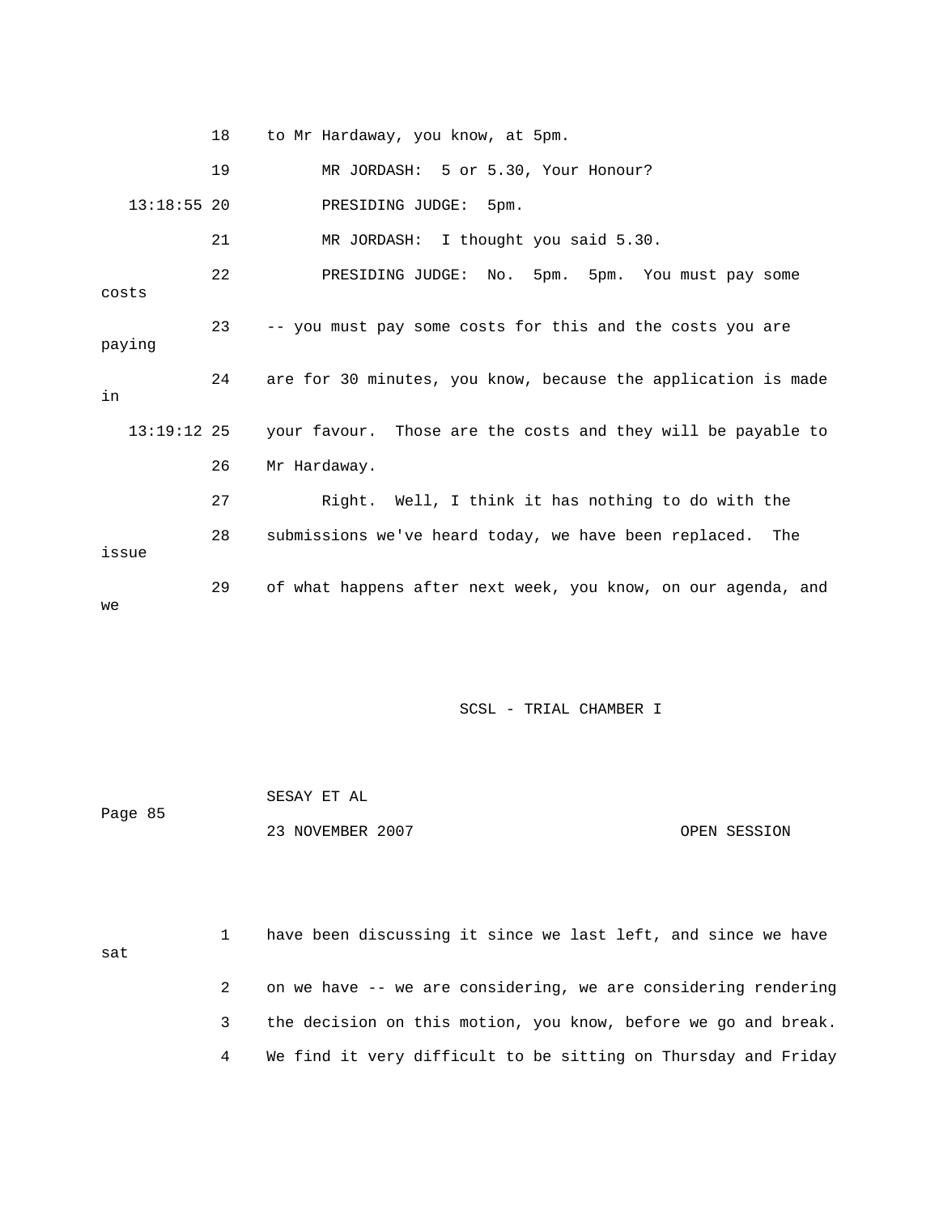18 to Mr Hardaway, you know, at 5pm.

19 MR JORDASH: 5 or 5.30, Your Honour?

13:18:55 20 PRESIDING JUDGE: 5pm.

21 MR JORDASH: I thought you said 5.30.

22 PRESIDING JUDGE: No. 5pm. 5pm. You must pay some costs

23 -- you must pay some costs for this and the costs you are paying

24 are for 30 minutes, you know, because the application is made in

13:19:12 25 your favour. Those are the costs and they will be payable to

26 Mr Hardaway.

27 Right. Well, I think it has nothing to do with the

28 submissions we've heard today, we have been replaced. The issue

29 of what happens after next week, you know, on our agenda, and we

SCSL - TRIAL CHAMBER I

SESAY ET AL

Page 85

23 NOVEMBER 2007 OPEN SESSION

1 have been discussing it since we last left, and since we have sat

2 on we have -- we are considering, we are considering rendering

3 the decision on this motion, you know, before we go and break.

4 We find it very difficult to be sitting on Thursday and Friday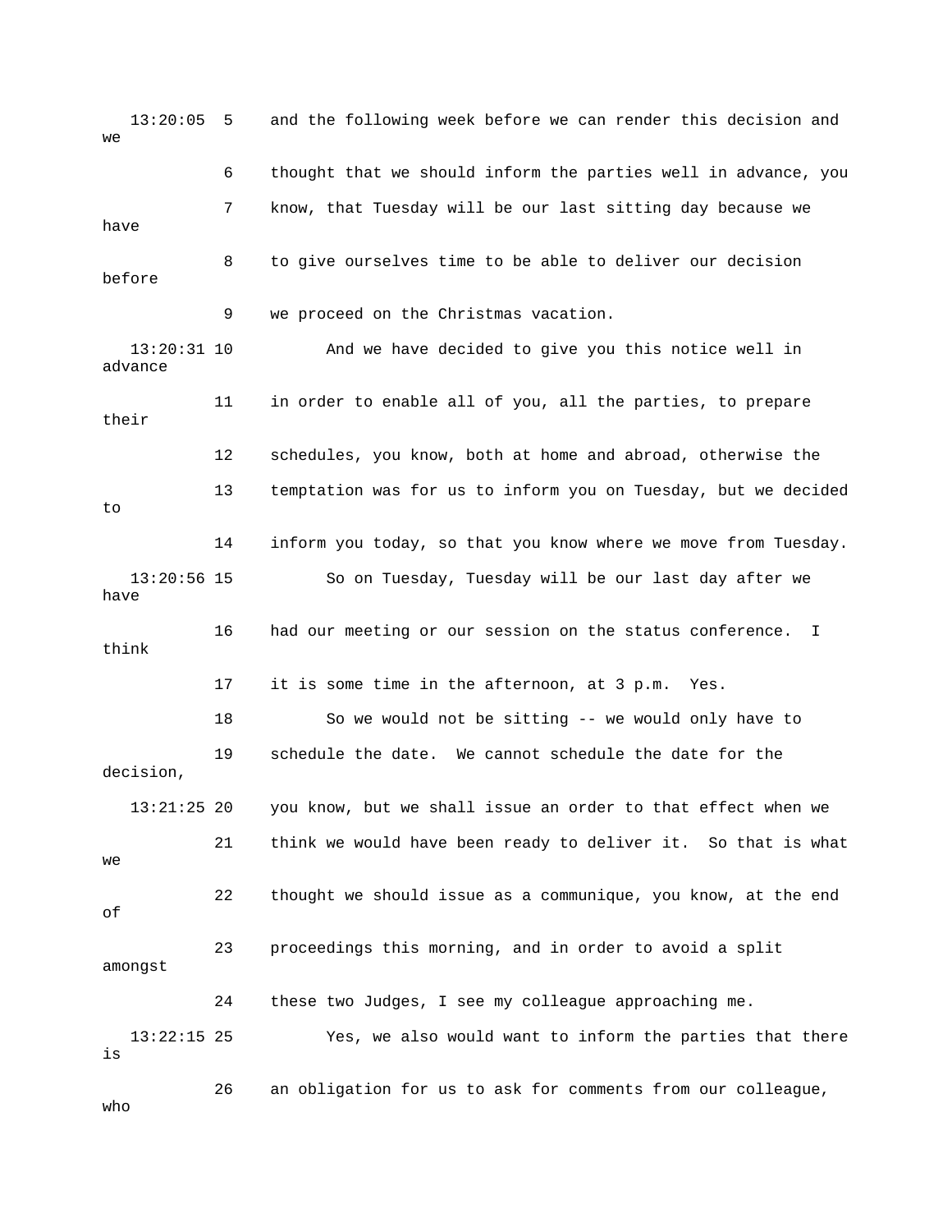13:20:05 5 and the following week before we can render this decision and we

6 thought that we should inform the parties well in advance, you

7 know, that Tuesday will be our last sitting day because we have

8 to give ourselves time to be able to deliver our decision before

9 we proceed on the Christmas vacation.

13:20:31 10 And we have decided to give you this notice well in advance

11 in order to enable all of you, all the parties, to prepare their

12 schedules, you know, both at home and abroad, otherwise the

13 temptation was for us to inform you on Tuesday, but we decided to

14 inform you today, so that you know where we move from Tuesday.

13:20:56 15 So on Tuesday, Tuesday will be our last day after we have

16 had our meeting or our session on the status conference. I think

17 it is some time in the afternoon, at 3 p.m. Yes.

18 So we would not be sitting -- we would only have to

19 schedule the date. We cannot schedule the date for the decision,

13:21:25 20 you know, but we shall issue an order to that effect when we

21 think we would have been ready to deliver it. So that is what we

22 thought we should issue as a communique, you know, at the end of

23 proceedings this morning, and in order to avoid a split amongst

24 these two Judges, I see my colleague approaching me.

13:22:15 25 Yes, we also would want to inform the parties that there is

26 an obligation for us to ask for comments from our colleague, who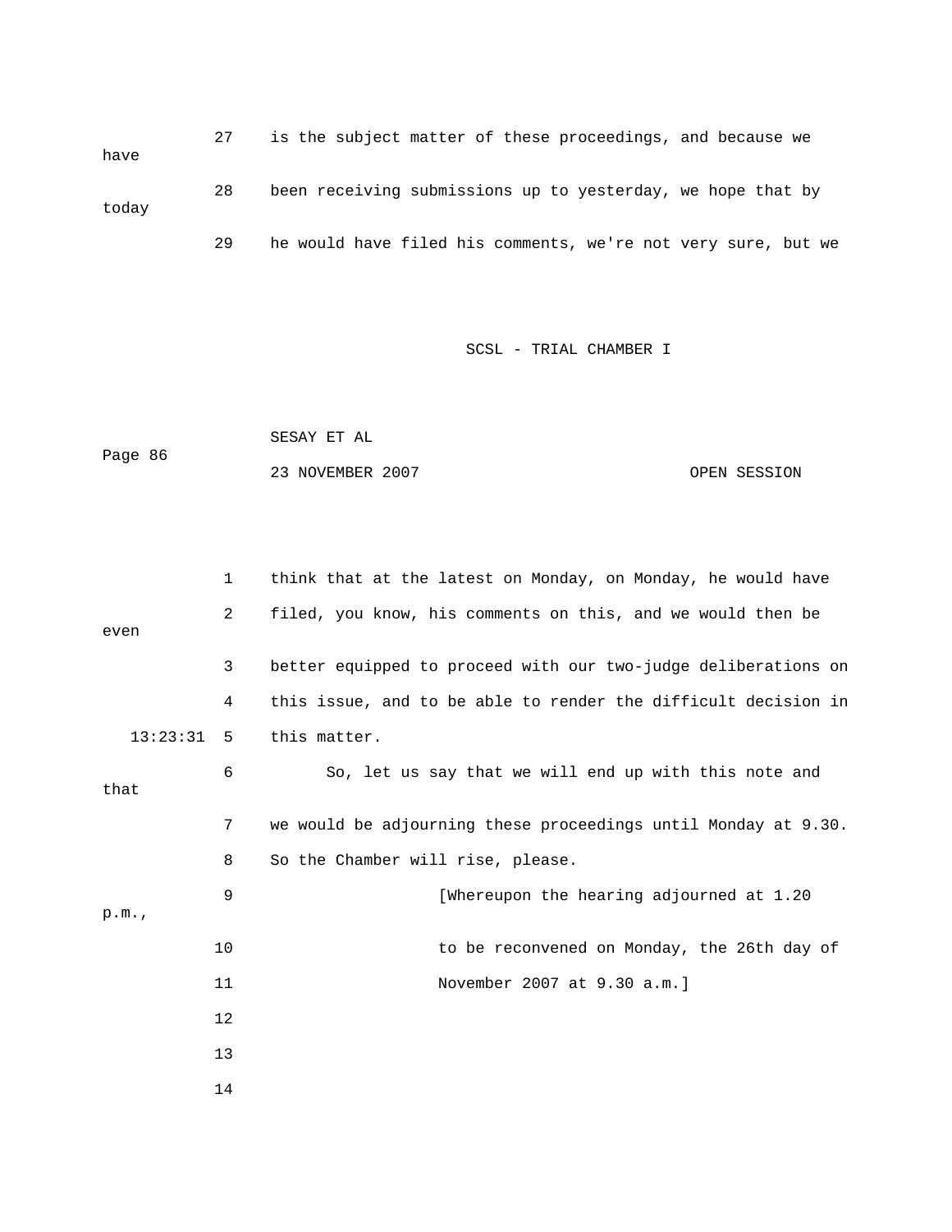is the subject matter of these proceedings, and because we have been receiving submissions up to yesterday, we hope that by today he would have filed his comments, we're not very sure, but we

think that at the latest on Monday, on Monday, he would have filed, you know, his comments on this, and we would then be even better equipped to proceed with our two-judge deliberations on this issue, and to be able to render the difficult decision in this matter.

So, let us say that we will end up with this note and that we would be adjourning these proceedings until Monday at 9.30. So the Chamber will rise, please.

[Whereupon the hearing adjourned at 1.20 p.m., to be reconvened on Monday, the 26th day of November 2007 at 9.30 a.m.]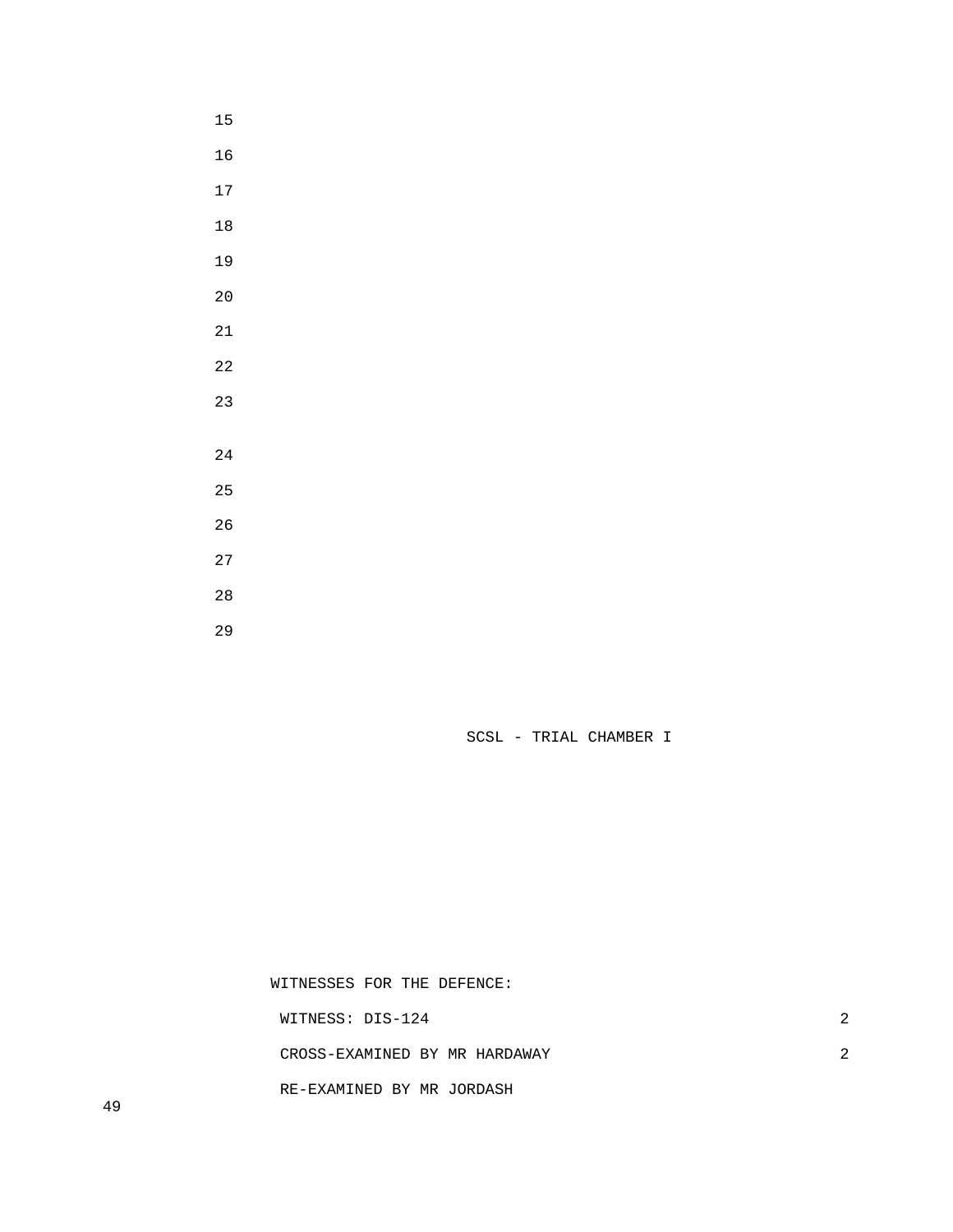WITNESSES FOR THE DEFENCE:

| | |
|---|---|
| WITNESS: DIS-124 | 2 |
| CROSS-EXAMINED BY MR HARDAWAY | 2 |
| RE-EXAMINED BY MR JORDASH | 49 |